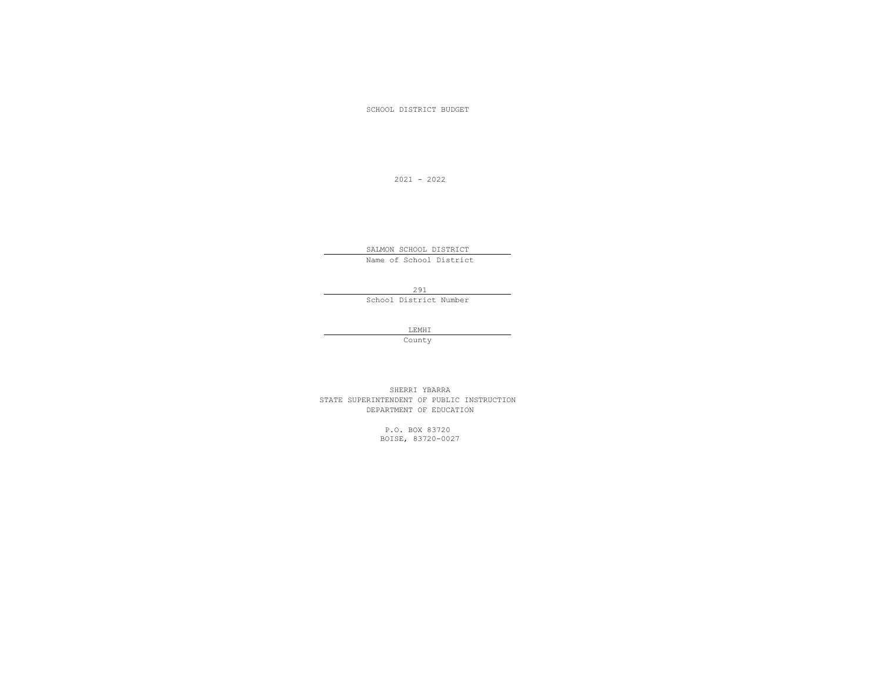# SCHOOL DISTRICT BUDGET

2021 - 2022

SALMON SCHOOL DISTRICT
Name of School District

291
School District Number

LEMHI
County

SHERRI YBARRA
STATE SUPERINTENDENT OF PUBLIC INSTRUCTION
DEPARTMENT OF EDUCATION

P.O. BOX 83720
BOISE, 83720-0027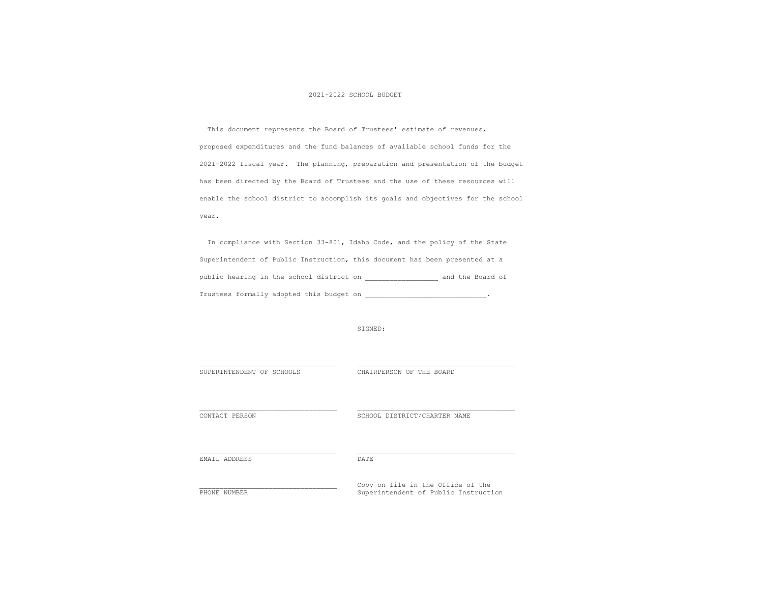# 2021-2022 SCHOOL BUDGET

This document represents the Board of Trustees' estimate of revenues, proposed expenditures and the fund balances of available school funds for the 2021-2022 fiscal year. The planning, preparation and presentation of the budget has been directed by the Board of Trustees and the use of these resources will enable the school district to accomplish its goals and objectives for the school year.

In compliance with Section 33-801, Idaho Code, and the policy of the State Superintendent of Public Instruction, this document has been presented at a public hearing in the school district on _________________ and the Board of Trustees formally adopted this budget on _____________________________.

SIGNED:

| | |
|---|---|
| __________________________________<br>SUPERINTENDENT OF SCHOOLS | _______________________________________<br>CHAIRPERSON OF THE BOARD |
| __________________________________<br>CONTACT PERSON | _______________________________________<br>SCHOOL DISTRICT/CHARTER NAME |
| __________________________________<br>EMAIL ADDRESS | _______________________________________<br>DATE |
| __________________________________<br>PHONE NUMBER | Copy on file in the Office of the<br>Superintendent of Public Instruction |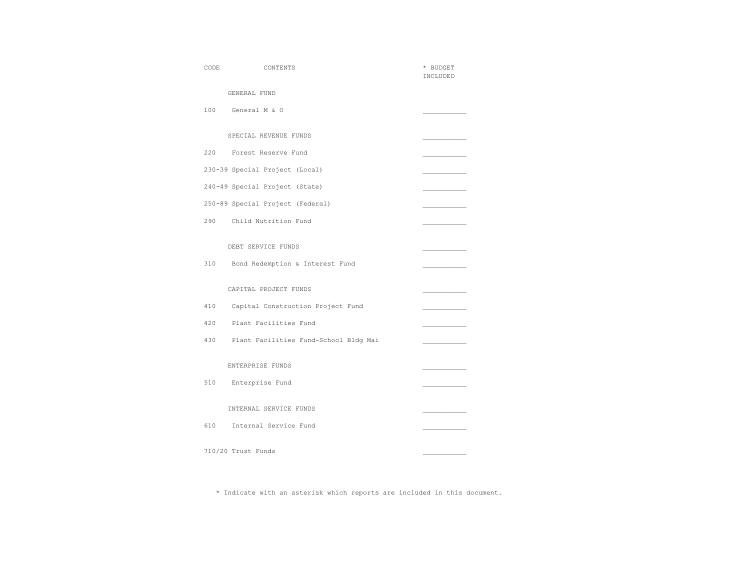| CODE | CONTENTS | * BUDGET INCLUDED |
|---|---|---|
| | GENERAL FUND | |
| 100 | General M & O | ___________ |
| | SPECIAL REVENUE FUNDS | ___________ |
| 220 | Forest Reserve Fund | ___________ |
| 230-39 | Special Project (Local) | ___________ |
| 240-49 | Special Project (State) | ___________ |
| 250-89 | Special Project (Federal) | ___________ |
| 290 | Child Nutrition Fund | ___________ |
| | DEBT SERVICE FUNDS | ___________ |
| 310 | Bond Redemption & Interest Fund | ___________ |
| | CAPITAL PROJECT FUNDS | ___________ |
| 410 | Capital Construction Project Fund | ___________ |
| 420 | Plant Facilities Fund | ___________ |
| 430 | Plant Facilities Fund-School Bldg Mai | ___________ |
| | ENTERPRISE FUNDS | ___________ |
| 510 | Enterprise Fund | ___________ |
| | INTERNAL SERVICE FUNDS | ___________ |
| 610 | Internal Service Fund | ___________ |
| 710/20 | Trust Funds | ___________ |

* Indicate with an asterisk which reports are included in this document.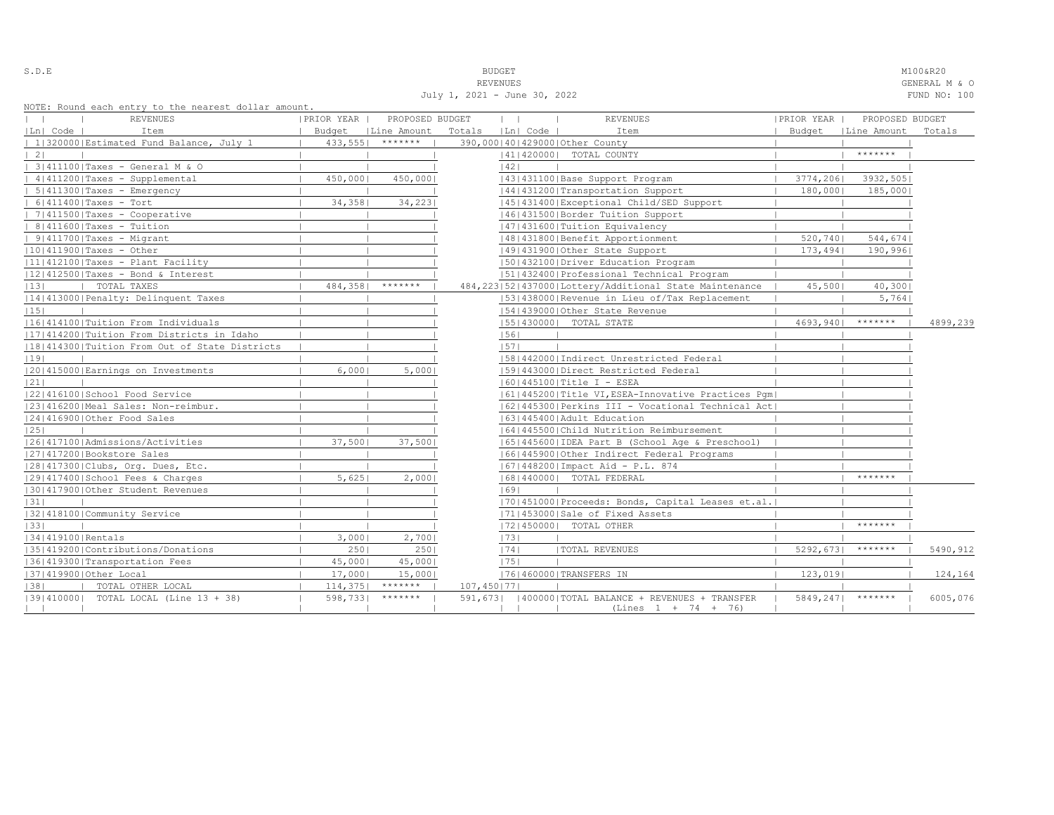S.D.E

BUDGET
REVENUES
July 1, 2021 - June 30, 2022

M100&R20
GENERAL M & O
FUND NO: 100

NOTE: Round each entry to the nearest dollar amount.

| Ln | Code | REVENUES Item | PRIOR YEAR Budget | PROPOSED BUDGET Line Amount | Totals |
|---|---|---|---|---|---|
| 1 | 320000 | Estimated Fund Balance, July 1 | 433,555 | ******* | 390,000 |
| 2 | | | | | |
| 3 | 411100 | Taxes - General M & O | | | |
| 4 | 411200 | Taxes - Supplemental | 450,000 | 450,000 | |
| 5 | 411300 | Taxes - Emergency | | | |
| 6 | 411400 | Taxes - Tort | 34,358 | 34,223 | |
| 7 | 411500 | Taxes - Cooperative | | | |
| 8 | 411600 | Taxes - Tuition | | | |
| 9 | 411700 | Taxes - Migrant | | | |
| 10 | 411900 | Taxes - Other | | | |
| 11 | 412100 | Taxes - Plant Facility | | | |
| 12 | 412500 | Taxes - Bond & Interest | | | |
| 13 | | TOTAL TAXES | 484,358 | ******* | 484,223 |
| 14 | 413000 | Penalty: Delinquent Taxes | | | |
| 15 | | | | | |
| 16 | 414100 | Tuition From Individuals | | | |
| 17 | 414200 | Tuition From Districts in Idaho | | | |
| 18 | 414300 | Tuition From Out of State Districts | | | |
| 19 | | | | | |
| 20 | 415000 | Earnings on Investments | 6,000 | 5,000 | |
| 21 | | | | | |
| 22 | 416100 | School Food Service | | | |
| 23 | 416200 | Meal Sales: Non-reimbur. | | | |
| 24 | 416900 | Other Food Sales | | | |
| 25 | | | | | |
| 26 | 417100 | Admissions/Activities | 37,500 | 37,500 | |
| 27 | 417200 | Bookstore Sales | | | |
| 28 | 417300 | Clubs, Org. Dues, Etc. | | | |
| 29 | 417400 | School Fees & Charges | 5,625 | 2,000 | |
| 30 | 417900 | Other Student Revenues | | | |
| 31 | | | | | |
| 32 | 418100 | Community Service | | | |
| 33 | | | | | |
| 34 | 419100 | Rentals | 3,000 | 2,700 | |
| 35 | 419200 | Contributions/Donations | 250 | 250 | |
| 36 | 419300 | Transportation Fees | 45,000 | 45,000 | |
| 37 | 419900 | Other Local | 17,000 | 15,000 | |
| 38 | | TOTAL OTHER LOCAL | 114,375 | ******* | 107,450 |
| 39 | 410000 | TOTAL LOCAL (Line 13 + 38) | 598,733 | ******* | 591,673 |

| Ln | Code | REVENUES Item | PRIOR YEAR Budget | PROPOSED BUDGET Line Amount | Totals |
|---|---|---|---|---|---|
| 40 | 429000 | Other County | | | |
| 41 | 420000 | TOTAL COUNTY | | ******* | |
| 42 | | | | | |
| 43 | 431100 | Base Support Program | 3774,206 | 3932,505 | |
| 44 | 431200 | Transportation Support | 180,000 | 185,000 | |
| 45 | 431400 | Exceptional Child/SED Support | | | |
| 46 | 431500 | Border Tuition Support | | | |
| 47 | 431600 | Tuition Equivalency | | | |
| 48 | 431800 | Benefit Apportionment | 520,740 | 544,674 | |
| 49 | 431900 | Other State Support | 173,494 | 190,996 | |
| 50 | 432100 | Driver Education Program | | | |
| 51 | 432400 | Professional Technical Program | | | |
| 52 | 437000 | Lottery/Additional State Maintenance | 45,500 | 40,300 | |
| 53 | 438000 | Revenue in Lieu of/Tax Replacement | | 5,764 | |
| 54 | 439000 | Other State Revenue | | | |
| 55 | 430000 | TOTAL STATE | 4693,940 | ******* | 4899,239 |
| 56 | | | | | |
| 57 | | | | | |
| 58 | 442000 | Indirect Unrestricted Federal | | | |
| 59 | 443000 | Direct Restricted Federal | | | |
| 60 | 445100 | Title I - ESEA | | | |
| 61 | 445200 | Title VI,ESEA-Innovative Practices Pgm | | | |
| 62 | 445300 | Perkins III - Vocational Technical Act | | | |
| 63 | 445400 | Adult Education | | | |
| 64 | 445500 | Child Nutrition Reimbursement | | | |
| 65 | 445600 | IDEA Part B (School Age & Preschool) | | | |
| 66 | 445900 | Other Indirect Federal Programs | | | |
| 67 | 448200 | Impact Aid - P.L. 874 | | | |
| 68 | 440000 | TOTAL FEDERAL | | ******* | |
| 69 | | | | | |
| 70 | 451000 | Proceeds: Bonds, Capital Leases et.al. | | | |
| 71 | 453000 | Sale of Fixed Assets | | | |
| 72 | 450000 | TOTAL OTHER | | ******* | |
| 73 | | | | | |
| 74 | | TOTAL REVENUES | 5292,673 | ******* | 5490,912 |
| 75 | | | | | |
| 76 | 460000 | TRANSFERS IN | 123,019 | | 124,164 |
| 77 | | | | | |
| | 400000 | TOTAL BALANCE + REVENUES + TRANSFER (Lines 1 + 74 + 76) | 5849,247 | ******* | 6005,076 |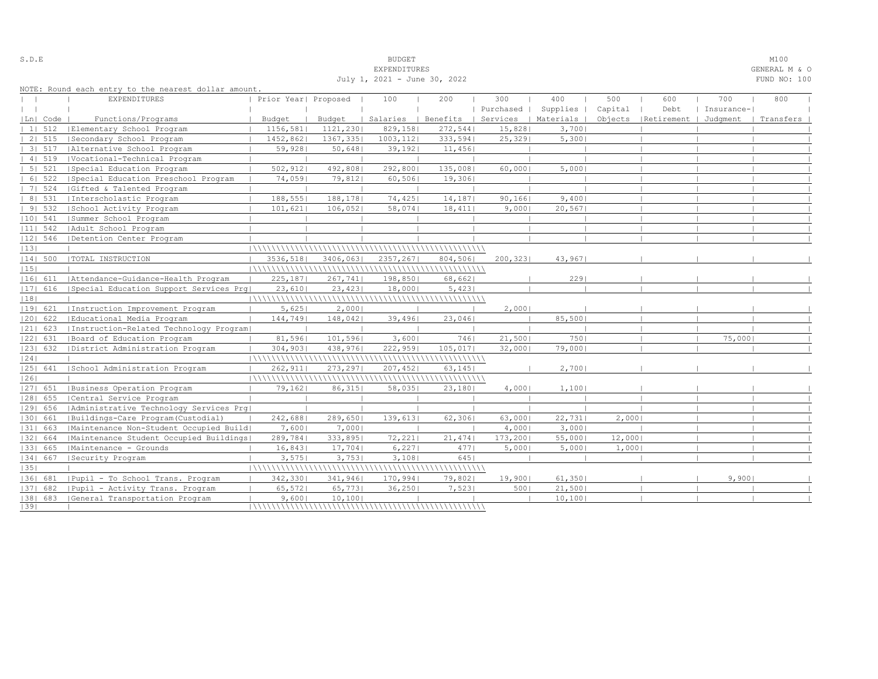S.D.E

BUDGET
EXPENDITURES
July 1, 2021 - June 30, 2022

M100
GENERAL M & O
FUND NO: 100

NOTE: Round each entry to the nearest dollar amount.

| Ln | Code | EXPENDITURES Functions/Programs | Prior Year Budget | Proposed Budget | 100 Salaries | 200 Benefits | 300 Purchased Services | 400 Supplies Materials | 500 Capital Objects | 600 Debt Retirement | 700 Insurance-Judgment | 800 Transfers |
|---|---|---|---|---|---|---|---|---|---|---|---|---|
| 1 | 512 | Elementary School Program | 1156,581 | 1121,230 | 829,158 | 272,544 | 15,828 | 3,700 | | | | |
| 2 | 515 | Secondary School Program | 1452,862 | 1367,335 | 1003,112 | 333,594 | 25,329 | 5,300 | | | | |
| 3 | 517 | Alternative School Program | 59,928 | 50,648 | 39,192 | 11,456 | | | | | | |
| 4 | 519 | Vocational-Technical Program | | | | | | | | | | |
| 5 | 521 | Special Education Program | 502,912 | 492,808 | 292,800 | 135,008 | 60,000 | 5,000 | | | | |
| 6 | 522 | Special Education Preschool Program | 74,059 | 79,812 | 60,506 | 19,306 | | | | | | |
| 7 | 524 | Gifted & Talented Program | | | | | | | | | | |
| 8 | 531 | Interscholastic Program | 188,555 | 188,178 | 74,425 | 14,187 | 90,166 | 9,400 | | | | |
| 9 | 532 | School Activity Program | 101,621 | 106,052 | 58,074 | 18,411 | 9,000 | 20,567 | | | | |
| 10 | 541 | Summer School Program | | | | | | | | | | |
| 11 | 542 | Adult School Program | | | | | | | | | | |
| 12 | 546 | Detention Center Program | | | | | | | | | | |
| 13 | | | | | | | | | | | | |
| 14 | 500 | TOTAL INSTRUCTION | 3536,518 | 3406,063 | 2357,267 | 804,506 | 200,323 | 43,967 | | | | |
| 15 | | | | | | | | | | | | |
| 16 | 611 | Attendance-Guidance-Health Program | 225,187 | 267,741 | 198,850 | 68,662 | | 229 | | | | |
| 17 | 616 | Special Education Support Services Prg | 23,610 | 23,423 | 18,000 | 5,423 | | | | | | |
| 18 | | | | | | | | | | | | |
| 19 | 621 | Instruction Improvement Program | 5,625 | 2,000 | | | 2,000 | | | | | |
| 20 | 622 | Educational Media Program | 144,749 | 148,042 | 39,496 | 23,046 | | 85,500 | | | | |
| 21 | 623 | Instruction-Related Technology Program | | | | | | | | | | |
| 22 | 631 | Board of Education Program | 81,596 | 101,596 | 3,600 | 746 | 21,500 | 750 | | | 75,000 | |
| 23 | 632 | District Administration Program | 304,903 | 438,976 | 222,959 | 105,017 | 32,000 | 79,000 | | | | |
| 24 | | | | | | | | | | | | |
| 25 | 641 | School Administration Program | 262,911 | 273,297 | 207,452 | 63,145 | | 2,700 | | | | |
| 26 | | | | | | | | | | | | |
| 27 | 651 | Business Operation Program | 79,162 | 86,315 | 58,035 | 23,180 | 4,000 | 1,100 | | | | |
| 28 | 655 | Central Service Program | | | | | | | | | | |
| 29 | 656 | Administrative Technology Services Prg | | | | | | | | | | |
| 30 | 661 | Buildings-Care Program(Custodial) | 242,688 | 289,650 | 139,613 | 62,306 | 63,000 | 22,731 | 2,000 | | | |
| 31 | 663 | Maintenance Non-Student Occupied Build | 7,600 | 7,000 | | | 4,000 | 3,000 | | | | |
| 32 | 664 | Maintenance Student Occupied Buildings | 289,784 | 333,895 | 72,221 | 21,474 | 173,200 | 55,000 | 12,000 | | | |
| 33 | 665 | Maintenance - Grounds | 16,843 | 17,704 | 6,227 | 477 | 5,000 | 5,000 | 1,000 | | | |
| 34 | 667 | Security Program | 3,575 | 3,753 | 3,108 | 645 | | | | | | |
| 35 | | | | | | | | | | | | |
| 36 | 681 | Pupil - To School Trans. Program | 342,330 | 341,946 | 170,994 | 79,802 | 19,900 | 61,350 | | | 9,900 | |
| 37 | 682 | Pupil - Activity Trans. Program | 65,572 | 65,773 | 36,250 | 7,523 | 500 | 21,500 | | | | |
| 38 | 683 | General Transportation Program | 9,600 | 10,100 | | | | 10,100 | | | | |
| 39 | | | | | | | | | | | | |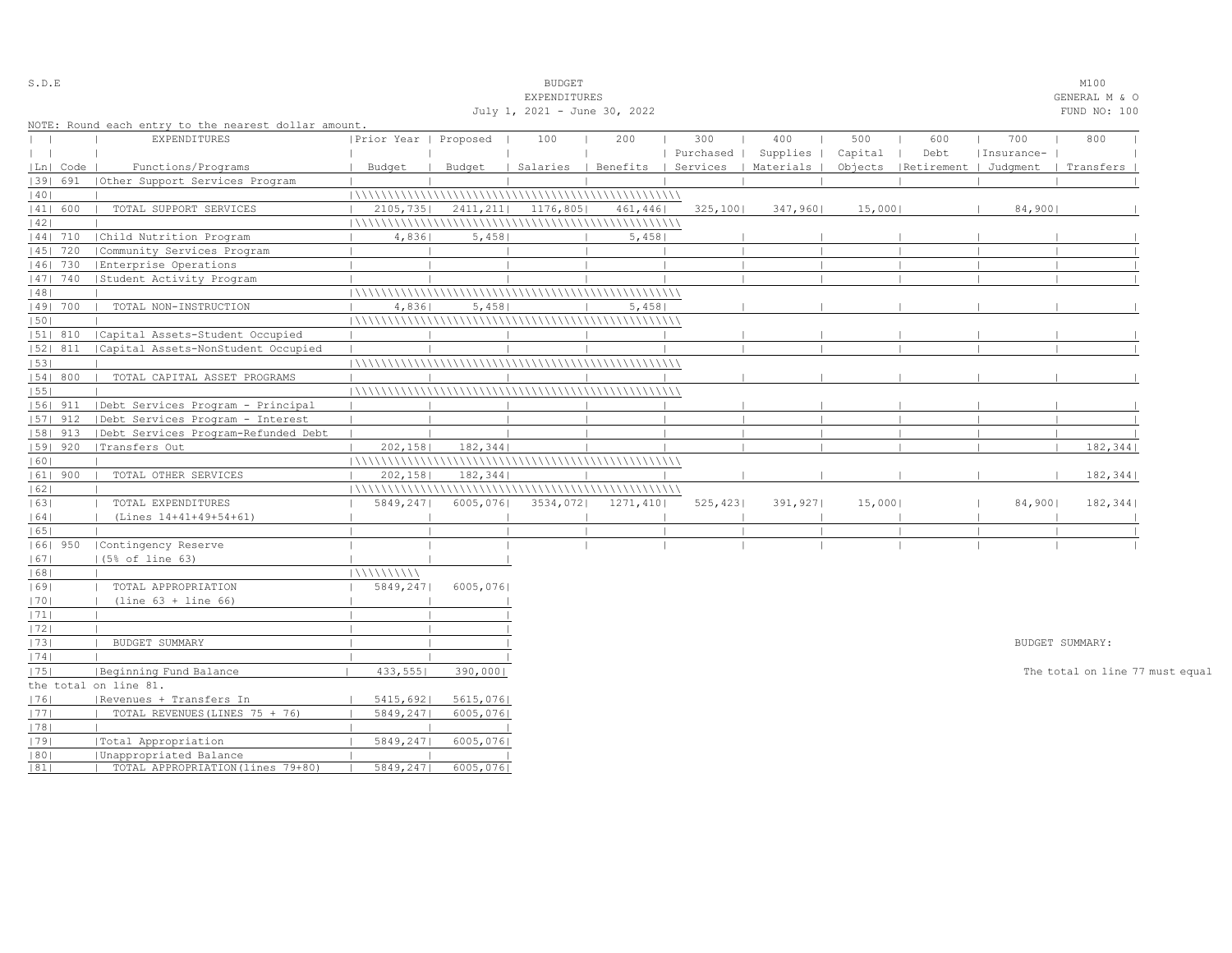S.D.E

BUDGET
EXPENDITURES
July 1, 2021 - June 30, 2022

M100
GENERAL M & O
FUND NO: 100

NOTE: Round each entry to the nearest dollar amount.

| Ln | Code | EXPENDITURES Functions/Programs | Prior Year Budget | Proposed Budget | 100 Salaries | 200 Benefits | 300 Purchased Services | 400 Supplies Materials | 500 Capital Objects | 600 Debt Retirement | 700 Insurance- Judgment | 800 Transfers |
|---|---|---|---|---|---|---|---|---|---|---|---|---|
| 39 | 691 | Other Support Services Program | | | | | | | | | | |
| 40 | | | | | | | | | | | | |
| 41 | 600 | TOTAL SUPPORT SERVICES | 2105,735 | 2411,211 | 1176,805 | 461,446 | 325,100 | 347,960 | 15,000 | | 84,900 | |
| 42 | | | | | | | | | | | | |
| 44 | 710 | Child Nutrition Program | 4,836 | 5,458 | | 5,458 | | | | | | |
| 45 | 720 | Community Services Program | | | | | | | | | | |
| 46 | 730 | Enterprise Operations | | | | | | | | | | |
| 47 | 740 | Student Activity Program | | | | | | | | | | |
| 48 | | | | | | | | | | | | |
| 49 | 700 | TOTAL NON-INSTRUCTION | 4,836 | 5,458 | | 5,458 | | | | | | |
| 50 | | | | | | | | | | | | |
| 51 | 810 | Capital Assets-Student Occupied | | | | | | | | | | |
| 52 | 811 | Capital Assets-NonStudent Occupied | | | | | | | | | | |
| 53 | | | | | | | | | | | | |
| 54 | 800 | TOTAL CAPITAL ASSET PROGRAMS | | | | | | | | | | |
| 55 | | | | | | | | | | | | |
| 56 | 911 | Debt Services Program - Principal | | | | | | | | | | |
| 57 | 912 | Debt Services Program - Interest | | | | | | | | | | |
| 58 | 913 | Debt Services Program-Refunded Debt | | | | | | | | | | |
| 59 | 920 | Transfers Out | 202,158 | 182,344 | | | | | | | | 182,344 |
| 60 | | | | | | | | | | | | |
| 61 | 900 | TOTAL OTHER SERVICES | 202,158 | 182,344 | | | | | | | | 182,344 |
| 62 | | | | | | | | | | | | |
| 63 | | TOTAL EXPENDITURES | 5849,247 | 6005,076 | 3534,072 | 1271,410 | 525,423 | 391,927 | 15,000 | | 84,900 | 182,344 |
| 64 | | (Lines 14+41+49+54+61) | | | | | | | | | | |
| 65 | | | | | | | | | | | | |
| 66 | 950 | Contingency Reserve | | | | | | | | | | |
| 67 | | (5% of line 63) | | | | | | | | | | |
| 68 | | | | | | | | | | | | |
| 69 | | TOTAL APPROPRIATION | 5849,247 | 6005,076 | | | | | | | | |
| 70 | | (line 63 + line 66) | | | | | | | | | | |

| Ln | | | Prior Year Budget | Proposed Budget |
|---|---|---|---|---|
| 71 | | | | |
| 72 | | | | |
| 73 | | BUDGET SUMMARY | | |
| 74 | | | | |
| 75 | | Beginning Fund Balance | 433,555 | 390,000 |
| 76 | | Revenues + Transfers In | 5415,692 | 5615,076 |
| 77 | | TOTAL REVENUES(LINES 75 + 76) | 5849,247 | 6005,076 |
| 78 | | | | |
| 79 | | Total Appropriation | 5849,247 | 6005,076 |
| 80 | | Unappropriated Balance | | |
| 81 | | TOTAL APPROPRIATION(lines 79+80) | 5849,247 | 6005,076 |

BUDGET SUMMARY:

The total on line 77 must equal the total on line 81.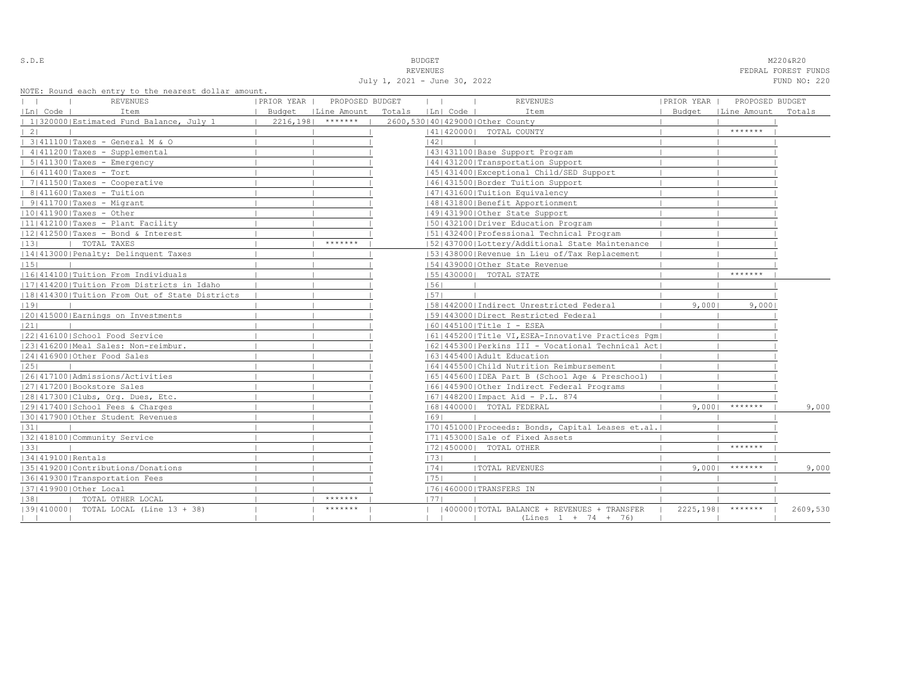S.D.E

BUDGET
REVENUES
July 1, 2021 - June 30, 2022

M220&R20
FEDRAL FOREST FUNDS
FUND NO: 220

NOTE: Round each entry to the nearest dollar amount.

| Ln | Code | REVENUES Item | PRIOR YEAR Budget | PROPOSED BUDGET Line Amount | Totals | Ln | Code | REVENUES Item | PRIOR YEAR Budget | PROPOSED BUDGET Line Amount | Totals |
|---|---|---|---|---|---|---|---|---|---|---|---|
| 1 | 320000 | Estimated Fund Balance, July 1 | 2216,198 | ******* | 2600,530 | 40 | 429000 | Other County | | | |
| 2 | | | | | | 41 | 420000 | TOTAL COUNTY | | ******* | |
| 3 | 411100 | Taxes - General M & O | | | | 42 | | | | | |
| 4 | 411200 | Taxes - Supplemental | | | | 43 | 431100 | Base Support Program | | | |
| 5 | 411300 | Taxes - Emergency | | | | 44 | 431200 | Transportation Support | | | |
| 6 | 411400 | Taxes - Tort | | | | 45 | 431400 | Exceptional Child/SED Support | | | |
| 7 | 411500 | Taxes - Cooperative | | | | 46 | 431500 | Border Tuition Support | | | |
| 8 | 411600 | Taxes - Tuition | | | | 47 | 431600 | Tuition Equivalency | | | |
| 9 | 411700 | Taxes - Migrant | | | | 48 | 431800 | Benefit Apportionment | | | |
| 10 | 411900 | Taxes - Other | | | | 49 | 431900 | Other State Support | | | |
| 11 | 412100 | Taxes - Plant Facility | | | | 50 | 432100 | Driver Education Program | | | |
| 12 | 412500 | Taxes - Bond & Interest | | | | 51 | 432400 | Professional Technical Program | | | |
| 13 | | TOTAL TAXES | | ******* | | 52 | 437000 | Lottery/Additional State Maintenance | | | |
| 14 | 413000 | Penalty: Delinquent Taxes | | | | 53 | 438000 | Revenue in Lieu of/Tax Replacement | | | |
| 15 | | | | | | 54 | 439000 | Other State Revenue | | | |
| 16 | 414100 | Tuition From Individuals | | | | 55 | 430000 | TOTAL STATE | | ******* | |
| 17 | 414200 | Tuition From Districts in Idaho | | | | 56 | | | | | |
| 18 | 414300 | Tuition From Out of State Districts | | | | 57 | | | | | |
| 19 | | | | | | 58 | 442000 | Indirect Unrestricted Federal | 9,000 | 9,000 | |
| 20 | 415000 | Earnings on Investments | | | | 59 | 443000 | Direct Restricted Federal | | | |
| 21 | | | | | | 60 | 445100 | Title I - ESEA | | | |
| 22 | 416100 | School Food Service | | | | 61 | 445200 | Title VI,ESEA-Innovative Practices Pgm | | | |
| 23 | 416200 | Meal Sales: Non-reimbur. | | | | 62 | 445300 | Perkins III - Vocational Technical Act | | | |
| 24 | 416900 | Other Food Sales | | | | 63 | 445400 | Adult Education | | | |
| 25 | | | | | | 64 | 445500 | Child Nutrition Reimbursement | | | |
| 26 | 417100 | Admissions/Activities | | | | 65 | 445600 | IDEA Part B (School Age & Preschool) | | | |
| 27 | 417200 | Bookstore Sales | | | | 66 | 445900 | Other Indirect Federal Programs | | | |
| 28 | 417300 | Clubs, Org. Dues, Etc. | | | | 67 | 448200 | Impact Aid - P.L. 874 | | | |
| 29 | 417400 | School Fees & Charges | | | | 68 | 440000 | TOTAL FEDERAL | 9,000 | ******* | 9,000 |
| 30 | 417900 | Other Student Revenues | | | | 69 | | | | | |
| 31 | | | | | | 70 | 451000 | Proceeds: Bonds, Capital Leases et.al. | | | |
| 32 | 418100 | Community Service | | | | 71 | 453000 | Sale of Fixed Assets | | | |
| 33 | | | | | | 72 | 450000 | TOTAL OTHER | | ******* | |
| 34 | 419100 | Rentals | | | | 73 | | | | | |
| 35 | 419200 | Contributions/Donations | | | | 74 | | TOTAL REVENUES | 9,000 | ******* | 9,000 |
| 36 | 419300 | Transportation Fees | | | | 75 | | | | | |
| 37 | 419900 | Other Local | | | | 76 | 460000 | TRANSFERS IN | | | |
| 38 | | TOTAL OTHER LOCAL | | ******* | | 77 | | | | | |
| 39 | 410000 | TOTAL LOCAL (Line 13 + 38) | | ******* | | | 400000 | TOTAL BALANCE + REVENUES + TRANSFER (Lines 1 + 74 + 76) | 2225,198 | ******* | 2609,530 |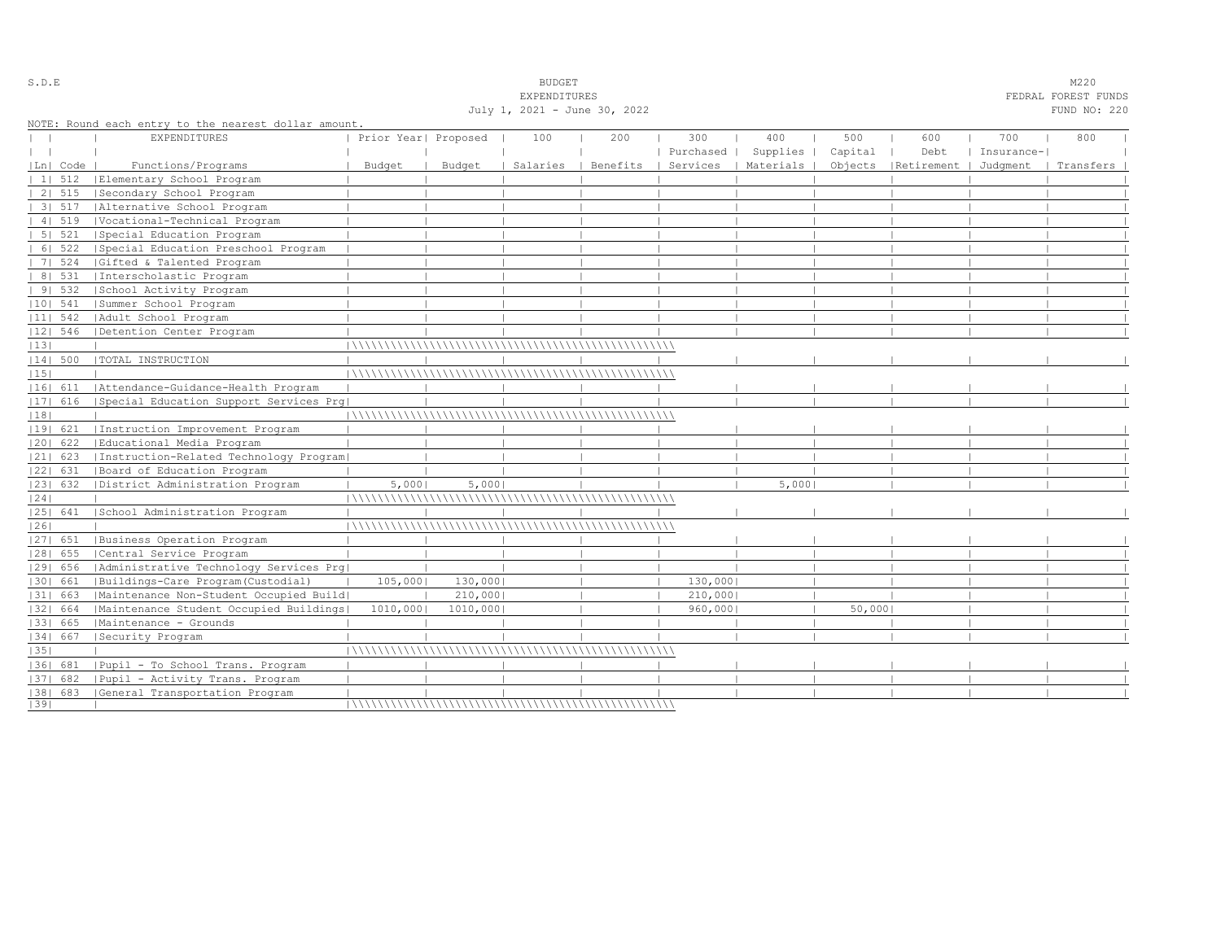S.D.E

BUDGET
EXPENDITURES
July 1, 2021 - June 30, 2022

M220
FEDRAL FOREST FUNDS
FUND NO: 220

NOTE: Round each entry to the nearest dollar amount.

| Ln | Code | EXPENDITURES Functions/Programs | Prior Year Budget | Proposed Budget | 100 Salaries | 200 Benefits | 300 Purchased Services | 400 Supplies Materials | 500 Capital Objects | 600 Debt Retirement | 700 Insurance-Judgment | 800 Transfers |
|---|---|---|---|---|---|---|---|---|---|---|---|---|
| 1 | 512 | Elementary School Program | | | | | | | | | | |
| 2 | 515 | Secondary School Program | | | | | | | | | | |
| 3 | 517 | Alternative School Program | | | | | | | | | | |
| 4 | 519 | Vocational-Technical Program | | | | | | | | | | |
| 5 | 521 | Special Education Program | | | | | | | | | | |
| 6 | 522 | Special Education Preschool Program | | | | | | | | | | |
| 7 | 524 | Gifted & Talented Program | | | | | | | | | | |
| 8 | 531 | Interscholastic Program | | | | | | | | | | |
| 9 | 532 | School Activity Program | | | | | | | | | | |
| 10 | 541 | Summer School Program | | | | | | | | | | |
| 11 | 542 | Adult School Program | | | | | | | | | | |
| 12 | 546 | Detention Center Program | | | | | | | | | | |
| 13 | | | | | | | | | | | | |
| 14 | 500 | TOTAL INSTRUCTION | | | | | | | | | | |
| 15 | | | | | | | | | | | | |
| 16 | 611 | Attendance-Guidance-Health Program | | | | | | | | | | |
| 17 | 616 | Special Education Support Services Prg | | | | | | | | | | |
| 18 | | | | | | | | | | | | |
| 19 | 621 | Instruction Improvement Program | | | | | | | | | | |
| 20 | 622 | Educational Media Program | | | | | | | | | | |
| 21 | 623 | Instruction-Related Technology Program | | | | | | | | | | |
| 22 | 631 | Board of Education Program | | | | | | | | | | |
| 23 | 632 | District Administration Program | 5,000 | 5,000 | | | | 5,000 | | | | |
| 24 | | | | | | | | | | | | |
| 25 | 641 | School Administration Program | | | | | | | | | | |
| 26 | | | | | | | | | | | | |
| 27 | 651 | Business Operation Program | | | | | | | | | | |
| 28 | 655 | Central Service Program | | | | | | | | | | |
| 29 | 656 | Administrative Technology Services Prg | | | | | | | | | | |
| 30 | 661 | Buildings-Care Program(Custodial) | 105,000 | 130,000 | | | 130,000 | | | | | |
| 31 | 663 | Maintenance Non-Student Occupied Build | | 210,000 | | | 210,000 | | | | | |
| 32 | 664 | Maintenance Student Occupied Buildings | 1010,000 | 1010,000 | | | 960,000 | | 50,000 | | | |
| 33 | 665 | Maintenance - Grounds | | | | | | | | | | |
| 34 | 667 | Security Program | | | | | | | | | | |
| 35 | | | | | | | | | | | | |
| 36 | 681 | Pupil - To School Trans. Program | | | | | | | | | | |
| 37 | 682 | Pupil - Activity Trans. Program | | | | | | | | | | |
| 38 | 683 | General Transportation Program | | | | | | | | | | |
| 39 | | | | | | | | | | | | |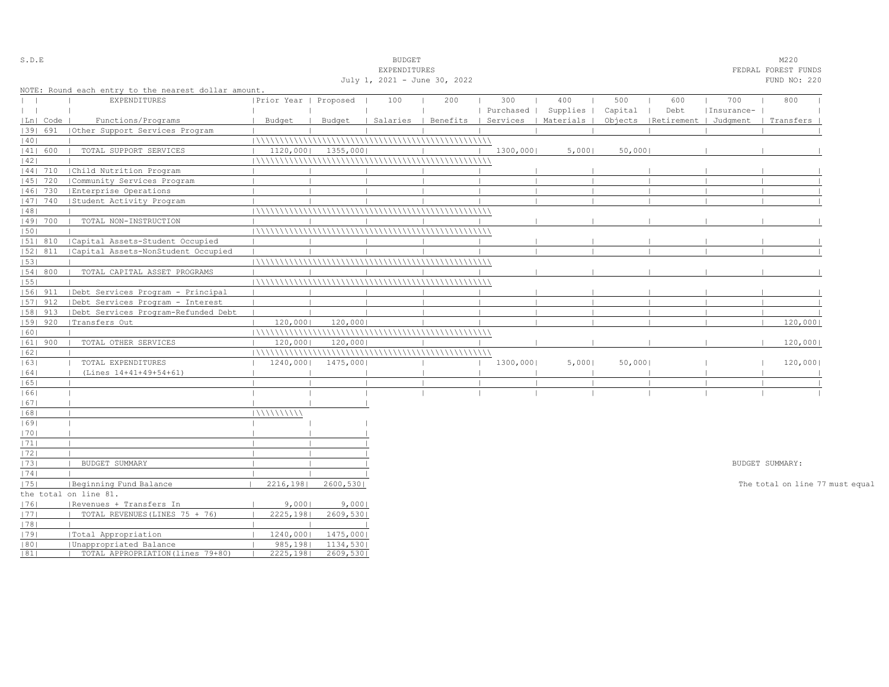S.D.E

BUDGET
EXPENDITURES
July 1, 2021 - June 30, 2022

M220
FEDRAL FOREST FUNDS
FUND NO: 220

NOTE: Round each entry to the nearest dollar amount.

| Ln | Code | EXPENDITURES Functions/Programs | Prior Year Budget | Proposed Budget | 100 Salaries | 200 Benefits | 300 Purchased Services | 400 Supplies Materials | 500 Capital Objects | 600 Debt Retirement | 700 Insurance-Judgment | 800 Transfers |
|---|---|---|---|---|---|---|---|---|---|---|---|---|
| 39 | 691 | Other Support Services Program | | | | | | | | | | |
| 40 | | | | | | | | | | | | |
| 41 | 600 | TOTAL SUPPORT SERVICES | 1120,000 | 1355,000 | | | 1300,000 | 5,000 | 50,000 | | | |
| 42 | | | | | | | | | | | | |
| 44 | 710 | Child Nutrition Program | | | | | | | | | | |
| 45 | 720 | Community Services Program | | | | | | | | | | |
| 46 | 730 | Enterprise Operations | | | | | | | | | | |
| 47 | 740 | Student Activity Program | | | | | | | | | | |
| 48 | | | | | | | | | | | | |
| 49 | 700 | TOTAL NON-INSTRUCTION | | | | | | | | | | |
| 50 | | | | | | | | | | | | |
| 51 | 810 | Capital Assets-Student Occupied | | | | | | | | | | |
| 52 | 811 | Capital Assets-NonStudent Occupied | | | | | | | | | | |
| 53 | | | | | | | | | | | | |
| 54 | 800 | TOTAL CAPITAL ASSET PROGRAMS | | | | | | | | | | |
| 55 | | | | | | | | | | | | |
| 56 | 911 | Debt Services Program - Principal | | | | | | | | | | |
| 57 | 912 | Debt Services Program - Interest | | | | | | | | | | |
| 58 | 913 | Debt Services Program-Refunded Debt | | | | | | | | | | |
| 59 | 920 | Transfers Out | 120,000 | 120,000 | | | | | | | | 120,000 |
| 60 | | | | | | | | | | | | |
| 61 | 900 | TOTAL OTHER SERVICES | 120,000 | 120,000 | | | | | | | | 120,000 |
| 62 | | | | | | | | | | | | |
| 63 | | TOTAL EXPENDITURES | 1240,000 | 1475,000 | | | 1300,000 | 5,000 | 50,000 | | | 120,000 |
| 64 | | (Lines 14+41+49+54+61) | | | | | | | | | | |
| 65 | | | | | | | | | | | | |
| 66 | | | | | | | | | | | | |

| Ln | | | Prior Year Budget | Proposed Budget |
|---|---|---|---|---|
| 67 | | | | |
| 68 | | | | |
| 69 | | | | |
| 70 | | | | |
| 71 | | | | |
| 72 | | | | |
| 73 | | BUDGET SUMMARY | | |
| 74 | | | | |
| 75 | | Beginning Fund Balance | 2216,198 | 2600,530 |
| 76 | | Revenues + Transfers In | 9,000 | 9,000 |
| 77 | | TOTAL REVENUES(LINES 75 + 76) | 2225,198 | 2609,530 |
| 78 | | | | |
| 79 | | Total Appropriation | 1240,000 | 1475,000 |
| 80 | | Unappropriated Balance | 985,198 | 1134,530 |
| 81 | | TOTAL APPROPRIATION(lines 79+80) | 2225,198 | 2609,530 |

BUDGET SUMMARY:

The total on line 77 must equal the total on line 81.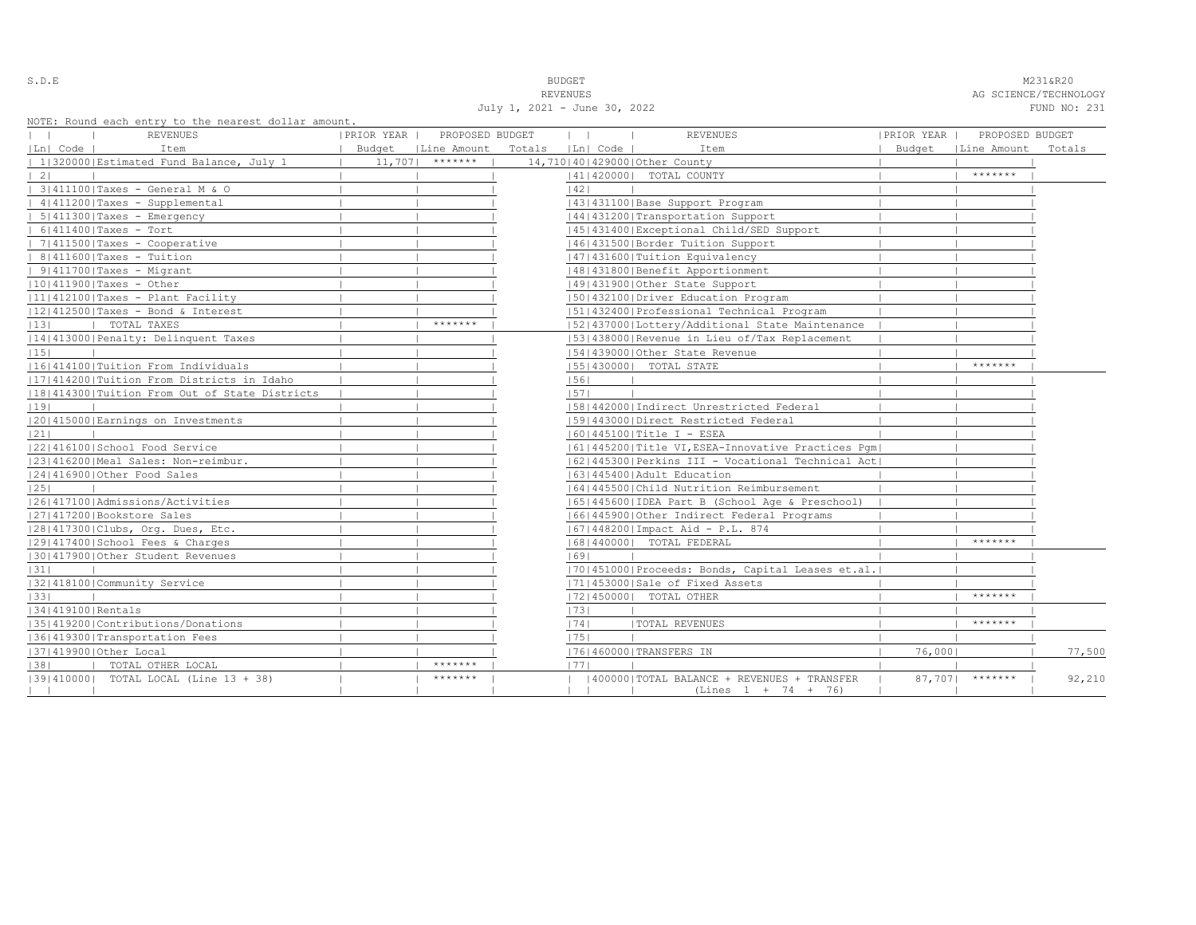S.D.E

BUDGET
REVENUES
July 1, 2021 - June 30, 2022

M231&R20
AG SCIENCE/TECHNOLOGY
FUND NO: 231

NOTE: Round each entry to the nearest dollar amount.

| Ln | Code | REVENUES Item | PRIOR YEAR Budget | PROPOSED BUDGET Line Amount | PROPOSED BUDGET Totals | Ln | Code | REVENUES Item | PRIOR YEAR Budget | PROPOSED BUDGET Line Amount | PROPOSED BUDGET Totals |
|---|---|---|---|---|---|---|---|---|---|---|---|
| 1 | 320000 | Estimated Fund Balance, July 1 | 11,707 | ******* | 14,710 | 40 | 429000 | Other County | | | |
| 2 | | | | | | 41 | 420000 | TOTAL COUNTY | | ******* | |
| 3 | 411100 | Taxes - General M & O | | | | 42 | | | | | |
| 4 | 411200 | Taxes - Supplemental | | | | 43 | 431100 | Base Support Program | | | |
| 5 | 411300 | Taxes - Emergency | | | | 44 | 431200 | Transportation Support | | | |
| 6 | 411400 | Taxes - Tort | | | | 45 | 431400 | Exceptional Child/SED Support | | | |
| 7 | 411500 | Taxes - Cooperative | | | | 46 | 431500 | Border Tuition Support | | | |
| 8 | 411600 | Taxes - Tuition | | | | 47 | 431600 | Tuition Equivalency | | | |
| 9 | 411700 | Taxes - Migrant | | | | 48 | 431800 | Benefit Apportionment | | | |
| 10 | 411900 | Taxes - Other | | | | 49 | 431900 | Other State Support | | | |
| 11 | 412100 | Taxes - Plant Facility | | | | 50 | 432100 | Driver Education Program | | | |
| 12 | 412500 | Taxes - Bond & Interest | | | | 51 | 432400 | Professional Technical Program | | | |
| 13 | | TOTAL TAXES | | ******* | | 52 | 437000 | Lottery/Additional State Maintenance | | | |
| 14 | 413000 | Penalty: Delinquent Taxes | | | | 53 | 438000 | Revenue in Lieu of/Tax Replacement | | | |
| 15 | | | | | | 54 | 439000 | Other State Revenue | | | |
| 16 | 414100 | Tuition From Individuals | | | | 55 | 430000 | TOTAL STATE | | ******* | |
| 17 | 414200 | Tuition From Districts in Idaho | | | | 56 | | | | | |
| 18 | 414300 | Tuition From Out of State Districts | | | | 57 | | | | | |
| 19 | | | | | | 58 | 442000 | Indirect Unrestricted Federal | | | |
| 20 | 415000 | Earnings on Investments | | | | 59 | 443000 | Direct Restricted Federal | | | |
| 21 | | | | | | 60 | 445100 | Title I - ESEA | | | |
| 22 | 416100 | School Food Service | | | | 61 | 445200 | Title VI,ESEA-Innovative Practices Pgm | | | |
| 23 | 416200 | Meal Sales: Non-reimbur. | | | | 62 | 445300 | Perkins III - Vocational Technical Act | | | |
| 24 | 416900 | Other Food Sales | | | | 63 | 445400 | Adult Education | | | |
| 25 | | | | | | 64 | 445500 | Child Nutrition Reimbursement | | | |
| 26 | 417100 | Admissions/Activities | | | | 65 | 445600 | IDEA Part B (School Age & Preschool) | | | |
| 27 | 417200 | Bookstore Sales | | | | 66 | 445900 | Other Indirect Federal Programs | | | |
| 28 | 417300 | Clubs, Org. Dues, Etc. | | | | 67 | 448200 | Impact Aid - P.L. 874 | | | |
| 29 | 417400 | School Fees & Charges | | | | 68 | 440000 | TOTAL FEDERAL | | ******* | |
| 30 | 417900 | Other Student Revenues | | | | 69 | | | | | |
| 31 | | | | | | 70 | 451000 | Proceeds: Bonds, Capital Leases et.al. | | | |
| 32 | 418100 | Community Service | | | | 71 | 453000 | Sale of Fixed Assets | | | |
| 33 | | | | | | 72 | 450000 | TOTAL OTHER | | ******* | |
| 34 | 419100 | Rentals | | | | 73 | | | | | |
| 35 | 419200 | Contributions/Donations | | | | 74 | | TOTAL REVENUES | | ******* | |
| 36 | 419300 | Transportation Fees | | | | 75 | | | | | |
| 37 | 419900 | Other Local | | | | 76 | 460000 | TRANSFERS IN | 76,000 | | 77,500 |
| 38 | | TOTAL OTHER LOCAL | | ******* | | 77 | | | | | |
| 39 | 410000 | TOTAL LOCAL (Line 13 + 38) | | ******* | | | 400000 | TOTAL BALANCE + REVENUES + TRANSFER (Lines 1 + 74 + 76) | 87,707 | ******* | 92,210 |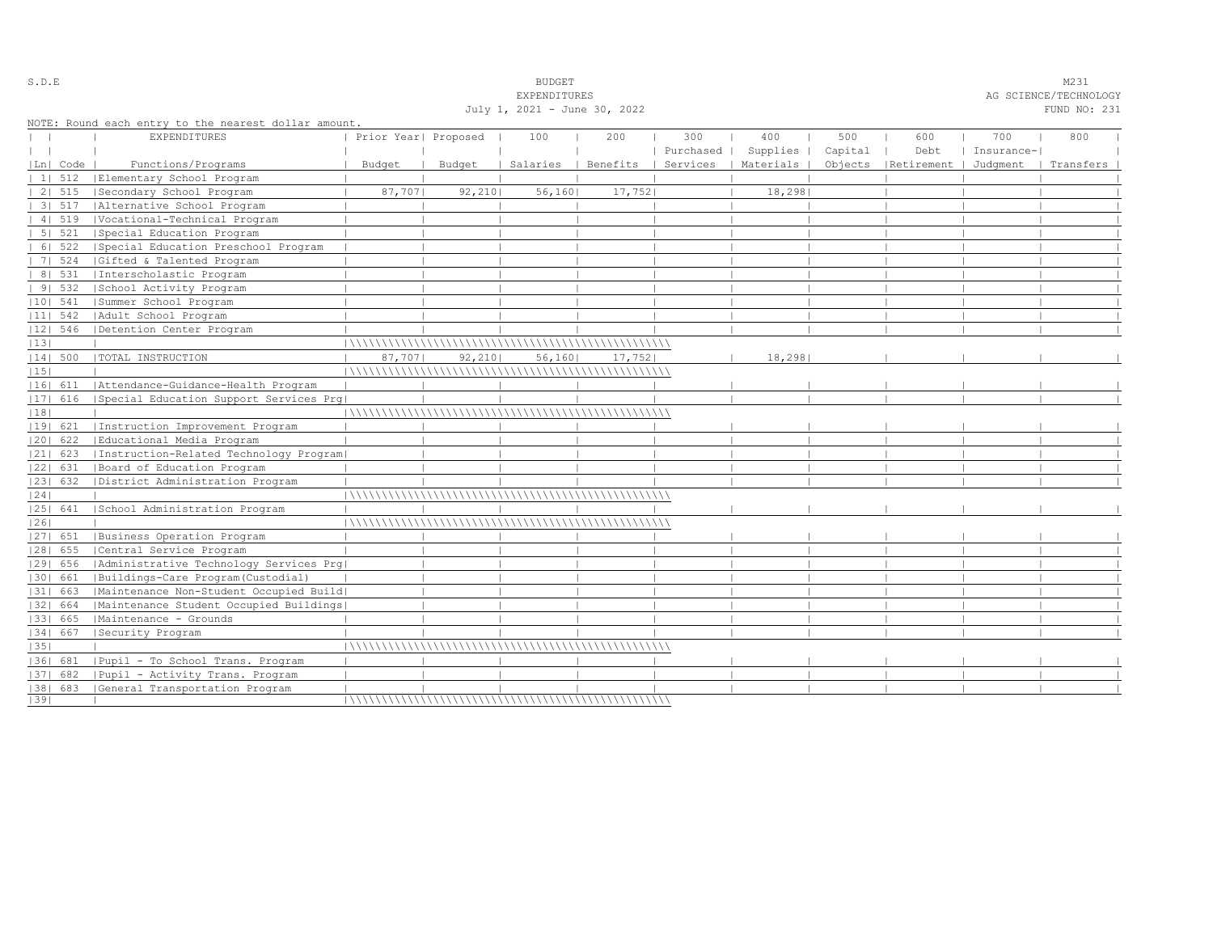S.D.E

BUDGET
EXPENDITURES
July 1, 2021 - June 30, 2022

M231
AG SCIENCE/TECHNOLOGY
FUND NO: 231

NOTE: Round each entry to the nearest dollar amount.

| Ln | Code | EXPENDITURES Functions/Programs | Prior Year Budget | Proposed Budget | 100 Salaries | 200 Benefits | 300 Purchased Services | 400 Supplies Materials | 500 Capital Objects | 600 Debt Retirement | 700 Insurance-Judgment | 800 Transfers |
|---|---|---|---|---|---|---|---|---|---|---|---|---|
| 1 | 512 | Elementary School Program | | | | | | | | | | |
| 2 | 515 | Secondary School Program | 87,707 | 92,210 | 56,160 | 17,752 | | 18,298 | | | | |
| 3 | 517 | Alternative School Program | | | | | | | | | | |
| 4 | 519 | Vocational-Technical Program | | | | | | | | | | |
| 5 | 521 | Special Education Program | | | | | | | | | | |
| 6 | 522 | Special Education Preschool Program | | | | | | | | | | |
| 7 | 524 | Gifted & Talented Program | | | | | | | | | | |
| 8 | 531 | Interscholastic Program | | | | | | | | | | |
| 9 | 532 | School Activity Program | | | | | | | | | | |
| 10 | 541 | Summer School Program | | | | | | | | | | |
| 11 | 542 | Adult School Program | | | | | | | | | | |
| 12 | 546 | Detention Center Program | | | | | | | | | | |
| 13 | | | | | | | | | | | | |
| 14 | 500 | TOTAL INSTRUCTION | 87,707 | 92,210 | 56,160 | 17,752 | | 18,298 | | | | |
| 15 | | | | | | | | | | | | |
| 16 | 611 | Attendance-Guidance-Health Program | | | | | | | | | | |
| 17 | 616 | Special Education Support Services Prg | | | | | | | | | | |
| 18 | | | | | | | | | | | | |
| 19 | 621 | Instruction Improvement Program | | | | | | | | | | |
| 20 | 622 | Educational Media Program | | | | | | | | | | |
| 21 | 623 | Instruction-Related Technology Program | | | | | | | | | | |
| 22 | 631 | Board of Education Program | | | | | | | | | | |
| 23 | 632 | District Administration Program | | | | | | | | | | |
| 24 | | | | | | | | | | | | |
| 25 | 641 | School Administration Program | | | | | | | | | | |
| 26 | | | | | | | | | | | | |
| 27 | 651 | Business Operation Program | | | | | | | | | | |
| 28 | 655 | Central Service Program | | | | | | | | | | |
| 29 | 656 | Administrative Technology Services Prg | | | | | | | | | | |
| 30 | 661 | Buildings-Care Program(Custodial) | | | | | | | | | | |
| 31 | 663 | Maintenance Non-Student Occupied Build | | | | | | | | | | |
| 32 | 664 | Maintenance Student Occupied Buildings | | | | | | | | | | |
| 33 | 665 | Maintenance - Grounds | | | | | | | | | | |
| 34 | 667 | Security Program | | | | | | | | | | |
| 35 | | | | | | | | | | | | |
| 36 | 681 | Pupil - To School Trans. Program | | | | | | | | | | |
| 37 | 682 | Pupil - Activity Trans. Program | | | | | | | | | | |
| 38 | 683 | General Transportation Program | | | | | | | | | | |
| 39 | | | | | | | | | | | | |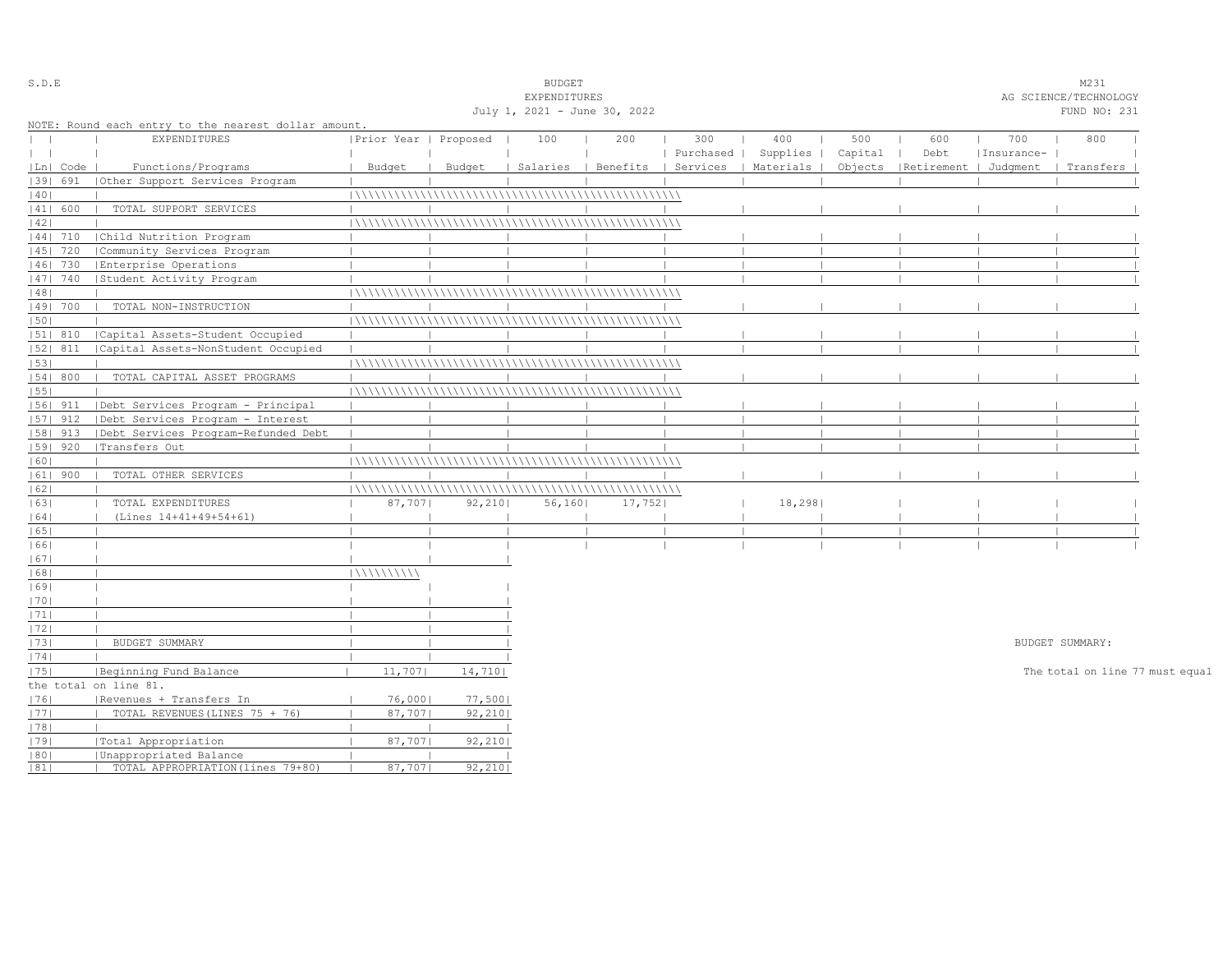S.D.E

BUDGET
EXPENDITURES
July 1, 2021 - June 30, 2022

M231
AG SCIENCE/TECHNOLOGY
FUND NO: 231

NOTE: Round each entry to the nearest dollar amount.

| Ln | Code | EXPENDITURES Functions/Programs | Prior Year Budget | Proposed Budget | 100 Salaries | 200 Benefits | 300 Purchased Services | 400 Supplies Materials | 500 Capital Objects | 600 Debt Retirement | 700 Insurance- Judgment | 800 Transfers |
|---|---|---|---|---|---|---|---|---|---|---|---|---|
| 39 | 691 | Other Support Services Program | | | | | | | | | | |
| 40 | | | | | | | | | | | | |
| 41 | 600 | TOTAL SUPPORT SERVICES | | | | | | | | | | |
| 42 | | | | | | | | | | | | |
| 44 | 710 | Child Nutrition Program | | | | | | | | | | |
| 45 | 720 | Community Services Program | | | | | | | | | | |
| 46 | 730 | Enterprise Operations | | | | | | | | | | |
| 47 | 740 | Student Activity Program | | | | | | | | | | |
| 48 | | | | | | | | | | | | |
| 49 | 700 | TOTAL NON-INSTRUCTION | | | | | | | | | | |
| 50 | | | | | | | | | | | | |
| 51 | 810 | Capital Assets-Student Occupied | | | | | | | | | | |
| 52 | 811 | Capital Assets-NonStudent Occupied | | | | | | | | | | |
| 53 | | | | | | | | | | | | |
| 54 | 800 | TOTAL CAPITAL ASSET PROGRAMS | | | | | | | | | | |
| 55 | | | | | | | | | | | | |
| 56 | 911 | Debt Services Program - Principal | | | | | | | | | | |
| 57 | 912 | Debt Services Program - Interest | | | | | | | | | | |
| 58 | 913 | Debt Services Program-Refunded Debt | | | | | | | | | | |
| 59 | 920 | Transfers Out | | | | | | | | | | |
| 60 | | | | | | | | | | | | |
| 61 | 900 | TOTAL OTHER SERVICES | | | | | | | | | | |
| 62 | | | | | | | | | | | | |
| 63 | | TOTAL EXPENDITURES | 87,707 | 92,210 | 56,160 | 17,752 | | 18,298 | | | | |
| 64 | | (Lines 14+41+49+54+61) | | | | | | | | | | |
| 65 | | | | | | | | | | | | |
| 66 | | | | | | | | | | | | |

| Ln | | | Prior Year Budget | Proposed Budget |
|---|---|---|---|---|
| 67 | | | | |
| 68 | | | | |
| 69 | | | | |
| 70 | | | | |
| 71 | | | | |
| 72 | | | | |
| 73 | | BUDGET SUMMARY | | |
| 74 | | | | |
| 75 | | Beginning Fund Balance | 11,707 | 14,710 |
| 76 | | Revenues + Transfers In | 76,000 | 77,500 |
| 77 | | TOTAL REVENUES(LINES 75 + 76) | 87,707 | 92,210 |
| 78 | | | | |
| 79 | | Total Appropriation | 87,707 | 92,210 |
| 80 | | Unappropriated Balance | | |
| 81 | | TOTAL APPROPRIATION(lines 79+80) | 87,707 | 92,210 |

BUDGET SUMMARY:

The total on line 77 must equal the total on line 81.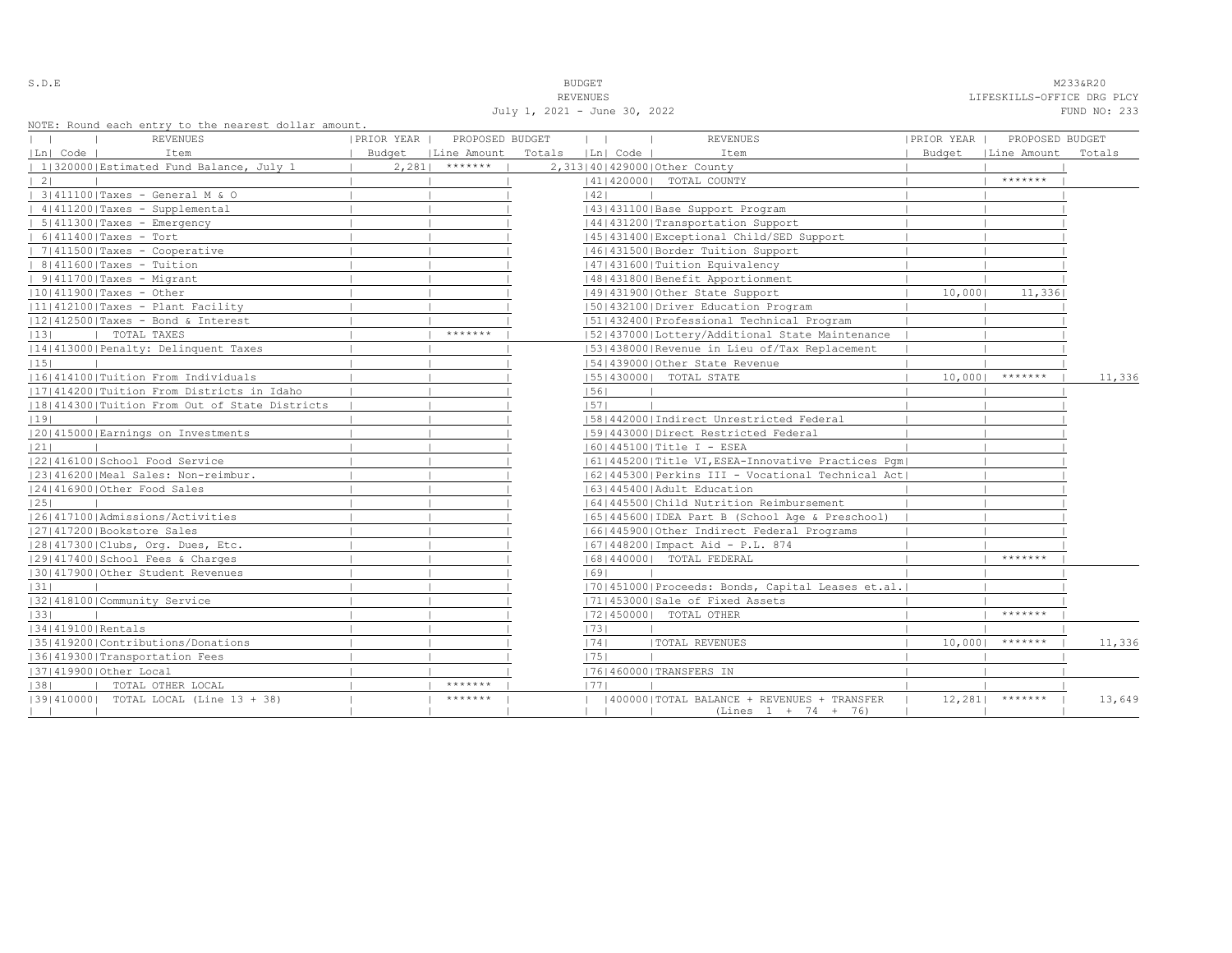S.D.E

BUDGET
REVENUES
July 1, 2021 - June 30, 2022

M233&R20
LIFESKILLS-OFFICE DRG PLCY
FUND NO: 233

NOTE: Round each entry to the nearest dollar amount.

| Ln | Code | REVENUES Item | PRIOR YEAR Budget | PROPOSED BUDGET Line Amount | Totals | Ln | Code | REVENUES Item | PRIOR YEAR Budget | PROPOSED BUDGET Line Amount | Totals |
|---|---|---|---|---|---|---|---|---|---|---|---|
| 1 | 320000 | Estimated Fund Balance, July 1 | 2,281 | ******* | 2,313 | 40 | 429000 | Other County | | | |
| 2 | | | | | | 41 | 420000 | TOTAL COUNTY | | ******* | |
| 3 | 411100 | Taxes - General M & O | | | | 42 | | | | | |
| 4 | 411200 | Taxes - Supplemental | | | | 43 | 431100 | Base Support Program | | | |
| 5 | 411300 | Taxes - Emergency | | | | 44 | 431200 | Transportation Support | | | |
| 6 | 411400 | Taxes - Tort | | | | 45 | 431400 | Exceptional Child/SED Support | | | |
| 7 | 411500 | Taxes - Cooperative | | | | 46 | 431500 | Border Tuition Support | | | |
| 8 | 411600 | Taxes - Tuition | | | | 47 | 431600 | Tuition Equivalency | | | |
| 9 | 411700 | Taxes - Migrant | | | | 48 | 431800 | Benefit Apportionment | | | |
| 10 | 411900 | Taxes - Other | | | | 49 | 431900 | Other State Support | 10,000 | 11,336 | |
| 11 | 412100 | Taxes - Plant Facility | | | | 50 | 432100 | Driver Education Program | | | |
| 12 | 412500 | Taxes - Bond & Interest | | | | 51 | 432400 | Professional Technical Program | | | |
| 13 | | TOTAL TAXES | | ******* | | 52 | 437000 | Lottery/Additional State Maintenance | | | |
| 14 | 413000 | Penalty: Delinquent Taxes | | | | 53 | 438000 | Revenue in Lieu of/Tax Replacement | | | |
| 15 | | | | | | 54 | 439000 | Other State Revenue | | | |
| 16 | 414100 | Tuition From Individuals | | | | 55 | 430000 | TOTAL STATE | 10,000 | ******* | 11,336 |
| 17 | 414200 | Tuition From Districts in Idaho | | | | 56 | | | | | |
| 18 | 414300 | Tuition From Out of State Districts | | | | 57 | | | | | |
| 19 | | | | | | 58 | 442000 | Indirect Unrestricted Federal | | | |
| 20 | 415000 | Earnings on Investments | | | | 59 | 443000 | Direct Restricted Federal | | | |
| 21 | | | | | | 60 | 445100 | Title I - ESEA | | | |
| 22 | 416100 | School Food Service | | | | 61 | 445200 | Title VI,ESEA-Innovative Practices Pgm | | | |
| 23 | 416200 | Meal Sales: Non-reimbur. | | | | 62 | 445300 | Perkins III - Vocational Technical Act | | | |
| 24 | 416900 | Other Food Sales | | | | 63 | 445400 | Adult Education | | | |
| 25 | | | | | | 64 | 445500 | Child Nutrition Reimbursement | | | |
| 26 | 417100 | Admissions/Activities | | | | 65 | 445600 | IDEA Part B (School Age & Preschool) | | | |
| 27 | 417200 | Bookstore Sales | | | | 66 | 445900 | Other Indirect Federal Programs | | | |
| 28 | 417300 | Clubs, Org. Dues, Etc. | | | | 67 | 448200 | Impact Aid - P.L. 874 | | | |
| 29 | 417400 | School Fees & Charges | | | | 68 | 440000 | TOTAL FEDERAL | | ******* | |
| 30 | 417900 | Other Student Revenues | | | | 69 | | | | | |
| 31 | | | | | | 70 | 451000 | Proceeds: Bonds, Capital Leases et.al. | | | |
| 32 | 418100 | Community Service | | | | 71 | 453000 | Sale of Fixed Assets | | | |
| 33 | | | | | | 72 | 450000 | TOTAL OTHER | | ******* | |
| 34 | 419100 | Rentals | | | | 73 | | | | | |
| 35 | 419200 | Contributions/Donations | | | | 74 | | TOTAL REVENUES | 10,000 | ******* | 11,336 |
| 36 | 419300 | Transportation Fees | | | | 75 | | | | | |
| 37 | 419900 | Other Local | | | | 76 | 460000 | TRANSFERS IN | | | |
| 38 | | TOTAL OTHER LOCAL | | ******* | | 77 | | | | | |
| 39 | 410000 | TOTAL LOCAL (Line 13 + 38) | | ******* | | | 400000 | TOTAL BALANCE + REVENUES + TRANSFER (Lines 1 + 74 + 76) | 12,281 | ******* | 13,649 |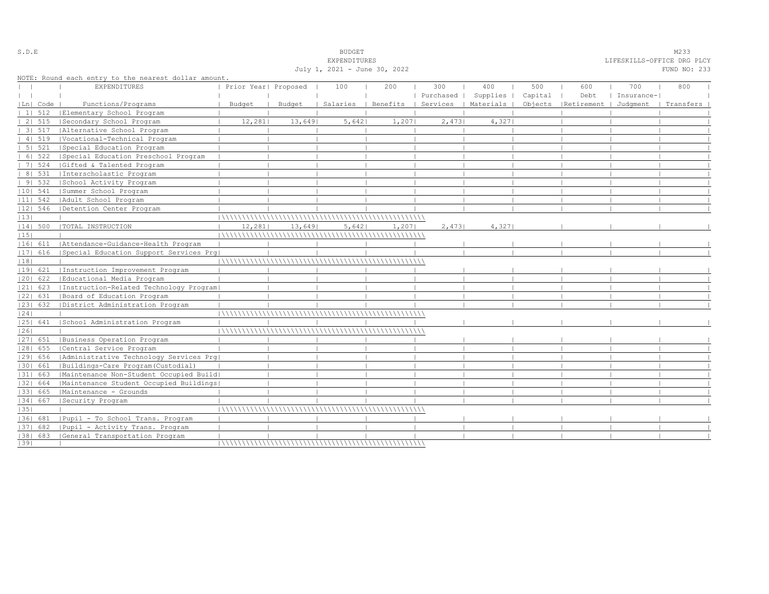S.D.E

BUDGET
EXPENDITURES
July 1, 2021 - June 30, 2022

M233
LIFESKILLS-OFFICE DRG PLCY
FUND NO: 233

NOTE: Round each entry to the nearest dollar amount.

| Ln | Code | EXPENDITURES Functions/Programs | Prior Year Budget | Proposed Budget | 100 Salaries | 200 Benefits | 300 Purchased Services | 400 Supplies Materials | 500 Capital Objects | 600 Debt Retirement | 700 Insurance-Judgment | 800 Transfers |
|---|---|---|---|---|---|---|---|---|---|---|---|---|
| 1 | 512 | Elementary School Program | | | | | | | | | | |
| 2 | 515 | Secondary School Program | 12,281 | 13,649 | 5,642 | 1,207 | 2,473 | 4,327 | | | | |
| 3 | 517 | Alternative School Program | | | | | | | | | | |
| 4 | 519 | Vocational-Technical Program | | | | | | | | | | |
| 5 | 521 | Special Education Program | | | | | | | | | | |
| 6 | 522 | Special Education Preschool Program | | | | | | | | | | |
| 7 | 524 | Gifted & Talented Program | | | | | | | | | | |
| 8 | 531 | Interscholastic Program | | | | | | | | | | |
| 9 | 532 | School Activity Program | | | | | | | | | | |
| 10 | 541 | Summer School Program | | | | | | | | | | |
| 11 | 542 | Adult School Program | | | | | | | | | | |
| 12 | 546 | Detention Center Program | | | | | | | | | | |
| 13 | | | | | | | | | | | | |
| 14 | 500 | TOTAL INSTRUCTION | 12,281 | 13,649 | 5,642 | 1,207 | 2,473 | 4,327 | | | | |
| 15 | | | | | | | | | | | | |
| 16 | 611 | Attendance-Guidance-Health Program | | | | | | | | | | |
| 17 | 616 | Special Education Support Services Prg | | | | | | | | | | |
| 18 | | | | | | | | | | | | |
| 19 | 621 | Instruction Improvement Program | | | | | | | | | | |
| 20 | 622 | Educational Media Program | | | | | | | | | | |
| 21 | 623 | Instruction-Related Technology Program | | | | | | | | | | |
| 22 | 631 | Board of Education Program | | | | | | | | | | |
| 23 | 632 | District Administration Program | | | | | | | | | | |
| 24 | | | | | | | | | | | | |
| 25 | 641 | School Administration Program | | | | | | | | | | |
| 26 | | | | | | | | | | | | |
| 27 | 651 | Business Operation Program | | | | | | | | | | |
| 28 | 655 | Central Service Program | | | | | | | | | | |
| 29 | 656 | Administrative Technology Services Prg | | | | | | | | | | |
| 30 | 661 | Buildings-Care Program(Custodial) | | | | | | | | | | |
| 31 | 663 | Maintenance Non-Student Occupied Build | | | | | | | | | | |
| 32 | 664 | Maintenance Student Occupied Buildings | | | | | | | | | | |
| 33 | 665 | Maintenance - Grounds | | | | | | | | | | |
| 34 | 667 | Security Program | | | | | | | | | | |
| 35 | | | | | | | | | | | | |
| 36 | 681 | Pupil - To School Trans. Program | | | | | | | | | | |
| 37 | 682 | Pupil - Activity Trans. Program | | | | | | | | | | |
| 38 | 683 | General Transportation Program | | | | | | | | | | |
| 39 | | | | | | | | | | | | |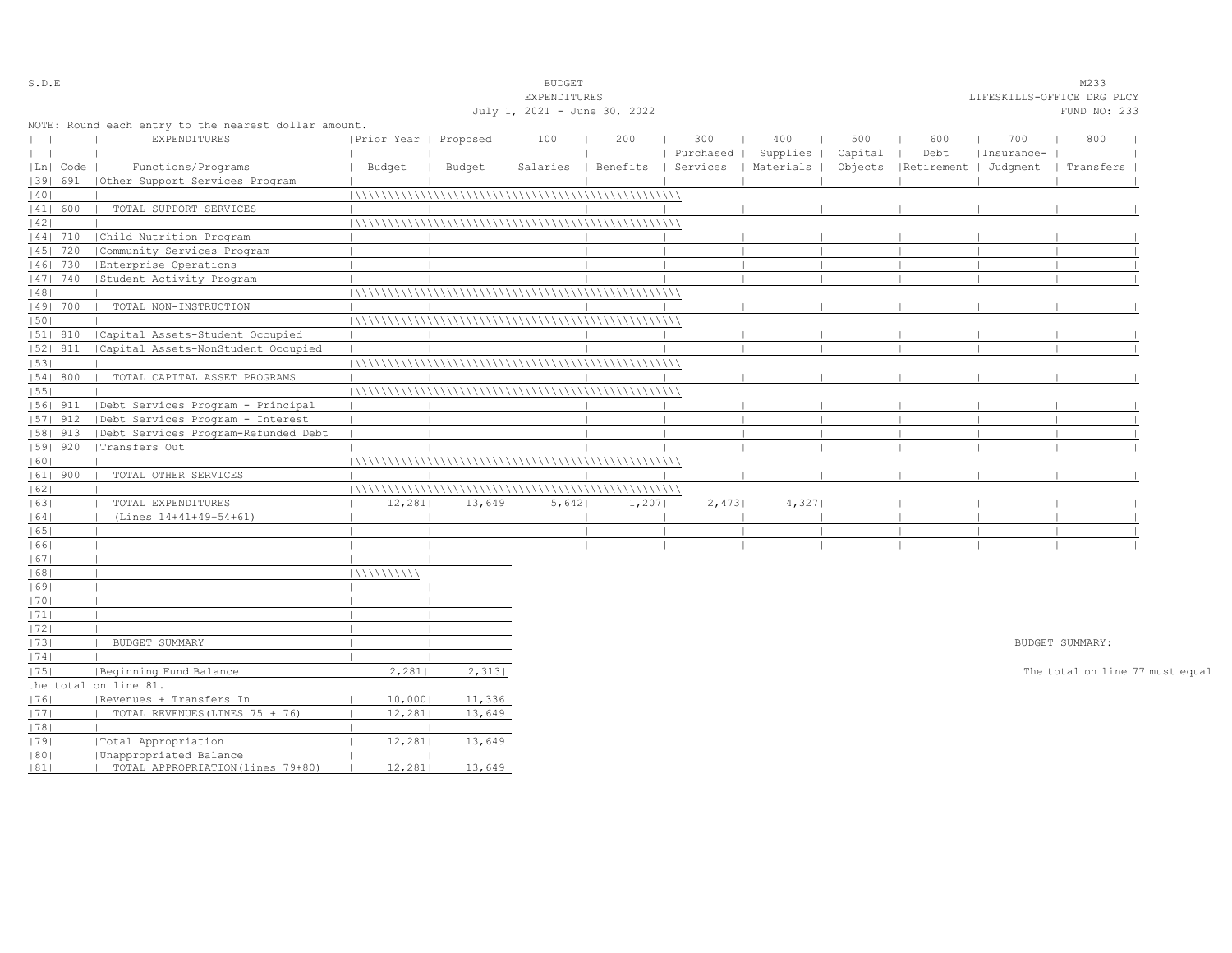S.D.E

BUDGET
EXPENDITURES
July 1, 2021 - June 30, 2022

M233
LIFESKILLS-OFFICE DRG PLCY
FUND NO: 233

NOTE: Round each entry to the nearest dollar amount.

| Ln | Code | EXPENDITURES Functions/Programs | Prior Year Budget | Proposed Budget | 100 Salaries | 200 Benefits | 300 Purchased Services | 400 Supplies Materials | 500 Capital Objects | 600 Debt Retirement | 700 Insurance- Judgment | 800 Transfers |
|---|---|---|---|---|---|---|---|---|---|---|---|---|
| 39 | 691 | Other Support Services Program | | | | | | | | | | |
| 40 | | | | | | | | | | | | |
| 41 | 600 | TOTAL SUPPORT SERVICES | | | | | | | | | | |
| 42 | | | | | | | | | | | | |
| 44 | 710 | Child Nutrition Program | | | | | | | | | | |
| 45 | 720 | Community Services Program | | | | | | | | | | |
| 46 | 730 | Enterprise Operations | | | | | | | | | | |
| 47 | 740 | Student Activity Program | | | | | | | | | | |
| 48 | | | | | | | | | | | | |
| 49 | 700 | TOTAL NON-INSTRUCTION | | | | | | | | | | |
| 50 | | | | | | | | | | | | |
| 51 | 810 | Capital Assets-Student Occupied | | | | | | | | | | |
| 52 | 811 | Capital Assets-NonStudent Occupied | | | | | | | | | | |
| 53 | | | | | | | | | | | | |
| 54 | 800 | TOTAL CAPITAL ASSET PROGRAMS | | | | | | | | | | |
| 55 | | | | | | | | | | | | |
| 56 | 911 | Debt Services Program - Principal | | | | | | | | | | |
| 57 | 912 | Debt Services Program - Interest | | | | | | | | | | |
| 58 | 913 | Debt Services Program-Refunded Debt | | | | | | | | | | |
| 59 | 920 | Transfers Out | | | | | | | | | | |
| 60 | | | | | | | | | | | | |
| 61 | 900 | TOTAL OTHER SERVICES | | | | | | | | | | |
| 62 | | | | | | | | | | | | |
| 63 | | TOTAL EXPENDITURES | 12,281 | 13,649 | 5,642 | 1,207 | 2,473 | 4,327 | | | | |
| 64 | | (Lines 14+41+49+54+61) | | | | | | | | | | |
| 65 | | | | | | | | | | | | |
| 66 | | | | | | | | | | | | |

| Ln | | Prior Year Budget | Proposed Budget |
|---|---|---|---|
| 67 | | | |
| 68 | | | |
| 69 | | | |
| 70 | | | |
| 71 | | | |
| 72 | | | |
| 73 | BUDGET SUMMARY | | |
| 74 | | | |
| 75 | Beginning Fund Balance | 2,281 | 2,313 |
| 76 | Revenues + Transfers In | 10,000 | 11,336 |
| 77 | TOTAL REVENUES(LINES 75 + 76) | 12,281 | 13,649 |
| 78 | | | |
| 79 | Total Appropriation | 12,281 | 13,649 |
| 80 | Unappropriated Balance | | |
| 81 | TOTAL APPROPRIATION(lines 79+80) | 12,281 | 13,649 |

BUDGET SUMMARY:

The total on line 77 must equal the total on line 81.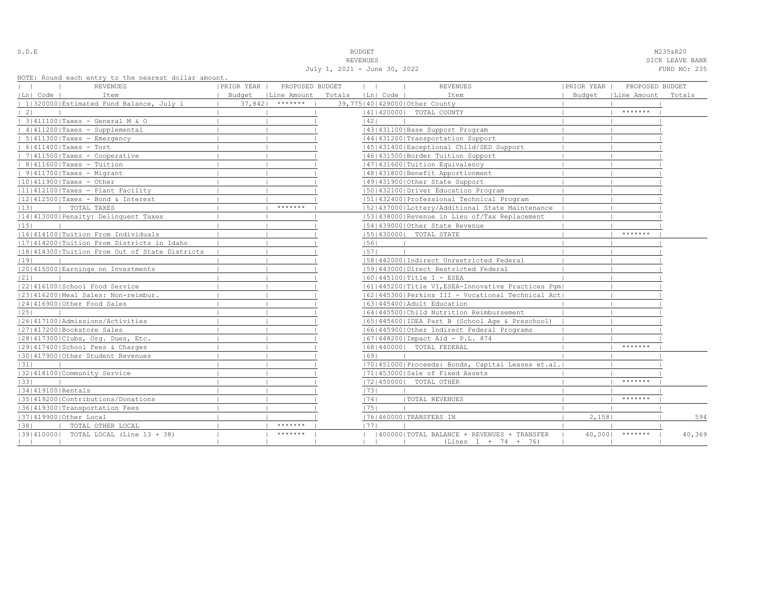S.D.E

BUDGET
REVENUES
July 1, 2021 - June 30, 2022

M235&R20
SICK LEAVE BANK
FUND NO: 235

NOTE: Round each entry to the nearest dollar amount.

| Ln | Code | REVENUES Item | PRIOR YEAR Budget | PROPOSED BUDGET Line Amount | Totals | Ln | Code | REVENUES Item | PRIOR YEAR Budget | PROPOSED BUDGET Line Amount | Totals |
|---|---|---|---|---|---|---|---|---|---|---|---|
| 1 | 320000 | Estimated Fund Balance, July 1 | 37,842 | ******* | 39,775 | 40 | 429000 | Other County | | | |
| 2 | | | | | | 41 | 420000 | TOTAL COUNTY | | ******* | |
| 3 | 411100 | Taxes - General M & O | | | | 42 | | | | | |
| 4 | 411200 | Taxes - Supplemental | | | | 43 | 431100 | Base Support Program | | | |
| 5 | 411300 | Taxes - Emergency | | | | 44 | 431200 | Transportation Support | | | |
| 6 | 411400 | Taxes - Tort | | | | 45 | 431400 | Exceptional Child/SED Support | | | |
| 7 | 411500 | Taxes - Cooperative | | | | 46 | 431500 | Border Tuition Support | | | |
| 8 | 411600 | Taxes - Tuition | | | | 47 | 431600 | Tuition Equivalency | | | |
| 9 | 411700 | Taxes - Migrant | | | | 48 | 431800 | Benefit Apportionment | | | |
| 10 | 411900 | Taxes - Other | | | | 49 | 431900 | Other State Support | | | |
| 11 | 412100 | Taxes - Plant Facility | | | | 50 | 432100 | Driver Education Program | | | |
| 12 | 412500 | Taxes - Bond & Interest | | | | 51 | 432400 | Professional Technical Program | | | |
| 13 | | TOTAL TAXES | | ******* | | 52 | 437000 | Lottery/Additional State Maintenance | | | |
| 14 | 413000 | Penalty: Delinquent Taxes | | | | 53 | 438000 | Revenue in Lieu of/Tax Replacement | | | |
| 15 | | | | | | 54 | 439000 | Other State Revenue | | | |
| 16 | 414100 | Tuition From Individuals | | | | 55 | 430000 | TOTAL STATE | | ******* | |
| 17 | 414200 | Tuition From Districts in Idaho | | | | 56 | | | | | |
| 18 | 414300 | Tuition From Out of State Districts | | | | 57 | | | | | |
| 19 | | | | | | 58 | 442000 | Indirect Unrestricted Federal | | | |
| 20 | 415000 | Earnings on Investments | | | | 59 | 443000 | Direct Restricted Federal | | | |
| 21 | | | | | | 60 | 445100 | Title I - ESEA | | | |
| 22 | 416100 | School Food Service | | | | 61 | 445200 | Title VI,ESEA-Innovative Practices Pgm | | | |
| 23 | 416200 | Meal Sales: Non-reimbur. | | | | 62 | 445300 | Perkins III - Vocational Technical Act | | | |
| 24 | 416900 | Other Food Sales | | | | 63 | 445400 | Adult Education | | | |
| 25 | | | | | | 64 | 445500 | Child Nutrition Reimbursement | | | |
| 26 | 417100 | Admissions/Activities | | | | 65 | 445600 | IDEA Part B (School Age & Preschool) | | | |
| 27 | 417200 | Bookstore Sales | | | | 66 | 445900 | Other Indirect Federal Programs | | | |
| 28 | 417300 | Clubs, Org. Dues, Etc. | | | | 67 | 448200 | Impact Aid - P.L. 874 | | | |
| 29 | 417400 | School Fees & Charges | | | | 68 | 440000 | TOTAL FEDERAL | | ******* | |
| 30 | 417900 | Other Student Revenues | | | | 69 | | | | | |
| 31 | | | | | | 70 | 451000 | Proceeds: Bonds, Capital Leases et.al. | | | |
| 32 | 418100 | Community Service | | | | 71 | 453000 | Sale of Fixed Assets | | | |
| 33 | | | | | | 72 | 450000 | TOTAL OTHER | | ******* | |
| 34 | 419100 | Rentals | | | | 73 | | | | | |
| 35 | 419200 | Contributions/Donations | | | | 74 | | TOTAL REVENUES | | ******* | |
| 36 | 419300 | Transportation Fees | | | | 75 | | | | | |
| 37 | 419900 | Other Local | | | | 76 | 460000 | TRANSFERS IN | 2,158 | | 594 |
| 38 | | TOTAL OTHER LOCAL | | ******* | | 77 | | | | | |
| 39 | 410000 | TOTAL LOCAL (Line 13 + 38) | | ******* | | | 400000 | TOTAL BALANCE + REVENUES + TRANSFER (Lines 1 + 74 + 76) | 40,000 | ******* | 40,369 |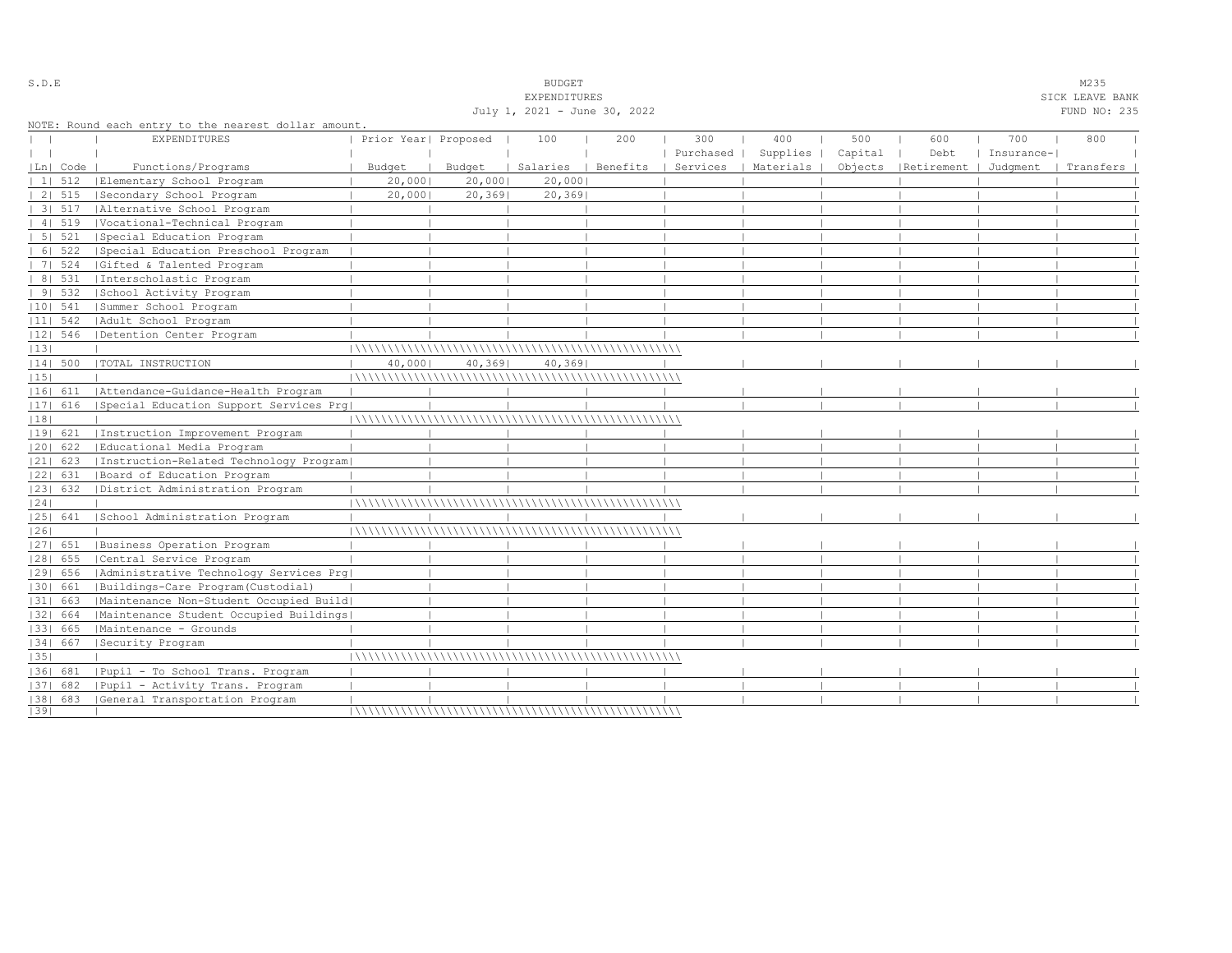S.D.E

BUDGET
EXPENDITURES
July 1, 2021 - June 30, 2022

M235
SICK LEAVE BANK
FUND NO: 235

NOTE: Round each entry to the nearest dollar amount.

| Ln | Code | EXPENDITURES Functions/Programs | Prior Year Budget | Proposed Budget | 100 Salaries | 200 Benefits | 300 Purchased Services | 400 Supplies Materials | 500 Capital Objects | 600 Debt Retirement | 700 Insurance-Judgment | 800 Transfers |
|---|---|---|---|---|---|---|---|---|---|---|---|---|
| 1 | 512 | Elementary School Program | 20,000 | 20,000 | 20,000 | | | | | | | |
| 2 | 515 | Secondary School Program | 20,000 | 20,369 | 20,369 | | | | | | | |
| 3 | 517 | Alternative School Program | | | | | | | | | | |
| 4 | 519 | Vocational-Technical Program | | | | | | | | | | |
| 5 | 521 | Special Education Program | | | | | | | | | | |
| 6 | 522 | Special Education Preschool Program | | | | | | | | | | |
| 7 | 524 | Gifted & Talented Program | | | | | | | | | | |
| 8 | 531 | Interscholastic Program | | | | | | | | | | |
| 9 | 532 | School Activity Program | | | | | | | | | | |
| 10 | 541 | Summer School Program | | | | | | | | | | |
| 11 | 542 | Adult School Program | | | | | | | | | | |
| 12 | 546 | Detention Center Program | | | | | | | | | | |
| 13 | | | | | | | | | | | | |
| 14 | 500 | TOTAL INSTRUCTION | 40,000 | 40,369 | 40,369 | | | | | | | |
| 15 | | | | | | | | | | | | |
| 16 | 611 | Attendance-Guidance-Health Program | | | | | | | | | | |
| 17 | 616 | Special Education Support Services Prg | | | | | | | | | | |
| 18 | | | | | | | | | | | | |
| 19 | 621 | Instruction Improvement Program | | | | | | | | | | |
| 20 | 622 | Educational Media Program | | | | | | | | | | |
| 21 | 623 | Instruction-Related Technology Program | | | | | | | | | | |
| 22 | 631 | Board of Education Program | | | | | | | | | | |
| 23 | 632 | District Administration Program | | | | | | | | | | |
| 24 | | | | | | | | | | | | |
| 25 | 641 | School Administration Program | | | | | | | | | | |
| 26 | | | | | | | | | | | | |
| 27 | 651 | Business Operation Program | | | | | | | | | | |
| 28 | 655 | Central Service Program | | | | | | | | | | |
| 29 | 656 | Administrative Technology Services Prg | | | | | | | | | | |
| 30 | 661 | Buildings-Care Program(Custodial) | | | | | | | | | | |
| 31 | 663 | Maintenance Non-Student Occupied Build | | | | | | | | | | |
| 32 | 664 | Maintenance Student Occupied Buildings | | | | | | | | | | |
| 33 | 665 | Maintenance - Grounds | | | | | | | | | | |
| 34 | 667 | Security Program | | | | | | | | | | |
| 35 | | | | | | | | | | | | |
| 36 | 681 | Pupil - To School Trans. Program | | | | | | | | | | |
| 37 | 682 | Pupil - Activity Trans. Program | | | | | | | | | | |
| 38 | 683 | General Transportation Program | | | | | | | | | | |
| 39 | | | | | | | | | | | | |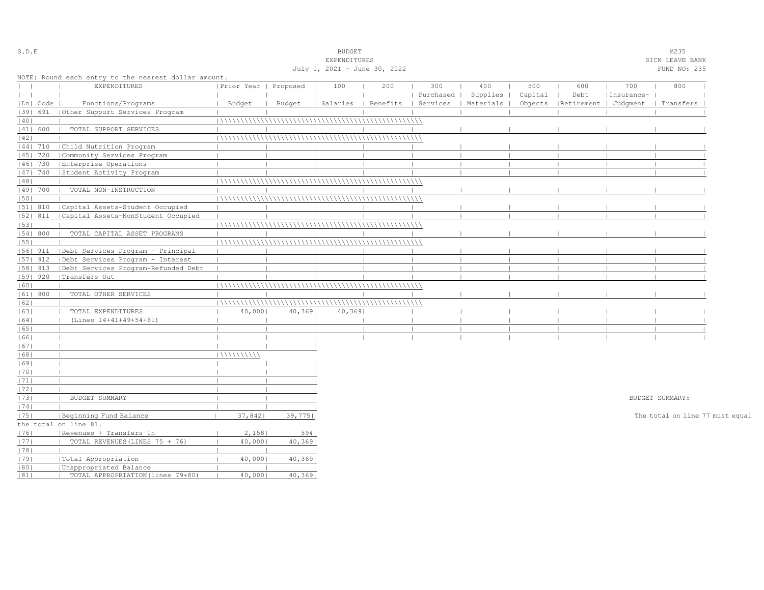S.D.E

BUDGET
EXPENDITURES
July 1, 2021 - June 30, 2022

M235
SICK LEAVE BANK
FUND NO: 235

NOTE: Round each entry to the nearest dollar amount.

| Ln | Code | EXPENDITURES Functions/Programs | Prior Year Budget | Proposed Budget | 100 Salaries | 200 Benefits | 300 Purchased Services | 400 Supplies Materials | 500 Capital Objects | 600 Debt Retirement | 700 Insurance-Judgment | 800 Transfers |
|---|---|---|---|---|---|---|---|---|---|---|---|---|
| 39 | 691 | Other Support Services Program | | | | | | | | | | |
| 40 | | | | | | | | | | | | |
| 41 | 600 | TOTAL SUPPORT SERVICES | | | | | | | | | | |
| 42 | | | | | | | | | | | | |
| 44 | 710 | Child Nutrition Program | | | | | | | | | | |
| 45 | 720 | Community Services Program | | | | | | | | | | |
| 46 | 730 | Enterprise Operations | | | | | | | | | | |
| 47 | 740 | Student Activity Program | | | | | | | | | | |
| 48 | | | | | | | | | | | | |
| 49 | 700 | TOTAL NON-INSTRUCTION | | | | | | | | | | |
| 50 | | | | | | | | | | | | |
| 51 | 810 | Capital Assets-Student Occupied | | | | | | | | | | |
| 52 | 811 | Capital Assets-NonStudent Occupied | | | | | | | | | | |
| 53 | | | | | | | | | | | | |
| 54 | 800 | TOTAL CAPITAL ASSET PROGRAMS | | | | | | | | | | |
| 55 | | | | | | | | | | | | |
| 56 | 911 | Debt Services Program - Principal | | | | | | | | | | |
| 57 | 912 | Debt Services Program - Interest | | | | | | | | | | |
| 58 | 913 | Debt Services Program-Refunded Debt | | | | | | | | | | |
| 59 | 920 | Transfers Out | | | | | | | | | | |
| 60 | | | | | | | | | | | | |
| 61 | 900 | TOTAL OTHER SERVICES | | | | | | | | | | |
| 62 | | | | | | | | | | | | |
| 63 | | TOTAL EXPENDITURES | 40,000 | 40,369 | 40,369 | | | | | | | |
| 64 | | (Lines 14+41+49+54+61) | | | | | | | | | | |
| 65 | | | | | | | | | | | | |
| 66 | | | | | | | | | | | | |

| Ln | | | Prior Year Budget | Proposed Budget |
|---|---|---|---|---|
| 67 | | | | |
| 68 | | | | |
| 69 | | | | |
| 70 | | | | |
| 71 | | | | |
| 72 | | | | |
| 73 | | BUDGET SUMMARY | | |
| 74 | | | | |
| 75 | | Beginning Fund Balance | 37,842 | 39,775 |
| 76 | | Revenues + Transfers In | 2,158 | 594 |
| 77 | | TOTAL REVENUES(LINES 75 + 76) | 40,000 | 40,369 |
| 78 | | | | |
| 79 | | Total Appropriation | 40,000 | 40,369 |
| 80 | | Unappropriated Balance | | |
| 81 | | TOTAL APPROPRIATION(lines 79+80) | 40,000 | 40,369 |

BUDGET SUMMARY:

The total on line 77 must equal the total on line 81.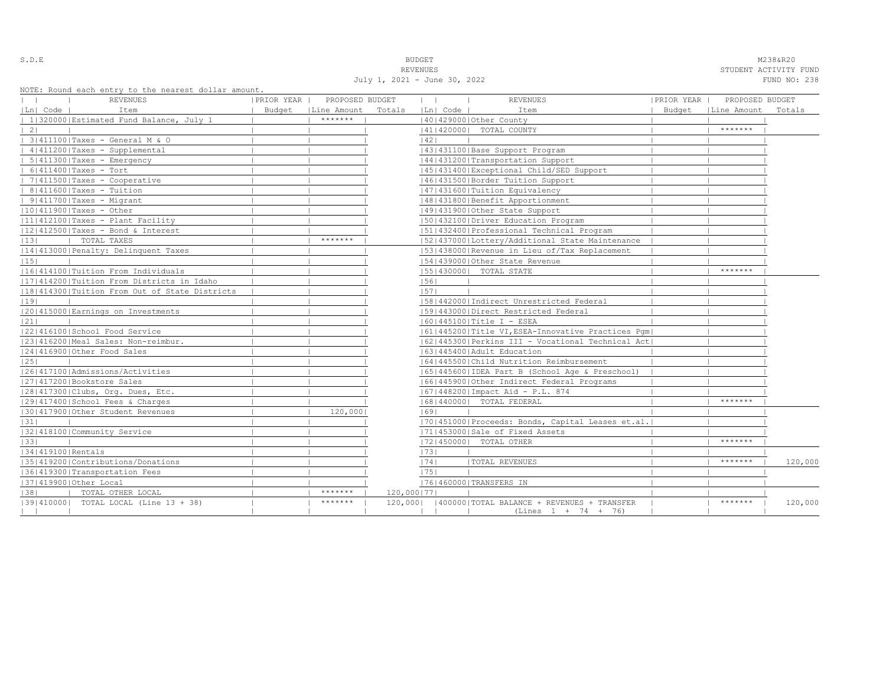S.D.E

# BUDGET
## REVENUES
July 1, 2021 - June 30, 2022

M238&R20
STUDENT ACTIVITY FUND
FUND NO: 238

NOTE: Round each entry to the nearest dollar amount.

| Ln | Code | REVENUES Item | PRIOR YEAR Budget | PROPOSED BUDGET Line Amount | PROPOSED BUDGET Totals | Ln | Code | REVENUES Item | PRIOR YEAR Budget | PROPOSED BUDGET Line Amount | PROPOSED BUDGET Totals |
|---|---|---|---|---|---|---|---|---|---|---|---|
| 1 | 320000 | Estimated Fund Balance, July 1 | | ******* | | 40 | 429000 | Other County | | | |
| 2 | | | | | | 41 | 420000 | TOTAL COUNTY | | ******* | |
| 3 | 411100 | Taxes - General M & O | | | | 42 | | | | | |
| 4 | 411200 | Taxes - Supplemental | | | | 43 | 431100 | Base Support Program | | | |
| 5 | 411300 | Taxes - Emergency | | | | 44 | 431200 | Transportation Support | | | |
| 6 | 411400 | Taxes - Tort | | | | 45 | 431400 | Exceptional Child/SED Support | | | |
| 7 | 411500 | Taxes - Cooperative | | | | 46 | 431500 | Border Tuition Support | | | |
| 8 | 411600 | Taxes - Tuition | | | | 47 | 431600 | Tuition Equivalency | | | |
| 9 | 411700 | Taxes - Migrant | | | | 48 | 431800 | Benefit Apportionment | | | |
| 10 | 411900 | Taxes - Other | | | | 49 | 431900 | Other State Support | | | |
| 11 | 412100 | Taxes - Plant Facility | | | | 50 | 432100 | Driver Education Program | | | |
| 12 | 412500 | Taxes - Bond & Interest | | | | 51 | 432400 | Professional Technical Program | | | |
| 13 | | TOTAL TAXES | | ******* | | 52 | 437000 | Lottery/Additional State Maintenance | | | |
| 14 | 413000 | Penalty: Delinquent Taxes | | | | 53 | 438000 | Revenue in Lieu of/Tax Replacement | | | |
| 15 | | | | | | 54 | 439000 | Other State Revenue | | | |
| 16 | 414100 | Tuition From Individuals | | | | 55 | 430000 | TOTAL STATE | | ******* | |
| 17 | 414200 | Tuition From Districts in Idaho | | | | 56 | | | | | |
| 18 | 414300 | Tuition From Out of State Districts | | | | 57 | | | | | |
| 19 | | | | | | 58 | 442000 | Indirect Unrestricted Federal | | | |
| 20 | 415000 | Earnings on Investments | | | | 59 | 443000 | Direct Restricted Federal | | | |
| 21 | | | | | | 60 | 445100 | Title I - ESEA | | | |
| 22 | 416100 | School Food Service | | | | 61 | 445200 | Title VI,ESEA-Innovative Practices Pgm | | | |
| 23 | 416200 | Meal Sales: Non-reimbur. | | | | 62 | 445300 | Perkins III - Vocational Technical Act | | | |
| 24 | 416900 | Other Food Sales | | | | 63 | 445400 | Adult Education | | | |
| 25 | | | | | | 64 | 445500 | Child Nutrition Reimbursement | | | |
| 26 | 417100 | Admissions/Activities | | | | 65 | 445600 | IDEA Part B (School Age & Preschool) | | | |
| 27 | 417200 | Bookstore Sales | | | | 66 | 445900 | Other Indirect Federal Programs | | | |
| 28 | 417300 | Clubs, Org. Dues, Etc. | | | | 67 | 448200 | Impact Aid - P.L. 874 | | | |
| 29 | 417400 | School Fees & Charges | | | | 68 | 440000 | TOTAL FEDERAL | | ******* | |
| 30 | 417900 | Other Student Revenues | | 120,000 | | 69 | | | | | |
| 31 | | | | | | 70 | 451000 | Proceeds: Bonds, Capital Leases et.al. | | | |
| 32 | 418100 | Community Service | | | | 71 | 453000 | Sale of Fixed Assets | | | |
| 33 | | | | | | 72 | 450000 | TOTAL OTHER | | ******* | |
| 34 | 419100 | Rentals | | | | 73 | | | | | |
| 35 | 419200 | Contributions/Donations | | | | 74 | | TOTAL REVENUES | | ******* | 120,000 |
| 36 | 419300 | Transportation Fees | | | | 75 | | | | | |
| 37 | 419900 | Other Local | | | | 76 | 460000 | TRANSFERS IN | | | |
| 38 | | TOTAL OTHER LOCAL | | ******* | 120,000 | 77 | | | | | |
| 39 | 410000 | TOTAL LOCAL (Line 13 + 38) | | ******* | 120,000 | | 400000 | TOTAL BALANCE + REVENUES + TRANSFER (Lines 1 + 74 + 76) | | ******* | 120,000 |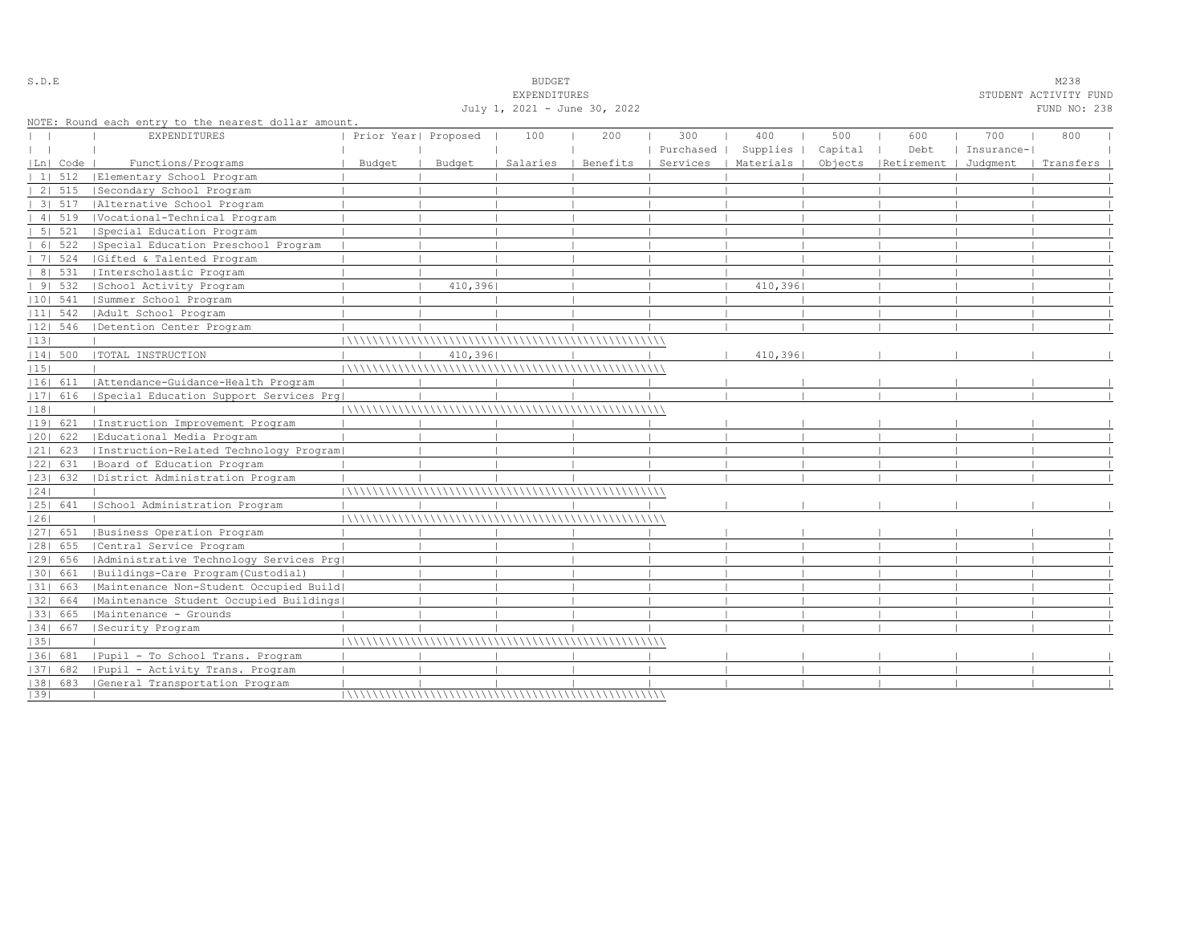S.D.E

BUDGET
EXPENDITURES
July 1, 2021 - June 30, 2022

M238
STUDENT ACTIVITY FUND
FUND NO: 238

NOTE: Round each entry to the nearest dollar amount.

| Ln | Code | EXPENDITURES Functions/Programs | Prior Year Budget | Proposed Budget | 100 Salaries | 200 Benefits | 300 Purchased Services | 400 Supplies Materials | 500 Capital Objects | 600 Debt Retirement | 700 Insurance-Judgment | 800 Transfers |
|---|---|---|---|---|---|---|---|---|---|---|---|---|
| 1 | 512 | Elementary School Program | | | | | | | | | | |
| 2 | 515 | Secondary School Program | | | | | | | | | | |
| 3 | 517 | Alternative School Program | | | | | | | | | | |
| 4 | 519 | Vocational-Technical Program | | | | | | | | | | |
| 5 | 521 | Special Education Program | | | | | | | | | | |
| 6 | 522 | Special Education Preschool Program | | | | | | | | | | |
| 7 | 524 | Gifted & Talented Program | | | | | | | | | | |
| 8 | 531 | Interscholastic Program | | | | | | | | | | |
| 9 | 532 | School Activity Program | | 410,396 | | | | 410,396 | | | | |
| 10 | 541 | Summer School Program | | | | | | | | | | |
| 11 | 542 | Adult School Program | | | | | | | | | | |
| 12 | 546 | Detention Center Program | | | | | | | | | | |
| 13 | | | | | | | | | | | | |
| 14 | 500 | TOTAL INSTRUCTION | | 410,396 | | | | 410,396 | | | | |
| 15 | | | | | | | | | | | | |
| 16 | 611 | Attendance-Guidance-Health Program | | | | | | | | | | |
| 17 | 616 | Special Education Support Services Prg | | | | | | | | | | |
| 18 | | | | | | | | | | | | |
| 19 | 621 | Instruction Improvement Program | | | | | | | | | | |
| 20 | 622 | Educational Media Program | | | | | | | | | | |
| 21 | 623 | Instruction-Related Technology Program | | | | | | | | | | |
| 22 | 631 | Board of Education Program | | | | | | | | | | |
| 23 | 632 | District Administration Program | | | | | | | | | | |
| 24 | | | | | | | | | | | | |
| 25 | 641 | School Administration Program | | | | | | | | | | |
| 26 | | | | | | | | | | | | |
| 27 | 651 | Business Operation Program | | | | | | | | | | |
| 28 | 655 | Central Service Program | | | | | | | | | | |
| 29 | 656 | Administrative Technology Services Prg | | | | | | | | | | |
| 30 | 661 | Buildings-Care Program(Custodial) | | | | | | | | | | |
| 31 | 663 | Maintenance Non-Student Occupied Build | | | | | | | | | | |
| 32 | 664 | Maintenance Student Occupied Buildings | | | | | | | | | | |
| 33 | 665 | Maintenance - Grounds | | | | | | | | | | |
| 34 | 667 | Security Program | | | | | | | | | | |
| 35 | | | | | | | | | | | | |
| 36 | 681 | Pupil - To School Trans. Program | | | | | | | | | | |
| 37 | 682 | Pupil - Activity Trans. Program | | | | | | | | | | |
| 38 | 683 | General Transportation Program | | | | | | | | | | |
| 39 | | | | | | | | | | | | |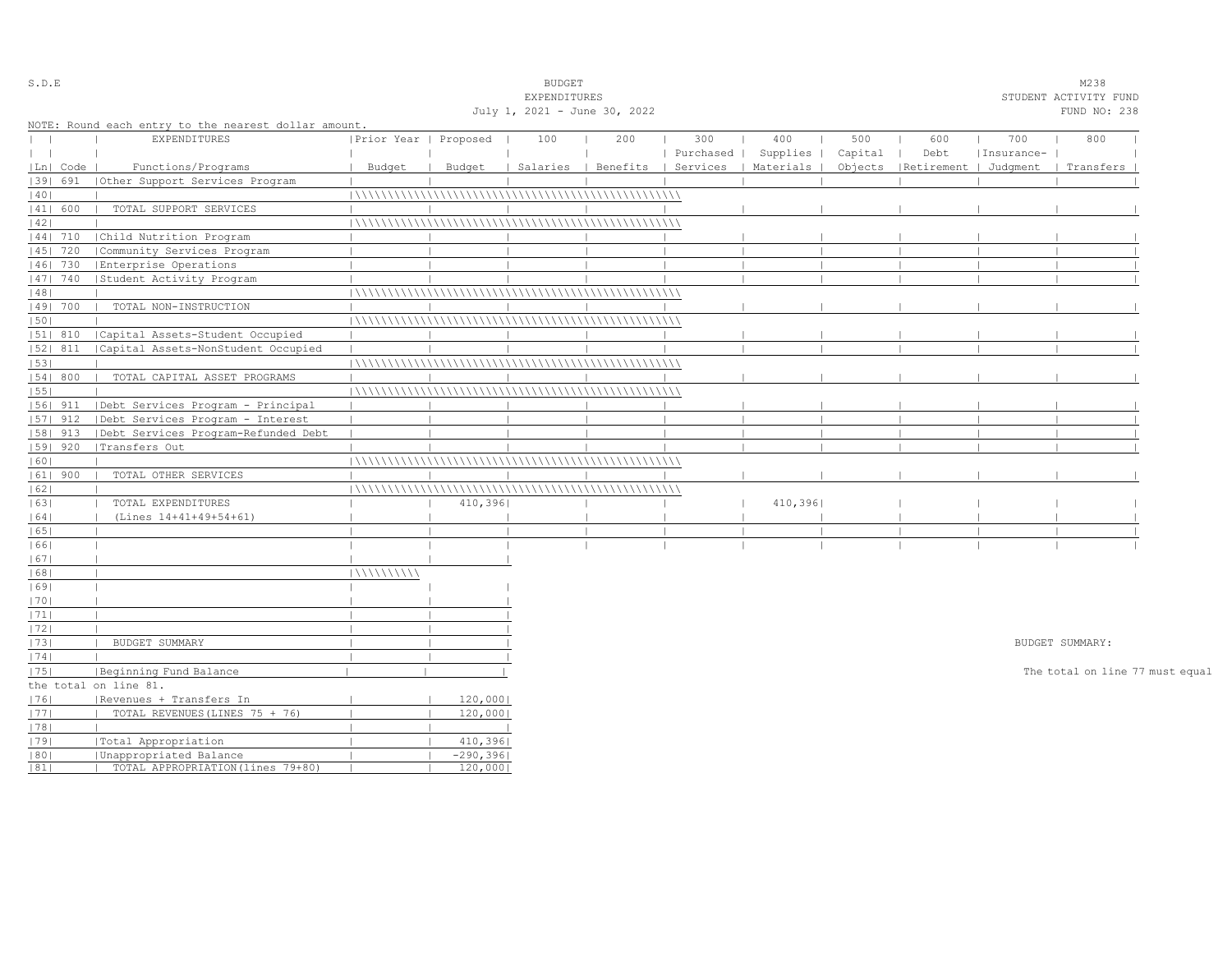S.D.E

# BUDGET
## EXPENDITURES
July 1, 2021 - June 30, 2022

M238
STUDENT ACTIVITY FUND
FUND NO: 238

NOTE: Round each entry to the nearest dollar amount.

| Ln | Code | EXPENDITURES Functions/Programs | Prior Year Budget | Proposed Budget | 100 Salaries | 200 Benefits | 300 Purchased Services | 400 Supplies Materials | 500 Capital Objects | 600 Debt Retirement | 700 Insurance- Judgment | 800 Transfers |
|---|---|---|---|---|---|---|---|---|---|---|---|---|
| 39 | 691 | Other Support Services Program | | | | | | | | | | |
| 40 | | | | | | | | | | | | |
| 41 | 600 | TOTAL SUPPORT SERVICES | | | | | | | | | | |
| 42 | | | | | | | | | | | | |
| 44 | 710 | Child Nutrition Program | | | | | | | | | | |
| 45 | 720 | Community Services Program | | | | | | | | | | |
| 46 | 730 | Enterprise Operations | | | | | | | | | | |
| 47 | 740 | Student Activity Program | | | | | | | | | | |
| 48 | | | | | | | | | | | | |
| 49 | 700 | TOTAL NON-INSTRUCTION | | | | | | | | | | |
| 50 | | | | | | | | | | | | |
| 51 | 810 | Capital Assets-Student Occupied | | | | | | | | | | |
| 52 | 811 | Capital Assets-NonStudent Occupied | | | | | | | | | | |
| 53 | | | | | | | | | | | | |
| 54 | 800 | TOTAL CAPITAL ASSET PROGRAMS | | | | | | | | | | |
| 55 | | | | | | | | | | | | |
| 56 | 911 | Debt Services Program - Principal | | | | | | | | | | |
| 57 | 912 | Debt Services Program - Interest | | | | | | | | | | |
| 58 | 913 | Debt Services Program-Refunded Debt | | | | | | | | | | |
| 59 | 920 | Transfers Out | | | | | | | | | | |
| 60 | | | | | | | | | | | | |
| 61 | 900 | TOTAL OTHER SERVICES | | | | | | | | | | |
| 62 | | | | | | | | | | | | |
| 63 | | TOTAL EXPENDITURES | | 410,396 | | | | 410,396 | | | | |
| 64 | | (Lines 14+41+49+54+61) | | | | | | | | | | |
| 65 | | | | | | | | | | | | |
| 66 | | | | | | | | | | | | |

| Ln | | | Prior Year Budget | Proposed Budget |
|---|---|---|---|---|
| 67 | | | | |
| 68 | | | | |
| 69 | | | | |
| 70 | | | | |
| 71 | | | | |
| 72 | | | | |
| 73 | | BUDGET SUMMARY | | |
| 74 | | | | |
| 75 | | Beginning Fund Balance | | |
| 76 | | Revenues + Transfers In | | 120,000 |
| 77 | | TOTAL REVENUES(LINES 75 + 76) | | 120,000 |
| 78 | | | | |
| 79 | | Total Appropriation | | 410,396 |
| 80 | | Unappropriated Balance | | -290,396 |
| 81 | | TOTAL APPROPRIATION(lines 79+80) | | 120,000 |

BUDGET SUMMARY:

The total on line 77 must equal the total on line 81.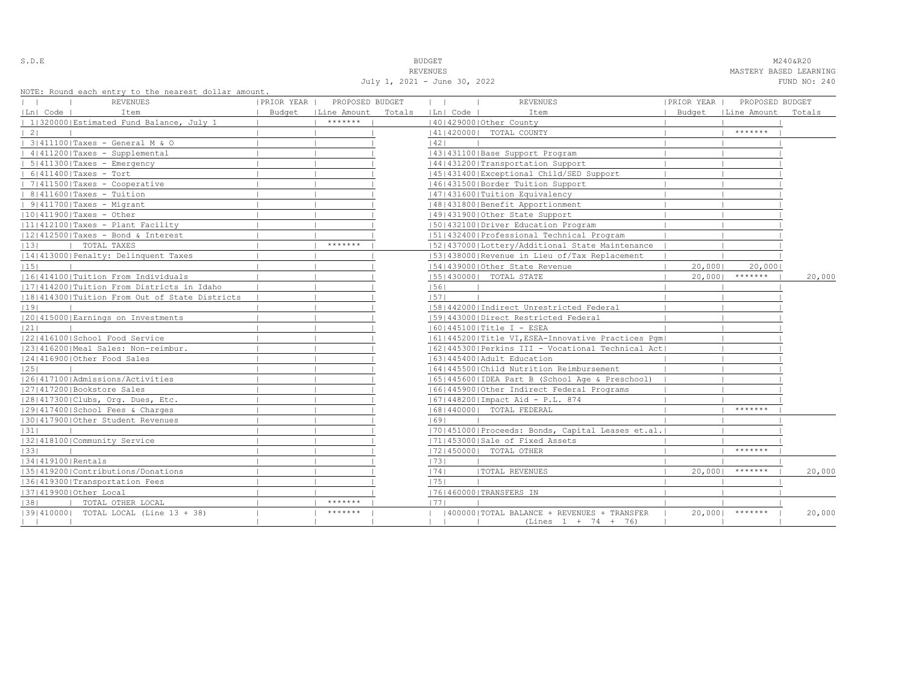S.D.E

# BUDGET
## REVENUES
July 1, 2021 - June 30, 2022

M240&R20
MASTERY BASED LEARNING
FUND NO: 240

NOTE: Round each entry to the nearest dollar amount.

| Ln | Code | REVENUES Item | PRIOR YEAR Budget | PROPOSED BUDGET Line Amount | Totals |
|---|---|---|---|---|---|
| 1 | 320000 | Estimated Fund Balance, July 1 | | ******* | |
| 2 | | | | | |
| 3 | 411100 | Taxes - General M & O | | | |
| 4 | 411200 | Taxes - Supplemental | | | |
| 5 | 411300 | Taxes - Emergency | | | |
| 6 | 411400 | Taxes - Tort | | | |
| 7 | 411500 | Taxes - Cooperative | | | |
| 8 | 411600 | Taxes - Tuition | | | |
| 9 | 411700 | Taxes - Migrant | | | |
| 10 | 411900 | Taxes - Other | | | |
| 11 | 412100 | Taxes - Plant Facility | | | |
| 12 | 412500 | Taxes - Bond & Interest | | | |
| 13 | | TOTAL TAXES | | ******* | |
| 14 | 413000 | Penalty: Delinquent Taxes | | | |
| 15 | | | | | |
| 16 | 414100 | Tuition From Individuals | | | |
| 17 | 414200 | Tuition From Districts in Idaho | | | |
| 18 | 414300 | Tuition From Out of State Districts | | | |
| 19 | | | | | |
| 20 | 415000 | Earnings on Investments | | | |
| 21 | | | | | |
| 22 | 416100 | School Food Service | | | |
| 23 | 416200 | Meal Sales: Non-reimbur. | | | |
| 24 | 416900 | Other Food Sales | | | |
| 25 | | | | | |
| 26 | 417100 | Admissions/Activities | | | |
| 27 | 417200 | Bookstore Sales | | | |
| 28 | 417300 | Clubs, Org. Dues, Etc. | | | |
| 29 | 417400 | School Fees & Charges | | | |
| 30 | 417900 | Other Student Revenues | | | |
| 31 | | | | | |
| 32 | 418100 | Community Service | | | |
| 33 | | | | | |
| 34 | 419100 | Rentals | | | |
| 35 | 419200 | Contributions/Donations | | | |
| 36 | 419300 | Transportation Fees | | | |
| 37 | 419900 | Other Local | | | |
| 38 | | TOTAL OTHER LOCAL | | ******* | |
| 39 | 410000 | TOTAL LOCAL (Line 13 + 38) | | ******* | |
| 40 | 429000 | Other County | | | |
| 41 | 420000 | TOTAL COUNTY | | ******* | |
| 42 | | | | | |
| 43 | 431100 | Base Support Program | | | |
| 44 | 431200 | Transportation Support | | | |
| 45 | 431400 | Exceptional Child/SED Support | | | |
| 46 | 431500 | Border Tuition Support | | | |
| 47 | 431600 | Tuition Equivalency | | | |
| 48 | 431800 | Benefit Apportionment | | | |
| 49 | 431900 | Other State Support | | | |
| 50 | 432100 | Driver Education Program | | | |
| 51 | 432400 | Professional Technical Program | | | |
| 52 | 437000 | Lottery/Additional State Maintenance | | | |
| 53 | 438000 | Revenue in Lieu of/Tax Replacement | | | |
| 54 | 439000 | Other State Revenue | 20,000 | 20,000 | |
| 55 | 430000 | TOTAL STATE | 20,000 | ******* | 20,000 |
| 56 | | | | | |
| 57 | | | | | |
| 58 | 442000 | Indirect Unrestricted Federal | | | |
| 59 | 443000 | Direct Restricted Federal | | | |
| 60 | 445100 | Title I - ESEA | | | |
| 61 | 445200 | Title VI,ESEA-Innovative Practices Pgm | | | |
| 62 | 445300 | Perkins III - Vocational Technical Act | | | |
| 63 | 445400 | Adult Education | | | |
| 64 | 445500 | Child Nutrition Reimbursement | | | |
| 65 | 445600 | IDEA Part B (School Age & Preschool) | | | |
| 66 | 445900 | Other Indirect Federal Programs | | | |
| 67 | 448200 | Impact Aid - P.L. 874 | | | |
| 68 | 440000 | TOTAL FEDERAL | | ******* | |
| 69 | | | | | |
| 70 | 451000 | Proceeds: Bonds, Capital Leases et.al. | | | |
| 71 | 453000 | Sale of Fixed Assets | | | |
| 72 | 450000 | TOTAL OTHER | | ******* | |
| 73 | | | | | |
| 74 | | TOTAL REVENUES | 20,000 | ******* | 20,000 |
| 75 | | | | | |
| 76 | 460000 | TRANSFERS IN | | | |
| 77 | | | | | |
| | 400000 | TOTAL BALANCE + REVENUES + TRANSFER (Lines 1 + 74 + 76) | 20,000 | ******* | 20,000 |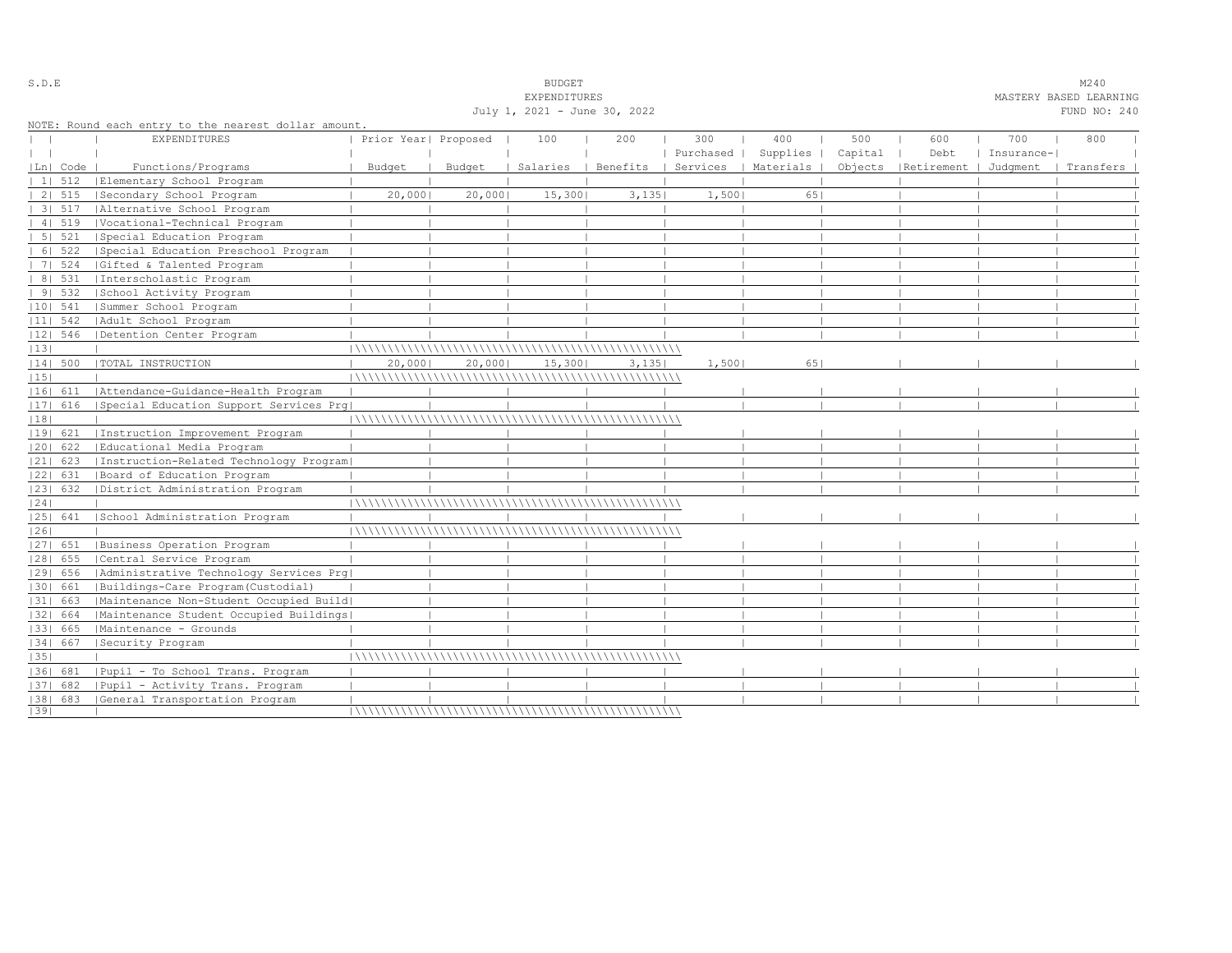S.D.E

BUDGET
EXPENDITURES
July 1, 2021 - June 30, 2022

M240
MASTERY BASED LEARNING
FUND NO: 240

NOTE: Round each entry to the nearest dollar amount.

| Ln | Code | EXPENDITURES Functions/Programs | Prior Year Budget | Proposed Budget | 100 Salaries | 200 Benefits | 300 Purchased Services | 400 Supplies Materials | 500 Capital Objects | 600 Debt Retirement | 700 Insurance-Judgment | 800 Transfers |
|---|---|---|---|---|---|---|---|---|---|---|---|---|
| 1 | 512 | Elementary School Program | | | | | | | | | | |
| 2 | 515 | Secondary School Program | 20,000 | 20,000 | 15,300 | 3,135 | 1,500 | 65 | | | | |
| 3 | 517 | Alternative School Program | | | | | | | | | | |
| 4 | 519 | Vocational-Technical Program | | | | | | | | | | |
| 5 | 521 | Special Education Program | | | | | | | | | | |
| 6 | 522 | Special Education Preschool Program | | | | | | | | | | |
| 7 | 524 | Gifted & Talented Program | | | | | | | | | | |
| 8 | 531 | Interscholastic Program | | | | | | | | | | |
| 9 | 532 | School Activity Program | | | | | | | | | | |
| 10 | 541 | Summer School Program | | | | | | | | | | |
| 11 | 542 | Adult School Program | | | | | | | | | | |
| 12 | 546 | Detention Center Program | | | | | | | | | | |
| 13 | | | | | | | | | | | | |
| 14 | 500 | TOTAL INSTRUCTION | 20,000 | 20,000 | 15,300 | 3,135 | 1,500 | 65 | | | | |
| 15 | | | | | | | | | | | | |
| 16 | 611 | Attendance-Guidance-Health Program | | | | | | | | | | |
| 17 | 616 | Special Education Support Services Prg | | | | | | | | | | |
| 18 | | | | | | | | | | | | |
| 19 | 621 | Instruction Improvement Program | | | | | | | | | | |
| 20 | 622 | Educational Media Program | | | | | | | | | | |
| 21 | 623 | Instruction-Related Technology Program | | | | | | | | | | |
| 22 | 631 | Board of Education Program | | | | | | | | | | |
| 23 | 632 | District Administration Program | | | | | | | | | | |
| 24 | | | | | | | | | | | | |
| 25 | 641 | School Administration Program | | | | | | | | | | |
| 26 | | | | | | | | | | | | |
| 27 | 651 | Business Operation Program | | | | | | | | | | |
| 28 | 655 | Central Service Program | | | | | | | | | | |
| 29 | 656 | Administrative Technology Services Prg | | | | | | | | | | |
| 30 | 661 | Buildings-Care Program(Custodial) | | | | | | | | | | |
| 31 | 663 | Maintenance Non-Student Occupied Build | | | | | | | | | | |
| 32 | 664 | Maintenance Student Occupied Buildings | | | | | | | | | | |
| 33 | 665 | Maintenance - Grounds | | | | | | | | | | |
| 34 | 667 | Security Program | | | | | | | | | | |
| 35 | | | | | | | | | | | | |
| 36 | 681 | Pupil - To School Trans. Program | | | | | | | | | | |
| 37 | 682 | Pupil - Activity Trans. Program | | | | | | | | | | |
| 38 | 683 | General Transportation Program | | | | | | | | | | |
| 39 | | | | | | | | | | | | |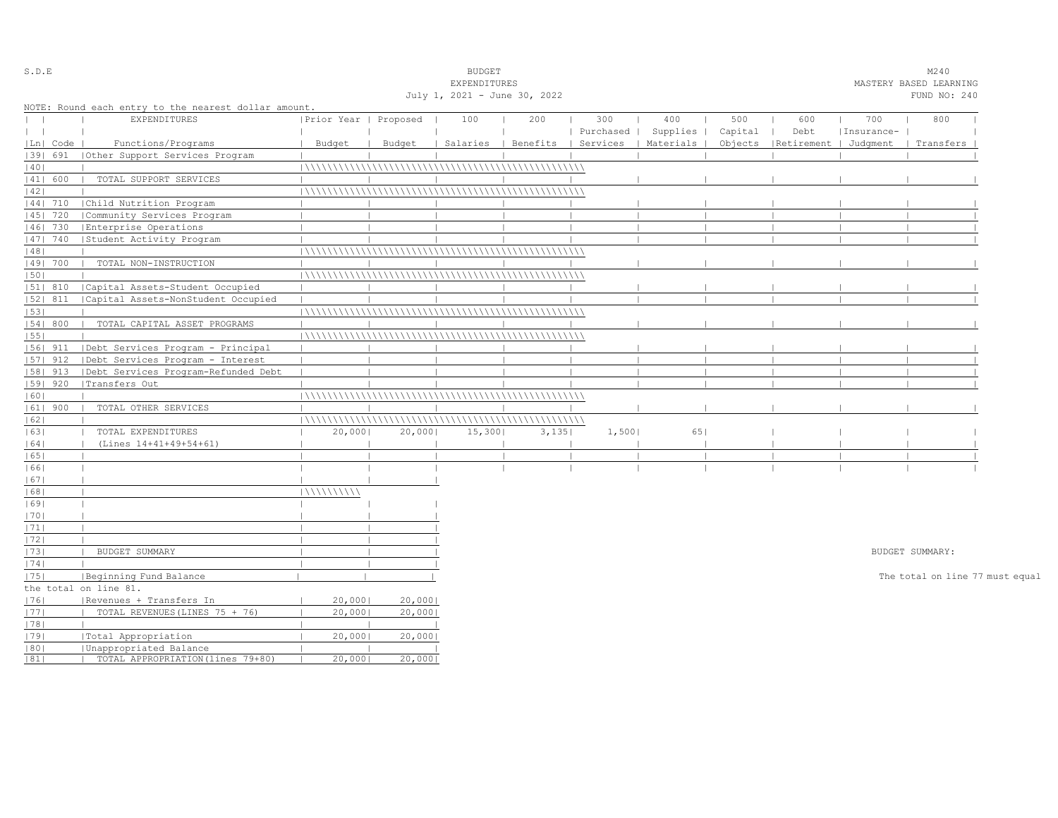S.D.E

BUDGET
EXPENDITURES
July 1, 2021 - June 30, 2022

M240
MASTERY BASED LEARNING
FUND NO: 240

NOTE: Round each entry to the nearest dollar amount.

| Ln | Code | EXPENDITURES Functions/Programs | Prior Year Budget | Proposed Budget | 100 Salaries | 200 Benefits | 300 Purchased Services | 400 Supplies Materials | 500 Capital Objects | 600 Debt Retirement | 700 Insurance-Judgment | 800 Transfers |
|---|---|---|---|---|---|---|---|---|---|---|---|---|
| 39 | 691 | Other Support Services Program | | | | | | | | | | |
| 40 | | | | | | | | | | | | |
| 41 | 600 | TOTAL SUPPORT SERVICES | | | | | | | | | | |
| 42 | | | | | | | | | | | | |
| 44 | 710 | Child Nutrition Program | | | | | | | | | | |
| 45 | 720 | Community Services Program | | | | | | | | | | |
| 46 | 730 | Enterprise Operations | | | | | | | | | | |
| 47 | 740 | Student Activity Program | | | | | | | | | | |
| 48 | | | | | | | | | | | | |
| 49 | 700 | TOTAL NON-INSTRUCTION | | | | | | | | | | |
| 50 | | | | | | | | | | | | |
| 51 | 810 | Capital Assets-Student Occupied | | | | | | | | | | |
| 52 | 811 | Capital Assets-NonStudent Occupied | | | | | | | | | | |
| 53 | | | | | | | | | | | | |
| 54 | 800 | TOTAL CAPITAL ASSET PROGRAMS | | | | | | | | | | |
| 55 | | | | | | | | | | | | |
| 56 | 911 | Debt Services Program - Principal | | | | | | | | | | |
| 57 | 912 | Debt Services Program - Interest | | | | | | | | | | |
| 58 | 913 | Debt Services Program-Refunded Debt | | | | | | | | | | |
| 59 | 920 | Transfers Out | | | | | | | | | | |
| 60 | | | | | | | | | | | | |
| 61 | 900 | TOTAL OTHER SERVICES | | | | | | | | | | |
| 62 | | | | | | | | | | | | |
| 63 | | TOTAL EXPENDITURES | 20,000 | 20,000 | 15,300 | 3,135 | 1,500 | 65 | | | | |
| 64 | | (Lines 14+41+49+54+61) | | | | | | | | | | |
| 65 | | | | | | | | | | | | |
| 66 | | | | | | | | | | | | |

| Ln | | Prior Year Budget | Proposed Budget |
|---|---|---|---|
| 67 | | | |
| 68 | | | |
| 69 | | | |
| 70 | | | |
| 71 | | | |
| 72 | | | |
| 73 | BUDGET SUMMARY | | |
| 74 | | | |
| 75 | Beginning Fund Balance | | |
| 76 | Revenues + Transfers In | 20,000 | 20,000 |
| 77 | TOTAL REVENUES(LINES 75 + 76) | 20,000 | 20,000 |
| 78 | | | |
| 79 | Total Appropriation | 20,000 | 20,000 |
| 80 | Unappropriated Balance | | |
| 81 | TOTAL APPROPRIATION(lines 79+80) | 20,000 | 20,000 |

BUDGET SUMMARY:

The total on line 77 must equal the total on line 81.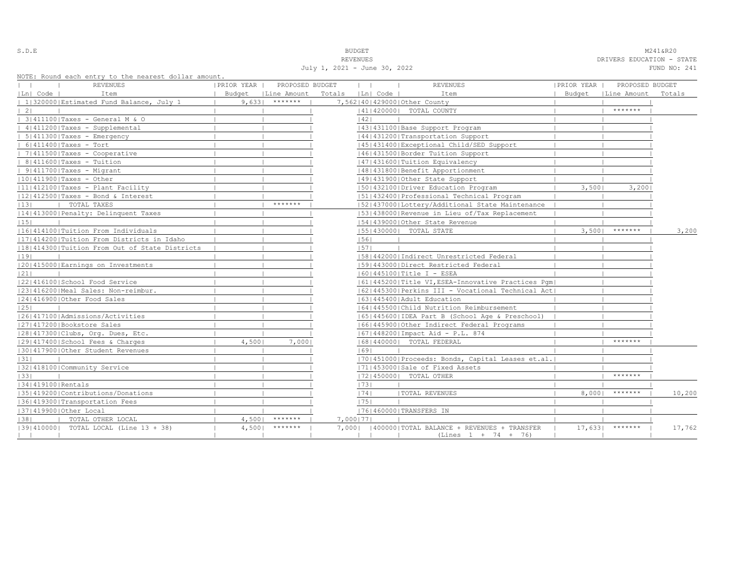S.D.E

# BUDGET
## REVENUES
July 1, 2021 - June 30, 2022

M241&R20
DRIVERS EDUCATION - STATE
FUND NO: 241

NOTE: Round each entry to the nearest dollar amount.

| Ln | Code | REVENUES Item | PRIOR YEAR Budget | PROPOSED BUDGET Line Amount | Totals | Ln | Code | REVENUES Item | PRIOR YEAR Budget | PROPOSED BUDGET Line Amount | Totals |
|---|---|---|---|---|---|---|---|---|---|---|---|
| 1 | 320000 | Estimated Fund Balance, July 1 | 9,633 | ******* | 7,562 | 40 | 429000 | Other County | | | |
| 2 | | | | | | 41 | 420000 | TOTAL COUNTY | | ******* | |
| 3 | 411100 | Taxes - General M & O | | | | 42 | | | | | |
| 4 | 411200 | Taxes - Supplemental | | | | 43 | 431100 | Base Support Program | | | |
| 5 | 411300 | Taxes - Emergency | | | | 44 | 431200 | Transportation Support | | | |
| 6 | 411400 | Taxes - Tort | | | | 45 | 431400 | Exceptional Child/SED Support | | | |
| 7 | 411500 | Taxes - Cooperative | | | | 46 | 431500 | Border Tuition Support | | | |
| 8 | 411600 | Taxes - Tuition | | | | 47 | 431600 | Tuition Equivalency | | | |
| 9 | 411700 | Taxes - Migrant | | | | 48 | 431800 | Benefit Apportionment | | | |
| 10 | 411900 | Taxes - Other | | | | 49 | 431900 | Other State Support | | | |
| 11 | 412100 | Taxes - Plant Facility | | | | 50 | 432100 | Driver Education Program | 3,500 | 3,200 | |
| 12 | 412500 | Taxes - Bond & Interest | | | | 51 | 432400 | Professional Technical Program | | | |
| 13 | | TOTAL TAXES | | ******* | | 52 | 437000 | Lottery/Additional State Maintenance | | | |
| 14 | 413000 | Penalty: Delinquent Taxes | | | | 53 | 438000 | Revenue in Lieu of/Tax Replacement | | | |
| 15 | | | | | | 54 | 439000 | Other State Revenue | | | |
| 16 | 414100 | Tuition From Individuals | | | | 55 | 430000 | TOTAL STATE | 3,500 | ******* | 3,200 |
| 17 | 414200 | Tuition From Districts in Idaho | | | | 56 | | | | | |
| 18 | 414300 | Tuition From Out of State Districts | | | | 57 | | | | | |
| 19 | | | | | | 58 | 442000 | Indirect Unrestricted Federal | | | |
| 20 | 415000 | Earnings on Investments | | | | 59 | 443000 | Direct Restricted Federal | | | |
| 21 | | | | | | 60 | 445100 | Title I - ESEA | | | |
| 22 | 416100 | School Food Service | | | | 61 | 445200 | Title VI,ESEA-Innovative Practices Pgm | | | |
| 23 | 416200 | Meal Sales: Non-reimbur. | | | | 62 | 445300 | Perkins III - Vocational Technical Act | | | |
| 24 | 416900 | Other Food Sales | | | | 63 | 445400 | Adult Education | | | |
| 25 | | | | | | 64 | 445500 | Child Nutrition Reimbursement | | | |
| 26 | 417100 | Admissions/Activities | | | | 65 | 445600 | IDEA Part B (School Age & Preschool) | | | |
| 27 | 417200 | Bookstore Sales | | | | 66 | 445900 | Other Indirect Federal Programs | | | |
| 28 | 417300 | Clubs, Org. Dues, Etc. | | | | 67 | 448200 | Impact Aid - P.L. 874 | | | |
| 29 | 417400 | School Fees & Charges | 4,500 | 7,000 | | 68 | 440000 | TOTAL FEDERAL | | ******* | |
| 30 | 417900 | Other Student Revenues | | | | 69 | | | | | |
| 31 | | | | | | 70 | 451000 | Proceeds: Bonds, Capital Leases et.al. | | | |
| 32 | 418100 | Community Service | | | | 71 | 453000 | Sale of Fixed Assets | | | |
| 33 | | | | | | 72 | 450000 | TOTAL OTHER | | ******* | |
| 34 | 419100 | Rentals | | | | 73 | | | | | |
| 35 | 419200 | Contributions/Donations | | | | 74 | | TOTAL REVENUES | 8,000 | ******* | 10,200 |
| 36 | 419300 | Transportation Fees | | | | 75 | | | | | |
| 37 | 419900 | Other Local | | | | 76 | 460000 | TRANSFERS IN | | | |
| 38 | | TOTAL OTHER LOCAL | 4,500 | ******* | 7,000 | 77 | | | | | |
| 39 | 410000 | TOTAL LOCAL (Line 13 + 38) | 4,500 | ******* | 7,000 | | 400000 | TOTAL BALANCE + REVENUES + TRANSFER (Lines 1 + 74 + 76) | 17,633 | ******* | 17,762 |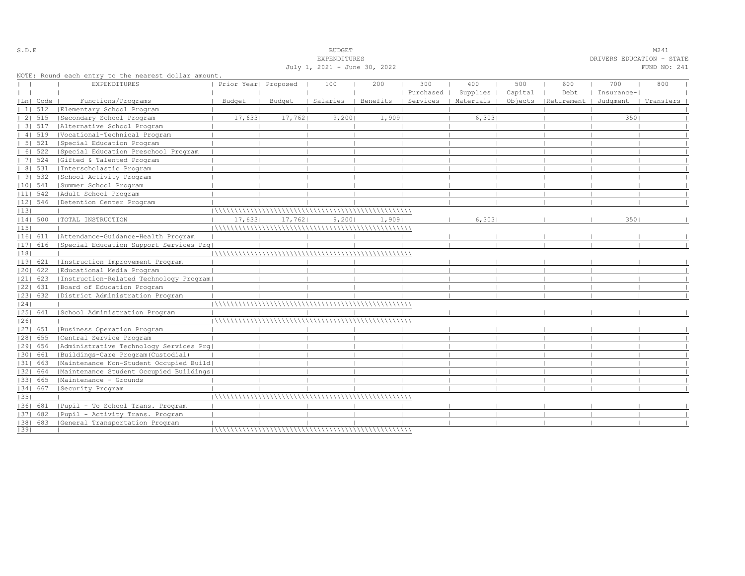S.D.E

BUDGET
EXPENDITURES
July 1, 2021 - June 30, 2022

M241
DRIVERS EDUCATION - STATE
FUND NO: 241

NOTE: Round each entry to the nearest dollar amount.

| Ln | Code | EXPENDITURES Functions/Programs | Prior Year Budget | Proposed Budget | 100 Salaries | 200 Benefits | 300 Purchased Services | 400 Supplies Materials | 500 Capital Objects | 600 Debt Retirement | 700 Insurance-Judgment | 800 Transfers |
|---|---|---|---|---|---|---|---|---|---|---|---|---|
| 1 | 512 | Elementary School Program | | | | | | | | | | |
| 2 | 515 | Secondary School Program | 17,633 | 17,762 | 9,200 | 1,909 | | 6,303 | | | 350 | |
| 3 | 517 | Alternative School Program | | | | | | | | | | |
| 4 | 519 | Vocational-Technical Program | | | | | | | | | | |
| 5 | 521 | Special Education Program | | | | | | | | | | |
| 6 | 522 | Special Education Preschool Program | | | | | | | | | | |
| 7 | 524 | Gifted & Talented Program | | | | | | | | | | |
| 8 | 531 | Interscholastic Program | | | | | | | | | | |
| 9 | 532 | School Activity Program | | | | | | | | | | |
| 10 | 541 | Summer School Program | | | | | | | | | | |
| 11 | 542 | Adult School Program | | | | | | | | | | |
| 12 | 546 | Detention Center Program | | | | | | | | | | |
| 13 | | | | | | | | | | | | |
| 14 | 500 | TOTAL INSTRUCTION | 17,633 | 17,762 | 9,200 | 1,909 | | 6,303 | | | 350 | |
| 15 | | | | | | | | | | | | |
| 16 | 611 | Attendance-Guidance-Health Program | | | | | | | | | | |
| 17 | 616 | Special Education Support Services Prg | | | | | | | | | | |
| 18 | | | | | | | | | | | | |
| 19 | 621 | Instruction Improvement Program | | | | | | | | | | |
| 20 | 622 | Educational Media Program | | | | | | | | | | |
| 21 | 623 | Instruction-Related Technology Program | | | | | | | | | | |
| 22 | 631 | Board of Education Program | | | | | | | | | | |
| 23 | 632 | District Administration Program | | | | | | | | | | |
| 24 | | | | | | | | | | | | |
| 25 | 641 | School Administration Program | | | | | | | | | | |
| 26 | | | | | | | | | | | | |
| 27 | 651 | Business Operation Program | | | | | | | | | | |
| 28 | 655 | Central Service Program | | | | | | | | | | |
| 29 | 656 | Administrative Technology Services Prg | | | | | | | | | | |
| 30 | 661 | Buildings-Care Program(Custodial) | | | | | | | | | | |
| 31 | 663 | Maintenance Non-Student Occupied Build | | | | | | | | | | |
| 32 | 664 | Maintenance Student Occupied Buildings | | | | | | | | | | |
| 33 | 665 | Maintenance - Grounds | | | | | | | | | | |
| 34 | 667 | Security Program | | | | | | | | | | |
| 35 | | | | | | | | | | | | |
| 36 | 681 | Pupil - To School Trans. Program | | | | | | | | | | |
| 37 | 682 | Pupil - Activity Trans. Program | | | | | | | | | | |
| 38 | 683 | General Transportation Program | | | | | | | | | | |
| 39 | | | | | | | | | | | | |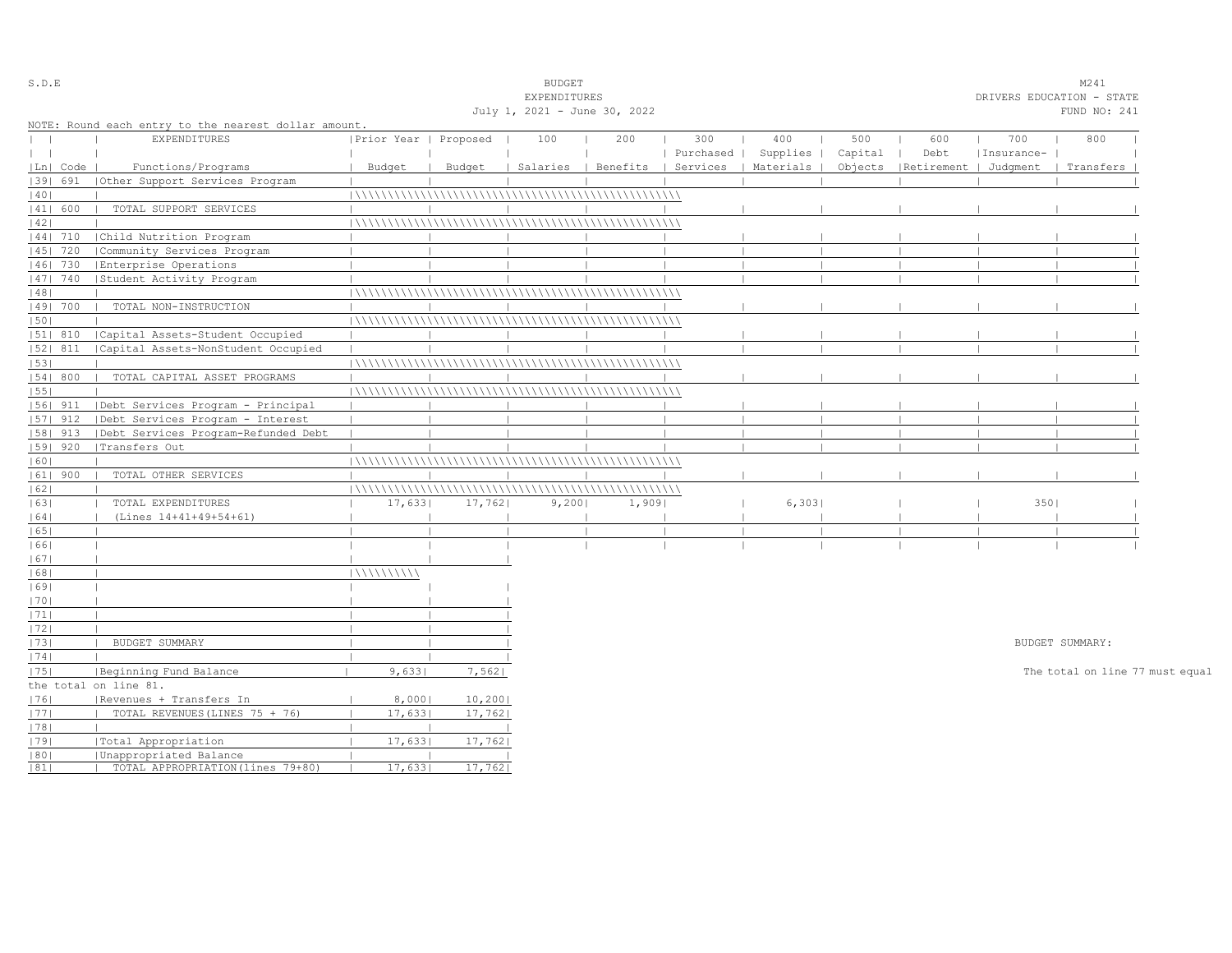S.D.E

BUDGET
EXPENDITURES
July 1, 2021 - June 30, 2022

M241
DRIVERS EDUCATION - STATE
FUND NO: 241

NOTE: Round each entry to the nearest dollar amount.

| Ln | Code | EXPENDITURES Functions/Programs | Prior Year Budget | Proposed Budget | 100 Salaries | 200 Benefits | 300 Purchased Services | 400 Supplies Materials | 500 Capital Objects | 600 Debt Retirement | 700 Insurance- Judgment | 800 Transfers |
|---|---|---|---|---|---|---|---|---|---|---|---|---|
| 39 | 691 | Other Support Services Program | | | | | | | | | | |
| 40 | | | | | | | | | | | | |
| 41 | 600 | TOTAL SUPPORT SERVICES | | | | | | | | | | |
| 42 | | | | | | | | | | | | |
| 44 | 710 | Child Nutrition Program | | | | | | | | | | |
| 45 | 720 | Community Services Program | | | | | | | | | | |
| 46 | 730 | Enterprise Operations | | | | | | | | | | |
| 47 | 740 | Student Activity Program | | | | | | | | | | |
| 48 | | | | | | | | | | | | |
| 49 | 700 | TOTAL NON-INSTRUCTION | | | | | | | | | | |
| 50 | | | | | | | | | | | | |
| 51 | 810 | Capital Assets-Student Occupied | | | | | | | | | | |
| 52 | 811 | Capital Assets-NonStudent Occupied | | | | | | | | | | |
| 53 | | | | | | | | | | | | |
| 54 | 800 | TOTAL CAPITAL ASSET PROGRAMS | | | | | | | | | | |
| 55 | | | | | | | | | | | | |
| 56 | 911 | Debt Services Program - Principal | | | | | | | | | | |
| 57 | 912 | Debt Services Program - Interest | | | | | | | | | | |
| 58 | 913 | Debt Services Program-Refunded Debt | | | | | | | | | | |
| 59 | 920 | Transfers Out | | | | | | | | | | |
| 60 | | | | | | | | | | | | |
| 61 | 900 | TOTAL OTHER SERVICES | | | | | | | | | | |
| 62 | | | | | | | | | | | | |
| 63 | | TOTAL EXPENDITURES | 17,633 | 17,762 | 9,200 | 1,909 | | 6,303 | | | 350 | |
| 64 | | (Lines 14+41+49+54+61) | | | | | | | | | | |
| 65 | | | | | | | | | | | | |
| 66 | | | | | | | | | | | | |

| Ln | | | Prior Year Budget | Proposed Budget |
|---|---|---|---|---|
| 67 | | | | |
| 68 | | | | |
| 69 | | | | |
| 70 | | | | |
| 71 | | | | |
| 72 | | | | |
| 73 | | BUDGET SUMMARY | | |
| 74 | | | | |
| 75 | | Beginning Fund Balance | 9,633 | 7,562 |
| 76 | | Revenues + Transfers In | 8,000 | 10,200 |
| 77 | | TOTAL REVENUES(LINES 75 + 76) | 17,633 | 17,762 |
| 78 | | | | |
| 79 | | Total Appropriation | 17,633 | 17,762 |
| 80 | | Unappropriated Balance | | |
| 81 | | TOTAL APPROPRIATION(lines 79+80) | 17,633 | 17,762 |

BUDGET SUMMARY:

The total on line 77 must equal the total on line 81.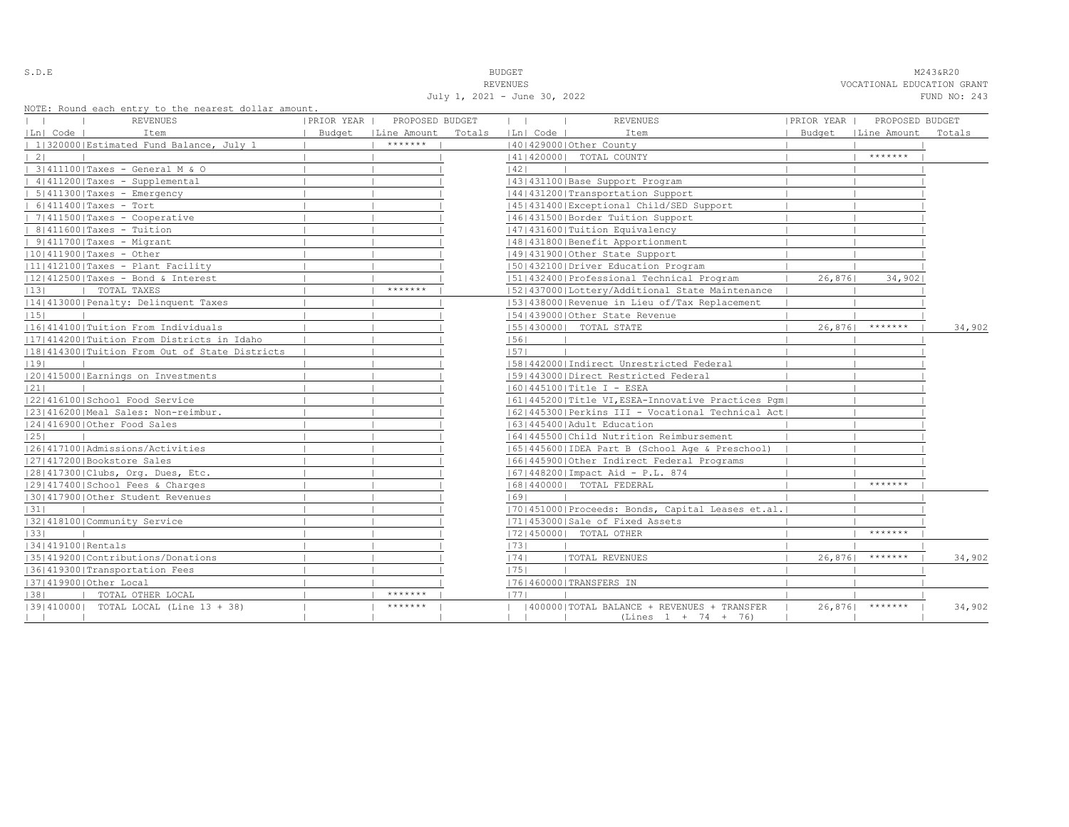S.D.E

BUDGET
REVENUES
July 1, 2021 - June 30, 2022

M243&R20
VOCATIONAL EDUCATION GRANT
FUND NO: 243

NOTE: Round each entry to the nearest dollar amount.

| Ln | Code | REVENUES Item | PRIOR YEAR Budget | PROPOSED BUDGET Line Amount | Totals |
|---|---|---|---|---|---|
| 1 | 320000 | Estimated Fund Balance, July 1 | | ******* | |
| 2 | | | | | |
| 3 | 411100 | Taxes - General M & O | | | |
| 4 | 411200 | Taxes - Supplemental | | | |
| 5 | 411300 | Taxes - Emergency | | | |
| 6 | 411400 | Taxes - Tort | | | |
| 7 | 411500 | Taxes - Cooperative | | | |
| 8 | 411600 | Taxes - Tuition | | | |
| 9 | 411700 | Taxes - Migrant | | | |
| 10 | 411900 | Taxes - Other | | | |
| 11 | 412100 | Taxes - Plant Facility | | | |
| 12 | 412500 | Taxes - Bond & Interest | | | |
| 13 | | TOTAL TAXES | | ******* | |
| 14 | 413000 | Penalty: Delinquent Taxes | | | |
| 15 | | | | | |
| 16 | 414100 | Tuition From Individuals | | | |
| 17 | 414200 | Tuition From Districts in Idaho | | | |
| 18 | 414300 | Tuition From Out of State Districts | | | |
| 19 | | | | | |
| 20 | 415000 | Earnings on Investments | | | |
| 21 | | | | | |
| 22 | 416100 | School Food Service | | | |
| 23 | 416200 | Meal Sales: Non-reimbur. | | | |
| 24 | 416900 | Other Food Sales | | | |
| 25 | | | | | |
| 26 | 417100 | Admissions/Activities | | | |
| 27 | 417200 | Bookstore Sales | | | |
| 28 | 417300 | Clubs, Org. Dues, Etc. | | | |
| 29 | 417400 | School Fees & Charges | | | |
| 30 | 417900 | Other Student Revenues | | | |
| 31 | | | | | |
| 32 | 418100 | Community Service | | | |
| 33 | | | | | |
| 34 | 419100 | Rentals | | | |
| 35 | 419200 | Contributions/Donations | | | |
| 36 | 419300 | Transportation Fees | | | |
| 37 | 419900 | Other Local | | | |
| 38 | | TOTAL OTHER LOCAL | | ******* | |
| 39 | 410000 | TOTAL LOCAL (Line 13 + 38) | | ******* | |

| Ln | Code | REVENUES Item | PRIOR YEAR Budget | PROPOSED BUDGET Line Amount | Totals |
|---|---|---|---|---|---|
| 40 | 429000 | Other County | | | |
| 41 | 420000 | TOTAL COUNTY | | ******* | |
| 42 | | | | | |
| 43 | 431100 | Base Support Program | | | |
| 44 | 431200 | Transportation Support | | | |
| 45 | 431400 | Exceptional Child/SED Support | | | |
| 46 | 431500 | Border Tuition Support | | | |
| 47 | 431600 | Tuition Equivalency | | | |
| 48 | 431800 | Benefit Apportionment | | | |
| 49 | 431900 | Other State Support | | | |
| 50 | 432100 | Driver Education Program | | | |
| 51 | 432400 | Professional Technical Program | 26,876 | 34,902 | |
| 52 | 437000 | Lottery/Additional State Maintenance | | | |
| 53 | 438000 | Revenue in Lieu of/Tax Replacement | | | |
| 54 | 439000 | Other State Revenue | | | |
| 55 | 430000 | TOTAL STATE | 26,876 | ******* | 34,902 |
| 56 | | | | | |
| 57 | | | | | |
| 58 | 442000 | Indirect Unrestricted Federal | | | |
| 59 | 443000 | Direct Restricted Federal | | | |
| 60 | 445100 | Title I - ESEA | | | |
| 61 | 445200 | Title VI,ESEA-Innovative Practices Pgm | | | |
| 62 | 445300 | Perkins III - Vocational Technical Act | | | |
| 63 | 445400 | Adult Education | | | |
| 64 | 445500 | Child Nutrition Reimbursement | | | |
| 65 | 445600 | IDEA Part B (School Age & Preschool) | | | |
| 66 | 445900 | Other Indirect Federal Programs | | | |
| 67 | 448200 | Impact Aid - P.L. 874 | | | |
| 68 | 440000 | TOTAL FEDERAL | | ******* | |
| 69 | | | | | |
| 70 | 451000 | Proceeds: Bonds, Capital Leases et.al. | | | |
| 71 | 453000 | Sale of Fixed Assets | | | |
| 72 | 450000 | TOTAL OTHER | | ******* | |
| 73 | | | | | |
| 74 | | TOTAL REVENUES | 26,876 | ******* | 34,902 |
| 75 | | | | | |
| 76 | 460000 | TRANSFERS IN | | | |
| 77 | | | | | |
| | 400000 | TOTAL BALANCE + REVENUES + TRANSFER (Lines 1 + 74 + 76) | 26,876 | ******* | 34,902 |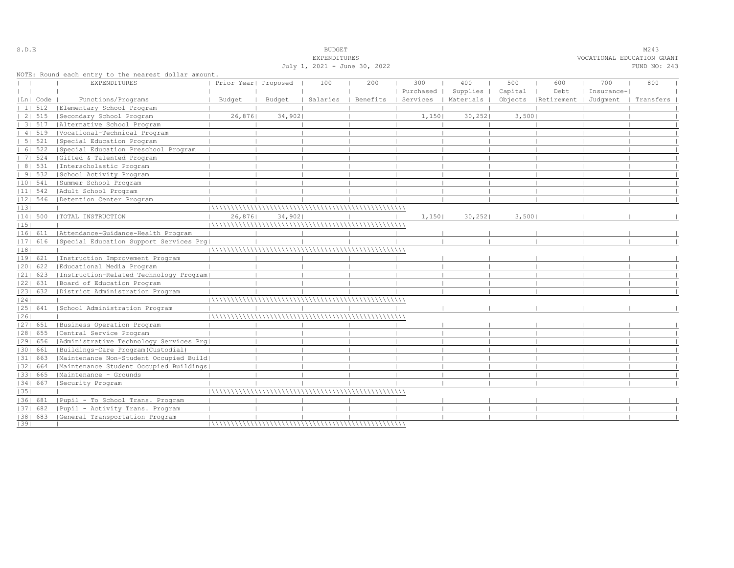S.D.E

BUDGET
EXPENDITURES
July 1, 2021 - June 30, 2022

M243
VOCATIONAL EDUCATION GRANT
FUND NO: 243

NOTE: Round each entry to the nearest dollar amount.

| Ln | Code | EXPENDITURES Functions/Programs | Prior Year Budget | Proposed Budget | 100 Salaries | 200 Benefits | 300 Purchased Services | 400 Supplies Materials | 500 Capital Objects | 600 Debt Retirement | 700 Insurance-Judgment | 800 Transfers |
|---|---|---|---|---|---|---|---|---|---|---|---|---|
| 1 | 512 | Elementary School Program | | | | | | | | | | |
| 2 | 515 | Secondary School Program | 26,876 | 34,902 | | | 1,150 | 30,252 | 3,500 | | | |
| 3 | 517 | Alternative School Program | | | | | | | | | | |
| 4 | 519 | Vocational-Technical Program | | | | | | | | | | |
| 5 | 521 | Special Education Program | | | | | | | | | | |
| 6 | 522 | Special Education Preschool Program | | | | | | | | | | |
| 7 | 524 | Gifted & Talented Program | | | | | | | | | | |
| 8 | 531 | Interscholastic Program | | | | | | | | | | |
| 9 | 532 | School Activity Program | | | | | | | | | | |
| 10 | 541 | Summer School Program | | | | | | | | | | |
| 11 | 542 | Adult School Program | | | | | | | | | | |
| 12 | 546 | Detention Center Program | | | | | | | | | | |
| 13 | | | | | | | | | | | | |
| 14 | 500 | TOTAL INSTRUCTION | 26,876 | 34,902 | | | 1,150 | 30,252 | 3,500 | | | |
| 15 | | | | | | | | | | | | |
| 16 | 611 | Attendance-Guidance-Health Program | | | | | | | | | | |
| 17 | 616 | Special Education Support Services Prg | | | | | | | | | | |
| 18 | | | | | | | | | | | | |
| 19 | 621 | Instruction Improvement Program | | | | | | | | | | |
| 20 | 622 | Educational Media Program | | | | | | | | | | |
| 21 | 623 | Instruction-Related Technology Program | | | | | | | | | | |
| 22 | 631 | Board of Education Program | | | | | | | | | | |
| 23 | 632 | District Administration Program | | | | | | | | | | |
| 24 | | | | | | | | | | | | |
| 25 | 641 | School Administration Program | | | | | | | | | | |
| 26 | | | | | | | | | | | | |
| 27 | 651 | Business Operation Program | | | | | | | | | | |
| 28 | 655 | Central Service Program | | | | | | | | | | |
| 29 | 656 | Administrative Technology Services Prg | | | | | | | | | | |
| 30 | 661 | Buildings-Care Program(Custodial) | | | | | | | | | | |
| 31 | 663 | Maintenance Non-Student Occupied Build | | | | | | | | | | |
| 32 | 664 | Maintenance Student Occupied Buildings | | | | | | | | | | |
| 33 | 665 | Maintenance - Grounds | | | | | | | | | | |
| 34 | 667 | Security Program | | | | | | | | | | |
| 35 | | | | | | | | | | | | |
| 36 | 681 | Pupil - To School Trans. Program | | | | | | | | | | |
| 37 | 682 | Pupil - Activity Trans. Program | | | | | | | | | | |
| 38 | 683 | General Transportation Program | | | | | | | | | | |
| 39 | | | | | | | | | | | | |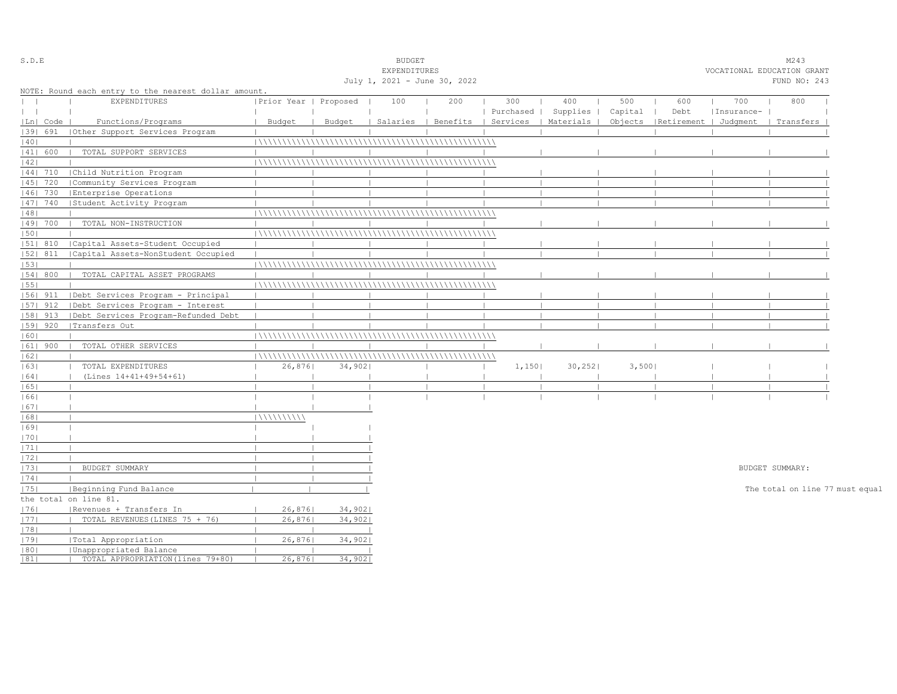S.D.E

BUDGET
EXPENDITURES
July 1, 2021 - June 30, 2022

M243
VOCATIONAL EDUCATION GRANT
FUND NO: 243

NOTE: Round each entry to the nearest dollar amount.

| Ln | Code | EXPENDITURES Functions/Programs | Prior Year Budget | Proposed Budget | 100 Salaries | 200 Benefits | 300 Purchased Services | 400 Supplies Materials | 500 Capital Objects | 600 Debt Retirement | 700 Insurance- Judgment | 800 Transfers |
|---|---|---|---|---|---|---|---|---|---|---|---|---|
| 39 | 691 | Other Support Services Program | | | | | | | | | | |
| 40 | | | | | | | | | | | | |
| 41 | 600 | TOTAL SUPPORT SERVICES | | | | | | | | | | |
| 42 | | | | | | | | | | | | |
| 44 | 710 | Child Nutrition Program | | | | | | | | | | |
| 45 | 720 | Community Services Program | | | | | | | | | | |
| 46 | 730 | Enterprise Operations | | | | | | | | | | |
| 47 | 740 | Student Activity Program | | | | | | | | | | |
| 48 | | | | | | | | | | | | |
| 49 | 700 | TOTAL NON-INSTRUCTION | | | | | | | | | | |
| 50 | | | | | | | | | | | | |
| 51 | 810 | Capital Assets-Student Occupied | | | | | | | | | | |
| 52 | 811 | Capital Assets-NonStudent Occupied | | | | | | | | | | |
| 53 | | | | | | | | | | | | |
| 54 | 800 | TOTAL CAPITAL ASSET PROGRAMS | | | | | | | | | | |
| 55 | | | | | | | | | | | | |
| 56 | 911 | Debt Services Program - Principal | | | | | | | | | | |
| 57 | 912 | Debt Services Program - Interest | | | | | | | | | | |
| 58 | 913 | Debt Services Program-Refunded Debt | | | | | | | | | | |
| 59 | 920 | Transfers Out | | | | | | | | | | |
| 60 | | | | | | | | | | | | |
| 61 | 900 | TOTAL OTHER SERVICES | | | | | | | | | | |
| 62 | | | | | | | | | | | | |
| 63 | | TOTAL EXPENDITURES | 26,876 | 34,902 | | | 1,150 | 30,252 | 3,500 | | | |
| 64 | | (Lines 14+41+49+54+61) | | | | | | | | | | |
| 65 | | | | | | | | | | | | |
| 66 | | | | | | | | | | | | |

| Ln | | | Prior Year Budget | Proposed Budget |
|---|---|---|---|---|
| 67 | | | | |
| 68 | | | | |
| 69 | | | | |
| 70 | | | | |
| 71 | | | | |
| 72 | | | | |
| 73 | | BUDGET SUMMARY | | |
| 74 | | | | |
| 75 | | Beginning Fund Balance | | |
| 76 | | Revenues + Transfers In | 26,876 | 34,902 |
| 77 | | TOTAL REVENUES(LINES 75 + 76) | 26,876 | 34,902 |
| 78 | | | | |
| 79 | | Total Appropriation | 26,876 | 34,902 |
| 80 | | Unappropriated Balance | | |
| 81 | | TOTAL APPROPRIATION(lines 79+80) | 26,876 | 34,902 |

BUDGET SUMMARY:

The total on line 77 must equal the total on line 81.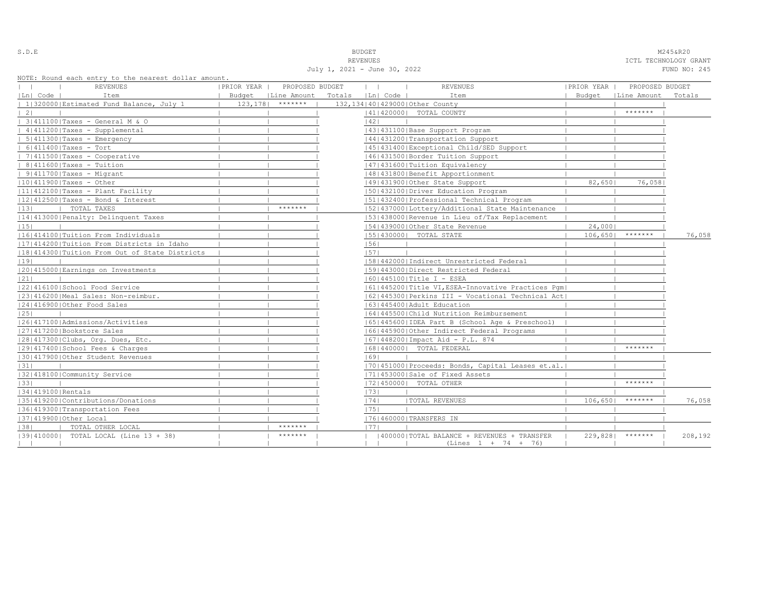S.D.E

BUDGET
REVENUES
July 1, 2021 - June 30, 2022

M245&R20
ICTL TECHNOLOGY GRANT
FUND NO: 245

NOTE: Round each entry to the nearest dollar amount.

| Ln | Code | REVENUES Item | PRIOR YEAR Budget | PROPOSED BUDGET Line Amount | Totals | Ln | Code | REVENUES Item | PRIOR YEAR Budget | PROPOSED BUDGET Line Amount | Totals |
|---|---|---|---|---|---|---|---|---|---|---|---|
| 1 | 320000 | Estimated Fund Balance, July 1 | 123,178 | ******* | 132,134 | 40 | 429000 | Other County | | | |
| 2 | | | | | | 41 | 420000 | TOTAL COUNTY | | ******* | |
| 3 | 411100 | Taxes - General M & O | | | | 42 | | | | | |
| 4 | 411200 | Taxes - Supplemental | | | | 43 | 431100 | Base Support Program | | | |
| 5 | 411300 | Taxes - Emergency | | | | 44 | 431200 | Transportation Support | | | |
| 6 | 411400 | Taxes - Tort | | | | 45 | 431400 | Exceptional Child/SED Support | | | |
| 7 | 411500 | Taxes - Cooperative | | | | 46 | 431500 | Border Tuition Support | | | |
| 8 | 411600 | Taxes - Tuition | | | | 47 | 431600 | Tuition Equivalency | | | |
| 9 | 411700 | Taxes - Migrant | | | | 48 | 431800 | Benefit Apportionment | | | |
| 10 | 411900 | Taxes - Other | | | | 49 | 431900 | Other State Support | 82,650 | 76,058 | |
| 11 | 412100 | Taxes - Plant Facility | | | | 50 | 432100 | Driver Education Program | | | |
| 12 | 412500 | Taxes - Bond & Interest | | | | 51 | 432400 | Professional Technical Program | | | |
| 13 | | TOTAL TAXES | | ******* | | 52 | 437000 | Lottery/Additional State Maintenance | | | |
| 14 | 413000 | Penalty: Delinquent Taxes | | | | 53 | 438000 | Revenue in Lieu of/Tax Replacement | | | |
| 15 | | | | | | 54 | 439000 | Other State Revenue | 24,000 | | |
| 16 | 414100 | Tuition From Individuals | | | | 55 | 430000 | TOTAL STATE | 106,650 | ******* | 76,058 |
| 17 | 414200 | Tuition From Districts in Idaho | | | | 56 | | | | | |
| 18 | 414300 | Tuition From Out of State Districts | | | | 57 | | | | | |
| 19 | | | | | | 58 | 442000 | Indirect Unrestricted Federal | | | |
| 20 | 415000 | Earnings on Investments | | | | 59 | 443000 | Direct Restricted Federal | | | |
| 21 | | | | | | 60 | 445100 | Title I - ESEA | | | |
| 22 | 416100 | School Food Service | | | | 61 | 445200 | Title VI,ESEA-Innovative Practices Pgm | | | |
| 23 | 416200 | Meal Sales: Non-reimbur. | | | | 62 | 445300 | Perkins III - Vocational Technical Act | | | |
| 24 | 416900 | Other Food Sales | | | | 63 | 445400 | Adult Education | | | |
| 25 | | | | | | 64 | 445500 | Child Nutrition Reimbursement | | | |
| 26 | 417100 | Admissions/Activities | | | | 65 | 445600 | IDEA Part B (School Age & Preschool) | | | |
| 27 | 417200 | Bookstore Sales | | | | 66 | 445900 | Other Indirect Federal Programs | | | |
| 28 | 417300 | Clubs, Org. Dues, Etc. | | | | 67 | 448200 | Impact Aid - P.L. 874 | | | |
| 29 | 417400 | School Fees & Charges | | | | 68 | 440000 | TOTAL FEDERAL | | ******* | |
| 30 | 417900 | Other Student Revenues | | | | 69 | | | | | |
| 31 | | | | | | 70 | 451000 | Proceeds: Bonds, Capital Leases et.al. | | | |
| 32 | 418100 | Community Service | | | | 71 | 453000 | Sale of Fixed Assets | | | |
| 33 | | | | | | 72 | 450000 | TOTAL OTHER | | ******* | |
| 34 | 419100 | Rentals | | | | 73 | | | | | |
| 35 | 419200 | Contributions/Donations | | | | 74 | | TOTAL REVENUES | 106,650 | ******* | 76,058 |
| 36 | 419300 | Transportation Fees | | | | 75 | | | | | |
| 37 | 419900 | Other Local | | | | 76 | 460000 | TRANSFERS IN | | | |
| 38 | | TOTAL OTHER LOCAL | | ******* | | 77 | | | | | |
| 39 | 410000 | TOTAL LOCAL (Line 13 + 38) | | ******* | | | 400000 | TOTAL BALANCE + REVENUES + TRANSFER (Lines 1 + 74 + 76) | 229,828 | ******* | 208,192 |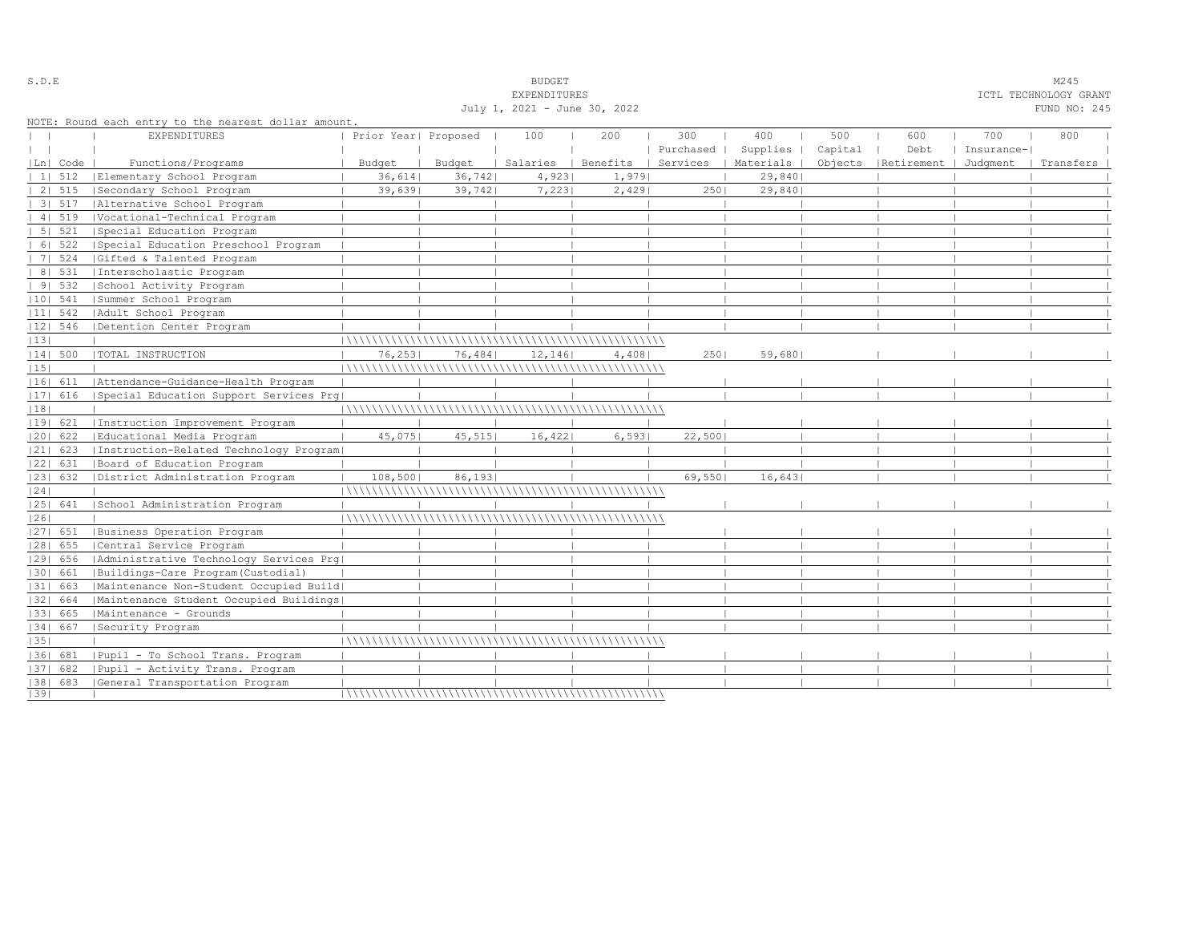S.D.E

BUDGET
EXPENDITURES
July 1, 2021 - June 30, 2022

M245
ICTL TECHNOLOGY GRANT
FUND NO: 245

NOTE: Round each entry to the nearest dollar amount.

| Ln | Code | EXPENDITURES Functions/Programs | Prior Year Budget | Proposed Budget | 100 Salaries | 200 Benefits | 300 Purchased Services | 400 Supplies Materials | 500 Capital Objects | 600 Debt Retirement | 700 Insurance-Judgment | 800 Transfers |
|---|---|---|---|---|---|---|---|---|---|---|---|---|
| 1 | 512 | Elementary School Program | 36,614 | 36,742 | 4,923 | 1,979 | | 29,840 | | | | |
| 2 | 515 | Secondary School Program | 39,639 | 39,742 | 7,223 | 2,429 | 250 | 29,840 | | | | |
| 3 | 517 | Alternative School Program | | | | | | | | | | |
| 4 | 519 | Vocational-Technical Program | | | | | | | | | | |
| 5 | 521 | Special Education Program | | | | | | | | | | |
| 6 | 522 | Special Education Preschool Program | | | | | | | | | | |
| 7 | 524 | Gifted & Talented Program | | | | | | | | | | |
| 8 | 531 | Interscholastic Program | | | | | | | | | | |
| 9 | 532 | School Activity Program | | | | | | | | | | |
| 10 | 541 | Summer School Program | | | | | | | | | | |
| 11 | 542 | Adult School Program | | | | | | | | | | |
| 12 | 546 | Detention Center Program | | | | | | | | | | |
| 13 | | | | | | | | | | | | |
| 14 | 500 | TOTAL INSTRUCTION | 76,253 | 76,484 | 12,146 | 4,408 | 250 | 59,680 | | | | |
| 15 | | | | | | | | | | | | |
| 16 | 611 | Attendance-Guidance-Health Program | | | | | | | | | | |
| 17 | 616 | Special Education Support Services Prg | | | | | | | | | | |
| 18 | | | | | | | | | | | | |
| 19 | 621 | Instruction Improvement Program | | | | | | | | | | |
| 20 | 622 | Educational Media Program | 45,075 | 45,515 | 16,422 | 6,593 | 22,500 | | | | | |
| 21 | 623 | Instruction-Related Technology Program | | | | | | | | | | |
| 22 | 631 | Board of Education Program | | | | | | | | | | |
| 23 | 632 | District Administration Program | 108,500 | 86,193 | | | 69,550 | 16,643 | | | | |
| 24 | | | | | | | | | | | | |
| 25 | 641 | School Administration Program | | | | | | | | | | |
| 26 | | | | | | | | | | | | |
| 27 | 651 | Business Operation Program | | | | | | | | | | |
| 28 | 655 | Central Service Program | | | | | | | | | | |
| 29 | 656 | Administrative Technology Services Prg | | | | | | | | | | |
| 30 | 661 | Buildings-Care Program(Custodial) | | | | | | | | | | |
| 31 | 663 | Maintenance Non-Student Occupied Build | | | | | | | | | | |
| 32 | 664 | Maintenance Student Occupied Buildings | | | | | | | | | | |
| 33 | 665 | Maintenance - Grounds | | | | | | | | | | |
| 34 | 667 | Security Program | | | | | | | | | | |
| 35 | | | | | | | | | | | | |
| 36 | 681 | Pupil - To School Trans. Program | | | | | | | | | | |
| 37 | 682 | Pupil - Activity Trans. Program | | | | | | | | | | |
| 38 | 683 | General Transportation Program | | | | | | | | | | |
| 39 | | | | | | | | | | | | |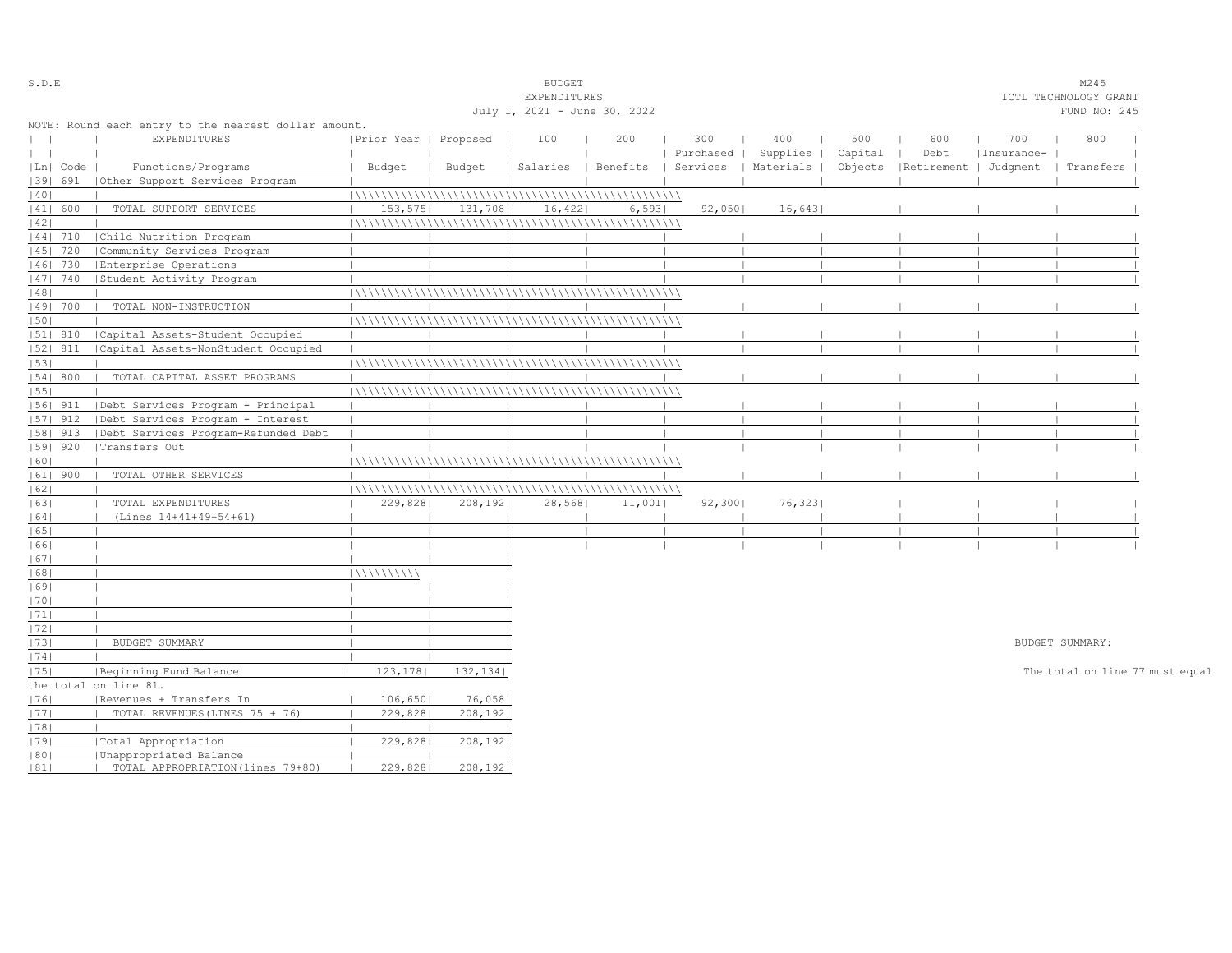S.D.E

BUDGET
EXPENDITURES
July 1, 2021 - June 30, 2022

M245
ICTL TECHNOLOGY GRANT
FUND NO: 245

NOTE: Round each entry to the nearest dollar amount.

| Ln | Code | EXPENDITURES Functions/Programs | Prior Year Budget | Proposed Budget | 100 Salaries | 200 Benefits | 300 Purchased Services | 400 Supplies Materials | 500 Capital Objects | 600 Debt Retirement | 700 Insurance-Judgment | 800 Transfers |
|---|---|---|---|---|---|---|---|---|---|---|---|---|
| 39 | 691 | Other Support Services Program | | | | | | | | | | |
| 40 | | | | | | | | | | | | |
| 41 | 600 | TOTAL SUPPORT SERVICES | 153,575 | 131,708 | 16,422 | 6,593 | 92,050 | 16,643 | | | | |
| 42 | | | | | | | | | | | | |
| 44 | 710 | Child Nutrition Program | | | | | | | | | | |
| 45 | 720 | Community Services Program | | | | | | | | | | |
| 46 | 730 | Enterprise Operations | | | | | | | | | | |
| 47 | 740 | Student Activity Program | | | | | | | | | | |
| 48 | | | | | | | | | | | | |
| 49 | 700 | TOTAL NON-INSTRUCTION | | | | | | | | | | |
| 50 | | | | | | | | | | | | |
| 51 | 810 | Capital Assets-Student Occupied | | | | | | | | | | |
| 52 | 811 | Capital Assets-NonStudent Occupied | | | | | | | | | | |
| 53 | | | | | | | | | | | | |
| 54 | 800 | TOTAL CAPITAL ASSET PROGRAMS | | | | | | | | | | |
| 55 | | | | | | | | | | | | |
| 56 | 911 | Debt Services Program - Principal | | | | | | | | | | |
| 57 | 912 | Debt Services Program - Interest | | | | | | | | | | |
| 58 | 913 | Debt Services Program-Refunded Debt | | | | | | | | | | |
| 59 | 920 | Transfers Out | | | | | | | | | | |
| 60 | | | | | | | | | | | | |
| 61 | 900 | TOTAL OTHER SERVICES | | | | | | | | | | |
| 62 | | | | | | | | | | | | |
| 63 | | TOTAL EXPENDITURES | 229,828 | 208,192 | 28,568 | 11,001 | 92,300 | 76,323 | | | | |
| 64 | | (Lines 14+41+49+54+61) | | | | | | | | | | |
| 65 | | | | | | | | | | | | |
| 66 | | | | | | | | | | | | |

| Ln | | | Prior Year Budget | Proposed Budget |
|---|---|---|---|---|
| 67 | | | | |
| 68 | | | | |
| 69 | | | | |
| 70 | | | | |
| 71 | | | | |
| 72 | | | | |
| 73 | | BUDGET SUMMARY | | |
| 74 | | | | |
| 75 | | Beginning Fund Balance | 123,178 | 132,134 |
| 76 | | Revenues + Transfers In | 106,650 | 76,058 |
| 77 | | TOTAL REVENUES(LINES 75 + 76) | 229,828 | 208,192 |
| 78 | | | | |
| 79 | | Total Appropriation | 229,828 | 208,192 |
| 80 | | Unappropriated Balance | | |
| 81 | | TOTAL APPROPRIATION(lines 79+80) | 229,828 | 208,192 |

BUDGET SUMMARY:

The total on line 77 must equal the total on line 81.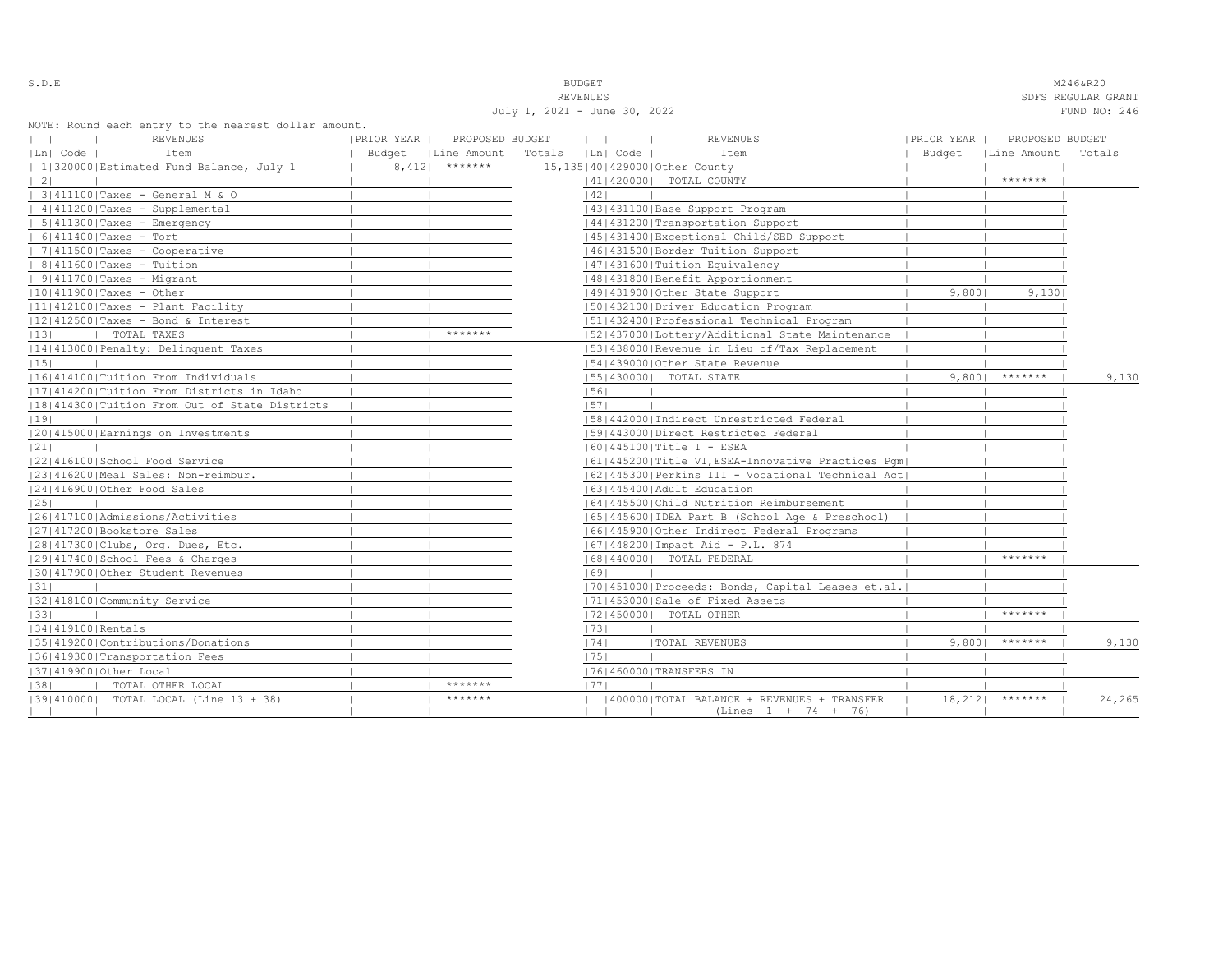S.D.E

BUDGET
REVENUES
July 1, 2021 - June 30, 2022

M246&R20
SDFS REGULAR GRANT
FUND NO: 246

NOTE: Round each entry to the nearest dollar amount.

| Ln | Code | REVENUES Item | PRIOR YEAR Budget | PROPOSED BUDGET Line Amount | Totals |
|---|---|---|---|---|---|
| 1 | 320000 | Estimated Fund Balance, July 1 | 8,412 | ******* | 15,135 |
| 2 | | | | | |
| 3 | 411100 | Taxes - General M & O | | | |
| 4 | 411200 | Taxes - Supplemental | | | |
| 5 | 411300 | Taxes - Emergency | | | |
| 6 | 411400 | Taxes - Tort | | | |
| 7 | 411500 | Taxes - Cooperative | | | |
| 8 | 411600 | Taxes - Tuition | | | |
| 9 | 411700 | Taxes - Migrant | | | |
| 10 | 411900 | Taxes - Other | | | |
| 11 | 412100 | Taxes - Plant Facility | | | |
| 12 | 412500 | Taxes - Bond & Interest | | | |
| 13 | | TOTAL TAXES | | ******* | |
| 14 | 413000 | Penalty: Delinquent Taxes | | | |
| 15 | | | | | |
| 16 | 414100 | Tuition From Individuals | | | |
| 17 | 414200 | Tuition From Districts in Idaho | | | |
| 18 | 414300 | Tuition From Out of State Districts | | | |
| 19 | | | | | |
| 20 | 415000 | Earnings on Investments | | | |
| 21 | | | | | |
| 22 | 416100 | School Food Service | | | |
| 23 | 416200 | Meal Sales: Non-reimbur. | | | |
| 24 | 416900 | Other Food Sales | | | |
| 25 | | | | | |
| 26 | 417100 | Admissions/Activities | | | |
| 27 | 417200 | Bookstore Sales | | | |
| 28 | 417300 | Clubs, Org. Dues, Etc. | | | |
| 29 | 417400 | School Fees & Charges | | | |
| 30 | 417900 | Other Student Revenues | | | |
| 31 | | | | | |
| 32 | 418100 | Community Service | | | |
| 33 | | | | | |
| 34 | 419100 | Rentals | | | |
| 35 | 419200 | Contributions/Donations | | | |
| 36 | 419300 | Transportation Fees | | | |
| 37 | 419900 | Other Local | | | |
| 38 | | TOTAL OTHER LOCAL | | ******* | |
| 39 | 410000 | TOTAL LOCAL (Line 13 + 38) | | ******* | |

| Ln | Code | REVENUES Item | PRIOR YEAR Budget | PROPOSED BUDGET Line Amount | Totals |
|---|---|---|---|---|---|
| 40 | 429000 | Other County | | | |
| 41 | 420000 | TOTAL COUNTY | | ******* | |
| 42 | | | | | |
| 43 | 431100 | Base Support Program | | | |
| 44 | 431200 | Transportation Support | | | |
| 45 | 431400 | Exceptional Child/SED Support | | | |
| 46 | 431500 | Border Tuition Support | | | |
| 47 | 431600 | Tuition Equivalency | | | |
| 48 | 431800 | Benefit Apportionment | | | |
| 49 | 431900 | Other State Support | 9,800 | 9,130 | |
| 50 | 432100 | Driver Education Program | | | |
| 51 | 432400 | Professional Technical Program | | | |
| 52 | 437000 | Lottery/Additional State Maintenance | | | |
| 53 | 438000 | Revenue in Lieu of/Tax Replacement | | | |
| 54 | 439000 | Other State Revenue | | | |
| 55 | 430000 | TOTAL STATE | 9,800 | ******* | 9,130 |
| 56 | | | | | |
| 57 | | | | | |
| 58 | 442000 | Indirect Unrestricted Federal | | | |
| 59 | 443000 | Direct Restricted Federal | | | |
| 60 | 445100 | Title I - ESEA | | | |
| 61 | 445200 | Title VI,ESEA-Innovative Practices Pgm | | | |
| 62 | 445300 | Perkins III - Vocational Technical Act | | | |
| 63 | 445400 | Adult Education | | | |
| 64 | 445500 | Child Nutrition Reimbursement | | | |
| 65 | 445600 | IDEA Part B (School Age & Preschool) | | | |
| 66 | 445900 | Other Indirect Federal Programs | | | |
| 67 | 448200 | Impact Aid - P.L. 874 | | | |
| 68 | 440000 | TOTAL FEDERAL | | ******* | |
| 69 | | | | | |
| 70 | 451000 | Proceeds: Bonds, Capital Leases et.al. | | | |
| 71 | 453000 | Sale of Fixed Assets | | | |
| 72 | 450000 | TOTAL OTHER | | ******* | |
| 73 | | | | | |
| 74 | | TOTAL REVENUES | 9,800 | ******* | 9,130 |
| 75 | | | | | |
| 76 | 460000 | TRANSFERS IN | | | |
| 77 | | | | | |
| | 400000 | TOTAL BALANCE + REVENUES + TRANSFER (Lines 1 + 74 + 76) | 18,212 | ******* | 24,265 |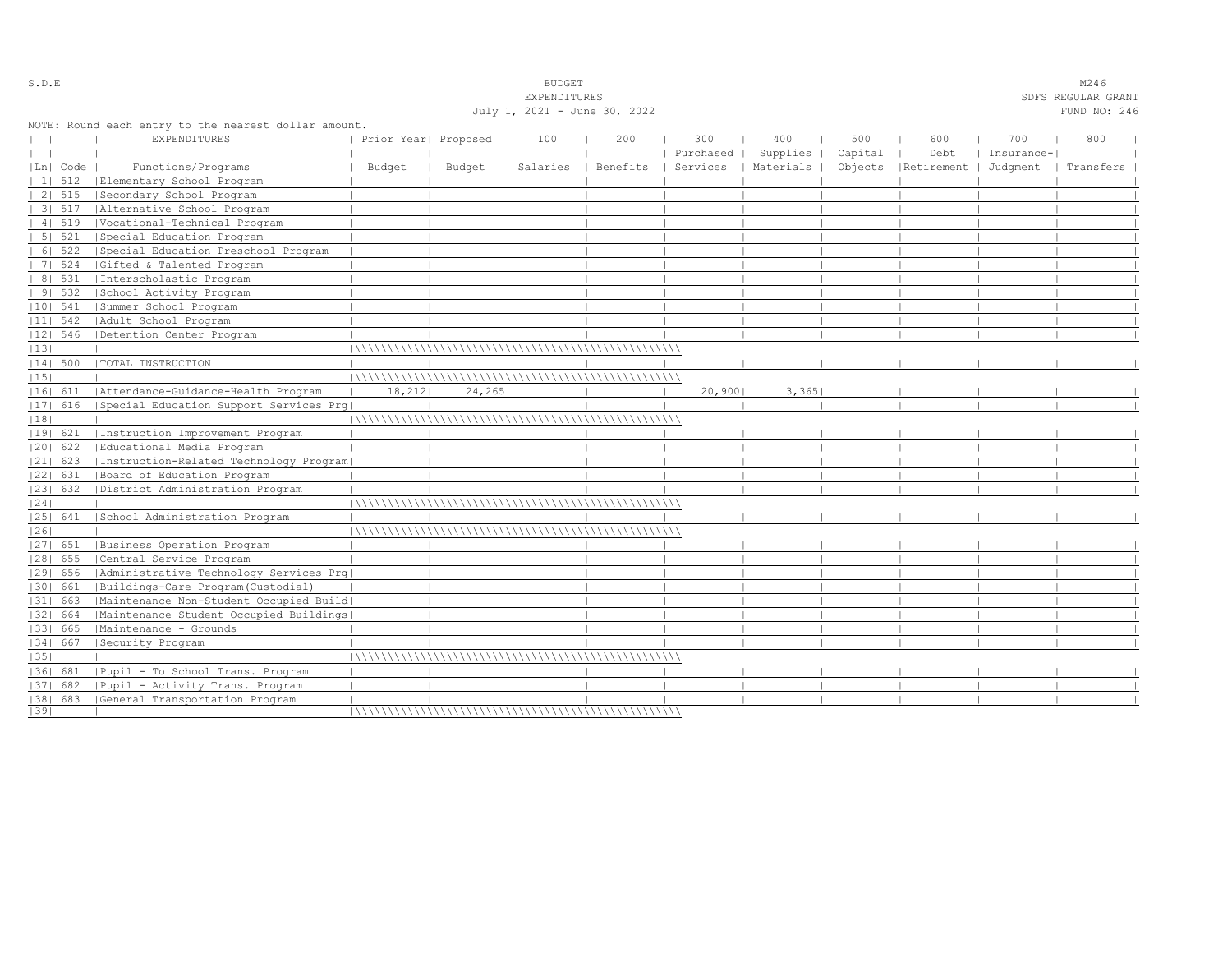S.D.E

BUDGET
EXPENDITURES
July 1, 2021 - June 30, 2022

M246
SDFS REGULAR GRANT
FUND NO: 246

NOTE: Round each entry to the nearest dollar amount.

| Ln | Code | EXPENDITURES Functions/Programs | Prior Year Budget | Proposed Budget | 100 Salaries | 200 Benefits | 300 Purchased Services | 400 Supplies Materials | 500 Capital Objects | 600 Debt Retirement | 700 Insurance-Judgment | 800 Transfers |
|---|---|---|---|---|---|---|---|---|---|---|---|---|
| 1 | 512 | Elementary School Program | | | | | | | | | | |
| 2 | 515 | Secondary School Program | | | | | | | | | | |
| 3 | 517 | Alternative School Program | | | | | | | | | | |
| 4 | 519 | Vocational-Technical Program | | | | | | | | | | |
| 5 | 521 | Special Education Program | | | | | | | | | | |
| 6 | 522 | Special Education Preschool Program | | | | | | | | | | |
| 7 | 524 | Gifted & Talented Program | | | | | | | | | | |
| 8 | 531 | Interscholastic Program | | | | | | | | | | |
| 9 | 532 | School Activity Program | | | | | | | | | | |
| 10 | 541 | Summer School Program | | | | | | | | | | |
| 11 | 542 | Adult School Program | | | | | | | | | | |
| 12 | 546 | Detention Center Program | | | | | | | | | | |
| 13 | | | | | | | | | | | | |
| 14 | 500 | TOTAL INSTRUCTION | | | | | | | | | | |
| 15 | | | | | | | | | | | | |
| 16 | 611 | Attendance-Guidance-Health Program | 18,212 | 24,265 | | | 20,900 | 3,365 | | | | |
| 17 | 616 | Special Education Support Services Prg | | | | | | | | | | |
| 18 | | | | | | | | | | | | |
| 19 | 621 | Instruction Improvement Program | | | | | | | | | | |
| 20 | 622 | Educational Media Program | | | | | | | | | | |
| 21 | 623 | Instruction-Related Technology Program | | | | | | | | | | |
| 22 | 631 | Board of Education Program | | | | | | | | | | |
| 23 | 632 | District Administration Program | | | | | | | | | | |
| 24 | | | | | | | | | | | | |
| 25 | 641 | School Administration Program | | | | | | | | | | |
| 26 | | | | | | | | | | | | |
| 27 | 651 | Business Operation Program | | | | | | | | | | |
| 28 | 655 | Central Service Program | | | | | | | | | | |
| 29 | 656 | Administrative Technology Services Prg | | | | | | | | | | |
| 30 | 661 | Buildings-Care Program(Custodial) | | | | | | | | | | |
| 31 | 663 | Maintenance Non-Student Occupied Build | | | | | | | | | | |
| 32 | 664 | Maintenance Student Occupied Buildings | | | | | | | | | | |
| 33 | 665 | Maintenance - Grounds | | | | | | | | | | |
| 34 | 667 | Security Program | | | | | | | | | | |
| 35 | | | | | | | | | | | | |
| 36 | 681 | Pupil - To School Trans. Program | | | | | | | | | | |
| 37 | 682 | Pupil - Activity Trans. Program | | | | | | | | | | |
| 38 | 683 | General Transportation Program | | | | | | | | | | |
| 39 | | | | | | | | | | | | |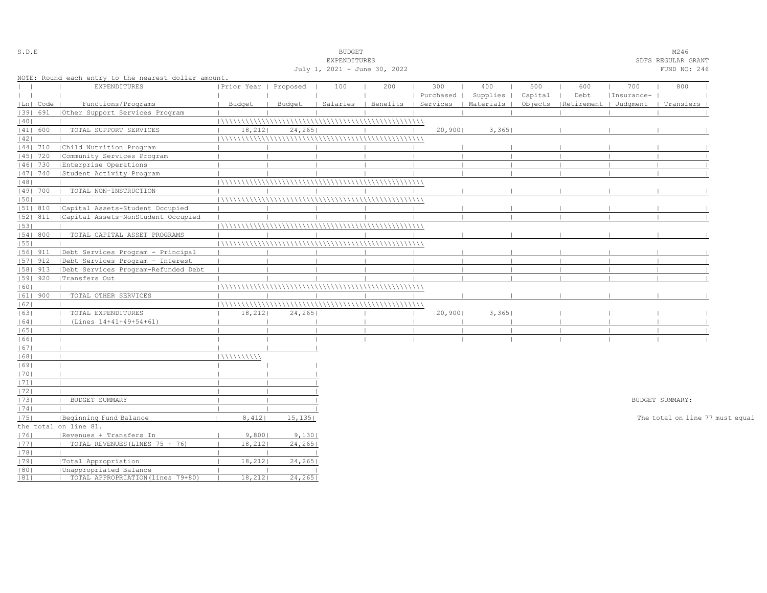S.D.E

BUDGET
EXPENDITURES
July 1, 2021 - June 30, 2022

M246
SDFS REGULAR GRANT
FUND NO: 246

NOTE: Round each entry to the nearest dollar amount.

| Ln | Code | EXPENDITURES Functions/Programs | Prior Year Budget | Proposed Budget | 100 Salaries | 200 Benefits | 300 Purchased Services | 400 Supplies Materials | 500 Capital Objects | 600 Debt Retirement | 700 Insurance- Judgment | 800 Transfers |
|---|---|---|---|---|---|---|---|---|---|---|---|---|
| 39 | 691 | Other Support Services Program | | | | | | | | | | |
| 40 | | | | | | | | | | | | |
| 41 | 600 | TOTAL SUPPORT SERVICES | 18,212 | 24,265 | | | 20,900 | 3,365 | | | | |
| 42 | | | | | | | | | | | | |
| 44 | 710 | Child Nutrition Program | | | | | | | | | | |
| 45 | 720 | Community Services Program | | | | | | | | | | |
| 46 | 730 | Enterprise Operations | | | | | | | | | | |
| 47 | 740 | Student Activity Program | | | | | | | | | | |
| 48 | | | | | | | | | | | | |
| 49 | 700 | TOTAL NON-INSTRUCTION | | | | | | | | | | |
| 50 | | | | | | | | | | | | |
| 51 | 810 | Capital Assets-Student Occupied | | | | | | | | | | |
| 52 | 811 | Capital Assets-NonStudent Occupied | | | | | | | | | | |
| 53 | | | | | | | | | | | | |
| 54 | 800 | TOTAL CAPITAL ASSET PROGRAMS | | | | | | | | | | |
| 55 | | | | | | | | | | | | |
| 56 | 911 | Debt Services Program - Principal | | | | | | | | | | |
| 57 | 912 | Debt Services Program - Interest | | | | | | | | | | |
| 58 | 913 | Debt Services Program-Refunded Debt | | | | | | | | | | |
| 59 | 920 | Transfers Out | | | | | | | | | | |
| 60 | | | | | | | | | | | | |
| 61 | 900 | TOTAL OTHER SERVICES | | | | | | | | | | |
| 62 | | | | | | | | | | | | |
| 63 | | TOTAL EXPENDITURES | 18,212 | 24,265 | | | 20,900 | 3,365 | | | | |
| 64 | | (Lines 14+41+49+54+61) | | | | | | | | | | |
| 65 | | | | | | | | | | | | |
| 66 | | | | | | | | | | | | |

| Ln | | | Prior Year Budget | Proposed Budget |
|---|---|---|---|---|
| 67 | | | | |
| 68 | | | | |
| 69 | | | | |
| 70 | | | | |
| 71 | | | | |
| 72 | | | | |
| 73 | | BUDGET SUMMARY | | |
| 74 | | | | |
| 75 | | Beginning Fund Balance | 8,412 | 15,135 |
| 76 | | Revenues + Transfers In | 9,800 | 9,130 |
| 77 | | TOTAL REVENUES(LINES 75 + 76) | 18,212 | 24,265 |
| 78 | | | | |
| 79 | | Total Appropriation | 18,212 | 24,265 |
| 80 | | Unappropriated Balance | | |
| 81 | | TOTAL APPROPRIATION(lines 79+80) | 18,212 | 24,265 |

BUDGET SUMMARY:

The total on line 77 must equal the total on line 81.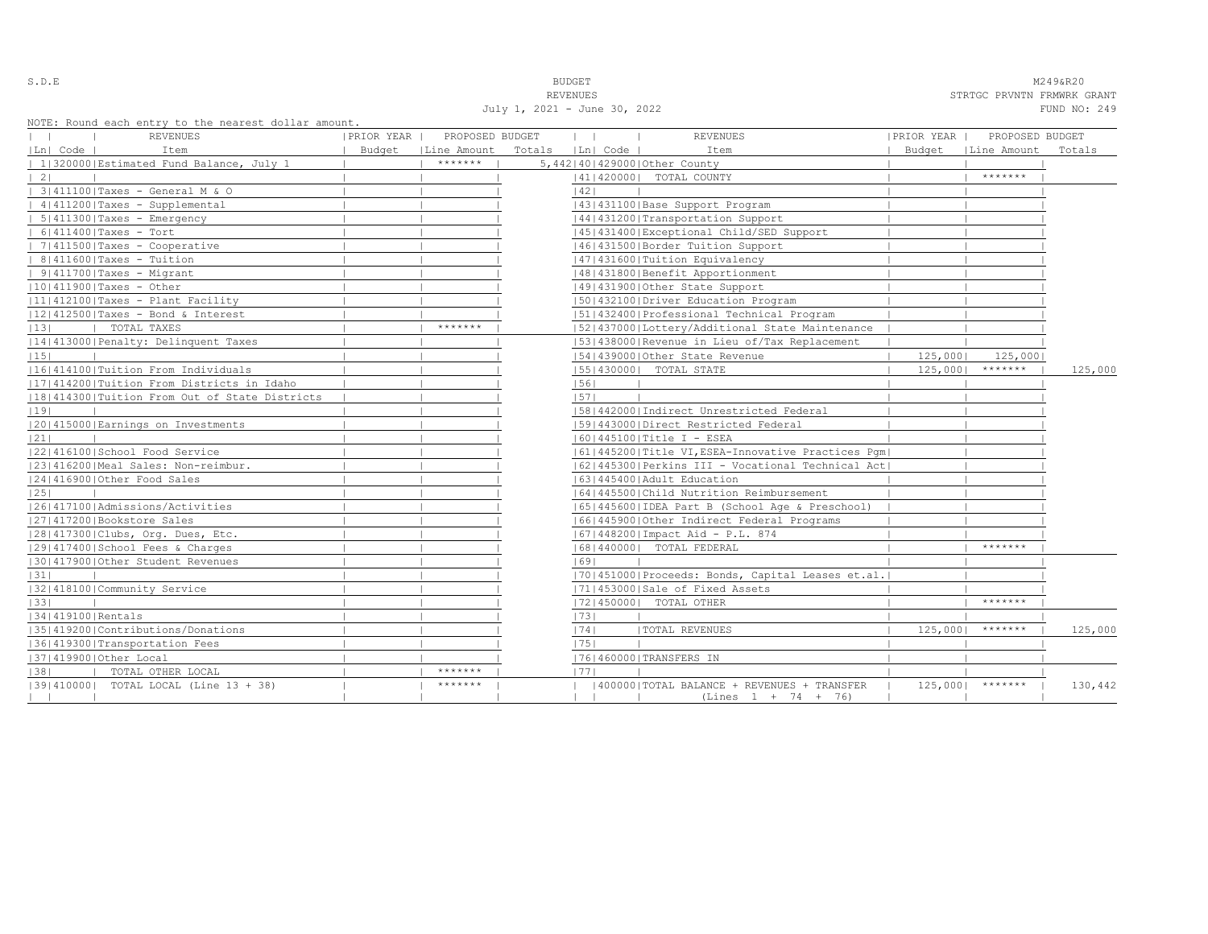S.D.E

# BUDGET
## REVENUES
July 1, 2021 - June 30, 2022

M249&R20
STRTGC PRVNTN FRMWRK GRANT
FUND NO: 249

NOTE: Round each entry to the nearest dollar amount.

| Ln | Code | REVENUES Item | PRIOR YEAR Budget | PROPOSED BUDGET Line Amount | Totals | Ln | Code | REVENUES Item | PRIOR YEAR Budget | PROPOSED BUDGET Line Amount | Totals |
|---|---|---|---|---|---|---|---|---|---|---|---|
| 1 | 320000 | Estimated Fund Balance, July 1 | | ******* | 5,442 | 40 | 429000 | Other County | | | |
| 2 | | | | | | 41 | 420000 | TOTAL COUNTY | | ******* | |
| 3 | 411100 | Taxes - General M & O | | | | 42 | | | | | |
| 4 | 411200 | Taxes - Supplemental | | | | 43 | 431100 | Base Support Program | | | |
| 5 | 411300 | Taxes - Emergency | | | | 44 | 431200 | Transportation Support | | | |
| 6 | 411400 | Taxes - Tort | | | | 45 | 431400 | Exceptional Child/SED Support | | | |
| 7 | 411500 | Taxes - Cooperative | | | | 46 | 431500 | Border Tuition Support | | | |
| 8 | 411600 | Taxes - Tuition | | | | 47 | 431600 | Tuition Equivalency | | | |
| 9 | 411700 | Taxes - Migrant | | | | 48 | 431800 | Benefit Apportionment | | | |
| 10 | 411900 | Taxes - Other | | | | 49 | 431900 | Other State Support | | | |
| 11 | 412100 | Taxes - Plant Facility | | | | 50 | 432100 | Driver Education Program | | | |
| 12 | 412500 | Taxes - Bond & Interest | | | | 51 | 432400 | Professional Technical Program | | | |
| 13 | | TOTAL TAXES | | ******* | | 52 | 437000 | Lottery/Additional State Maintenance | | | |
| 14 | 413000 | Penalty: Delinquent Taxes | | | | 53 | 438000 | Revenue in Lieu of/Tax Replacement | | | |
| 15 | | | | | | 54 | 439000 | Other State Revenue | 125,000 | 125,000 | |
| 16 | 414100 | Tuition From Individuals | | | | 55 | 430000 | TOTAL STATE | 125,000 | ******* | 125,000 |
| 17 | 414200 | Tuition From Districts in Idaho | | | | 56 | | | | | |
| 18 | 414300 | Tuition From Out of State Districts | | | | 57 | | | | | |
| 19 | | | | | | 58 | 442000 | Indirect Unrestricted Federal | | | |
| 20 | 415000 | Earnings on Investments | | | | 59 | 443000 | Direct Restricted Federal | | | |
| 21 | | | | | | 60 | 445100 | Title I - ESEA | | | |
| 22 | 416100 | School Food Service | | | | 61 | 445200 | Title VI,ESEA-Innovative Practices Pgm | | | |
| 23 | 416200 | Meal Sales: Non-reimbur. | | | | 62 | 445300 | Perkins III - Vocational Technical Act | | | |
| 24 | 416900 | Other Food Sales | | | | 63 | 445400 | Adult Education | | | |
| 25 | | | | | | 64 | 445500 | Child Nutrition Reimbursement | | | |
| 26 | 417100 | Admissions/Activities | | | | 65 | 445600 | IDEA Part B (School Age & Preschool) | | | |
| 27 | 417200 | Bookstore Sales | | | | 66 | 445900 | Other Indirect Federal Programs | | | |
| 28 | 417300 | Clubs, Org. Dues, Etc. | | | | 67 | 448200 | Impact Aid - P.L. 874 | | | |
| 29 | 417400 | School Fees & Charges | | | | 68 | 440000 | TOTAL FEDERAL | | ******* | |
| 30 | 417900 | Other Student Revenues | | | | 69 | | | | | |
| 31 | | | | | | 70 | 451000 | Proceeds: Bonds, Capital Leases et.al. | | | |
| 32 | 418100 | Community Service | | | | 71 | 453000 | Sale of Fixed Assets | | | |
| 33 | | | | | | 72 | 450000 | TOTAL OTHER | | ******* | |
| 34 | 419100 | Rentals | | | | 73 | | | | | |
| 35 | 419200 | Contributions/Donations | | | | 74 | | TOTAL REVENUES | 125,000 | ******* | 125,000 |
| 36 | 419300 | Transportation Fees | | | | 75 | | | | | |
| 37 | 419900 | Other Local | | | | 76 | 460000 | TRANSFERS IN | | | |
| 38 | | TOTAL OTHER LOCAL | | ******* | | 77 | | | | | |
| 39 | 410000 | TOTAL LOCAL (Line 13 + 38) | | ******* | | | 400000 | TOTAL BALANCE + REVENUES + TRANSFER (Lines 1 + 74 + 76) | 125,000 | ******* | 130,442 |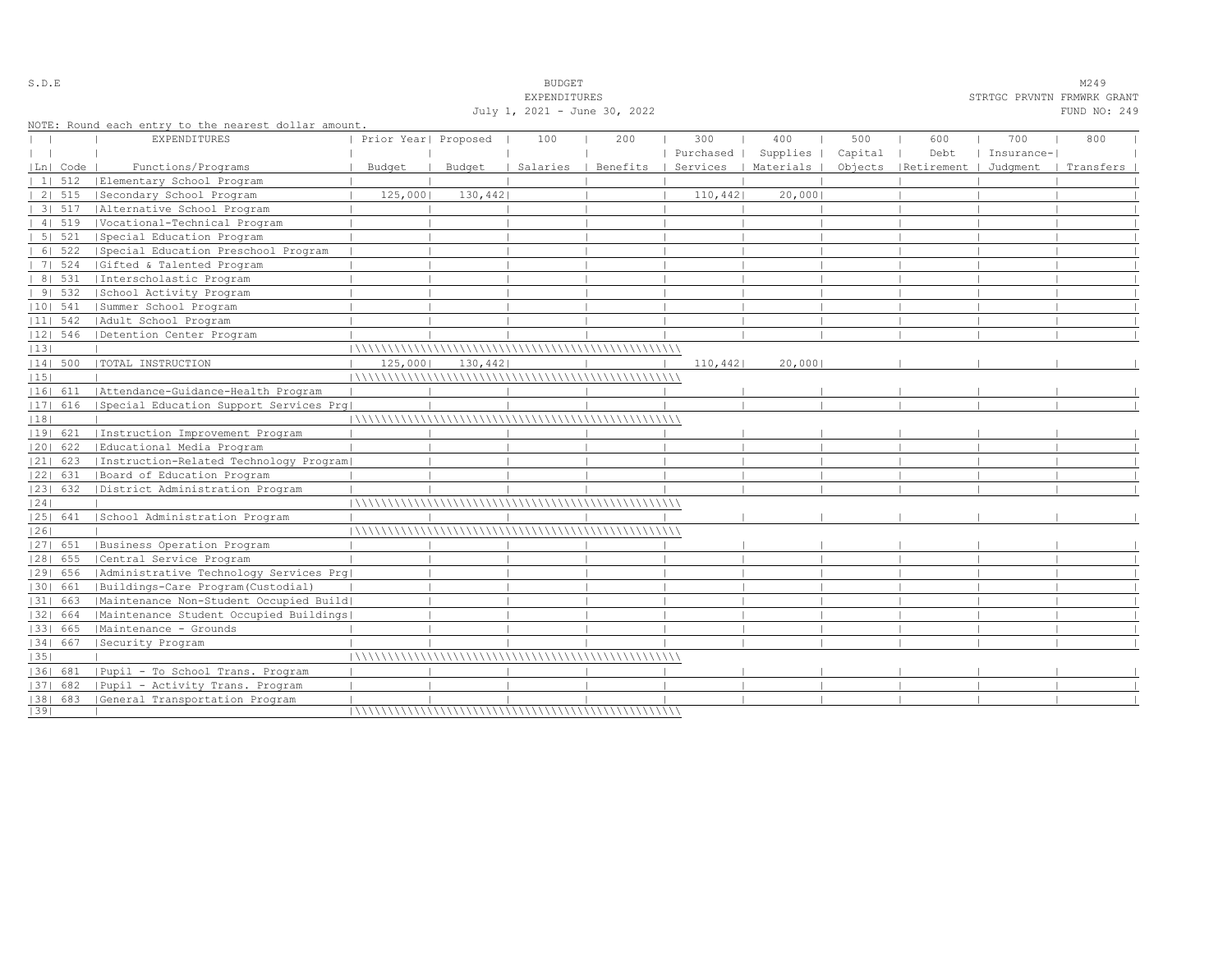S.D.E

BUDGET
EXPENDITURES
July 1, 2021 - June 30, 2022

M249
STRTGC PRVNTN FRMWRK GRANT
FUND NO: 249

NOTE: Round each entry to the nearest dollar amount.

| Ln | Code | EXPENDITURES Functions/Programs | Prior Year Budget | Proposed Budget | 100 Salaries | 200 Benefits | 300 Purchased Services | 400 Supplies Materials | 500 Capital Objects | 600 Debt Retirement | 700 Insurance-Judgment | 800 Transfers |
|---|---|---|---|---|---|---|---|---|---|---|---|---|
| 1 | 512 | Elementary School Program | | | | | | | | | | |
| 2 | 515 | Secondary School Program | 125,000 | 130,442 | | | 110,442 | 20,000 | | | | |
| 3 | 517 | Alternative School Program | | | | | | | | | | |
| 4 | 519 | Vocational-Technical Program | | | | | | | | | | |
| 5 | 521 | Special Education Program | | | | | | | | | | |
| 6 | 522 | Special Education Preschool Program | | | | | | | | | | |
| 7 | 524 | Gifted & Talented Program | | | | | | | | | | |
| 8 | 531 | Interscholastic Program | | | | | | | | | | |
| 9 | 532 | School Activity Program | | | | | | | | | | |
| 10 | 541 | Summer School Program | | | | | | | | | | |
| 11 | 542 | Adult School Program | | | | | | | | | | |
| 12 | 546 | Detention Center Program | | | | | | | | | | |
| 13 | | | | | | | | | | | | |
| 14 | 500 | TOTAL INSTRUCTION | 125,000 | 130,442 | | | 110,442 | 20,000 | | | | |
| 15 | | | | | | | | | | | | |
| 16 | 611 | Attendance-Guidance-Health Program | | | | | | | | | | |
| 17 | 616 | Special Education Support Services Prg | | | | | | | | | | |
| 18 | | | | | | | | | | | | |
| 19 | 621 | Instruction Improvement Program | | | | | | | | | | |
| 20 | 622 | Educational Media Program | | | | | | | | | | |
| 21 | 623 | Instruction-Related Technology Program | | | | | | | | | | |
| 22 | 631 | Board of Education Program | | | | | | | | | | |
| 23 | 632 | District Administration Program | | | | | | | | | | |
| 24 | | | | | | | | | | | | |
| 25 | 641 | School Administration Program | | | | | | | | | | |
| 26 | | | | | | | | | | | | |
| 27 | 651 | Business Operation Program | | | | | | | | | | |
| 28 | 655 | Central Service Program | | | | | | | | | | |
| 29 | 656 | Administrative Technology Services Prg | | | | | | | | | | |
| 30 | 661 | Buildings-Care Program(Custodial) | | | | | | | | | | |
| 31 | 663 | Maintenance Non-Student Occupied Build | | | | | | | | | | |
| 32 | 664 | Maintenance Student Occupied Buildings | | | | | | | | | | |
| 33 | 665 | Maintenance - Grounds | | | | | | | | | | |
| 34 | 667 | Security Program | | | | | | | | | | |
| 35 | | | | | | | | | | | | |
| 36 | 681 | Pupil - To School Trans. Program | | | | | | | | | | |
| 37 | 682 | Pupil - Activity Trans. Program | | | | | | | | | | |
| 38 | 683 | General Transportation Program | | | | | | | | | | |
| 39 | | | | | | | | | | | | |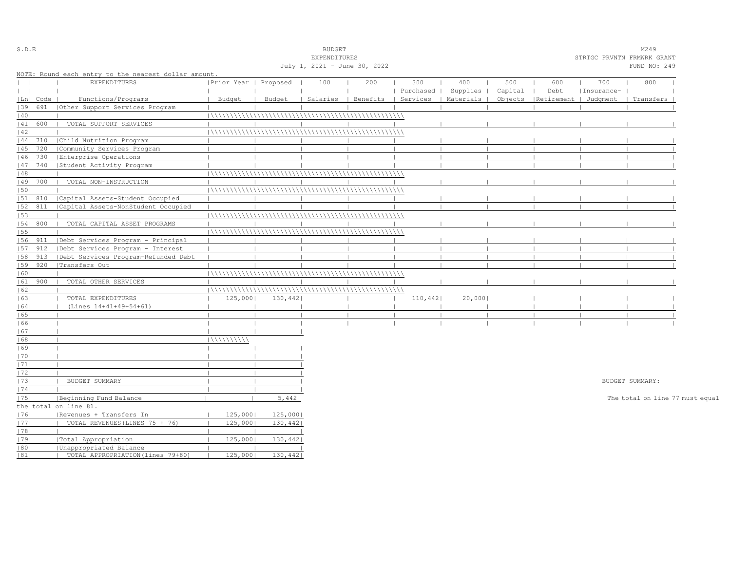S.D.E

BUDGET
EXPENDITURES
July 1, 2021 - June 30, 2022

M249
STRTGC PRVNTN FRMWRK GRANT
FUND NO: 249

NOTE: Round each entry to the nearest dollar amount.

| Ln | Code | EXPENDITURES Functions/Programs | Prior Year Budget | Proposed Budget | 100 Salaries | 200 Benefits | 300 Purchased Services | 400 Supplies Materials | 500 Capital Objects | 600 Debt Retirement | 700 Insurance-Judgment | 800 Transfers |
|---|---|---|---|---|---|---|---|---|---|---|---|---|
| 39 | 691 | Other Support Services Program | | | | | | | | | | |
| 40 | | | | | | | | | | | | |
| 41 | 600 | TOTAL SUPPORT SERVICES | | | | | | | | | | |
| 42 | | | | | | | | | | | | |
| 44 | 710 | Child Nutrition Program | | | | | | | | | | |
| 45 | 720 | Community Services Program | | | | | | | | | | |
| 46 | 730 | Enterprise Operations | | | | | | | | | | |
| 47 | 740 | Student Activity Program | | | | | | | | | | |
| 48 | | | | | | | | | | | | |
| 49 | 700 | TOTAL NON-INSTRUCTION | | | | | | | | | | |
| 50 | | | | | | | | | | | | |
| 51 | 810 | Capital Assets-Student Occupied | | | | | | | | | | |
| 52 | 811 | Capital Assets-NonStudent Occupied | | | | | | | | | | |
| 53 | | | | | | | | | | | | |
| 54 | 800 | TOTAL CAPITAL ASSET PROGRAMS | | | | | | | | | | |
| 55 | | | | | | | | | | | | |
| 56 | 911 | Debt Services Program - Principal | | | | | | | | | | |
| 57 | 912 | Debt Services Program - Interest | | | | | | | | | | |
| 58 | 913 | Debt Services Program-Refunded Debt | | | | | | | | | | |
| 59 | 920 | Transfers Out | | | | | | | | | | |
| 60 | | | | | | | | | | | | |
| 61 | 900 | TOTAL OTHER SERVICES | | | | | | | | | | |
| 62 | | | | | | | | | | | | |
| 63 | | TOTAL EXPENDITURES | 125,000 | 130,442 | | | 110,442 | 20,000 | | | | |
| 64 | | (Lines 14+41+49+54+61) | | | | | | | | | | |
| 65 | | | | | | | | | | | | |
| 66 | | | | | | | | | | | | |

| Ln | | Prior Year Budget | Proposed Budget |
|---|---|---|---|
| 67 | | | |
| 68 | | | |
| 69 | | | |
| 70 | | | |
| 71 | | | |
| 72 | | | |
| 73 | BUDGET SUMMARY | | |
| 74 | | | |
| 75 | Beginning Fund Balance | | 5,442 |
| 76 | Revenues + Transfers In | 125,000 | 125,000 |
| 77 | TOTAL REVENUES(LINES 75 + 76) | 125,000 | 130,442 |
| 78 | | | |
| 79 | Total Appropriation | 125,000 | 130,442 |
| 80 | Unappropriated Balance | | |
| 81 | TOTAL APPROPRIATION(lines 79+80) | 125,000 | 130,442 |

BUDGET SUMMARY:

The total on line 77 must equal the total on line 81.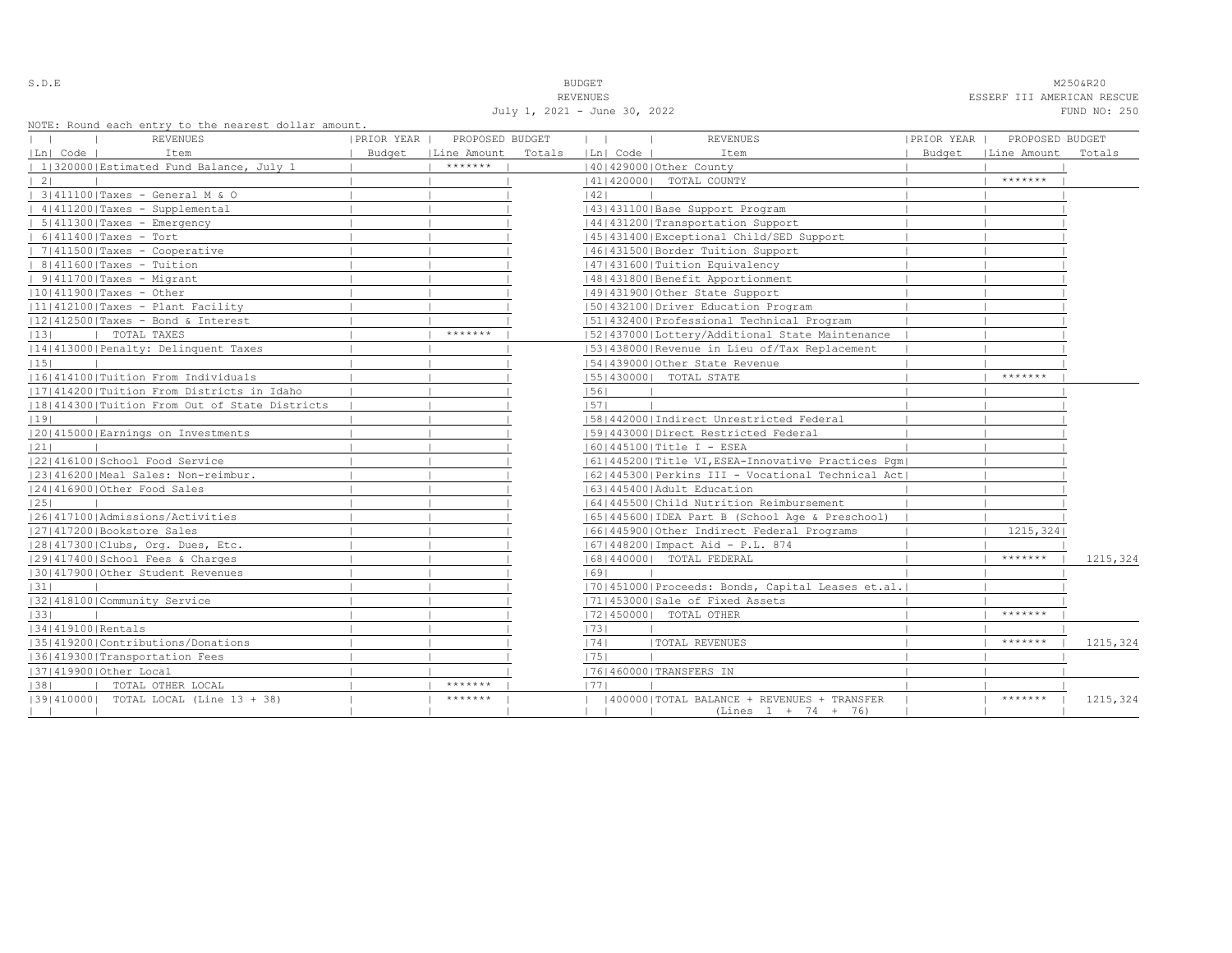S.D.E

BUDGET
REVENUES
July 1, 2021 - June 30, 2022

M250&R20
ESSERF III AMERICAN RESCUE
FUND NO: 250

NOTE: Round each entry to the nearest dollar amount.

| Ln | Code | REVENUES Item | PRIOR YEAR Budget | PROPOSED BUDGET Line Amount | Totals | Ln | Code | REVENUES Item | PRIOR YEAR Budget | PROPOSED BUDGET Line Amount | Totals |
|---|---|---|---|---|---|---|---|---|---|---|---|
| 1 | 320000 | Estimated Fund Balance, July 1 | | ******* | | 40 | 429000 | Other County | | | |
| 2 | | | | | | 41 | 420000 | TOTAL COUNTY | | ******* | |
| 3 | 411100 | Taxes - General M & O | | | | 42 | | | | | |
| 4 | 411200 | Taxes - Supplemental | | | | 43 | 431100 | Base Support Program | | | |
| 5 | 411300 | Taxes - Emergency | | | | 44 | 431200 | Transportation Support | | | |
| 6 | 411400 | Taxes - Tort | | | | 45 | 431400 | Exceptional Child/SED Support | | | |
| 7 | 411500 | Taxes - Cooperative | | | | 46 | 431500 | Border Tuition Support | | | |
| 8 | 411600 | Taxes - Tuition | | | | 47 | 431600 | Tuition Equivalency | | | |
| 9 | 411700 | Taxes - Migrant | | | | 48 | 431800 | Benefit Apportionment | | | |
| 10 | 411900 | Taxes - Other | | | | 49 | 431900 | Other State Support | | | |
| 11 | 412100 | Taxes - Plant Facility | | | | 50 | 432100 | Driver Education Program | | | |
| 12 | 412500 | Taxes - Bond & Interest | | | | 51 | 432400 | Professional Technical Program | | | |
| 13 | | TOTAL TAXES | | ******* | | 52 | 437000 | Lottery/Additional State Maintenance | | | |
| 14 | 413000 | Penalty: Delinquent Taxes | | | | 53 | 438000 | Revenue in Lieu of/Tax Replacement | | | |
| 15 | | | | | | 54 | 439000 | Other State Revenue | | | |
| 16 | 414100 | Tuition From Individuals | | | | 55 | 430000 | TOTAL STATE | | ******* | |
| 17 | 414200 | Tuition From Districts in Idaho | | | | 56 | | | | | |
| 18 | 414300 | Tuition From Out of State Districts | | | | 57 | | | | | |
| 19 | | | | | | 58 | 442000 | Indirect Unrestricted Federal | | | |
| 20 | 415000 | Earnings on Investments | | | | 59 | 443000 | Direct Restricted Federal | | | |
| 21 | | | | | | 60 | 445100 | Title I - ESEA | | | |
| 22 | 416100 | School Food Service | | | | 61 | 445200 | Title VI,ESEA-Innovative Practices Pgm | | | |
| 23 | 416200 | Meal Sales: Non-reimbur. | | | | 62 | 445300 | Perkins III - Vocational Technical Act | | | |
| 24 | 416900 | Other Food Sales | | | | 63 | 445400 | Adult Education | | | |
| 25 | | | | | | 64 | 445500 | Child Nutrition Reimbursement | | | |
| 26 | 417100 | Admissions/Activities | | | | 65 | 445600 | IDEA Part B (School Age & Preschool) | | | |
| 27 | 417200 | Bookstore Sales | | | | 66 | 445900 | Other Indirect Federal Programs | | 1215,324 | |
| 28 | 417300 | Clubs, Org. Dues, Etc. | | | | 67 | 448200 | Impact Aid - P.L. 874 | | | |
| 29 | 417400 | School Fees & Charges | | | | 68 | 440000 | TOTAL FEDERAL | | ******* | 1215,324 |
| 30 | 417900 | Other Student Revenues | | | | 69 | | | | | |
| 31 | | | | | | 70 | 451000 | Proceeds: Bonds, Capital Leases et.al. | | | |
| 32 | 418100 | Community Service | | | | 71 | 453000 | Sale of Fixed Assets | | | |
| 33 | | | | | | 72 | 450000 | TOTAL OTHER | | ******* | |
| 34 | 419100 | Rentals | | | | 73 | | | | | |
| 35 | 419200 | Contributions/Donations | | | | 74 | | TOTAL REVENUES | | ******* | 1215,324 |
| 36 | 419300 | Transportation Fees | | | | 75 | | | | | |
| 37 | 419900 | Other Local | | | | 76 | 460000 | TRANSFERS IN | | | |
| 38 | | TOTAL OTHER LOCAL | | ******* | | 77 | | | | | |
| 39 | 410000 | TOTAL LOCAL (Line 13 + 38) | | ******* | | | 400000 | TOTAL BALANCE + REVENUES + TRANSFER (Lines 1 + 74 + 76) | | ******* | 1215,324 |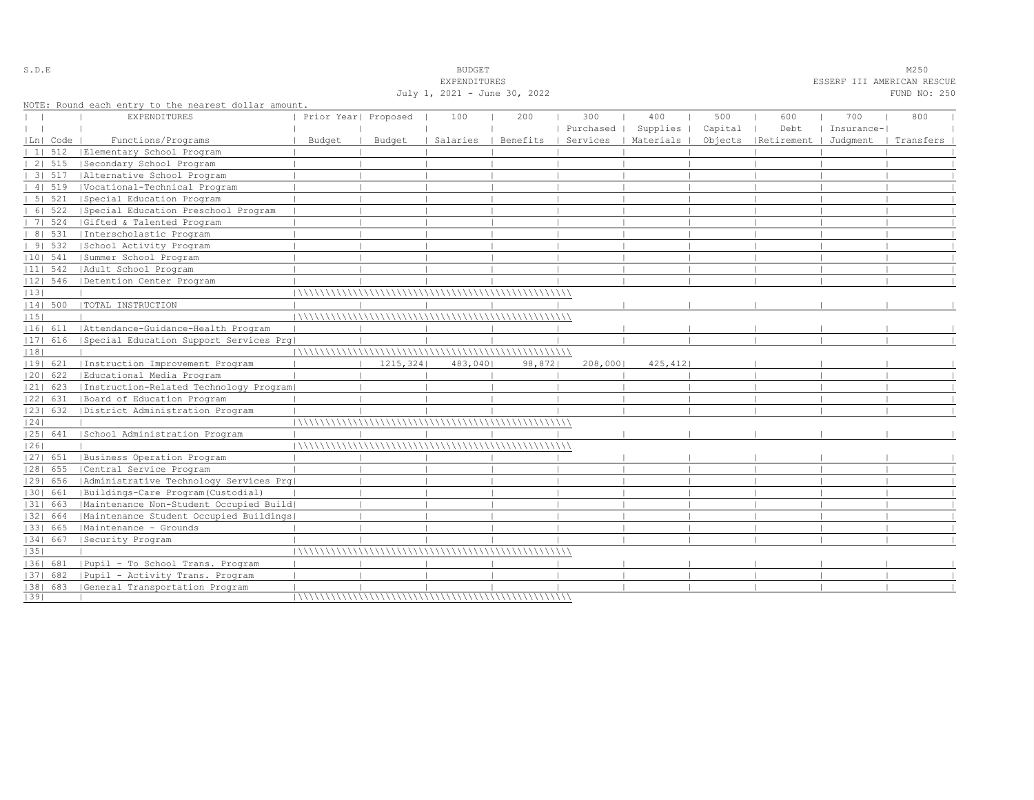S.D.E

# BUDGET
## EXPENDITURES
July 1, 2021 - June 30, 2022

M250
ESSERF III AMERICAN RESCUE
FUND NO: 250

NOTE: Round each entry to the nearest dollar amount.

| Ln | Code | EXPENDITURES Functions/Programs | Prior Year Budget | Proposed Budget | 100 Salaries | 200 Benefits | 300 Purchased Services | 400 Supplies Materials | 500 Capital Objects | 600 Debt Retirement | 700 Insurance-Judgment | 800 Transfers |
|---|---|---|---|---|---|---|---|---|---|---|---|---|
| 1 | 512 | Elementary School Program | | | | | | | | | | |
| 2 | 515 | Secondary School Program | | | | | | | | | | |
| 3 | 517 | Alternative School Program | | | | | | | | | | |
| 4 | 519 | Vocational-Technical Program | | | | | | | | | | |
| 5 | 521 | Special Education Program | | | | | | | | | | |
| 6 | 522 | Special Education Preschool Program | | | | | | | | | | |
| 7 | 524 | Gifted & Talented Program | | | | | | | | | | |
| 8 | 531 | Interscholastic Program | | | | | | | | | | |
| 9 | 532 | School Activity Program | | | | | | | | | | |
| 10 | 541 | Summer School Program | | | | | | | | | | |
| 11 | 542 | Adult School Program | | | | | | | | | | |
| 12 | 546 | Detention Center Program | | | | | | | | | | |
| 13 | | | | | | | | | | | | |
| 14 | 500 | TOTAL INSTRUCTION | | | | | | | | | | |
| 15 | | | | | | | | | | | | |
| 16 | 611 | Attendance-Guidance-Health Program | | | | | | | | | | |
| 17 | 616 | Special Education Support Services Prg | | | | | | | | | | |
| 18 | | | | | | | | | | | | |
| 19 | 621 | Instruction Improvement Program | | 1215,324 | 483,040 | 98,872 | 208,000 | 425,412 | | | | |
| 20 | 622 | Educational Media Program | | | | | | | | | | |
| 21 | 623 | Instruction-Related Technology Program | | | | | | | | | | |
| 22 | 631 | Board of Education Program | | | | | | | | | | |
| 23 | 632 | District Administration Program | | | | | | | | | | |
| 24 | | | | | | | | | | | | |
| 25 | 641 | School Administration Program | | | | | | | | | | |
| 26 | | | | | | | | | | | | |
| 27 | 651 | Business Operation Program | | | | | | | | | | |
| 28 | 655 | Central Service Program | | | | | | | | | | |
| 29 | 656 | Administrative Technology Services Prg | | | | | | | | | | |
| 30 | 661 | Buildings-Care Program(Custodial) | | | | | | | | | | |
| 31 | 663 | Maintenance Non-Student Occupied Build | | | | | | | | | | |
| 32 | 664 | Maintenance Student Occupied Buildings | | | | | | | | | | |
| 33 | 665 | Maintenance - Grounds | | | | | | | | | | |
| 34 | 667 | Security Program | | | | | | | | | | |
| 35 | | | | | | | | | | | | |
| 36 | 681 | Pupil - To School Trans. Program | | | | | | | | | | |
| 37 | 682 | Pupil - Activity Trans. Program | | | | | | | | | | |
| 38 | 683 | General Transportation Program | | | | | | | | | | |
| 39 | | | | | | | | | | | | |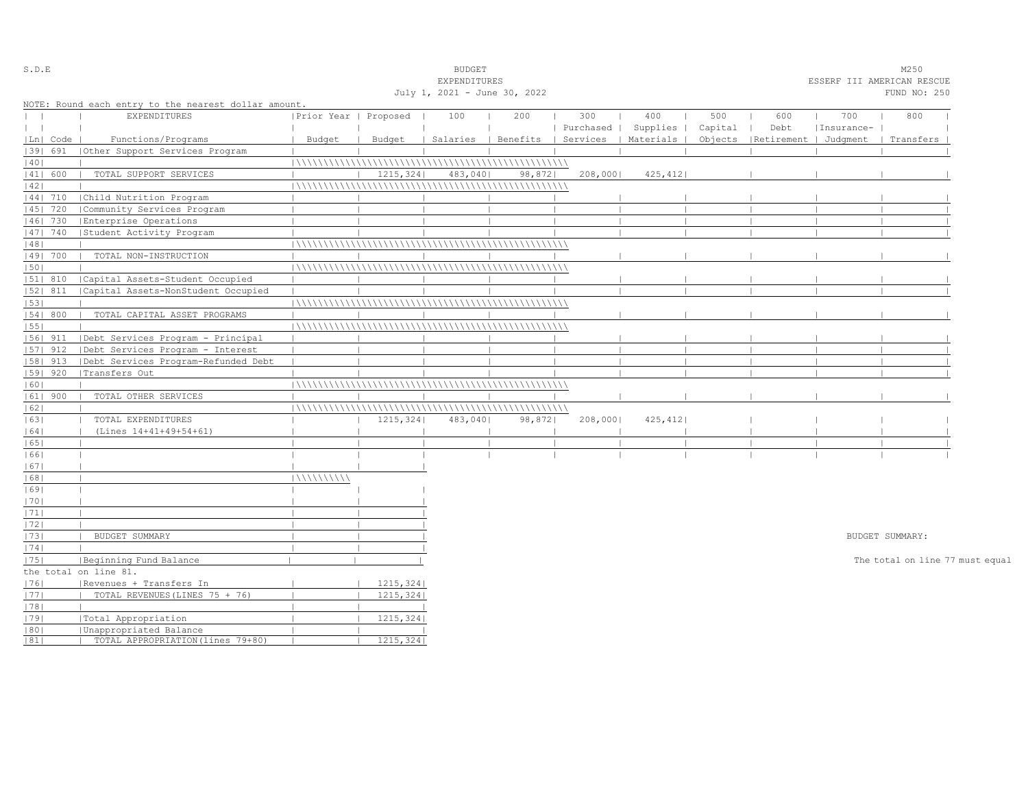S.D.E

BUDGET
EXPENDITURES
July 1, 2021 - June 30, 2022

M250
ESSERF III AMERICAN RESCUE
FUND NO: 250

NOTE: Round each entry to the nearest dollar amount.

| Ln | Code | EXPENDITURES Functions/Programs | Prior Year Budget | Proposed Budget | 100 Salaries | 200 Benefits | 300 Purchased Services | 400 Supplies Materials | 500 Capital Objects | 600 Debt Retirement | 700 Insurance- Judgment | 800 Transfers |
|---|---|---|---|---|---|---|---|---|---|---|---|---|
| 39 | 691 | Other Support Services Program | | | | | | | | | | |
| 40 | | | | | | | | | | | | |
| 41 | 600 | TOTAL SUPPORT SERVICES | | 1215,324 | 483,040 | 98,872 | 208,000 | 425,412 | | | | |
| 42 | | | | | | | | | | | | |
| 44 | 710 | Child Nutrition Program | | | | | | | | | | |
| 45 | 720 | Community Services Program | | | | | | | | | | |
| 46 | 730 | Enterprise Operations | | | | | | | | | | |
| 47 | 740 | Student Activity Program | | | | | | | | | | |
| 48 | | | | | | | | | | | | |
| 49 | 700 | TOTAL NON-INSTRUCTION | | | | | | | | | | |
| 50 | | | | | | | | | | | | |
| 51 | 810 | Capital Assets-Student Occupied | | | | | | | | | | |
| 52 | 811 | Capital Assets-NonStudent Occupied | | | | | | | | | | |
| 53 | | | | | | | | | | | | |
| 54 | 800 | TOTAL CAPITAL ASSET PROGRAMS | | | | | | | | | | |
| 55 | | | | | | | | | | | | |
| 56 | 911 | Debt Services Program - Principal | | | | | | | | | | |
| 57 | 912 | Debt Services Program - Interest | | | | | | | | | | |
| 58 | 913 | Debt Services Program-Refunded Debt | | | | | | | | | | |
| 59 | 920 | Transfers Out | | | | | | | | | | |
| 60 | | | | | | | | | | | | |
| 61 | 900 | TOTAL OTHER SERVICES | | | | | | | | | | |
| 62 | | | | | | | | | | | | |
| 63 | | TOTAL EXPENDITURES | | 1215,324 | 483,040 | 98,872 | 208,000 | 425,412 | | | | |
| 64 | | (Lines 14+41+49+54+61) | | | | | | | | | | |
| 65 | | | | | | | | | | | | |
| 66 | | | | | | | | | | | | |

| Ln | | | Prior Year Budget | Proposed Budget |
|---|---|---|---|---|
| 67 | | | | |
| 68 | | | | |
| 69 | | | | |
| 70 | | | | |
| 71 | | | | |
| 72 | | | | |
| 73 | | BUDGET SUMMARY | | |
| 74 | | | | |
| 75 | | Beginning Fund Balance | | |
| 76 | | Revenues + Transfers In | | 1215,324 |
| 77 | | TOTAL REVENUES (LINES 75 + 76) | | 1215,324 |
| 78 | | | | |
| 79 | | Total Appropriation | | 1215,324 |
| 80 | | Unappropriated Balance | | |
| 81 | | TOTAL APPROPRIATION (lines 79+80) | | 1215,324 |

BUDGET SUMMARY:

The total on line 77 must equal the total on line 81.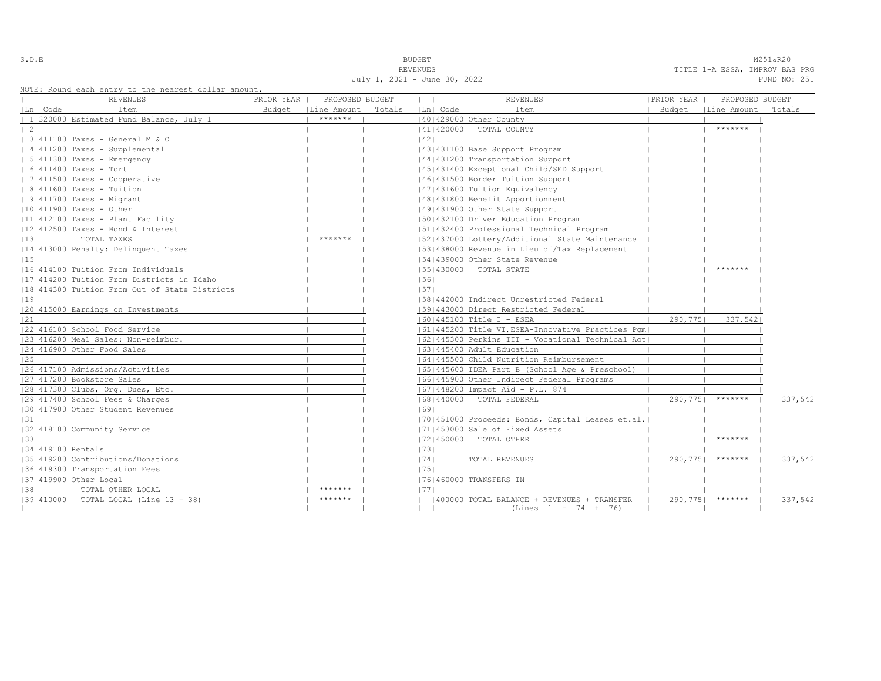S.D.E

BUDGET
REVENUES
July 1, 2021 - June 30, 2022

M251&R20
TITLE 1-A ESSA, IMPROV BAS PRG
FUND NO: 251

NOTE: Round each entry to the nearest dollar amount.

| Ln | Code | REVENUES Item | PRIOR YEAR Budget | PROPOSED BUDGET Line Amount | Totals |
|---|---|---|---|---|---|
| 1 | 320000 | Estimated Fund Balance, July 1 | | ******* | |
| 2 | | | | | |
| 3 | 411100 | Taxes - General M & O | | | |
| 4 | 411200 | Taxes - Supplemental | | | |
| 5 | 411300 | Taxes - Emergency | | | |
| 6 | 411400 | Taxes - Tort | | | |
| 7 | 411500 | Taxes - Cooperative | | | |
| 8 | 411600 | Taxes - Tuition | | | |
| 9 | 411700 | Taxes - Migrant | | | |
| 10 | 411900 | Taxes - Other | | | |
| 11 | 412100 | Taxes - Plant Facility | | | |
| 12 | 412500 | Taxes - Bond & Interest | | | |
| 13 | | TOTAL TAXES | | ******* | |
| 14 | 413000 | Penalty: Delinquent Taxes | | | |
| 15 | | | | | |
| 16 | 414100 | Tuition From Individuals | | | |
| 17 | 414200 | Tuition From Districts in Idaho | | | |
| 18 | 414300 | Tuition From Out of State Districts | | | |
| 19 | | | | | |
| 20 | 415000 | Earnings on Investments | | | |
| 21 | | | | | |
| 22 | 416100 | School Food Service | | | |
| 23 | 416200 | Meal Sales: Non-reimbur. | | | |
| 24 | 416900 | Other Food Sales | | | |
| 25 | | | | | |
| 26 | 417100 | Admissions/Activities | | | |
| 27 | 417200 | Bookstore Sales | | | |
| 28 | 417300 | Clubs, Org. Dues, Etc. | | | |
| 29 | 417400 | School Fees & Charges | | | |
| 30 | 417900 | Other Student Revenues | | | |
| 31 | | | | | |
| 32 | 418100 | Community Service | | | |
| 33 | | | | | |
| 34 | 419100 | Rentals | | | |
| 35 | 419200 | Contributions/Donations | | | |
| 36 | 419300 | Transportation Fees | | | |
| 37 | 419900 | Other Local | | | |
| 38 | | TOTAL OTHER LOCAL | | ******* | |
| 39 | 410000 | TOTAL LOCAL (Line 13 + 38) | | ******* | |

| Ln | Code | REVENUES Item | PRIOR YEAR Budget | PROPOSED BUDGET Line Amount | Totals |
|---|---|---|---|---|---|
| 40 | 429000 | Other County | | | |
| 41 | 420000 | TOTAL COUNTY | | ******* | |
| 42 | | | | | |
| 43 | 431100 | Base Support Program | | | |
| 44 | 431200 | Transportation Support | | | |
| 45 | 431400 | Exceptional Child/SED Support | | | |
| 46 | 431500 | Border Tuition Support | | | |
| 47 | 431600 | Tuition Equivalency | | | |
| 48 | 431800 | Benefit Apportionment | | | |
| 49 | 431900 | Other State Support | | | |
| 50 | 432100 | Driver Education Program | | | |
| 51 | 432400 | Professional Technical Program | | | |
| 52 | 437000 | Lottery/Additional State Maintenance | | | |
| 53 | 438000 | Revenue in Lieu of/Tax Replacement | | | |
| 54 | 439000 | Other State Revenue | | | |
| 55 | 430000 | TOTAL STATE | | ******* | |
| 56 | | | | | |
| 57 | | | | | |
| 58 | 442000 | Indirect Unrestricted Federal | | | |
| 59 | 443000 | Direct Restricted Federal | | | |
| 60 | 445100 | Title I - ESEA | 290,775 | 337,542 | |
| 61 | 445200 | Title VI,ESEA-Innovative Practices Pgm | | | |
| 62 | 445300 | Perkins III - Vocational Technical Act | | | |
| 63 | 445400 | Adult Education | | | |
| 64 | 445500 | Child Nutrition Reimbursement | | | |
| 65 | 445600 | IDEA Part B (School Age & Preschool) | | | |
| 66 | 445900 | Other Indirect Federal Programs | | | |
| 67 | 448200 | Impact Aid - P.L. 874 | | | |
| 68 | 440000 | TOTAL FEDERAL | 290,775 | ******* | 337,542 |
| 69 | | | | | |
| 70 | 451000 | Proceeds: Bonds, Capital Leases et.al. | | | |
| 71 | 453000 | Sale of Fixed Assets | | | |
| 72 | 450000 | TOTAL OTHER | | ******* | |
| 73 | | | | | |
| 74 | | TOTAL REVENUES | 290,775 | ******* | 337,542 |
| 75 | | | | | |
| 76 | 460000 | TRANSFERS IN | | | |
| 77 | | | | | |
| | 400000 | TOTAL BALANCE + REVENUES + TRANSFER (Lines 1 + 74 + 76) | 290,775 | ******* | 337,542 |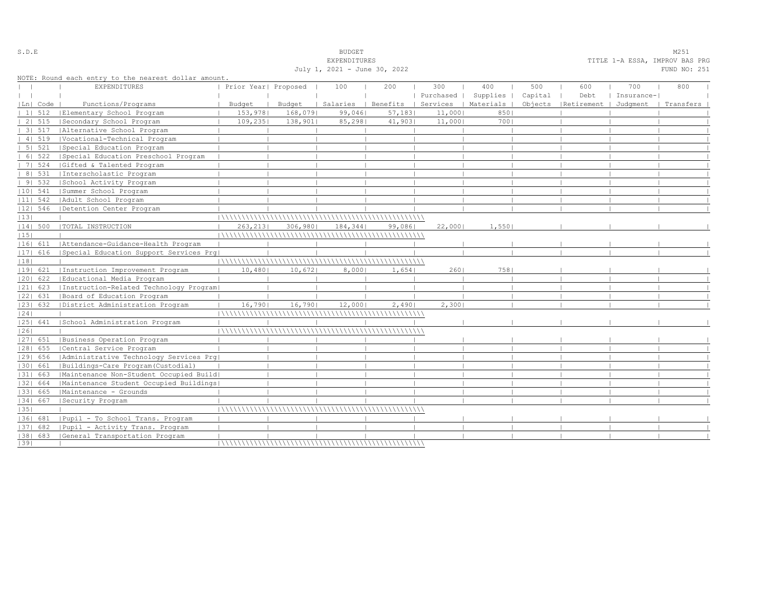S.D.E

BUDGET
EXPENDITURES
July 1, 2021 - June 30, 2022

M251
TITLE 1-A ESSA, IMPROV BAS PRG
FUND NO: 251

NOTE: Round each entry to the nearest dollar amount.

| Ln | Code | EXPENDITURES Functions/Programs | Prior Year Budget | Proposed Budget | 100 Salaries | 200 Benefits | 300 Purchased Services | 400 Supplies Materials | 500 Capital Objects | 600 Debt Retirement | 700 Insurance-Judgment | 800 Transfers |
|---|---|---|---|---|---|---|---|---|---|---|---|---|
| 1 | 512 | Elementary School Program | 153,978 | 168,079 | 99,046 | 57,183 | 11,000 | 850 | | | | |
| 2 | 515 | Secondary School Program | 109,235 | 138,901 | 85,298 | 41,903 | 11,000 | 700 | | | | |
| 3 | 517 | Alternative School Program | | | | | | | | | | |
| 4 | 519 | Vocational-Technical Program | | | | | | | | | | |
| 5 | 521 | Special Education Program | | | | | | | | | | |
| 6 | 522 | Special Education Preschool Program | | | | | | | | | | |
| 7 | 524 | Gifted & Talented Program | | | | | | | | | | |
| 8 | 531 | Interscholastic Program | | | | | | | | | | |
| 9 | 532 | School Activity Program | | | | | | | | | | |
| 10 | 541 | Summer School Program | | | | | | | | | | |
| 11 | 542 | Adult School Program | | | | | | | | | | |
| 12 | 546 | Detention Center Program | | | | | | | | | | |
| 13 | | | | | | | | | | | | |
| 14 | 500 | TOTAL INSTRUCTION | 263,213 | 306,980 | 184,344 | 99,086 | 22,000 | 1,550 | | | | |
| 15 | | | | | | | | | | | | |
| 16 | 611 | Attendance-Guidance-Health Program | | | | | | | | | | |
| 17 | 616 | Special Education Support Services Prg | | | | | | | | | | |
| 18 | | | | | | | | | | | | |
| 19 | 621 | Instruction Improvement Program | 10,480 | 10,672 | 8,000 | 1,654 | 260 | 758 | | | | |
| 20 | 622 | Educational Media Program | | | | | | | | | | |
| 21 | 623 | Instruction-Related Technology Program | | | | | | | | | | |
| 22 | 631 | Board of Education Program | | | | | | | | | | |
| 23 | 632 | District Administration Program | 16,790 | 16,790 | 12,000 | 2,490 | 2,300 | | | | | |
| 24 | | | | | | | | | | | | |
| 25 | 641 | School Administration Program | | | | | | | | | | |
| 26 | | | | | | | | | | | | |
| 27 | 651 | Business Operation Program | | | | | | | | | | |
| 28 | 655 | Central Service Program | | | | | | | | | | |
| 29 | 656 | Administrative Technology Services Prg | | | | | | | | | | |
| 30 | 661 | Buildings-Care Program(Custodial) | | | | | | | | | | |
| 31 | 663 | Maintenance Non-Student Occupied Build | | | | | | | | | | |
| 32 | 664 | Maintenance Student Occupied Buildings | | | | | | | | | | |
| 33 | 665 | Maintenance - Grounds | | | | | | | | | | |
| 34 | 667 | Security Program | | | | | | | | | | |
| 35 | | | | | | | | | | | | |
| 36 | 681 | Pupil - To School Trans. Program | | | | | | | | | | |
| 37 | 682 | Pupil - Activity Trans. Program | | | | | | | | | | |
| 38 | 683 | General Transportation Program | | | | | | | | | | |
| 39 | | | | | | | | | | | | |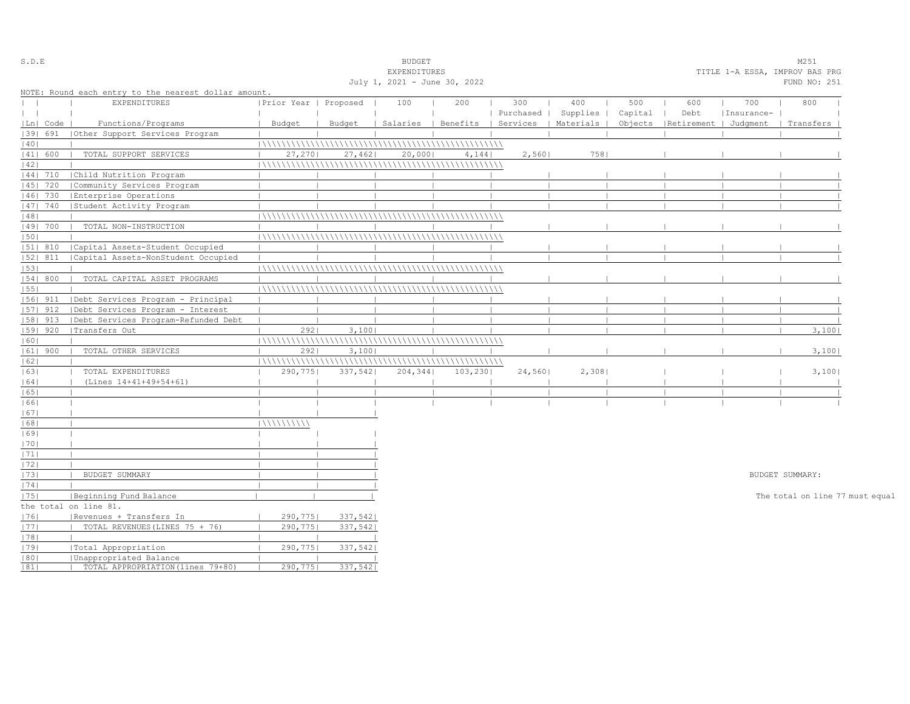S.D.E

BUDGET
EXPENDITURES
July 1, 2021 - June 30, 2022

M251
TITLE 1-A ESSA, IMPROV BAS PRG
FUND NO: 251

NOTE: Round each entry to the nearest dollar amount.

| Ln | Code | EXPENDITURES Functions/Programs | Prior Year Budget | Proposed Budget | 100 Salaries | 200 Benefits | 300 Purchased Services | 400 Supplies Materials | 500 Capital Objects | 600 Debt Retirement | 700 Insurance-Judgment | 800 Transfers |
|---|---|---|---|---|---|---|---|---|---|---|---|---|
| 39 | 691 | Other Support Services Program | | | | | | | | | | |
| 40 | | | | | | | | | | | | |
| 41 | 600 | TOTAL SUPPORT SERVICES | 27,270 | 27,462 | 20,000 | 4,144 | 2,560 | 758 | | | | |
| 42 | | | | | | | | | | | | |
| 44 | 710 | Child Nutrition Program | | | | | | | | | | |
| 45 | 720 | Community Services Program | | | | | | | | | | |
| 46 | 730 | Enterprise Operations | | | | | | | | | | |
| 47 | 740 | Student Activity Program | | | | | | | | | | |
| 48 | | | | | | | | | | | | |
| 49 | 700 | TOTAL NON-INSTRUCTION | | | | | | | | | | |
| 50 | | | | | | | | | | | | |
| 51 | 810 | Capital Assets-Student Occupied | | | | | | | | | | |
| 52 | 811 | Capital Assets-NonStudent Occupied | | | | | | | | | | |
| 53 | | | | | | | | | | | | |
| 54 | 800 | TOTAL CAPITAL ASSET PROGRAMS | | | | | | | | | | |
| 55 | | | | | | | | | | | | |
| 56 | 911 | Debt Services Program - Principal | | | | | | | | | | |
| 57 | 912 | Debt Services Program - Interest | | | | | | | | | | |
| 58 | 913 | Debt Services Program-Refunded Debt | | | | | | | | | | |
| 59 | 920 | Transfers Out | 292 | 3,100 | | | | | | | | 3,100 |
| 60 | | | | | | | | | | | | |
| 61 | 900 | TOTAL OTHER SERVICES | 292 | 3,100 | | | | | | | | 3,100 |
| 62 | | | | | | | | | | | | |
| 63 | | TOTAL EXPENDITURES | 290,775 | 337,542 | 204,344 | 103,230 | 24,560 | 2,308 | | | | 3,100 |
| 64 | | (Lines 14+41+49+54+61) | | | | | | | | | | |
| 65 | | | | | | | | | | | | |
| 66 | | | | | | | | | | | | |

| Ln | | Prior Year Budget | Proposed Budget |
|---|---|---|---|
| 67 | | | |
| 68 | | | |
| 69 | | | |
| 70 | | | |
| 71 | | | |
| 72 | | | |
| 73 | BUDGET SUMMARY | | |
| 74 | | | |
| 75 | Beginning Fund Balance | | |
| 76 | Revenues + Transfers In | 290,775 | 337,542 |
| 77 | TOTAL REVENUES(LINES 75 + 76) | 290,775 | 337,542 |
| 78 | | | |
| 79 | Total Appropriation | 290,775 | 337,542 |
| 80 | Unappropriated Balance | | |
| 81 | TOTAL APPROPRIATION(lines 79+80) | 290,775 | 337,542 |

BUDGET SUMMARY:

The total on line 77 must equal the total on line 81.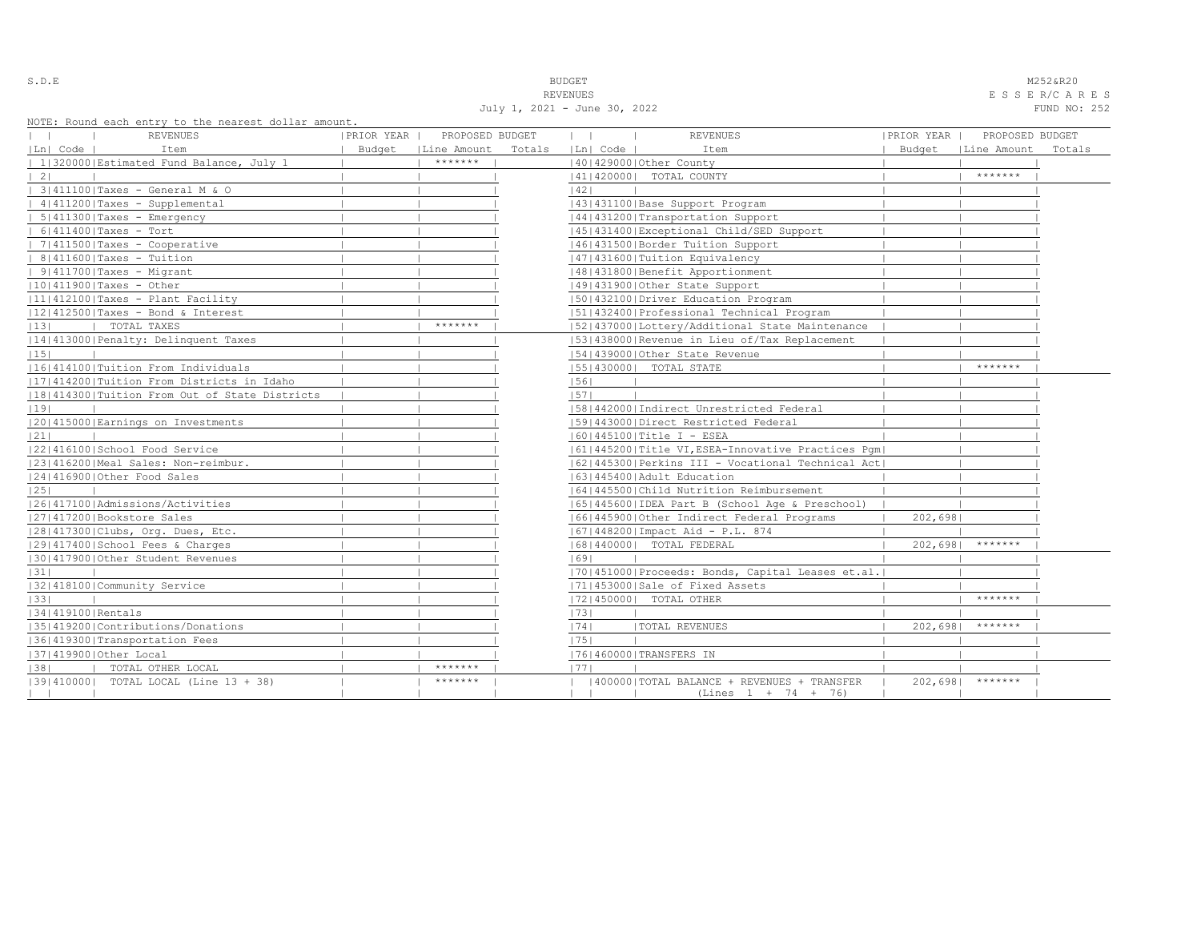S.D.E

# BUDGET
## REVENUES
July 1, 2021 - June 30, 2022

M252&R20
E S S E R/C A R E S
FUND NO: 252

NOTE: Round each entry to the nearest dollar amount.

| Ln | Code | REVENUES Item | PRIOR YEAR Budget | PROPOSED BUDGET Line Amount | Totals |
|---|---|---|---|---|---|
| 1 | 320000 | Estimated Fund Balance, July 1 | | ******* | |
| 2 | | | | | |
| 3 | 411100 | Taxes - General M & O | | | |
| 4 | 411200 | Taxes - Supplemental | | | |
| 5 | 411300 | Taxes - Emergency | | | |
| 6 | 411400 | Taxes - Tort | | | |
| 7 | 411500 | Taxes - Cooperative | | | |
| 8 | 411600 | Taxes - Tuition | | | |
| 9 | 411700 | Taxes - Migrant | | | |
| 10 | 411900 | Taxes - Other | | | |
| 11 | 412100 | Taxes - Plant Facility | | | |
| 12 | 412500 | Taxes - Bond & Interest | | | |
| 13 | | TOTAL TAXES | | ******* | |
| 14 | 413000 | Penalty: Delinquent Taxes | | | |
| 15 | | | | | |
| 16 | 414100 | Tuition From Individuals | | | |
| 17 | 414200 | Tuition From Districts in Idaho | | | |
| 18 | 414300 | Tuition From Out of State Districts | | | |
| 19 | | | | | |
| 20 | 415000 | Earnings on Investments | | | |
| 21 | | | | | |
| 22 | 416100 | School Food Service | | | |
| 23 | 416200 | Meal Sales: Non-reimbur. | | | |
| 24 | 416900 | Other Food Sales | | | |
| 25 | | | | | |
| 26 | 417100 | Admissions/Activities | | | |
| 27 | 417200 | Bookstore Sales | | | |
| 28 | 417300 | Clubs, Org. Dues, Etc. | | | |
| 29 | 417400 | School Fees & Charges | | | |
| 30 | 417900 | Other Student Revenues | | | |
| 31 | | | | | |
| 32 | 418100 | Community Service | | | |
| 33 | | | | | |
| 34 | 419100 | Rentals | | | |
| 35 | 419200 | Contributions/Donations | | | |
| 36 | 419300 | Transportation Fees | | | |
| 37 | 419900 | Other Local | | | |
| 38 | | TOTAL OTHER LOCAL | | ******* | |
| 39 | 410000 | TOTAL LOCAL (Line 13 + 38) | | ******* | |
| 40 | 429000 | Other County | | | |
| 41 | 420000 | TOTAL COUNTY | | ******* | |
| 42 | | | | | |
| 43 | 431100 | Base Support Program | | | |
| 44 | 431200 | Transportation Support | | | |
| 45 | 431400 | Exceptional Child/SED Support | | | |
| 46 | 431500 | Border Tuition Support | | | |
| 47 | 431600 | Tuition Equivalency | | | |
| 48 | 431800 | Benefit Apportionment | | | |
| 49 | 431900 | Other State Support | | | |
| 50 | 432100 | Driver Education Program | | | |
| 51 | 432400 | Professional Technical Program | | | |
| 52 | 437000 | Lottery/Additional State Maintenance | | | |
| 53 | 438000 | Revenue in Lieu of/Tax Replacement | | | |
| 54 | 439000 | Other State Revenue | | | |
| 55 | 430000 | TOTAL STATE | | ******* | |
| 56 | | | | | |
| 57 | | | | | |
| 58 | 442000 | Indirect Unrestricted Federal | | | |
| 59 | 443000 | Direct Restricted Federal | | | |
| 60 | 445100 | Title I - ESEA | | | |
| 61 | 445200 | Title VI,ESEA-Innovative Practices Pgm | | | |
| 62 | 445300 | Perkins III - Vocational Technical Act | | | |
| 63 | 445400 | Adult Education | | | |
| 64 | 445500 | Child Nutrition Reimbursement | | | |
| 65 | 445600 | IDEA Part B (School Age & Preschool) | | | |
| 66 | 445900 | Other Indirect Federal Programs | 202,698 | | |
| 67 | 448200 | Impact Aid - P.L. 874 | | | |
| 68 | 440000 | TOTAL FEDERAL | 202,698 | ******* | |
| 69 | | | | | |
| 70 | 451000 | Proceeds: Bonds, Capital Leases et.al. | | | |
| 71 | 453000 | Sale of Fixed Assets | | | |
| 72 | 450000 | TOTAL OTHER | | ******* | |
| 73 | | | | | |
| 74 | | TOTAL REVENUES | 202,698 | ******* | |
| 75 | | | | | |
| 76 | 460000 | TRANSFERS IN | | | |
| 77 | | | | | |
| | 400000 | TOTAL BALANCE + REVENUES + TRANSFER (Lines 1 + 74 + 76) | 202,698 | ******* | |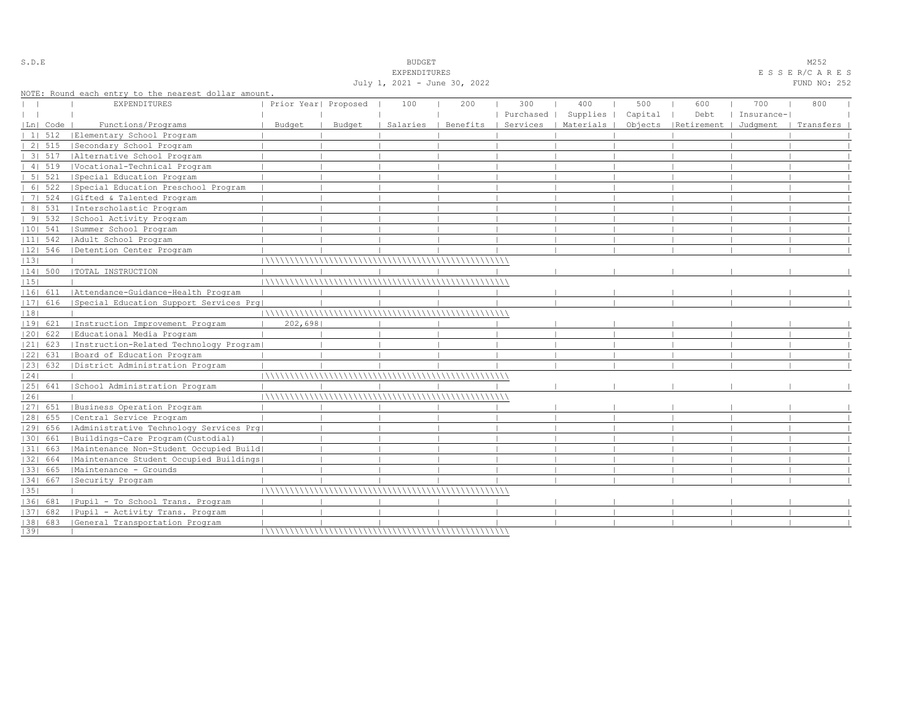S.D.E

BUDGET
EXPENDITURES
July 1, 2021 - June 30, 2022

M252
E S S E R/C A R E S
FUND NO: 252

NOTE: Round each entry to the nearest dollar amount.

| Ln | Code | EXPENDITURES Functions/Programs | Prior Year Budget | Proposed Budget | 100 Salaries | 200 Benefits | 300 Purchased Services | 400 Supplies Materials | 500 Capital Objects | 600 Debt Retirement | 700 Insurance-Judgment | 800 Transfers |
|---|---|---|---|---|---|---|---|---|---|---|---|---|
| 1 | 512 | Elementary School Program | | | | | | | | | | |
| 2 | 515 | Secondary School Program | | | | | | | | | | |
| 3 | 517 | Alternative School Program | | | | | | | | | | |
| 4 | 519 | Vocational-Technical Program | | | | | | | | | | |
| 5 | 521 | Special Education Program | | | | | | | | | | |
| 6 | 522 | Special Education Preschool Program | | | | | | | | | | |
| 7 | 524 | Gifted & Talented Program | | | | | | | | | | |
| 8 | 531 | Interscholastic Program | | | | | | | | | | |
| 9 | 532 | School Activity Program | | | | | | | | | | |
| 10 | 541 | Summer School Program | | | | | | | | | | |
| 11 | 542 | Adult School Program | | | | | | | | | | |
| 12 | 546 | Detention Center Program | | | | | | | | | | |
| 13 | | | | | | | | | | | | |
| 14 | 500 | TOTAL INSTRUCTION | | | | | | | | | | |
| 15 | | | | | | | | | | | | |
| 16 | 611 | Attendance-Guidance-Health Program | | | | | | | | | | |
| 17 | 616 | Special Education Support Services Prg | | | | | | | | | | |
| 18 | | | | | | | | | | | | |
| 19 | 621 | Instruction Improvement Program | 202,698 | | | | | | | | | |
| 20 | 622 | Educational Media Program | | | | | | | | | | |
| 21 | 623 | Instruction-Related Technology Program | | | | | | | | | | |
| 22 | 631 | Board of Education Program | | | | | | | | | | |
| 23 | 632 | District Administration Program | | | | | | | | | | |
| 24 | | | | | | | | | | | | |
| 25 | 641 | School Administration Program | | | | | | | | | | |
| 26 | | | | | | | | | | | | |
| 27 | 651 | Business Operation Program | | | | | | | | | | |
| 28 | 655 | Central Service Program | | | | | | | | | | |
| 29 | 656 | Administrative Technology Services Prg | | | | | | | | | | |
| 30 | 661 | Buildings-Care Program(Custodial) | | | | | | | | | | |
| 31 | 663 | Maintenance Non-Student Occupied Build | | | | | | | | | | |
| 32 | 664 | Maintenance Student Occupied Buildings | | | | | | | | | | |
| 33 | 665 | Maintenance - Grounds | | | | | | | | | | |
| 34 | 667 | Security Program | | | | | | | | | | |
| 35 | | | | | | | | | | | | |
| 36 | 681 | Pupil - To School Trans. Program | | | | | | | | | | |
| 37 | 682 | Pupil - Activity Trans. Program | | | | | | | | | | |
| 38 | 683 | General Transportation Program | | | | | | | | | | |
| 39 | | | | | | | | | | | | |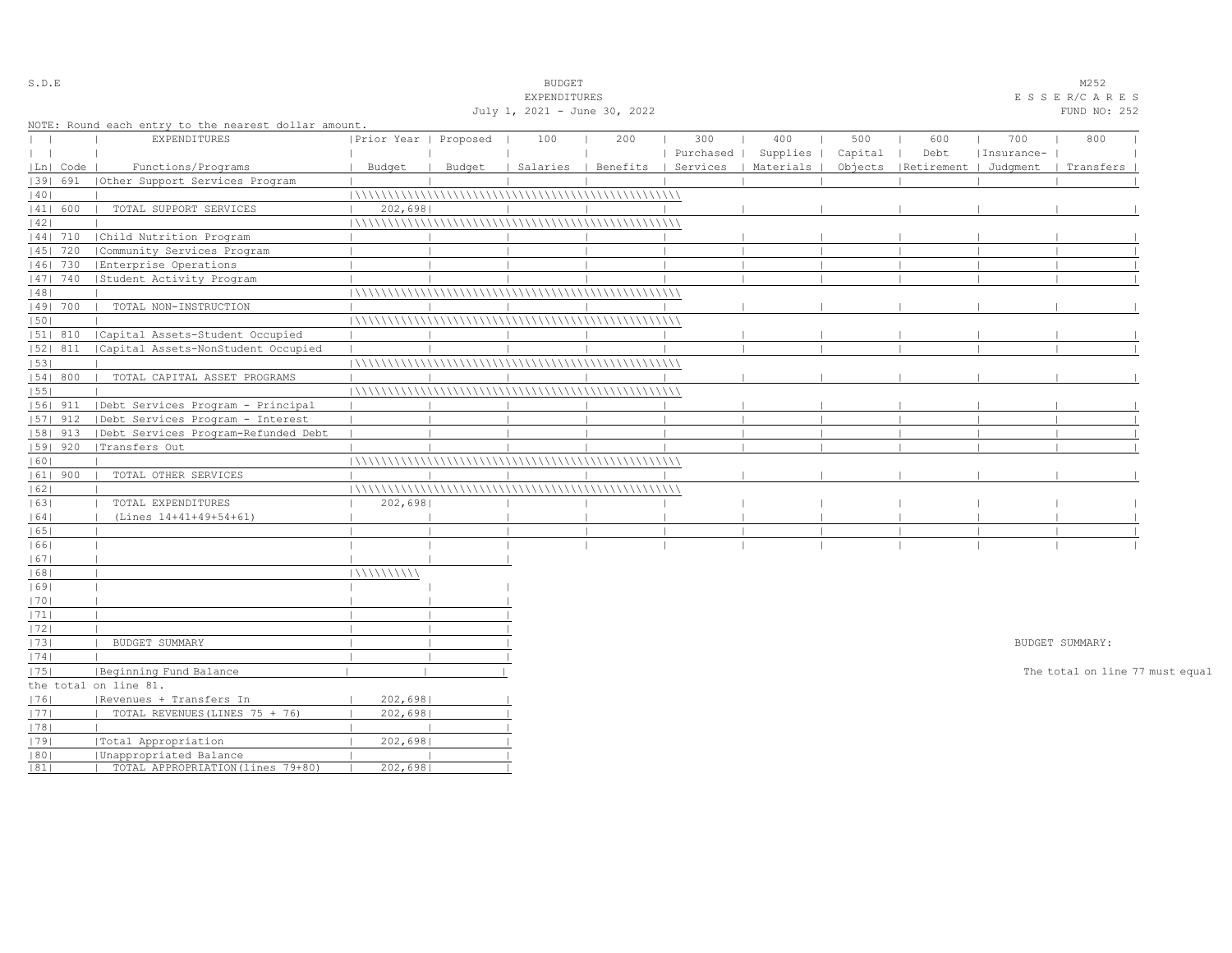S.D.E

BUDGET
EXPENDITURES
July 1, 2021 - June 30, 2022

M252
E S S E R/C A R E S
FUND NO: 252

NOTE: Round each entry to the nearest dollar amount.

| Ln | Code | EXPENDITURES Functions/Programs | Prior Year Budget | Proposed Budget | 100 Salaries | 200 Benefits | 300 Purchased Services | 400 Supplies Materials | 500 Capital Objects | 600 Debt Retirement | 700 Insurance-Judgment | 800 Transfers |
|---|---|---|---|---|---|---|---|---|---|---|---|---|
| 39 | 691 | Other Support Services Program | | | | | | | | | | |
| 40 | | | | | | | | | | | | |
| 41 | 600 | TOTAL SUPPORT SERVICES | 202,698 | | | | | | | | | |
| 42 | | | | | | | | | | | | |
| 44 | 710 | Child Nutrition Program | | | | | | | | | | |
| 45 | 720 | Community Services Program | | | | | | | | | | |
| 46 | 730 | Enterprise Operations | | | | | | | | | | |
| 47 | 740 | Student Activity Program | | | | | | | | | | |
| 48 | | | | | | | | | | | | |
| 49 | 700 | TOTAL NON-INSTRUCTION | | | | | | | | | | |
| 50 | | | | | | | | | | | | |
| 51 | 810 | Capital Assets-Student Occupied | | | | | | | | | | |
| 52 | 811 | Capital Assets-NonStudent Occupied | | | | | | | | | | |
| 53 | | | | | | | | | | | | |
| 54 | 800 | TOTAL CAPITAL ASSET PROGRAMS | | | | | | | | | | |
| 55 | | | | | | | | | | | | |
| 56 | 911 | Debt Services Program - Principal | | | | | | | | | | |
| 57 | 912 | Debt Services Program - Interest | | | | | | | | | | |
| 58 | 913 | Debt Services Program-Refunded Debt | | | | | | | | | | |
| 59 | 920 | Transfers Out | | | | | | | | | | |
| 60 | | | | | | | | | | | | |
| 61 | 900 | TOTAL OTHER SERVICES | | | | | | | | | | |
| 62 | | | | | | | | | | | | |
| 63 | | TOTAL EXPENDITURES | 202,698 | | | | | | | | | |
| 64 | | (Lines 14+41+49+54+61) | | | | | | | | | | |
| 65 | | | | | | | | | | | | |
| 66 | | | | | | | | | | | | |

| Ln | | | Prior Year Budget | Proposed Budget |
|---|---|---|---|---|
| 67 | | | | |
| 68 | | | | |
| 69 | | | | |
| 70 | | | | |
| 71 | | | | |
| 72 | | | | |
| 73 | | BUDGET SUMMARY | | |
| 74 | | | | |
| 75 | | Beginning Fund Balance | | |
| 76 | | Revenues + Transfers In | 202,698 | |
| 77 | | TOTAL REVENUES(LINES 75 + 76) | 202,698 | |
| 78 | | | | |
| 79 | | Total Appropriation | 202,698 | |
| 80 | | Unappropriated Balance | | |
| 81 | | TOTAL APPROPRIATION(lines 79+80) | 202,698 | |

BUDGET SUMMARY:

The total on line 77 must equal the total on line 81.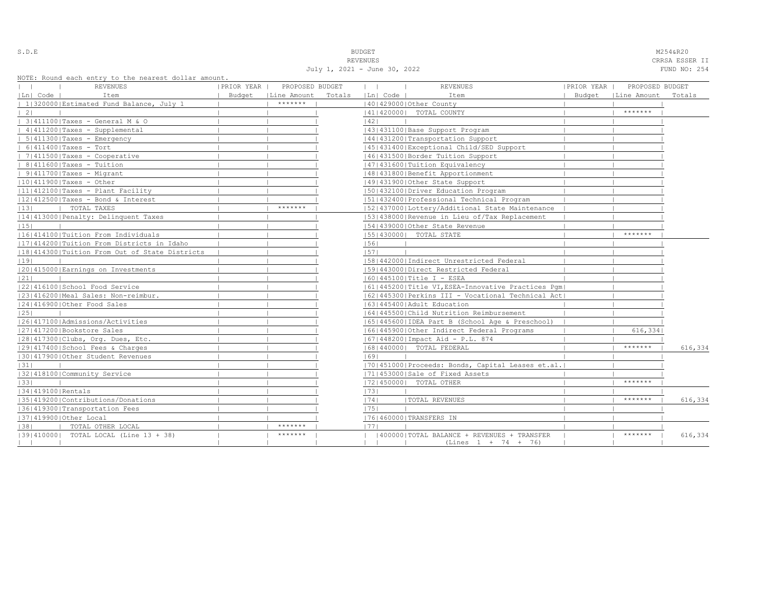S.D.E

# BUDGET
## REVENUES
July 1, 2021 - June 30, 2022

M254&R20
CRRSA ESSER II
FUND NO: 254

NOTE: Round each entry to the nearest dollar amount.

| Ln | Code | REVENUES Item | PRIOR YEAR Budget | PROPOSED BUDGET Line Amount | Totals |
|---|---|---|---|---|---|
| 1 | 320000 | Estimated Fund Balance, July 1 | | ******* | |
| 2 | | | | | |
| 3 | 411100 | Taxes - General M & O | | | |
| 4 | 411200 | Taxes - Supplemental | | | |
| 5 | 411300 | Taxes - Emergency | | | |
| 6 | 411400 | Taxes - Tort | | | |
| 7 | 411500 | Taxes - Cooperative | | | |
| 8 | 411600 | Taxes - Tuition | | | |
| 9 | 411700 | Taxes - Migrant | | | |
| 10 | 411900 | Taxes - Other | | | |
| 11 | 412100 | Taxes - Plant Facility | | | |
| 12 | 412500 | Taxes - Bond & Interest | | | |
| 13 | | TOTAL TAXES | | ******* | |
| 14 | 413000 | Penalty: Delinquent Taxes | | | |
| 15 | | | | | |
| 16 | 414100 | Tuition From Individuals | | | |
| 17 | 414200 | Tuition From Districts in Idaho | | | |
| 18 | 414300 | Tuition From Out of State Districts | | | |
| 19 | | | | | |
| 20 | 415000 | Earnings on Investments | | | |
| 21 | | | | | |
| 22 | 416100 | School Food Service | | | |
| 23 | 416200 | Meal Sales: Non-reimbur. | | | |
| 24 | 416900 | Other Food Sales | | | |
| 25 | | | | | |
| 26 | 417100 | Admissions/Activities | | | |
| 27 | 417200 | Bookstore Sales | | | |
| 28 | 417300 | Clubs, Org. Dues, Etc. | | | |
| 29 | 417400 | School Fees & Charges | | | |
| 30 | 417900 | Other Student Revenues | | | |
| 31 | | | | | |
| 32 | 418100 | Community Service | | | |
| 33 | | | | | |
| 34 | 419100 | Rentals | | | |
| 35 | 419200 | Contributions/Donations | | | |
| 36 | 419300 | Transportation Fees | | | |
| 37 | 419900 | Other Local | | | |
| 38 | | TOTAL OTHER LOCAL | | ******* | |
| 39 | 410000 | TOTAL LOCAL (Line 13 + 38) | | ******* | |
| 40 | 429000 | Other County | | | |
| 41 | 420000 | TOTAL COUNTY | | ******* | |
| 42 | | | | | |
| 43 | 431100 | Base Support Program | | | |
| 44 | 431200 | Transportation Support | | | |
| 45 | 431400 | Exceptional Child/SED Support | | | |
| 46 | 431500 | Border Tuition Support | | | |
| 47 | 431600 | Tuition Equivalency | | | |
| 48 | 431800 | Benefit Apportionment | | | |
| 49 | 431900 | Other State Support | | | |
| 50 | 432100 | Driver Education Program | | | |
| 51 | 432400 | Professional Technical Program | | | |
| 52 | 437000 | Lottery/Additional State Maintenance | | | |
| 53 | 438000 | Revenue in Lieu of/Tax Replacement | | | |
| 54 | 439000 | Other State Revenue | | | |
| 55 | 430000 | TOTAL STATE | | ******* | |
| 56 | | | | | |
| 57 | | | | | |
| 58 | 442000 | Indirect Unrestricted Federal | | | |
| 59 | 443000 | Direct Restricted Federal | | | |
| 60 | 445100 | Title I - ESEA | | | |
| 61 | 445200 | Title VI,ESEA-Innovative Practices Pgm | | | |
| 62 | 445300 | Perkins III - Vocational Technical Act | | | |
| 63 | 445400 | Adult Education | | | |
| 64 | 445500 | Child Nutrition Reimbursement | | | |
| 65 | 445600 | IDEA Part B (School Age & Preschool) | | | |
| 66 | 445900 | Other Indirect Federal Programs | | 616,334 | |
| 67 | 448200 | Impact Aid - P.L. 874 | | | |
| 68 | 440000 | TOTAL FEDERAL | | ******* | 616,334 |
| 69 | | | | | |
| 70 | 451000 | Proceeds: Bonds, Capital Leases et.al. | | | |
| 71 | 453000 | Sale of Fixed Assets | | | |
| 72 | 450000 | TOTAL OTHER | | ******* | |
| 73 | | | | | |
| 74 | | TOTAL REVENUES | | ******* | 616,334 |
| 75 | | | | | |
| 76 | 460000 | TRANSFERS IN | | | |
| 77 | | | | | |
| | 400000 | TOTAL BALANCE + REVENUES + TRANSFER (Lines 1 + 74 + 76) | | ******* | 616,334 |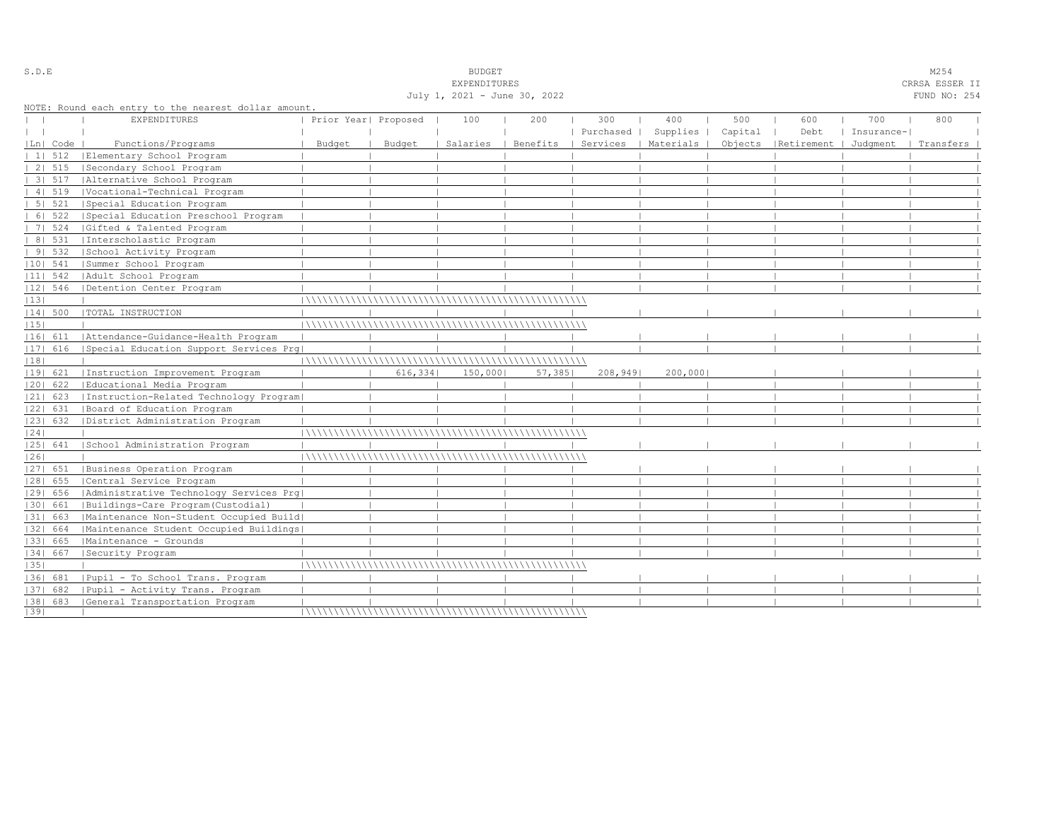S.D.E

BUDGET
EXPENDITURES
July 1, 2021 - June 30, 2022

M254
CRRSA ESSER II
FUND NO: 254

NOTE: Round each entry to the nearest dollar amount.

| Ln | Code | EXPENDITURES Functions/Programs | Prior Year Budget | Proposed Budget | 100 Salaries | 200 Benefits | 300 Purchased Services | 400 Supplies Materials | 500 Capital Objects | 600 Debt Retirement | 700 Insurance-Judgment | 800 Transfers |
|---|---|---|---|---|---|---|---|---|---|---|---|---|
| 1 | 512 | Elementary School Program | | | | | | | | | | |
| 2 | 515 | Secondary School Program | | | | | | | | | | |
| 3 | 517 | Alternative School Program | | | | | | | | | | |
| 4 | 519 | Vocational-Technical Program | | | | | | | | | | |
| 5 | 521 | Special Education Program | | | | | | | | | | |
| 6 | 522 | Special Education Preschool Program | | | | | | | | | | |
| 7 | 524 | Gifted & Talented Program | | | | | | | | | | |
| 8 | 531 | Interscholastic Program | | | | | | | | | | |
| 9 | 532 | School Activity Program | | | | | | | | | | |
| 10 | 541 | Summer School Program | | | | | | | | | | |
| 11 | 542 | Adult School Program | | | | | | | | | | |
| 12 | 546 | Detention Center Program | | | | | | | | | | |
| 13 | | | | | | | | | | | | |
| 14 | 500 | TOTAL INSTRUCTION | | | | | | | | | | |
| 15 | | | | | | | | | | | | |
| 16 | 611 | Attendance-Guidance-Health Program | | | | | | | | | | |
| 17 | 616 | Special Education Support Services Prg | | | | | | | | | | |
| 18 | | | | | | | | | | | | |
| 19 | 621 | Instruction Improvement Program | | 616,334 | 150,000 | 57,385 | 208,949 | 200,000 | | | | |
| 20 | 622 | Educational Media Program | | | | | | | | | | |
| 21 | 623 | Instruction-Related Technology Program | | | | | | | | | | |
| 22 | 631 | Board of Education Program | | | | | | | | | | |
| 23 | 632 | District Administration Program | | | | | | | | | | |
| 24 | | | | | | | | | | | | |
| 25 | 641 | School Administration Program | | | | | | | | | | |
| 26 | | | | | | | | | | | | |
| 27 | 651 | Business Operation Program | | | | | | | | | | |
| 28 | 655 | Central Service Program | | | | | | | | | | |
| 29 | 656 | Administrative Technology Services Prg | | | | | | | | | | |
| 30 | 661 | Buildings-Care Program(Custodial) | | | | | | | | | | |
| 31 | 663 | Maintenance Non-Student Occupied Build | | | | | | | | | | |
| 32 | 664 | Maintenance Student Occupied Buildings | | | | | | | | | | |
| 33 | 665 | Maintenance - Grounds | | | | | | | | | | |
| 34 | 667 | Security Program | | | | | | | | | | |
| 35 | | | | | | | | | | | | |
| 36 | 681 | Pupil - To School Trans. Program | | | | | | | | | | |
| 37 | 682 | Pupil - Activity Trans. Program | | | | | | | | | | |
| 38 | 683 | General Transportation Program | | | | | | | | | | |
| 39 | | | | | | | | | | | | |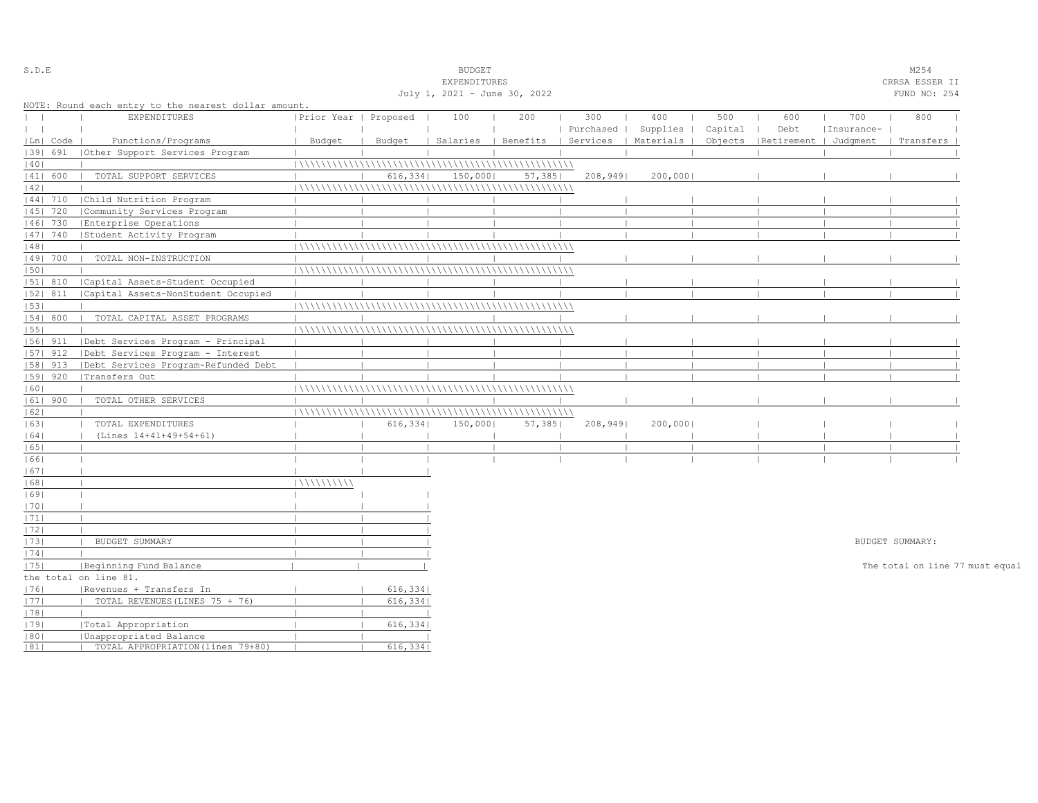S.D.E

BUDGET
EXPENDITURES
July 1, 2021 - June 30, 2022

M254
CRRSA ESSER II
FUND NO: 254

NOTE: Round each entry to the nearest dollar amount.

| Ln | Code | EXPENDITURES Functions/Programs | Prior Year Budget | Proposed Budget | 100 Salaries | 200 Benefits | 300 Purchased Services | 400 Supplies Materials | 500 Capital Objects | 600 Debt Retirement | 700 Insurance-Judgment | 800 Transfers |
|---|---|---|---|---|---|---|---|---|---|---|---|---|
| 39 | 691 | Other Support Services Program | | | | | | | | | | |
| 40 | | | | | | | | | | | | |
| 41 | 600 | TOTAL SUPPORT SERVICES | | 616,334 | 150,000 | 57,385 | 208,949 | 200,000 | | | | |
| 42 | | | | | | | | | | | | |
| 44 | 710 | Child Nutrition Program | | | | | | | | | | |
| 45 | 720 | Community Services Program | | | | | | | | | | |
| 46 | 730 | Enterprise Operations | | | | | | | | | | |
| 47 | 740 | Student Activity Program | | | | | | | | | | |
| 48 | | | | | | | | | | | | |
| 49 | 700 | TOTAL NON-INSTRUCTION | | | | | | | | | | |
| 50 | | | | | | | | | | | | |
| 51 | 810 | Capital Assets-Student Occupied | | | | | | | | | | |
| 52 | 811 | Capital Assets-NonStudent Occupied | | | | | | | | | | |
| 53 | | | | | | | | | | | | |
| 54 | 800 | TOTAL CAPITAL ASSET PROGRAMS | | | | | | | | | | |
| 55 | | | | | | | | | | | | |
| 56 | 911 | Debt Services Program - Principal | | | | | | | | | | |
| 57 | 912 | Debt Services Program - Interest | | | | | | | | | | |
| 58 | 913 | Debt Services Program-Refunded Debt | | | | | | | | | | |
| 59 | 920 | Transfers Out | | | | | | | | | | |
| 60 | | | | | | | | | | | | |
| 61 | 900 | TOTAL OTHER SERVICES | | | | | | | | | | |
| 62 | | | | | | | | | | | | |
| 63 | | TOTAL EXPENDITURES | | 616,334 | 150,000 | 57,385 | 208,949 | 200,000 | | | | |
| 64 | | (Lines 14+41+49+54+61) | | | | | | | | | | |
| 65 | | | | | | | | | | | | |
| 66 | | | | | | | | | | | | |

| Ln | | | Prior Year | Proposed |
|---|---|---|---|---|
| 67 | | | | |
| 68 | | | | |
| 69 | | | | |
| 70 | | | | |
| 71 | | | | |
| 72 | | | | |
| 73 | | BUDGET SUMMARY | | |
| 74 | | | | |
| 75 | | Beginning Fund Balance | | |
| 76 | | Revenues + Transfers In | | 616,334 |
| 77 | | TOTAL REVENUES(LINES 75 + 76) | | 616,334 |
| 78 | | | | |
| 79 | | Total Appropriation | | 616,334 |
| 80 | | Unappropriated Balance | | |
| 81 | | TOTAL APPROPRIATION(lines 79+80) | | 616,334 |

BUDGET SUMMARY:

The total on line 77 must equal the total on line 81.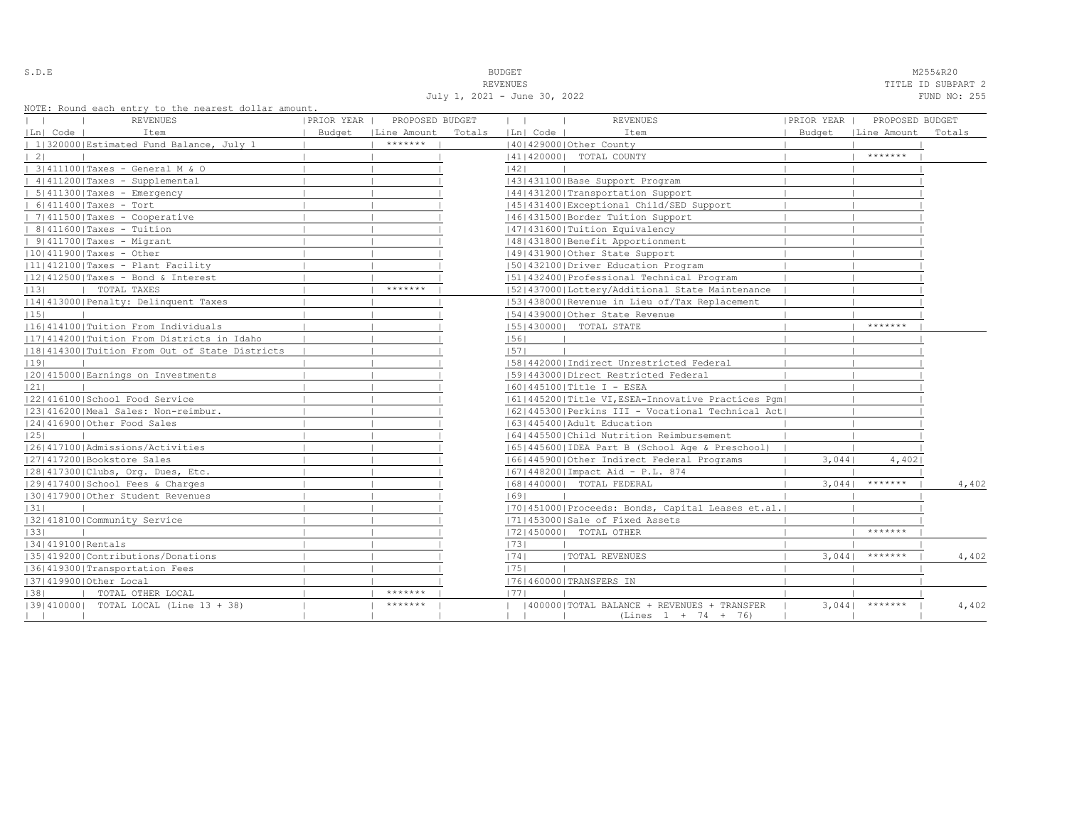S.D.E | BUDGET | M255&R20

REVENUES | TITLE ID SUBPART 2

July 1, 2021 - June 30, 2022 | FUND NO: 255

NOTE: Round each entry to the nearest dollar amount.

| Ln | Code | REVENUES Item | PRIOR YEAR Budget | PROPOSED BUDGET Line Amount | Totals | Ln | Code | REVENUES Item | PRIOR YEAR Budget | PROPOSED BUDGET Line Amount | Totals |
|---|---|---|---|---|---|---|---|---|---|---|---|
| 1 | 320000 | Estimated Fund Balance, July 1 | | ******* | | 40 | 429000 | Other County | | | |
| 2 | | | | | | 41 | 420000 | TOTAL COUNTY | | ******* | |
| 3 | 411100 | Taxes - General M & O | | | | 42 | | | | | |
| 4 | 411200 | Taxes - Supplemental | | | | 43 | 431100 | Base Support Program | | | |
| 5 | 411300 | Taxes - Emergency | | | | 44 | 431200 | Transportation Support | | | |
| 6 | 411400 | Taxes - Tort | | | | 45 | 431400 | Exceptional Child/SED Support | | | |
| 7 | 411500 | Taxes - Cooperative | | | | 46 | 431500 | Border Tuition Support | | | |
| 8 | 411600 | Taxes - Tuition | | | | 47 | 431600 | Tuition Equivalency | | | |
| 9 | 411700 | Taxes - Migrant | | | | 48 | 431800 | Benefit Apportionment | | | |
| 10 | 411900 | Taxes - Other | | | | 49 | 431900 | Other State Support | | | |
| 11 | 412100 | Taxes - Plant Facility | | | | 50 | 432100 | Driver Education Program | | | |
| 12 | 412500 | Taxes - Bond & Interest | | | | 51 | 432400 | Professional Technical Program | | | |
| 13 | | TOTAL TAXES | | ******* | | 52 | 437000 | Lottery/Additional State Maintenance | | | |
| 14 | 413000 | Penalty: Delinquent Taxes | | | | 53 | 438000 | Revenue in Lieu of/Tax Replacement | | | |
| 15 | | | | | | 54 | 439000 | Other State Revenue | | | |
| 16 | 414100 | Tuition From Individuals | | | | 55 | 430000 | TOTAL STATE | | ******* | |
| 17 | 414200 | Tuition From Districts in Idaho | | | | 56 | | | | | |
| 18 | 414300 | Tuition From Out of State Districts | | | | 57 | | | | | |
| 19 | | | | | | 58 | 442000 | Indirect Unrestricted Federal | | | |
| 20 | 415000 | Earnings on Investments | | | | 59 | 443000 | Direct Restricted Federal | | | |
| 21 | | | | | | 60 | 445100 | Title I - ESEA | | | |
| 22 | 416100 | School Food Service | | | | 61 | 445200 | Title VI, ESEA-Innovative Practices Pgm | | | |
| 23 | 416200 | Meal Sales: Non-reimbur. | | | | 62 | 445300 | Perkins III - Vocational Technical Act | | | |
| 24 | 416900 | Other Food Sales | | | | 63 | 445400 | Adult Education | | | |
| 25 | | | | | | 64 | 445500 | Child Nutrition Reimbursement | | | |
| 26 | 417100 | Admissions/Activities | | | | 65 | 445600 | IDEA Part B (School Age & Preschool) | | | |
| 27 | 417200 | Bookstore Sales | | | | 66 | 445900 | Other Indirect Federal Programs | 3,044 | 4,402 | |
| 28 | 417300 | Clubs, Org. Dues, Etc. | | | | 67 | 448200 | Impact Aid - P.L. 874 | | | |
| 29 | 417400 | School Fees & Charges | | | | 68 | 440000 | TOTAL FEDERAL | 3,044 | ******* | 4,402 |
| 30 | 417900 | Other Student Revenues | | | | 69 | | | | | |
| 31 | | | | | | 70 | 451000 | Proceeds: Bonds, Capital Leases et.al. | | | |
| 32 | 418100 | Community Service | | | | 71 | 453000 | Sale of Fixed Assets | | | |
| 33 | | | | | | 72 | 450000 | TOTAL OTHER | | ******* | |
| 34 | 419100 | Rentals | | | | 73 | | | | | |
| 35 | 419200 | Contributions/Donations | | | | 74 | | TOTAL REVENUES | 3,044 | ******* | 4,402 |
| 36 | 419300 | Transportation Fees | | | | 75 | | | | | |
| 37 | 419900 | Other Local | | | | 76 | 460000 | TRANSFERS IN | | | |
| 38 | | TOTAL OTHER LOCAL | | ******* | | 77 | | | | | |
| 39 | 410000 | TOTAL LOCAL (Line 13 + 38) | | ******* | | | 400000 | TOTAL BALANCE + REVENUES + TRANSFER (Lines 1 + 74 + 76) | 3,044 | ******* | 4,402 |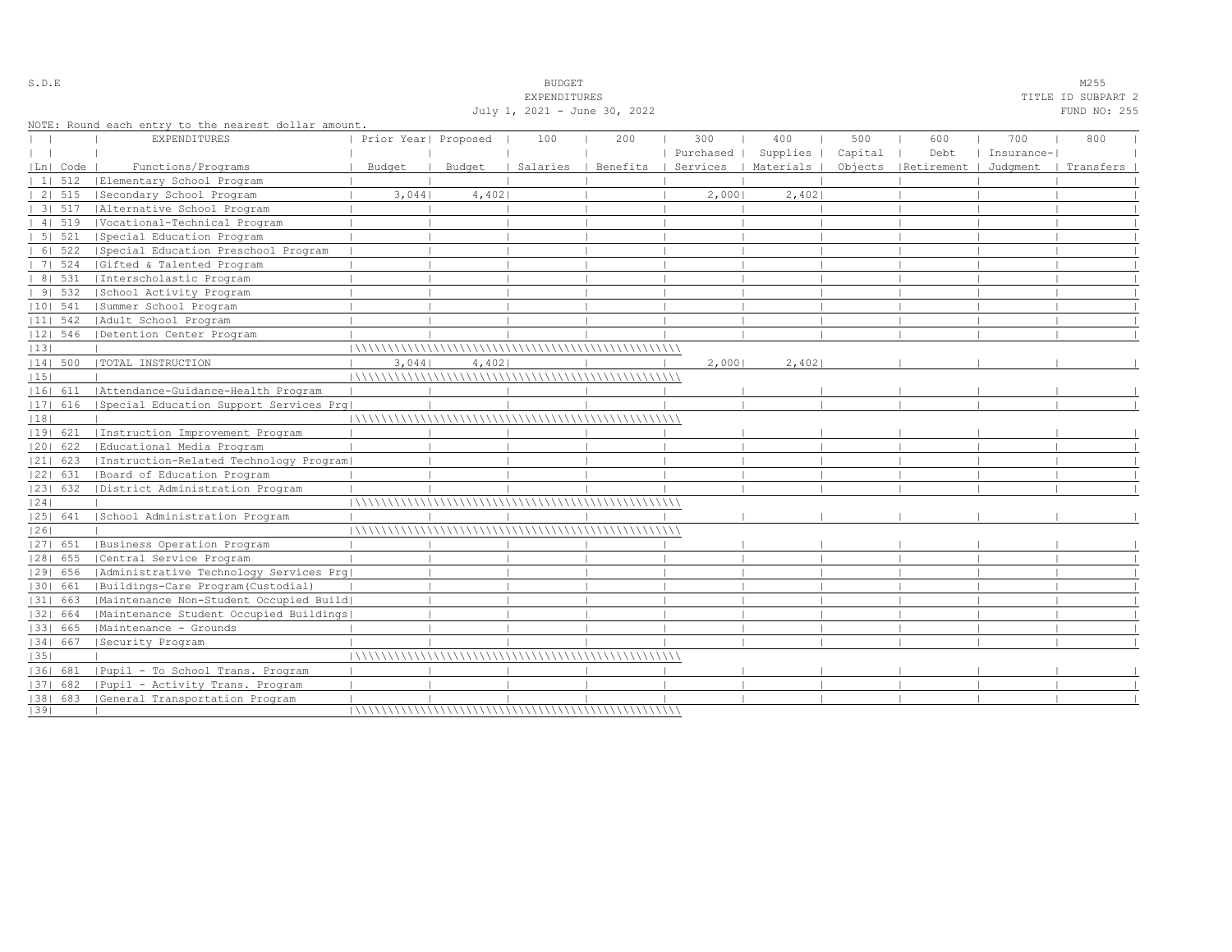S.D.E

BUDGET
EXPENDITURES
July 1, 2021 - June 30, 2022

M255
TITLE ID SUBPART 2
FUND NO: 255

NOTE: Round each entry to the nearest dollar amount.

| Ln | Code | EXPENDITURES Functions/Programs | Prior Year Budget | Proposed Budget | 100 Salaries | 200 Benefits | 300 Purchased Services | 400 Supplies Materials | 500 Capital Objects | 600 Debt Retirement | 700 Insurance-Judgment | 800 Transfers |
|---|---|---|---|---|---|---|---|---|---|---|---|---|
| 1 | 512 | Elementary School Program | | | | | | | | | | |
| 2 | 515 | Secondary School Program | 3,044 | 4,402 | | | 2,000 | 2,402 | | | | |
| 3 | 517 | Alternative School Program | | | | | | | | | | |
| 4 | 519 | Vocational-Technical Program | | | | | | | | | | |
| 5 | 521 | Special Education Program | | | | | | | | | | |
| 6 | 522 | Special Education Preschool Program | | | | | | | | | | |
| 7 | 524 | Gifted & Talented Program | | | | | | | | | | |
| 8 | 531 | Interscholastic Program | | | | | | | | | | |
| 9 | 532 | School Activity Program | | | | | | | | | | |
| 10 | 541 | Summer School Program | | | | | | | | | | |
| 11 | 542 | Adult School Program | | | | | | | | | | |
| 12 | 546 | Detention Center Program | | | | | | | | | | |
| 13 | | | | | | | | | | | | |
| 14 | 500 | TOTAL INSTRUCTION | 3,044 | 4,402 | | | 2,000 | 2,402 | | | | |
| 15 | | | | | | | | | | | | |
| 16 | 611 | Attendance-Guidance-Health Program | | | | | | | | | | |
| 17 | 616 | Special Education Support Services Prg | | | | | | | | | | |
| 18 | | | | | | | | | | | | |
| 19 | 621 | Instruction Improvement Program | | | | | | | | | | |
| 20 | 622 | Educational Media Program | | | | | | | | | | |
| 21 | 623 | Instruction-Related Technology Program | | | | | | | | | | |
| 22 | 631 | Board of Education Program | | | | | | | | | | |
| 23 | 632 | District Administration Program | | | | | | | | | | |
| 24 | | | | | | | | | | | | |
| 25 | 641 | School Administration Program | | | | | | | | | | |
| 26 | | | | | | | | | | | | |
| 27 | 651 | Business Operation Program | | | | | | | | | | |
| 28 | 655 | Central Service Program | | | | | | | | | | |
| 29 | 656 | Administrative Technology Services Prg | | | | | | | | | | |
| 30 | 661 | Buildings-Care Program(Custodial) | | | | | | | | | | |
| 31 | 663 | Maintenance Non-Student Occupied Build | | | | | | | | | | |
| 32 | 664 | Maintenance Student Occupied Buildings | | | | | | | | | | |
| 33 | 665 | Maintenance - Grounds | | | | | | | | | | |
| 34 | 667 | Security Program | | | | | | | | | | |
| 35 | | | | | | | | | | | | |
| 36 | 681 | Pupil - To School Trans. Program | | | | | | | | | | |
| 37 | 682 | Pupil - Activity Trans. Program | | | | | | | | | | |
| 38 | 683 | General Transportation Program | | | | | | | | | | |
| 39 | | | | | | | | | | | | |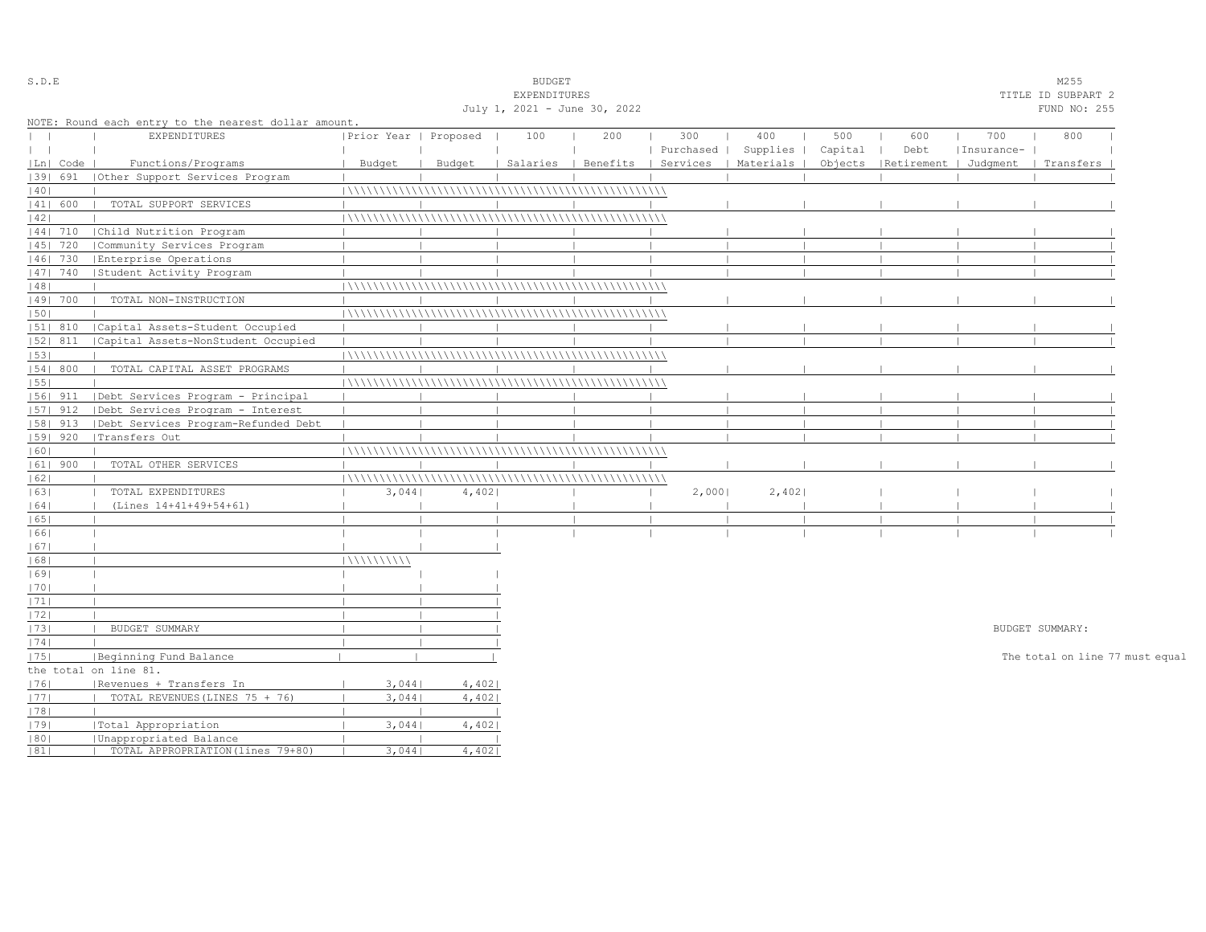S.D.E

BUDGET
EXPENDITURES
July 1, 2021 - June 30, 2022

M255
TITLE ID SUBPART 2
FUND NO: 255

NOTE: Round each entry to the nearest dollar amount.

| Ln | Code | EXPENDITURES Functions/Programs | Prior Year Budget | Proposed Budget | 100 Salaries | 200 Benefits | 300 Purchased Services | 400 Supplies Materials | 500 Capital Objects | 600 Debt Retirement | 700 Insurance-Judgment | 800 Transfers |
|---|---|---|---|---|---|---|---|---|---|---|---|---|
| 39 | 691 | Other Support Services Program | | | | | | | | | | |
| 40 | | | | | | | | | | | | |
| 41 | 600 | TOTAL SUPPORT SERVICES | | | | | | | | | | |
| 42 | | | | | | | | | | | | |
| 44 | 710 | Child Nutrition Program | | | | | | | | | | |
| 45 | 720 | Community Services Program | | | | | | | | | | |
| 46 | 730 | Enterprise Operations | | | | | | | | | | |
| 47 | 740 | Student Activity Program | | | | | | | | | | |
| 48 | | | | | | | | | | | | |
| 49 | 700 | TOTAL NON-INSTRUCTION | | | | | | | | | | |
| 50 | | | | | | | | | | | | |
| 51 | 810 | Capital Assets-Student Occupied | | | | | | | | | | |
| 52 | 811 | Capital Assets-NonStudent Occupied | | | | | | | | | | |
| 53 | | | | | | | | | | | | |
| 54 | 800 | TOTAL CAPITAL ASSET PROGRAMS | | | | | | | | | | |
| 55 | | | | | | | | | | | | |
| 56 | 911 | Debt Services Program - Principal | | | | | | | | | | |
| 57 | 912 | Debt Services Program - Interest | | | | | | | | | | |
| 58 | 913 | Debt Services Program-Refunded Debt | | | | | | | | | | |
| 59 | 920 | Transfers Out | | | | | | | | | | |
| 60 | | | | | | | | | | | | |
| 61 | 900 | TOTAL OTHER SERVICES | | | | | | | | | | |
| 62 | | | | | | | | | | | | |
| 63 | | TOTAL EXPENDITURES | 3,044 | 4,402 | | | 2,000 | 2,402 | | | | |
| 64 | | (Lines 14+41+49+54+61) | | | | | | | | | | |
| 65 | | | | | | | | | | | | |
| 66 | | | | | | | | | | | | |

| Ln | | Prior Year Budget | Proposed Budget |
|---|---|---|---|
| 67 | | | |
| 68 | | | |
| 69 | | | |
| 70 | | | |
| 71 | | | |
| 72 | | | |
| 73 | BUDGET SUMMARY | | |
| 74 | | | |
| 75 | Beginning Fund Balance | | |
| 76 | Revenues + Transfers In | 3,044 | 4,402 |
| 77 | TOTAL REVENUES(LINES 75 + 76) | 3,044 | 4,402 |
| 78 | | | |
| 79 | Total Appropriation | 3,044 | 4,402 |
| 80 | Unappropriated Balance | | |
| 81 | TOTAL APPROPRIATION(lines 79+80) | 3,044 | 4,402 |

BUDGET SUMMARY:

The total on line 77 must equal the total on line 81.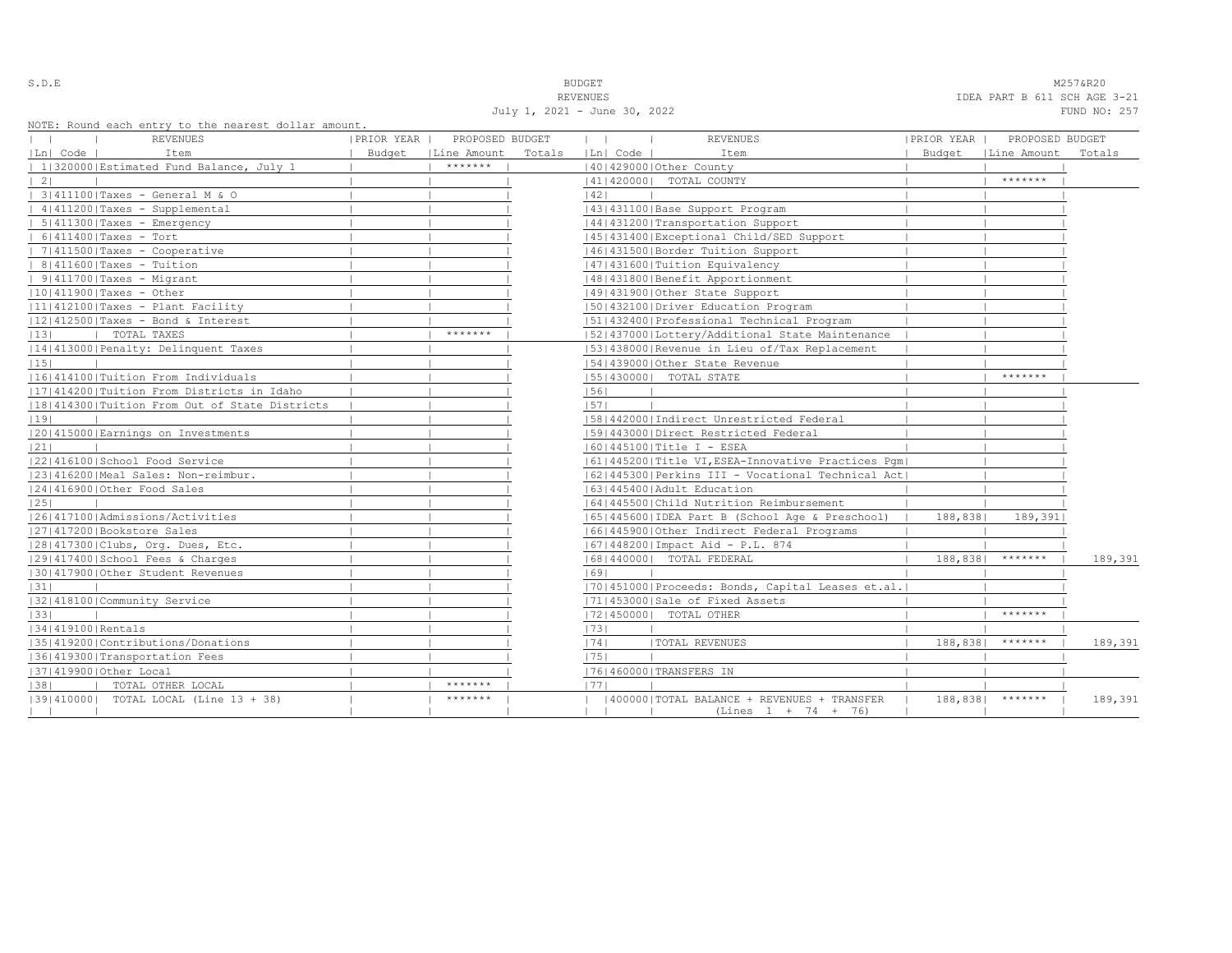S.D.E

**BUDGET**
**REVENUES**
**July 1, 2021 - June 30, 2022**

M257&R20
IDEA PART B 611 SCH AGE 3-21
FUND NO: 257

NOTE: Round each entry to the nearest dollar amount.

| Ln | Code | REVENUES Item | PRIOR YEAR Budget | PROPOSED BUDGET Line Amount | Totals |
|---|---|---|---|---|---|
| 1 | 320000 | Estimated Fund Balance, July 1 | | ******* | |
| 2 | | | | | |
| 3 | 411100 | Taxes - General M & O | | | |
| 4 | 411200 | Taxes - Supplemental | | | |
| 5 | 411300 | Taxes - Emergency | | | |
| 6 | 411400 | Taxes - Tort | | | |
| 7 | 411500 | Taxes - Cooperative | | | |
| 8 | 411600 | Taxes - Tuition | | | |
| 9 | 411700 | Taxes - Migrant | | | |
| 10 | 411900 | Taxes - Other | | | |
| 11 | 412100 | Taxes - Plant Facility | | | |
| 12 | 412500 | Taxes - Bond & Interest | | | |
| 13 | | TOTAL TAXES | | ******* | |
| 14 | 413000 | Penalty: Delinquent Taxes | | | |
| 15 | | | | | |
| 16 | 414100 | Tuition From Individuals | | | |
| 17 | 414200 | Tuition From Districts in Idaho | | | |
| 18 | 414300 | Tuition From Out of State Districts | | | |
| 19 | | | | | |
| 20 | 415000 | Earnings on Investments | | | |
| 21 | | | | | |
| 22 | 416100 | School Food Service | | | |
| 23 | 416200 | Meal Sales: Non-reimbur. | | | |
| 24 | 416900 | Other Food Sales | | | |
| 25 | | | | | |
| 26 | 417100 | Admissions/Activities | | | |
| 27 | 417200 | Bookstore Sales | | | |
| 28 | 417300 | Clubs, Org. Dues, Etc. | | | |
| 29 | 417400 | School Fees & Charges | | | |
| 30 | 417900 | Other Student Revenues | | | |
| 31 | | | | | |
| 32 | 418100 | Community Service | | | |
| 33 | | | | | |
| 34 | 419100 | Rentals | | | |
| 35 | 419200 | Contributions/Donations | | | |
| 36 | 419300 | Transportation Fees | | | |
| 37 | 419900 | Other Local | | | |
| 38 | | TOTAL OTHER LOCAL | | ******* | |
| 39 | 410000 | TOTAL LOCAL (Line 13 + 38) | | ******* | |
| 40 | 429000 | Other County | | | |
| 41 | 420000 | TOTAL COUNTY | | ******* | |
| 42 | | | | | |
| 43 | 431100 | Base Support Program | | | |
| 44 | 431200 | Transportation Support | | | |
| 45 | 431400 | Exceptional Child/SED Support | | | |
| 46 | 431500 | Border Tuition Support | | | |
| 47 | 431600 | Tuition Equivalency | | | |
| 48 | 431800 | Benefit Apportionment | | | |
| 49 | 431900 | Other State Support | | | |
| 50 | 432100 | Driver Education Program | | | |
| 51 | 432400 | Professional Technical Program | | | |
| 52 | 437000 | Lottery/Additional State Maintenance | | | |
| 53 | 438000 | Revenue in Lieu of/Tax Replacement | | | |
| 54 | 439000 | Other State Revenue | | | |
| 55 | 430000 | TOTAL STATE | | ******* | |
| 56 | | | | | |
| 57 | | | | | |
| 58 | 442000 | Indirect Unrestricted Federal | | | |
| 59 | 443000 | Direct Restricted Federal | | | |
| 60 | 445100 | Title I - ESEA | | | |
| 61 | 445200 | Title VI,ESEA-Innovative Practices Pgm | | | |
| 62 | 445300 | Perkins III - Vocational Technical Act | | | |
| 63 | 445400 | Adult Education | | | |
| 64 | 445500 | Child Nutrition Reimbursement | | | |
| 65 | 445600 | IDEA Part B (School Age & Preschool) | 188,838 | 189,391 | |
| 66 | 445900 | Other Indirect Federal Programs | | | |
| 67 | 448200 | Impact Aid - P.L. 874 | | | |
| 68 | 440000 | TOTAL FEDERAL | 188,838 | ******* | 189,391 |
| 69 | | | | | |
| 70 | 451000 | Proceeds: Bonds, Capital Leases et.al. | | | |
| 71 | 453000 | Sale of Fixed Assets | | | |
| 72 | 450000 | TOTAL OTHER | | ******* | |
| 73 | | | | | |
| 74 | | TOTAL REVENUES | 188,838 | ******* | 189,391 |
| 75 | | | | | |
| 76 | 460000 | TRANSFERS IN | | | |
| 77 | | | | | |
| | 400000 | TOTAL BALANCE + REVENUES + TRANSFER (Lines 1 + 74 + 76) | 188,838 | ******* | 189,391 |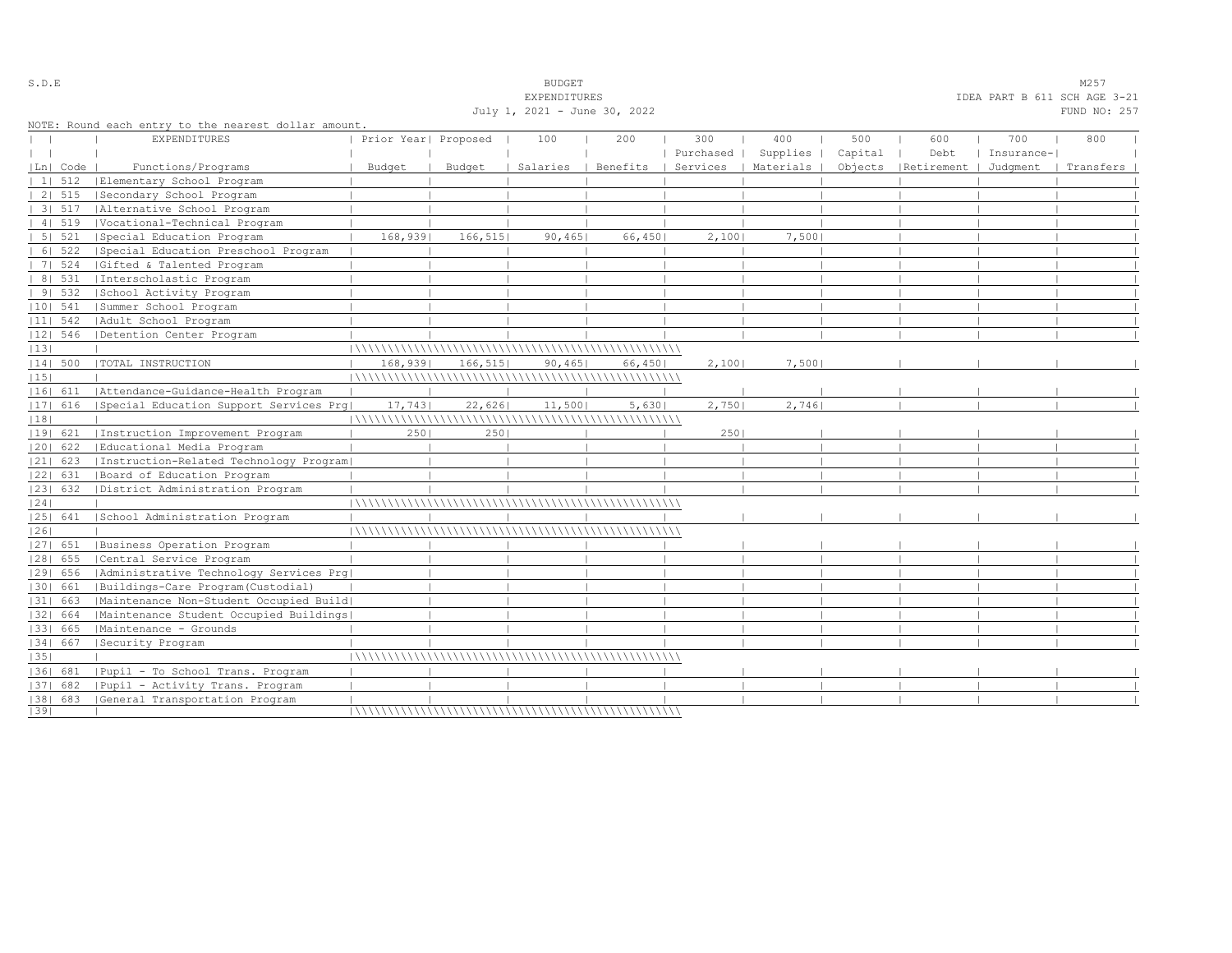S.D.E

BUDGET
EXPENDITURES
July 1, 2021 - June 30, 2022

M257
IDEA PART B 611 SCH AGE 3-21
FUND NO: 257

NOTE: Round each entry to the nearest dollar amount.

| Ln | Code | EXPENDITURES Functions/Programs | Prior Year Budget | Proposed Budget | 100 Salaries | 200 Benefits | 300 Purchased Services | 400 Supplies Materials | 500 Capital Objects | 600 Debt Retirement | 700 Insurance-Judgment | 800 Transfers |
|---|---|---|---|---|---|---|---|---|---|---|---|---|
| 1 | 512 | Elementary School Program | | | | | | | | | | |
| 2 | 515 | Secondary School Program | | | | | | | | | | |
| 3 | 517 | Alternative School Program | | | | | | | | | | |
| 4 | 519 | Vocational-Technical Program | | | | | | | | | | |
| 5 | 521 | Special Education Program | 168,939 | 166,515 | 90,465 | 66,450 | 2,100 | 7,500 | | | | |
| 6 | 522 | Special Education Preschool Program | | | | | | | | | | |
| 7 | 524 | Gifted & Talented Program | | | | | | | | | | |
| 8 | 531 | Interscholastic Program | | | | | | | | | | |
| 9 | 532 | School Activity Program | | | | | | | | | | |
| 10 | 541 | Summer School Program | | | | | | | | | | |
| 11 | 542 | Adult School Program | | | | | | | | | | |
| 12 | 546 | Detention Center Program | | | | | | | | | | |
| 13 | | | | | | | | | | | | |
| 14 | 500 | TOTAL INSTRUCTION | 168,939 | 166,515 | 90,465 | 66,450 | 2,100 | 7,500 | | | | |
| 15 | | | | | | | | | | | | |
| 16 | 611 | Attendance-Guidance-Health Program | | | | | | | | | | |
| 17 | 616 | Special Education Support Services Prg | 17,743 | 22,626 | 11,500 | 5,630 | 2,750 | 2,746 | | | | |
| 18 | | | | | | | | | | | | |
| 19 | 621 | Instruction Improvement Program | 250 | 250 | | | 250 | | | | | |
| 20 | 622 | Educational Media Program | | | | | | | | | | |
| 21 | 623 | Instruction-Related Technology Program | | | | | | | | | | |
| 22 | 631 | Board of Education Program | | | | | | | | | | |
| 23 | 632 | District Administration Program | | | | | | | | | | |
| 24 | | | | | | | | | | | | |
| 25 | 641 | School Administration Program | | | | | | | | | | |
| 26 | | | | | | | | | | | | |
| 27 | 651 | Business Operation Program | | | | | | | | | | |
| 28 | 655 | Central Service Program | | | | | | | | | | |
| 29 | 656 | Administrative Technology Services Prg | | | | | | | | | | |
| 30 | 661 | Buildings-Care Program(Custodial) | | | | | | | | | | |
| 31 | 663 | Maintenance Non-Student Occupied Build | | | | | | | | | | |
| 32 | 664 | Maintenance Student Occupied Buildings | | | | | | | | | | |
| 33 | 665 | Maintenance - Grounds | | | | | | | | | | |
| 34 | 667 | Security Program | | | | | | | | | | |
| 35 | | | | | | | | | | | | |
| 36 | 681 | Pupil - To School Trans. Program | | | | | | | | | | |
| 37 | 682 | Pupil - Activity Trans. Program | | | | | | | | | | |
| 38 | 683 | General Transportation Program | | | | | | | | | | |
| 39 | | | | | | | | | | | | |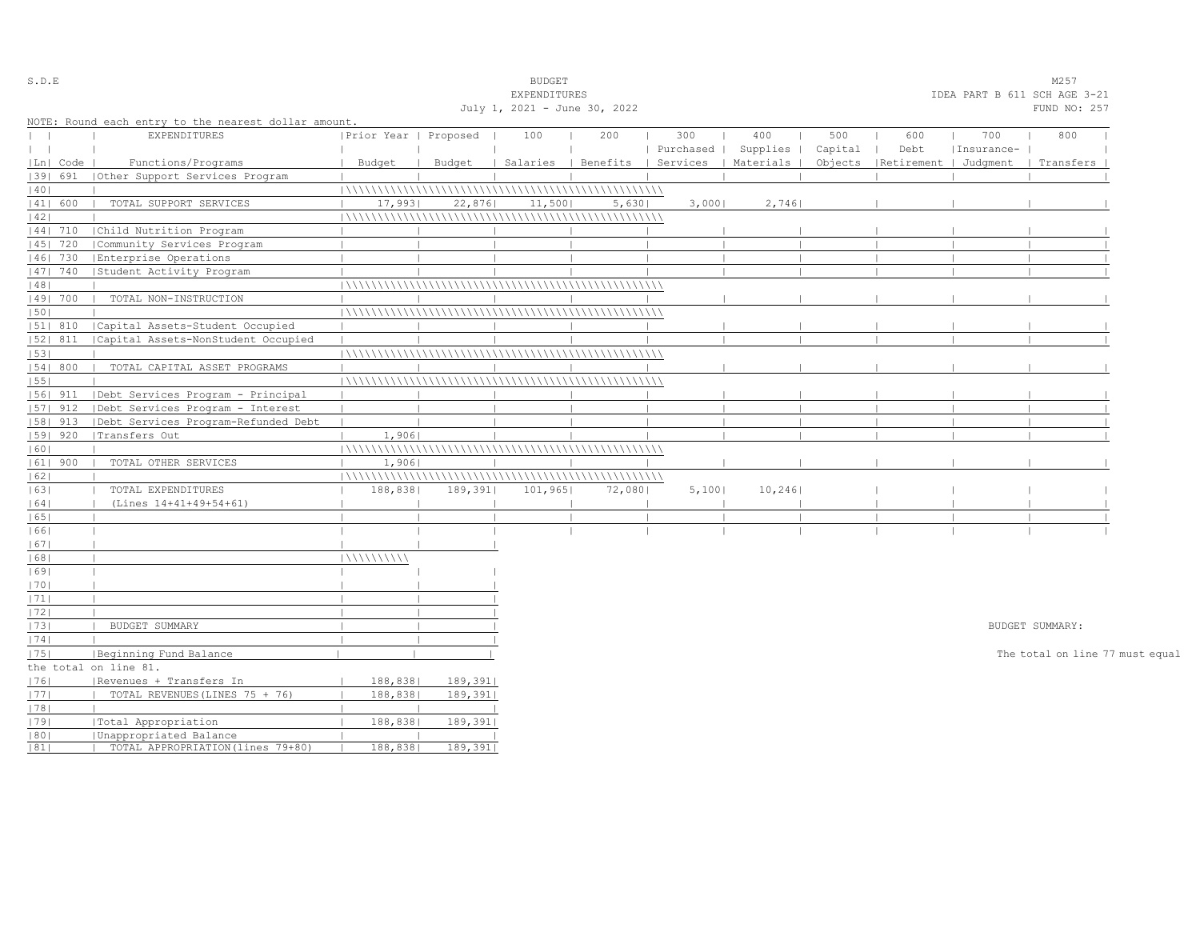S.D.E

BUDGET
EXPENDITURES
July 1, 2021 - June 30, 2022

M257
IDEA PART B 611 SCH AGE 3-21
FUND NO: 257

NOTE: Round each entry to the nearest dollar amount.

| Ln | Code | EXPENDITURES Functions/Programs | Prior Year Budget | Proposed Budget | 100 Salaries | 200 Benefits | 300 Purchased Services | 400 Supplies Materials | 500 Capital Objects | 600 Debt Retirement | 700 Insurance-Judgment | 800 Transfers |
|---|---|---|---|---|---|---|---|---|---|---|---|---|
| 39 | 691 | Other Support Services Program | | | | | | | | | | |
| 40 | | | | | | | | | | | | |
| 41 | 600 | TOTAL SUPPORT SERVICES | 17,993 | 22,876 | 11,500 | 5,630 | 3,000 | 2,746 | | | | |
| 42 | | | | | | | | | | | | |
| 44 | 710 | Child Nutrition Program | | | | | | | | | | |
| 45 | 720 | Community Services Program | | | | | | | | | | |
| 46 | 730 | Enterprise Operations | | | | | | | | | | |
| 47 | 740 | Student Activity Program | | | | | | | | | | |
| 48 | | | | | | | | | | | | |
| 49 | 700 | TOTAL NON-INSTRUCTION | | | | | | | | | | |
| 50 | | | | | | | | | | | | |
| 51 | 810 | Capital Assets-Student Occupied | | | | | | | | | | |
| 52 | 811 | Capital Assets-NonStudent Occupied | | | | | | | | | | |
| 53 | | | | | | | | | | | | |
| 54 | 800 | TOTAL CAPITAL ASSET PROGRAMS | | | | | | | | | | |
| 55 | | | | | | | | | | | | |
| 56 | 911 | Debt Services Program - Principal | | | | | | | | | | |
| 57 | 912 | Debt Services Program - Interest | | | | | | | | | | |
| 58 | 913 | Debt Services Program-Refunded Debt | | | | | | | | | | |
| 59 | 920 | Transfers Out | 1,906 | | | | | | | | | |
| 60 | | | | | | | | | | | | |
| 61 | 900 | TOTAL OTHER SERVICES | 1,906 | | | | | | | | | |
| 62 | | | | | | | | | | | | |
| 63 | | TOTAL EXPENDITURES | 188,838 | 189,391 | 101,965 | 72,080 | 5,100 | 10,246 | | | | |
| 64 | | (Lines 14+41+49+54+61) | | | | | | | | | | |
| 65 | | | | | | | | | | | | |
| 66 | | | | | | | | | | | | |

| Ln | | | Prior Year Budget | Proposed Budget |
|---|---|---|---|---|
| 67 | | | | |
| 68 | | | | |
| 69 | | | | |
| 70 | | | | |
| 71 | | | | |
| 72 | | | | |
| 73 | | BUDGET SUMMARY | | |
| 74 | | | | |
| 75 | | Beginning Fund Balance | | |
| 76 | | Revenues + Transfers In | 188,838 | 189,391 |
| 77 | | TOTAL REVENUES (LINES 75 + 76) | 188,838 | 189,391 |
| 78 | | | | |
| 79 | | Total Appropriation | 188,838 | 189,391 |
| 80 | | Unappropriated Balance | | |
| 81 | | TOTAL APPROPRIATION (lines 79+80) | 188,838 | 189,391 |

BUDGET SUMMARY:

The total on line 77 must equal the total on line 81.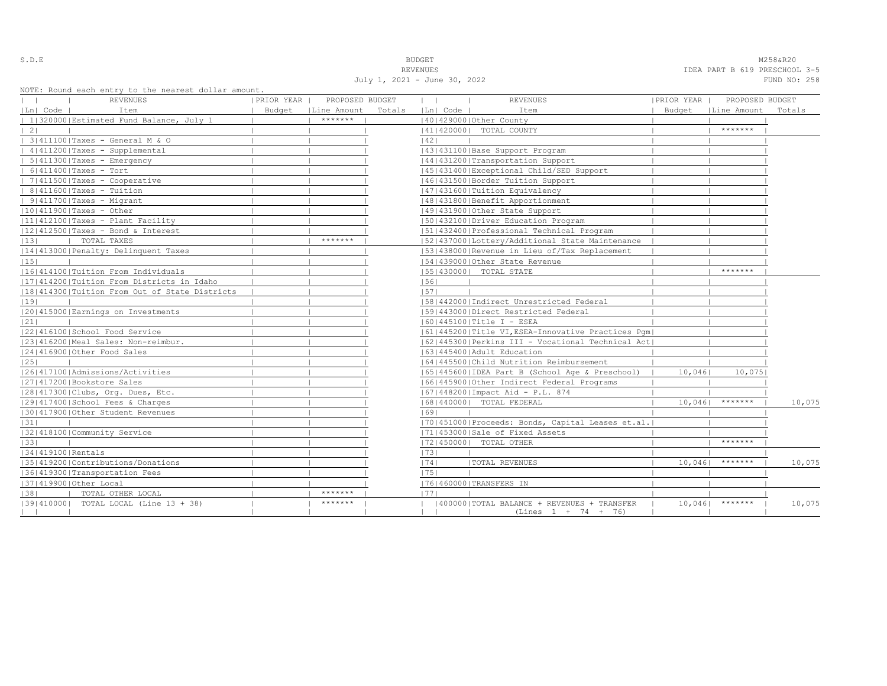S.D.E

BUDGET
REVENUES
July 1, 2021 - June 30, 2022

M258&R20
IDEA PART B 619 PRESCHOOL 3-5
FUND NO: 258

NOTE: Round each entry to the nearest dollar amount.

| Ln | Code | REVENUES Item | PRIOR YEAR Budget | PROPOSED BUDGET Line Amount | Totals | Ln | Code | REVENUES Item | PRIOR YEAR Budget | PROPOSED BUDGET Line Amount | Totals |
|---|---|---|---|---|---|---|---|---|---|---|---|
| 1 | 320000 | Estimated Fund Balance, July 1 | | ******* | | 40 | 429000 | Other County | | | |
| 2 | | | | | | 41 | 420000 | TOTAL COUNTY | | ******* | |
| 3 | 411100 | Taxes - General M & O | | | | 42 | | | | | |
| 4 | 411200 | Taxes - Supplemental | | | | 43 | 431100 | Base Support Program | | | |
| 5 | 411300 | Taxes - Emergency | | | | 44 | 431200 | Transportation Support | | | |
| 6 | 411400 | Taxes - Tort | | | | 45 | 431400 | Exceptional Child/SED Support | | | |
| 7 | 411500 | Taxes - Cooperative | | | | 46 | 431500 | Border Tuition Support | | | |
| 8 | 411600 | Taxes - Tuition | | | | 47 | 431600 | Tuition Equivalency | | | |
| 9 | 411700 | Taxes - Migrant | | | | 48 | 431800 | Benefit Apportionment | | | |
| 10 | 411900 | Taxes - Other | | | | 49 | 431900 | Other State Support | | | |
| 11 | 412100 | Taxes - Plant Facility | | | | 50 | 432100 | Driver Education Program | | | |
| 12 | 412500 | Taxes - Bond & Interest | | | | 51 | 432400 | Professional Technical Program | | | |
| 13 | | TOTAL TAXES | | ******* | | 52 | 437000 | Lottery/Additional State Maintenance | | | |
| 14 | 413000 | Penalty: Delinquent Taxes | | | | 53 | 438000 | Revenue in Lieu of/Tax Replacement | | | |
| 15 | | | | | | 54 | 439000 | Other State Revenue | | | |
| 16 | 414100 | Tuition From Individuals | | | | 55 | 430000 | TOTAL STATE | | ******* | |
| 17 | 414200 | Tuition From Districts in Idaho | | | | 56 | | | | | |
| 18 | 414300 | Tuition From Out of State Districts | | | | 57 | | | | | |
| 19 | | | | | | 58 | 442000 | Indirect Unrestricted Federal | | | |
| 20 | 415000 | Earnings on Investments | | | | 59 | 443000 | Direct Restricted Federal | | | |
| 21 | | | | | | 60 | 445100 | Title I - ESEA | | | |
| 22 | 416100 | School Food Service | | | | 61 | 445200 | Title VI,ESEA-Innovative Practices Pgm | | | |
| 23 | 416200 | Meal Sales: Non-reimbur. | | | | 62 | 445300 | Perkins III - Vocational Technical Act | | | |
| 24 | 416900 | Other Food Sales | | | | 63 | 445400 | Adult Education | | | |
| 25 | | | | | | 64 | 445500 | Child Nutrition Reimbursement | | | |
| 26 | 417100 | Admissions/Activities | | | | 65 | 445600 | IDEA Part B (School Age & Preschool) | 10,046 | 10,075 | |
| 27 | 417200 | Bookstore Sales | | | | 66 | 445900 | Other Indirect Federal Programs | | | |
| 28 | 417300 | Clubs, Org. Dues, Etc. | | | | 67 | 448200 | Impact Aid - P.L. 874 | | | |
| 29 | 417400 | School Fees & Charges | | | | 68 | 440000 | TOTAL FEDERAL | 10,046 | ******* | 10,075 |
| 30 | 417900 | Other Student Revenues | | | | 69 | | | | | |
| 31 | | | | | | 70 | 451000 | Proceeds: Bonds, Capital Leases et.al. | | | |
| 32 | 418100 | Community Service | | | | 71 | 453000 | Sale of Fixed Assets | | | |
| 33 | | | | | | 72 | 450000 | TOTAL OTHER | | ******* | |
| 34 | 419100 | Rentals | | | | 73 | | | | | |
| 35 | 419200 | Contributions/Donations | | | | 74 | | TOTAL REVENUES | 10,046 | ******* | 10,075 |
| 36 | 419300 | Transportation Fees | | | | 75 | | | | | |
| 37 | 419900 | Other Local | | | | 76 | 460000 | TRANSFERS IN | | | |
| 38 | | TOTAL OTHER LOCAL | | ******* | | 77 | | | | | |
| 39 | 410000 | TOTAL LOCAL (Line 13 + 38) | | ******* | | | 400000 | TOTAL BALANCE + REVENUES + TRANSFER (Lines 1 + 74 + 76) | 10,046 | ******* | 10,075 |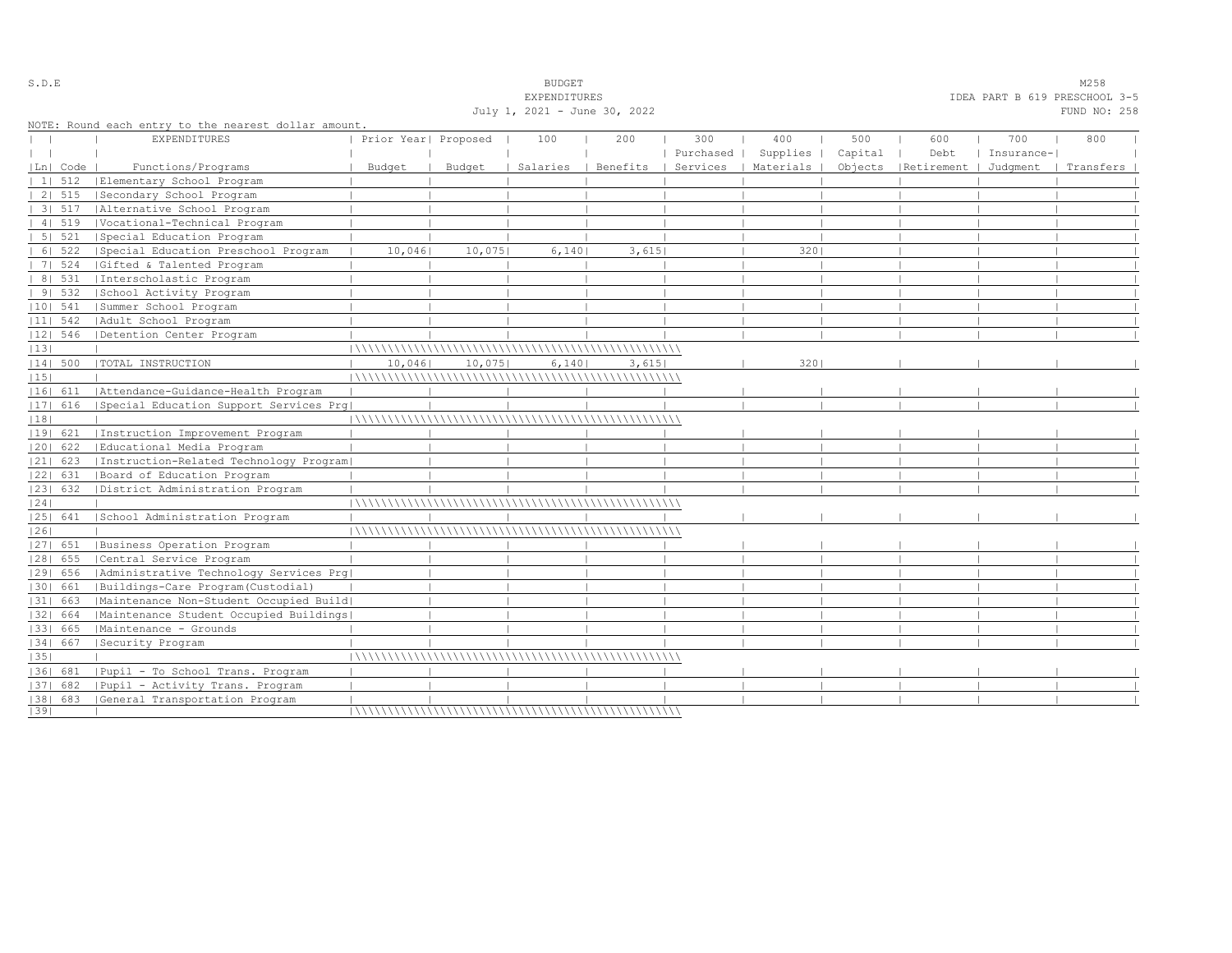S.D.E

BUDGET
EXPENDITURES
July 1, 2021 - June 30, 2022

M258
IDEA PART B 619 PRESCHOOL 3-5
FUND NO: 258

NOTE: Round each entry to the nearest dollar amount.

| Ln | Code | EXPENDITURES Functions/Programs | Prior Year Budget | Proposed Budget | 100 Salaries | 200 Benefits | 300 Purchased Services | 400 Supplies Materials | 500 Capital Objects | 600 Debt Retirement | 700 Insurance-Judgment | 800 Transfers |
|---|---|---|---|---|---|---|---|---|---|---|---|---|
| 1 | 512 | Elementary School Program | | | | | | | | | | |
| 2 | 515 | Secondary School Program | | | | | | | | | | |
| 3 | 517 | Alternative School Program | | | | | | | | | | |
| 4 | 519 | Vocational-Technical Program | | | | | | | | | | |
| 5 | 521 | Special Education Program | | | | | | | | | | |
| 6 | 522 | Special Education Preschool Program | 10,046 | 10,075 | 6,140 | 3,615 | | 320 | | | | |
| 7 | 524 | Gifted & Talented Program | | | | | | | | | | |
| 8 | 531 | Interscholastic Program | | | | | | | | | | |
| 9 | 532 | School Activity Program | | | | | | | | | | |
| 10 | 541 | Summer School Program | | | | | | | | | | |
| 11 | 542 | Adult School Program | | | | | | | | | | |
| 12 | 546 | Detention Center Program | | | | | | | | | | |
| 13 | | | | | | | | | | | | |
| 14 | 500 | TOTAL INSTRUCTION | 10,046 | 10,075 | 6,140 | 3,615 | | 320 | | | | |
| 15 | | | | | | | | | | | | |
| 16 | 611 | Attendance-Guidance-Health Program | | | | | | | | | | |
| 17 | 616 | Special Education Support Services Prg | | | | | | | | | | |
| 18 | | | | | | | | | | | | |
| 19 | 621 | Instruction Improvement Program | | | | | | | | | | |
| 20 | 622 | Educational Media Program | | | | | | | | | | |
| 21 | 623 | Instruction-Related Technology Program | | | | | | | | | | |
| 22 | 631 | Board of Education Program | | | | | | | | | | |
| 23 | 632 | District Administration Program | | | | | | | | | | |
| 24 | | | | | | | | | | | | |
| 25 | 641 | School Administration Program | | | | | | | | | | |
| 26 | | | | | | | | | | | | |
| 27 | 651 | Business Operation Program | | | | | | | | | | |
| 28 | 655 | Central Service Program | | | | | | | | | | |
| 29 | 656 | Administrative Technology Services Prg | | | | | | | | | | |
| 30 | 661 | Buildings-Care Program(Custodial) | | | | | | | | | | |
| 31 | 663 | Maintenance Non-Student Occupied Build | | | | | | | | | | |
| 32 | 664 | Maintenance Student Occupied Buildings | | | | | | | | | | |
| 33 | 665 | Maintenance - Grounds | | | | | | | | | | |
| 34 | 667 | Security Program | | | | | | | | | | |
| 35 | | | | | | | | | | | | |
| 36 | 681 | Pupil - To School Trans. Program | | | | | | | | | | |
| 37 | 682 | Pupil - Activity Trans. Program | | | | | | | | | | |
| 38 | 683 | General Transportation Program | | | | | | | | | | |
| 39 | | | | | | | | | | | | |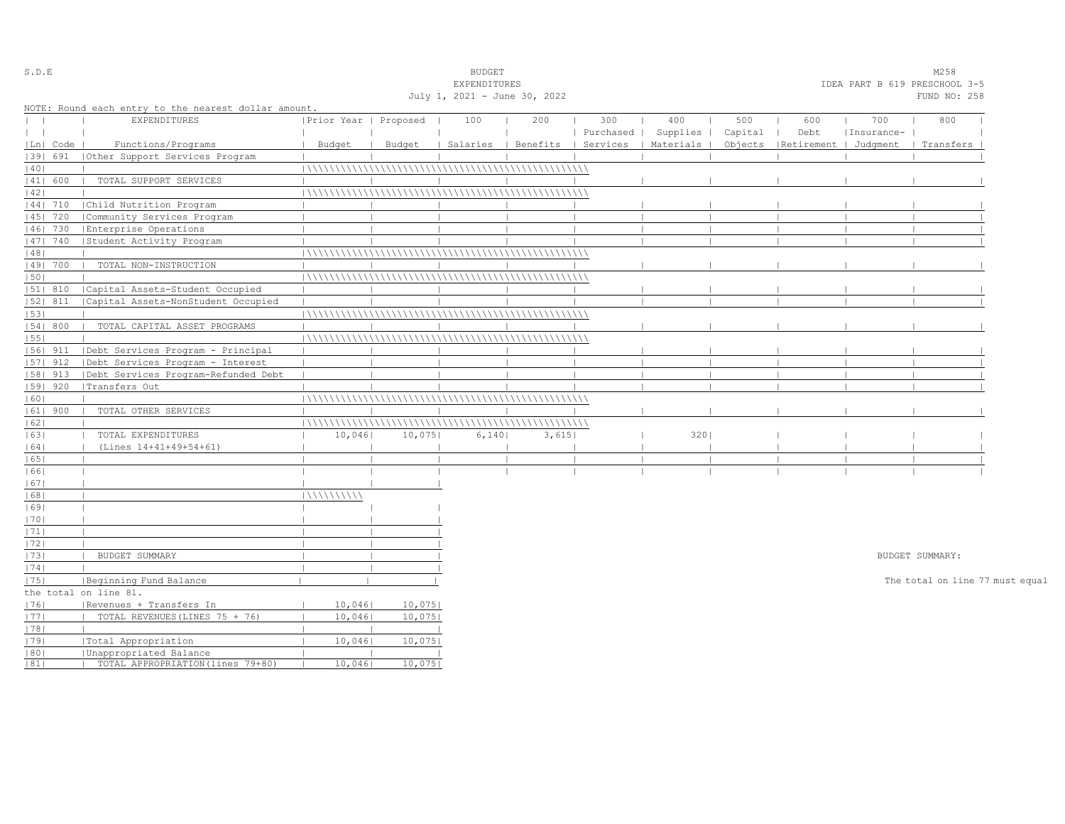S.D.E

BUDGET
EXPENDITURES
July 1, 2021 - June 30, 2022

M258
IDEA PART B 619 PRESCHOOL 3-5
FUND NO: 258

NOTE: Round each entry to the nearest dollar amount.

| Ln | Code | EXPENDITURES Functions/Programs | Prior Year Budget | Proposed Budget | 100 Salaries | 200 Benefits | 300 Purchased Services | 400 Supplies Materials | 500 Capital Objects | 600 Debt Retirement | 700 Insurance-Judgment | 800 Transfers |
|---|---|---|---|---|---|---|---|---|---|---|---|---|
| 39 | 691 | Other Support Services Program | | | | | | | | | | |
| 40 | | | | | | | | | | | | |
| 41 | 600 | TOTAL SUPPORT SERVICES | | | | | | | | | | |
| 42 | | | | | | | | | | | | |
| 44 | 710 | Child Nutrition Program | | | | | | | | | | |
| 45 | 720 | Community Services Program | | | | | | | | | | |
| 46 | 730 | Enterprise Operations | | | | | | | | | | |
| 47 | 740 | Student Activity Program | | | | | | | | | | |
| 48 | | | | | | | | | | | | |
| 49 | 700 | TOTAL NON-INSTRUCTION | | | | | | | | | | |
| 50 | | | | | | | | | | | | |
| 51 | 810 | Capital Assets-Student Occupied | | | | | | | | | | |
| 52 | 811 | Capital Assets-NonStudent Occupied | | | | | | | | | | |
| 53 | | | | | | | | | | | | |
| 54 | 800 | TOTAL CAPITAL ASSET PROGRAMS | | | | | | | | | | |
| 55 | | | | | | | | | | | | |
| 56 | 911 | Debt Services Program - Principal | | | | | | | | | | |
| 57 | 912 | Debt Services Program - Interest | | | | | | | | | | |
| 58 | 913 | Debt Services Program-Refunded Debt | | | | | | | | | | |
| 59 | 920 | Transfers Out | | | | | | | | | | |
| 60 | | | | | | | | | | | | |
| 61 | 900 | TOTAL OTHER SERVICES | | | | | | | | | | |
| 62 | | | | | | | | | | | | |
| 63 | | TOTAL EXPENDITURES | 10,046 | 10,075 | 6,140 | 3,615 | | 320 | | | | |
| 64 | | (Lines 14+41+49+54+61) | | | | | | | | | | |
| 65 | | | | | | | | | | | | |
| 66 | | | | | | | | | | | | |

| Ln | | Prior Year Budget | Proposed Budget |
|---|---|---|---|
| 67 | | | |
| 68 | | | |
| 69 | | | |
| 70 | | | |
| 71 | | | |
| 72 | | | |
| 73 | BUDGET SUMMARY | | |
| 74 | | | |
| 75 | Beginning Fund Balance | | |
| 76 | Revenues + Transfers In | 10,046 | 10,075 |
| 77 | TOTAL REVENUES(LINES 75 + 76) | 10,046 | 10,075 |
| 78 | | | |
| 79 | Total Appropriation | 10,046 | 10,075 |
| 80 | Unappropriated Balance | | |
| 81 | TOTAL APPROPRIATION(lines 79+80) | 10,046 | 10,075 |

BUDGET SUMMARY:

The total on line 77 must equal the total on line 81.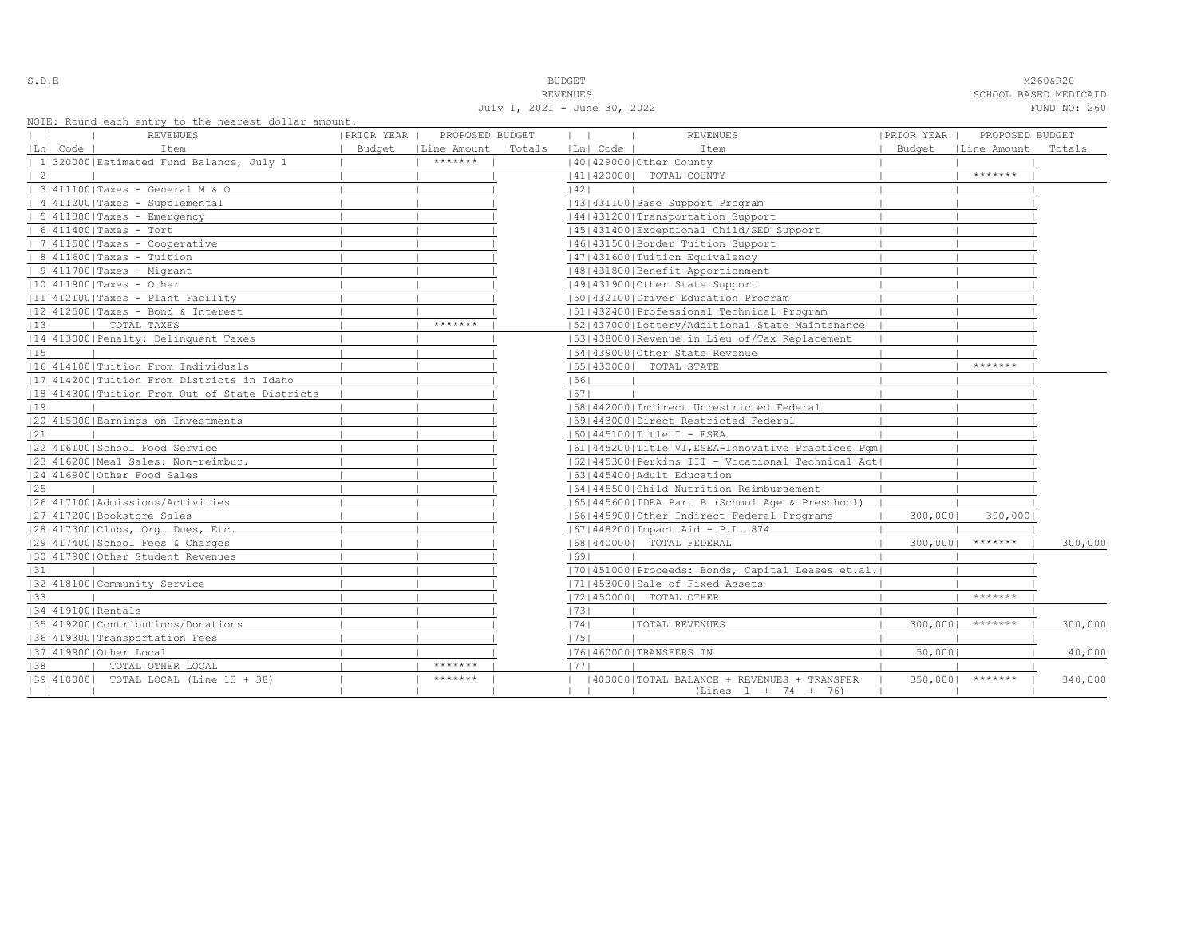S.D.E

# BUDGET
## REVENUES
July 1, 2021 - June 30, 2022

M260&R20
SCHOOL BASED MEDICAID
FUND NO: 260

NOTE: Round each entry to the nearest dollar amount.

| Ln | Code | REVENUES Item | PRIOR YEAR Budget | PROPOSED BUDGET Line Amount | PROPOSED BUDGET Totals |
|---|---|---|---|---|---|
| 1 | 320000 | Estimated Fund Balance, July 1 | | ******* | |
| 2 | | | | | |
| 3 | 411100 | Taxes - General M & O | | | |
| 4 | 411200 | Taxes - Supplemental | | | |
| 5 | 411300 | Taxes - Emergency | | | |
| 6 | 411400 | Taxes - Tort | | | |
| 7 | 411500 | Taxes - Cooperative | | | |
| 8 | 411600 | Taxes - Tuition | | | |
| 9 | 411700 | Taxes - Migrant | | | |
| 10 | 411900 | Taxes - Other | | | |
| 11 | 412100 | Taxes - Plant Facility | | | |
| 12 | 412500 | Taxes - Bond & Interest | | | |
| 13 | | TOTAL TAXES | | ******* | |
| 14 | 413000 | Penalty: Delinquent Taxes | | | |
| 15 | | | | | |
| 16 | 414100 | Tuition From Individuals | | | |
| 17 | 414200 | Tuition From Districts in Idaho | | | |
| 18 | 414300 | Tuition From Out of State Districts | | | |
| 19 | | | | | |
| 20 | 415000 | Earnings on Investments | | | |
| 21 | | | | | |
| 22 | 416100 | School Food Service | | | |
| 23 | 416200 | Meal Sales: Non-reimbur. | | | |
| 24 | 416900 | Other Food Sales | | | |
| 25 | | | | | |
| 26 | 417100 | Admissions/Activities | | | |
| 27 | 417200 | Bookstore Sales | | | |
| 28 | 417300 | Clubs, Org. Dues, Etc. | | | |
| 29 | 417400 | School Fees & Charges | | | |
| 30 | 417900 | Other Student Revenues | | | |
| 31 | | | | | |
| 32 | 418100 | Community Service | | | |
| 33 | | | | | |
| 34 | 419100 | Rentals | | | |
| 35 | 419200 | Contributions/Donations | | | |
| 36 | 419300 | Transportation Fees | | | |
| 37 | 419900 | Other Local | | | |
| 38 | | TOTAL OTHER LOCAL | | ******* | |
| 39 | 410000 | TOTAL LOCAL (Line 13 + 38) | | ******* | |
| 40 | 429000 | Other County | | | |
| 41 | 420000 | TOTAL COUNTY | | ******* | |
| 42 | | | | | |
| 43 | 431100 | Base Support Program | | | |
| 44 | 431200 | Transportation Support | | | |
| 45 | 431400 | Exceptional Child/SED Support | | | |
| 46 | 431500 | Border Tuition Support | | | |
| 47 | 431600 | Tuition Equivalency | | | |
| 48 | 431800 | Benefit Apportionment | | | |
| 49 | 431900 | Other State Support | | | |
| 50 | 432100 | Driver Education Program | | | |
| 51 | 432400 | Professional Technical Program | | | |
| 52 | 437000 | Lottery/Additional State Maintenance | | | |
| 53 | 438000 | Revenue in Lieu of/Tax Replacement | | | |
| 54 | 439000 | Other State Revenue | | | |
| 55 | 430000 | TOTAL STATE | | ******* | |
| 56 | | | | | |
| 57 | | | | | |
| 58 | 442000 | Indirect Unrestricted Federal | | | |
| 59 | 443000 | Direct Restricted Federal | | | |
| 60 | 445100 | Title I - ESEA | | | |
| 61 | 445200 | Title VI,ESEA-Innovative Practices Pgm | | | |
| 62 | 445300 | Perkins III - Vocational Technical Act | | | |
| 63 | 445400 | Adult Education | | | |
| 64 | 445500 | Child Nutrition Reimbursement | | | |
| 65 | 445600 | IDEA Part B (School Age & Preschool) | | | |
| 66 | 445900 | Other Indirect Federal Programs | 300,000 | 300,000 | |
| 67 | 448200 | Impact Aid - P.L. 874 | | | |
| 68 | 440000 | TOTAL FEDERAL | 300,000 | ******* | 300,000 |
| 69 | | | | | |
| 70 | 451000 | Proceeds: Bonds, Capital Leases et.al. | | | |
| 71 | 453000 | Sale of Fixed Assets | | | |
| 72 | 450000 | TOTAL OTHER | | ******* | |
| 73 | | | | | |
| 74 | | TOTAL REVENUES | 300,000 | ******* | 300,000 |
| 75 | | | | | |
| 76 | 460000 | TRANSFERS IN | 50,000 | | 40,000 |
| 77 | | | | | |
| | 400000 | TOTAL BALANCE + REVENUES + TRANSFER (Lines 1 + 74 + 76) | 350,000 | ******* | 340,000 |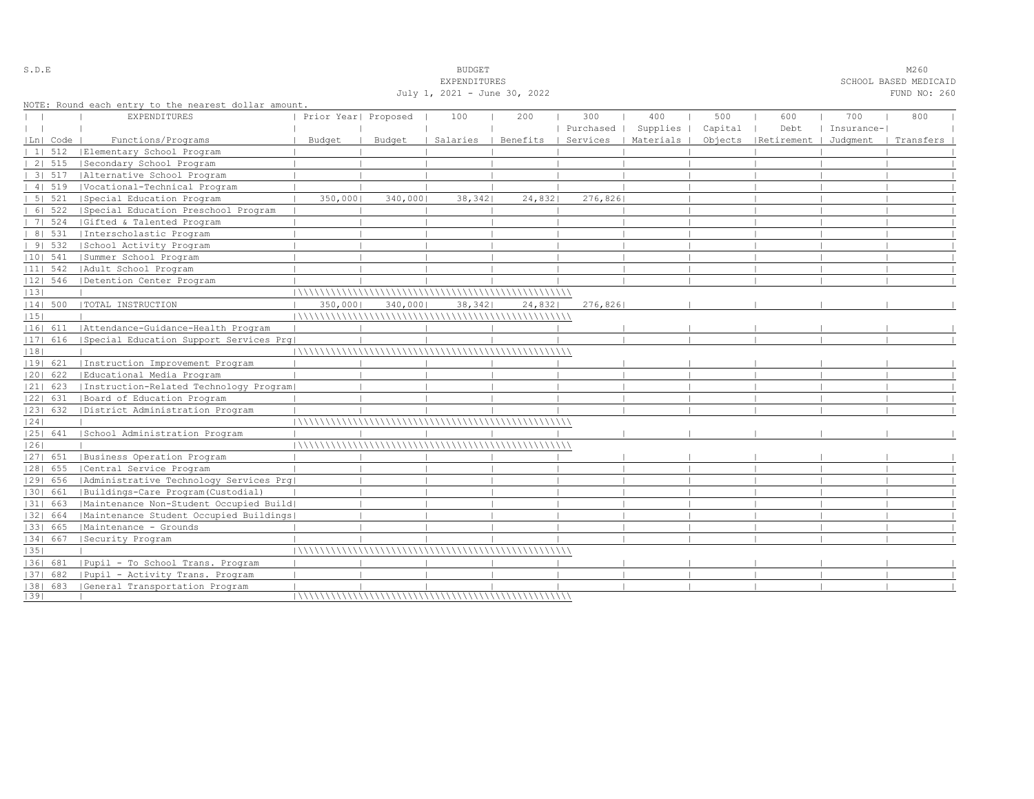S.D.E

BUDGET
EXPENDITURES
July 1, 2021 - June 30, 2022

M260
SCHOOL BASED MEDICAID
FUND NO: 260

NOTE: Round each entry to the nearest dollar amount.

| Ln | Code | EXPENDITURES Functions/Programs | Prior Year Budget | Proposed Budget | 100 Salaries | 200 Benefits | 300 Purchased Services | 400 Supplies Materials | 500 Capital Objects | 600 Debt Retirement | 700 Insurance-Judgment | 800 Transfers |
|---|---|---|---|---|---|---|---|---|---|---|---|---|
| 1 | 512 | Elementary School Program | | | | | | | | | | |
| 2 | 515 | Secondary School Program | | | | | | | | | | |
| 3 | 517 | Alternative School Program | | | | | | | | | | |
| 4 | 519 | Vocational-Technical Program | | | | | | | | | | |
| 5 | 521 | Special Education Program | 350,000 | 340,000 | 38,342 | 24,832 | 276,826 | | | | | |
| 6 | 522 | Special Education Preschool Program | | | | | | | | | | |
| 7 | 524 | Gifted & Talented Program | | | | | | | | | | |
| 8 | 531 | Interscholastic Program | | | | | | | | | | |
| 9 | 532 | School Activity Program | | | | | | | | | | |
| 10 | 541 | Summer School Program | | | | | | | | | | |
| 11 | 542 | Adult School Program | | | | | | | | | | |
| 12 | 546 | Detention Center Program | | | | | | | | | | |
| 13 | | | | | | | | | | | | |
| 14 | 500 | TOTAL INSTRUCTION | 350,000 | 340,000 | 38,342 | 24,832 | 276,826 | | | | | |
| 15 | | | | | | | | | | | | |
| 16 | 611 | Attendance-Guidance-Health Program | | | | | | | | | | |
| 17 | 616 | Special Education Support Services Prg | | | | | | | | | | |
| 18 | | | | | | | | | | | | |
| 19 | 621 | Instruction Improvement Program | | | | | | | | | | |
| 20 | 622 | Educational Media Program | | | | | | | | | | |
| 21 | 623 | Instruction-Related Technology Program | | | | | | | | | | |
| 22 | 631 | Board of Education Program | | | | | | | | | | |
| 23 | 632 | District Administration Program | | | | | | | | | | |
| 24 | | | | | | | | | | | | |
| 25 | 641 | School Administration Program | | | | | | | | | | |
| 26 | | | | | | | | | | | | |
| 27 | 651 | Business Operation Program | | | | | | | | | | |
| 28 | 655 | Central Service Program | | | | | | | | | | |
| 29 | 656 | Administrative Technology Services Prg | | | | | | | | | | |
| 30 | 661 | Buildings-Care Program(Custodial) | | | | | | | | | | |
| 31 | 663 | Maintenance Non-Student Occupied Build | | | | | | | | | | |
| 32 | 664 | Maintenance Student Occupied Buildings | | | | | | | | | | |
| 33 | 665 | Maintenance - Grounds | | | | | | | | | | |
| 34 | 667 | Security Program | | | | | | | | | | |
| 35 | | | | | | | | | | | | |
| 36 | 681 | Pupil - To School Trans. Program | | | | | | | | | | |
| 37 | 682 | Pupil - Activity Trans. Program | | | | | | | | | | |
| 38 | 683 | General Transportation Program | | | | | | | | | | |
| 39 | | | | | | | | | | | | |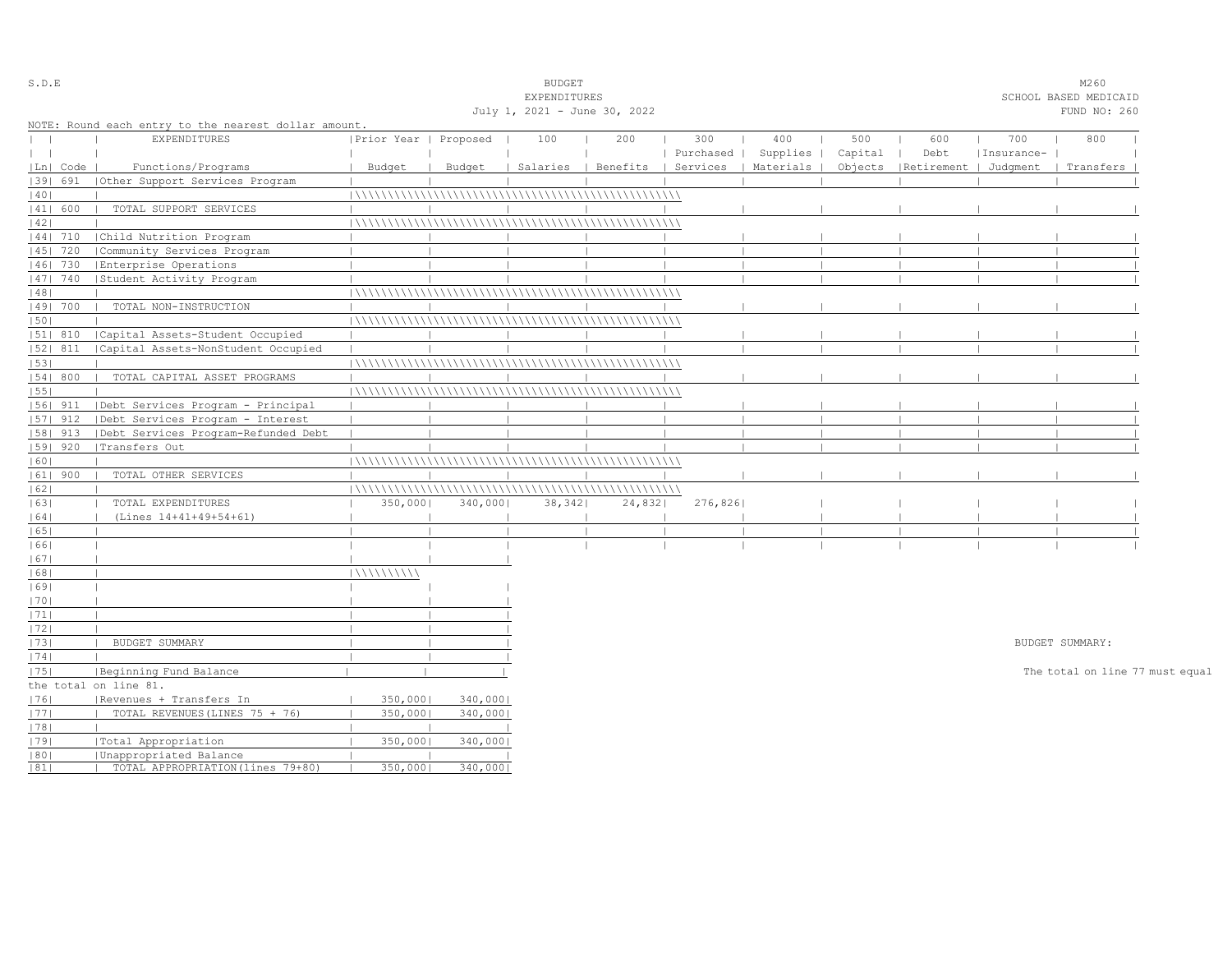S.D.E

BUDGET
EXPENDITURES
July 1, 2021 - June 30, 2022

M260
SCHOOL BASED MEDICAID
FUND NO: 260

NOTE: Round each entry to the nearest dollar amount.

| Ln | Code | EXPENDITURES Functions/Programs | Prior Year Budget | Proposed Budget | 100 Salaries | 200 Benefits | 300 Purchased Services | 400 Supplies Materials | 500 Capital Objects | 600 Debt Retirement | 700 Insurance-Judgment | 800 Transfers |
|---|---|---|---|---|---|---|---|---|---|---|---|---|
| 39 | 691 | Other Support Services Program | | | | | | | | | | |
| 40 | | | | | | | | | | | | |
| 41 | 600 | TOTAL SUPPORT SERVICES | | | | | | | | | | |
| 42 | | | | | | | | | | | | |
| 44 | 710 | Child Nutrition Program | | | | | | | | | | |
| 45 | 720 | Community Services Program | | | | | | | | | | |
| 46 | 730 | Enterprise Operations | | | | | | | | | | |
| 47 | 740 | Student Activity Program | | | | | | | | | | |
| 48 | | | | | | | | | | | | |
| 49 | 700 | TOTAL NON-INSTRUCTION | | | | | | | | | | |
| 50 | | | | | | | | | | | | |
| 51 | 810 | Capital Assets-Student Occupied | | | | | | | | | | |
| 52 | 811 | Capital Assets-NonStudent Occupied | | | | | | | | | | |
| 53 | | | | | | | | | | | | |
| 54 | 800 | TOTAL CAPITAL ASSET PROGRAMS | | | | | | | | | | |
| 55 | | | | | | | | | | | | |
| 56 | 911 | Debt Services Program - Principal | | | | | | | | | | |
| 57 | 912 | Debt Services Program - Interest | | | | | | | | | | |
| 58 | 913 | Debt Services Program-Refunded Debt | | | | | | | | | | |
| 59 | 920 | Transfers Out | | | | | | | | | | |
| 60 | | | | | | | | | | | | |
| 61 | 900 | TOTAL OTHER SERVICES | | | | | | | | | | |
| 62 | | | | | | | | | | | | |
| 63 | | TOTAL EXPENDITURES | 350,000 | 340,000 | 38,342 | 24,832 | 276,826 | | | | | |
| 64 | | (Lines 14+41+49+54+61) | | | | | | | | | | |
| 65 | | | | | | | | | | | | |
| 66 | | | | | | | | | | | | |

| Ln | | | Prior Year Budget | Proposed Budget |
|---|---|---|---|---|
| 67 | | | | |
| 68 | | | | |
| 69 | | | | |
| 70 | | | | |
| 71 | | | | |
| 72 | | | | |
| 73 | | BUDGET SUMMARY | | |
| 74 | | | | |
| 75 | | Beginning Fund Balance | | |
| 76 | | Revenues + Transfers In | 350,000 | 340,000 |
| 77 | | TOTAL REVENUES(LINES 75 + 76) | 350,000 | 340,000 |
| 78 | | | | |
| 79 | | Total Appropriation | 350,000 | 340,000 |
| 80 | | Unappropriated Balance | | |
| 81 | | TOTAL APPROPRIATION(lines 79+80) | 350,000 | 340,000 |

BUDGET SUMMARY:

The total on line 77 must equal the total on line 81.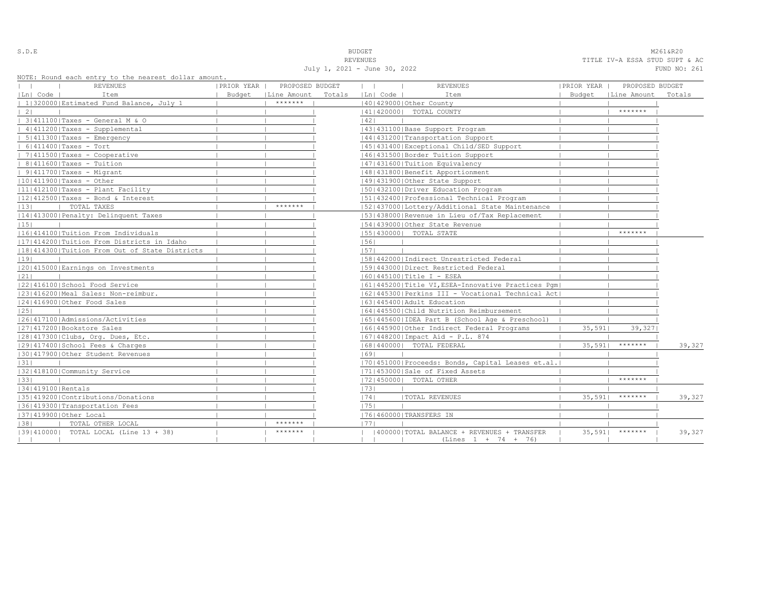S.D.E

BUDGET
REVENUES
July 1, 2021 - June 30, 2022

M261&R20
TITLE IV-A ESSA STUD SUPT & AC
FUND NO: 261

NOTE: Round each entry to the nearest dollar amount.

| Ln | Code | REVENUES Item | PRIOR YEAR Budget | PROPOSED BUDGET Line Amount | PROPOSED BUDGET Totals |
|---|---|---|---|---|---|
| 1 | 320000 | Estimated Fund Balance, July 1 | | ******* | |
| 2 | | | | | |
| 3 | 411100 | Taxes - General M & O | | | |
| 4 | 411200 | Taxes - Supplemental | | | |
| 5 | 411300 | Taxes - Emergency | | | |
| 6 | 411400 | Taxes - Tort | | | |
| 7 | 411500 | Taxes - Cooperative | | | |
| 8 | 411600 | Taxes - Tuition | | | |
| 9 | 411700 | Taxes - Migrant | | | |
| 10 | 411900 | Taxes - Other | | | |
| 11 | 412100 | Taxes - Plant Facility | | | |
| 12 | 412500 | Taxes - Bond & Interest | | | |
| 13 | | TOTAL TAXES | | ******* | |
| 14 | 413000 | Penalty: Delinquent Taxes | | | |
| 15 | | | | | |
| 16 | 414100 | Tuition From Individuals | | | |
| 17 | 414200 | Tuition From Districts in Idaho | | | |
| 18 | 414300 | Tuition From Out of State Districts | | | |
| 19 | | | | | |
| 20 | 415000 | Earnings on Investments | | | |
| 21 | | | | | |
| 22 | 416100 | School Food Service | | | |
| 23 | 416200 | Meal Sales: Non-reimbur. | | | |
| 24 | 416900 | Other Food Sales | | | |
| 25 | | | | | |
| 26 | 417100 | Admissions/Activities | | | |
| 27 | 417200 | Bookstore Sales | | | |
| 28 | 417300 | Clubs, Org. Dues, Etc. | | | |
| 29 | 417400 | School Fees & Charges | | | |
| 30 | 417900 | Other Student Revenues | | | |
| 31 | | | | | |
| 32 | 418100 | Community Service | | | |
| 33 | | | | | |
| 34 | 419100 | Rentals | | | |
| 35 | 419200 | Contributions/Donations | | | |
| 36 | 419300 | Transportation Fees | | | |
| 37 | 419900 | Other Local | | | |
| 38 | | TOTAL OTHER LOCAL | | ******* | |
| 39 | 410000 | TOTAL LOCAL (Line 13 + 38) | | ******* | |

| Ln | Code | REVENUES Item | PRIOR YEAR Budget | PROPOSED BUDGET Line Amount | PROPOSED BUDGET Totals |
|---|---|---|---|---|---|
| 40 | 429000 | Other County | | | |
| 41 | 420000 | TOTAL COUNTY | | ******* | |
| 42 | | | | | |
| 43 | 431100 | Base Support Program | | | |
| 44 | 431200 | Transportation Support | | | |
| 45 | 431400 | Exceptional Child/SED Support | | | |
| 46 | 431500 | Border Tuition Support | | | |
| 47 | 431600 | Tuition Equivalency | | | |
| 48 | 431800 | Benefit Apportionment | | | |
| 49 | 431900 | Other State Support | | | |
| 50 | 432100 | Driver Education Program | | | |
| 51 | 432400 | Professional Technical Program | | | |
| 52 | 437000 | Lottery/Additional State Maintenance | | | |
| 53 | 438000 | Revenue in Lieu of/Tax Replacement | | | |
| 54 | 439000 | Other State Revenue | | | |
| 55 | 430000 | TOTAL STATE | | ******* | |
| 56 | | | | | |
| 57 | | | | | |
| 58 | 442000 | Indirect Unrestricted Federal | | | |
| 59 | 443000 | Direct Restricted Federal | | | |
| 60 | 445100 | Title I - ESEA | | | |
| 61 | 445200 | Title VI,ESEA-Innovative Practices Pgm | | | |
| 62 | 445300 | Perkins III - Vocational Technical Act | | | |
| 63 | 445400 | Adult Education | | | |
| 64 | 445500 | Child Nutrition Reimbursement | | | |
| 65 | 445600 | IDEA Part B (School Age & Preschool) | | | |
| 66 | 445900 | Other Indirect Federal Programs | 35,591 | 39,327 | |
| 67 | 448200 | Impact Aid - P.L. 874 | | | |
| 68 | 440000 | TOTAL FEDERAL | 35,591 | ******* | 39,327 |
| 69 | | | | | |
| 70 | 451000 | Proceeds: Bonds, Capital Leases et.al. | | | |
| 71 | 453000 | Sale of Fixed Assets | | | |
| 72 | 450000 | TOTAL OTHER | | ******* | |
| 73 | | | | | |
| 74 | | TOTAL REVENUES | 35,591 | ******* | 39,327 |
| 75 | | | | | |
| 76 | 460000 | TRANSFERS IN | | | |
| 77 | | | | | |
| | 400000 | TOTAL BALANCE + REVENUES + TRANSFER (Lines 1 + 74 + 76) | 35,591 | ******* | 39,327 |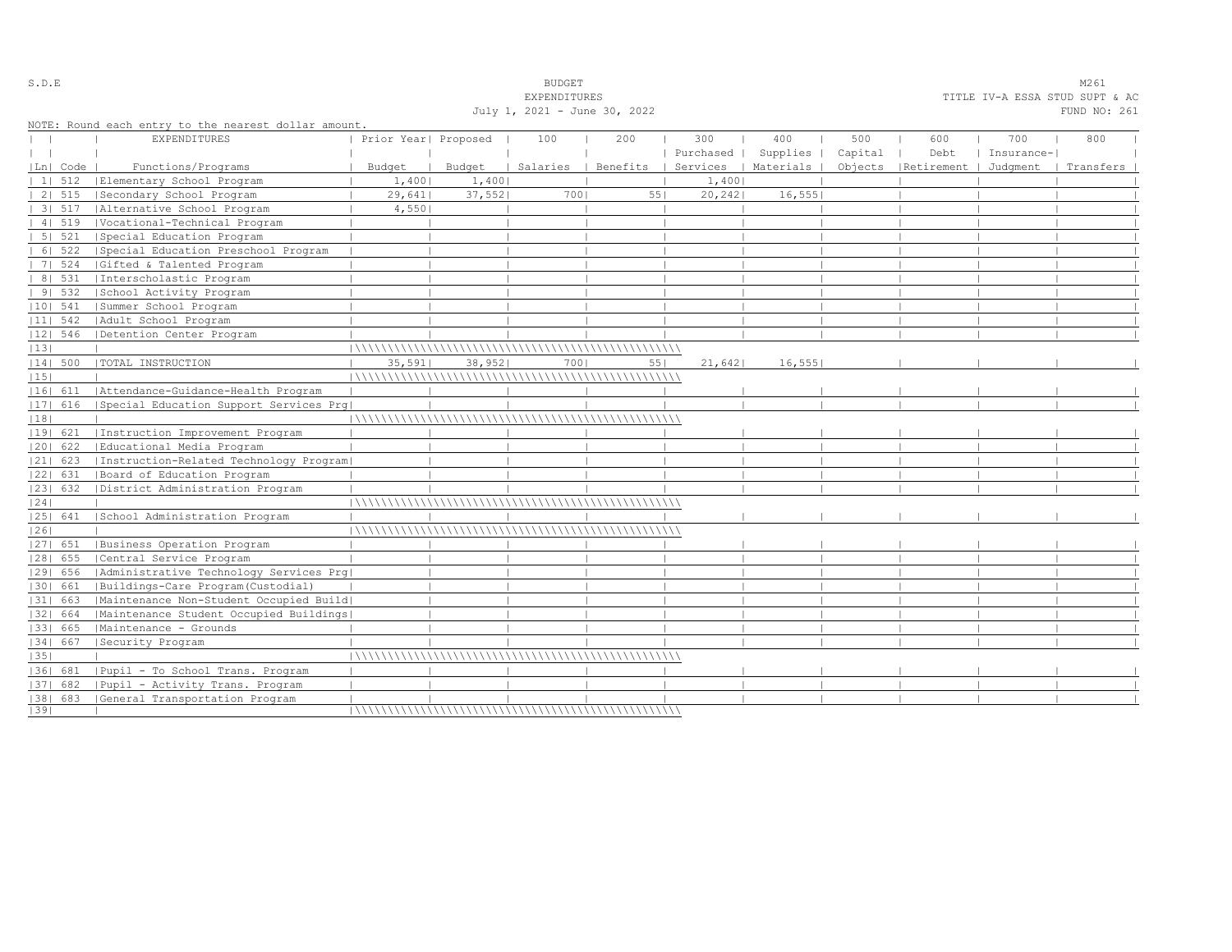S.D.E

BUDGET
EXPENDITURES
July 1, 2021 - June 30, 2022

M261
TITLE IV-A ESSA STUD SUPT & AC
FUND NO: 261

NOTE: Round each entry to the nearest dollar amount.

| Ln | Code | EXPENDITURES Functions/Programs | Prior Year Budget | Proposed Budget | 100 Salaries | 200 Benefits | 300 Purchased Services | 400 Supplies Materials | 500 Capital Objects | 600 Debt Retirement | 700 Insurance-Judgment | 800 Transfers |
|---|---|---|---|---|---|---|---|---|---|---|---|---|
| 1 | 512 | Elementary School Program | 1,400 | 1,400 | | | 1,400 | | | | | |
| 2 | 515 | Secondary School Program | 29,641 | 37,552 | 700 | 55 | 20,242 | 16,555 | | | | |
| 3 | 517 | Alternative School Program | 4,550 | | | | | | | | | |
| 4 | 519 | Vocational-Technical Program | | | | | | | | | | |
| 5 | 521 | Special Education Program | | | | | | | | | | |
| 6 | 522 | Special Education Preschool Program | | | | | | | | | | |
| 7 | 524 | Gifted & Talented Program | | | | | | | | | | |
| 8 | 531 | Interscholastic Program | | | | | | | | | | |
| 9 | 532 | School Activity Program | | | | | | | | | | |
| 10 | 541 | Summer School Program | | | | | | | | | | |
| 11 | 542 | Adult School Program | | | | | | | | | | |
| 12 | 546 | Detention Center Program | | | | | | | | | | |
| 13 | | | | | | | | | | | | |
| 14 | 500 | TOTAL INSTRUCTION | 35,591 | 38,952 | 700 | 55 | 21,642 | 16,555 | | | | |
| 15 | | | | | | | | | | | | |
| 16 | 611 | Attendance-Guidance-Health Program | | | | | | | | | | |
| 17 | 616 | Special Education Support Services Prg | | | | | | | | | | |
| 18 | | | | | | | | | | | | |
| 19 | 621 | Instruction Improvement Program | | | | | | | | | | |
| 20 | 622 | Educational Media Program | | | | | | | | | | |
| 21 | 623 | Instruction-Related Technology Program | | | | | | | | | | |
| 22 | 631 | Board of Education Program | | | | | | | | | | |
| 23 | 632 | District Administration Program | | | | | | | | | | |
| 24 | | | | | | | | | | | | |
| 25 | 641 | School Administration Program | | | | | | | | | | |
| 26 | | | | | | | | | | | | |
| 27 | 651 | Business Operation Program | | | | | | | | | | |
| 28 | 655 | Central Service Program | | | | | | | | | | |
| 29 | 656 | Administrative Technology Services Prg | | | | | | | | | | |
| 30 | 661 | Buildings-Care Program(Custodial) | | | | | | | | | | |
| 31 | 663 | Maintenance Non-Student Occupied Build | | | | | | | | | | |
| 32 | 664 | Maintenance Student Occupied Buildings | | | | | | | | | | |
| 33 | 665 | Maintenance - Grounds | | | | | | | | | | |
| 34 | 667 | Security Program | | | | | | | | | | |
| 35 | | | | | | | | | | | | |
| 36 | 681 | Pupil - To School Trans. Program | | | | | | | | | | |
| 37 | 682 | Pupil - Activity Trans. Program | | | | | | | | | | |
| 38 | 683 | General Transportation Program | | | | | | | | | | |
| 39 | | | | | | | | | | | | |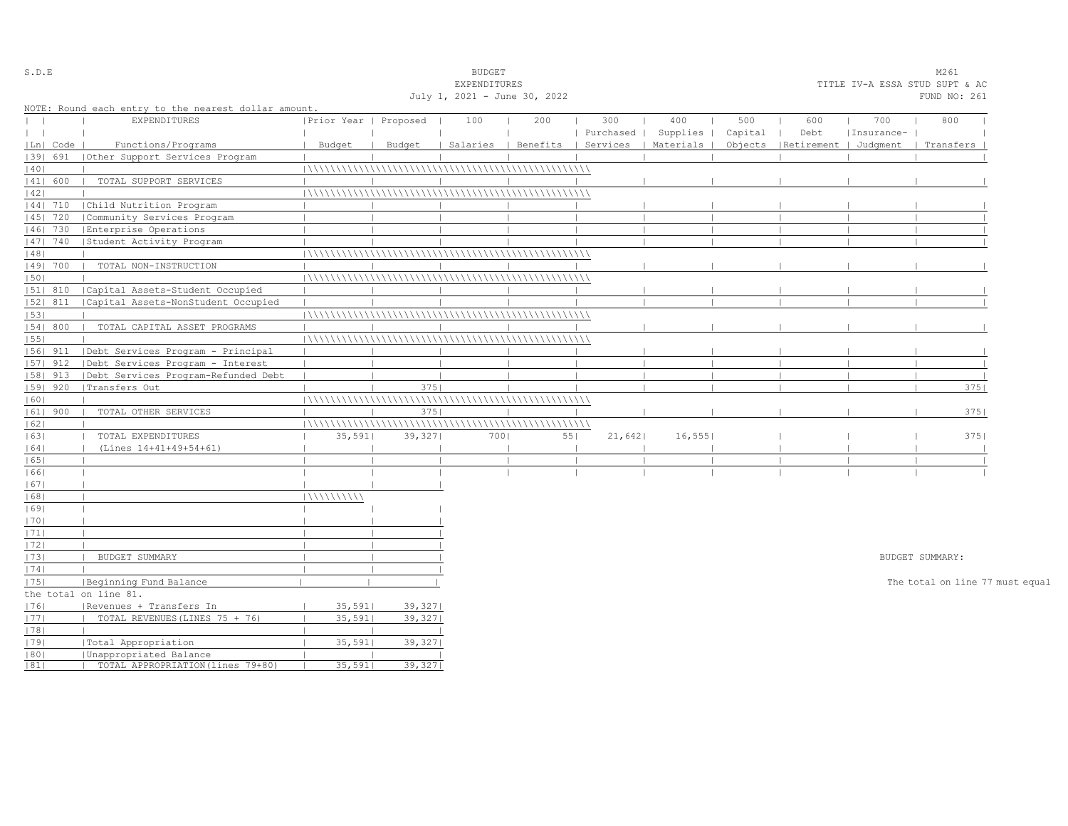S.D.E

BUDGET
EXPENDITURES
July 1, 2021 - June 30, 2022

M261
TITLE IV-A ESSA STUD SUPT & AC
FUND NO: 261

NOTE: Round each entry to the nearest dollar amount.

| Ln | Code | EXPENDITURES Functions/Programs | Prior Year Budget | Proposed Budget | 100 Salaries | 200 Benefits | 300 Purchased Services | 400 Supplies Materials | 500 Capital Objects | 600 Debt Retirement | 700 Insurance- Judgment | 800 Transfers |
|---|---|---|---|---|---|---|---|---|---|---|---|---|
| 39 | 691 | Other Support Services Program | | | | | | | | | | |
| 40 | | | | | | | | | | | | |
| 41 | 600 | TOTAL SUPPORT SERVICES | | | | | | | | | | |
| 42 | | | | | | | | | | | | |
| 44 | 710 | Child Nutrition Program | | | | | | | | | | |
| 45 | 720 | Community Services Program | | | | | | | | | | |
| 46 | 730 | Enterprise Operations | | | | | | | | | | |
| 47 | 740 | Student Activity Program | | | | | | | | | | |
| 48 | | | | | | | | | | | | |
| 49 | 700 | TOTAL NON-INSTRUCTION | | | | | | | | | | |
| 50 | | | | | | | | | | | | |
| 51 | 810 | Capital Assets-Student Occupied | | | | | | | | | | |
| 52 | 811 | Capital Assets-NonStudent Occupied | | | | | | | | | | |
| 53 | | | | | | | | | | | | |
| 54 | 800 | TOTAL CAPITAL ASSET PROGRAMS | | | | | | | | | | |
| 55 | | | | | | | | | | | | |
| 56 | 911 | Debt Services Program - Principal | | | | | | | | | | |
| 57 | 912 | Debt Services Program - Interest | | | | | | | | | | |
| 58 | 913 | Debt Services Program-Refunded Debt | | | | | | | | | | |
| 59 | 920 | Transfers Out | | 375 | | | | | | | | 375 |
| 60 | | | | | | | | | | | | |
| 61 | 900 | TOTAL OTHER SERVICES | | 375 | | | | | | | | 375 |
| 62 | | | | | | | | | | | | |
| 63 | | TOTAL EXPENDITURES | 35,591 | 39,327 | 700 | 55 | 21,642 | 16,555 | | | | 375 |
| 64 | | (Lines 14+41+49+54+61) | | | | | | | | | | |
| 65 | | | | | | | | | | | | |
| 66 | | | | | | | | | | | | |

| Ln | | Prior Year Budget | Proposed Budget |
|---|---|---|---|
| 67 | | | |
| 68 | | | |
| 69 | | | |
| 70 | | | |
| 71 | | | |
| 72 | | | |
| 73 | BUDGET SUMMARY | | |
| 74 | | | |
| 75 | Beginning Fund Balance | | |
| 76 | Revenues + Transfers In | 35,591 | 39,327 |
| 77 | TOTAL REVENUES(LINES 75 + 76) | 35,591 | 39,327 |
| 78 | | | |
| 79 | Total Appropriation | 35,591 | 39,327 |
| 80 | Unappropriated Balance | | |
| 81 | TOTAL APPROPRIATION(lines 79+80) | 35,591 | 39,327 |

BUDGET SUMMARY:

The total on line 77 must equal the total on line 81.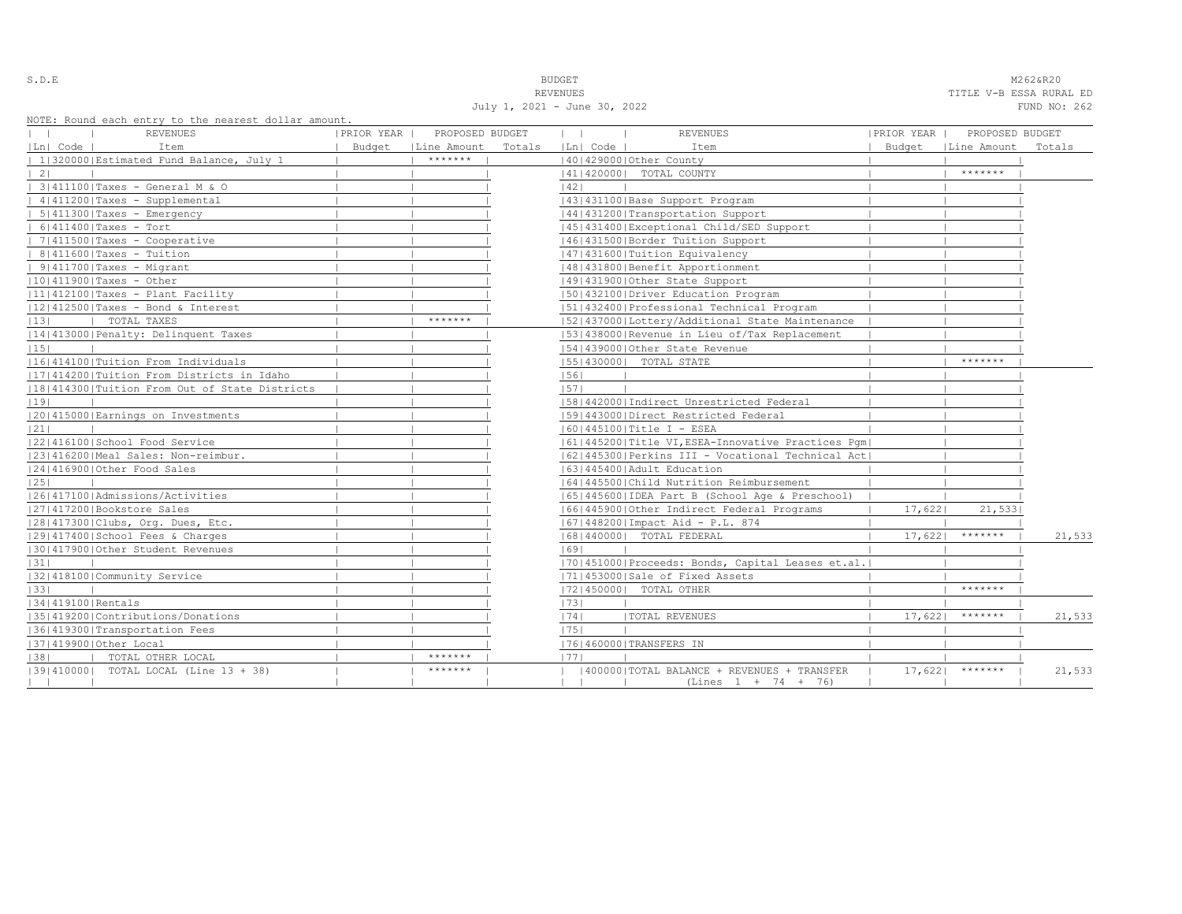S.D.E

BUDGET
REVENUES
July 1, 2021 - June 30, 2022

M262&R20
TITLE V-B ESSA RURAL ED
FUND NO: 262

NOTE: Round each entry to the nearest dollar amount.

| Ln | Code | REVENUES Item | PRIOR YEAR Budget | PROPOSED BUDGET Line Amount | PROPOSED BUDGET Totals | Ln | Code | REVENUES Item | PRIOR YEAR Budget | PROPOSED BUDGET Line Amount | PROPOSED BUDGET Totals |
|---|---|---|---|---|---|---|---|---|---|---|---|
| 1 | 320000 | Estimated Fund Balance, July 1 | | ******* | | 40 | 429000 | Other County | | | |
| 2 | | | | | | 41 | 420000 | TOTAL COUNTY | | ******* | |
| 3 | 411100 | Taxes - General M & O | | | | 42 | | | | | |
| 4 | 411200 | Taxes - Supplemental | | | | 43 | 431100 | Base Support Program | | | |
| 5 | 411300 | Taxes - Emergency | | | | 44 | 431200 | Transportation Support | | | |
| 6 | 411400 | Taxes - Tort | | | | 45 | 431400 | Exceptional Child/SED Support | | | |
| 7 | 411500 | Taxes - Cooperative | | | | 46 | 431500 | Border Tuition Support | | | |
| 8 | 411600 | Taxes - Tuition | | | | 47 | 431600 | Tuition Equivalency | | | |
| 9 | 411700 | Taxes - Migrant | | | | 48 | 431800 | Benefit Apportionment | | | |
| 10 | 411900 | Taxes - Other | | | | 49 | 431900 | Other State Support | | | |
| 11 | 412100 | Taxes - Plant Facility | | | | 50 | 432100 | Driver Education Program | | | |
| 12 | 412500 | Taxes - Bond & Interest | | | | 51 | 432400 | Professional Technical Program | | | |
| 13 | | TOTAL TAXES | | ******* | | 52 | 437000 | Lottery/Additional State Maintenance | | | |
| 14 | 413000 | Penalty: Delinquent Taxes | | | | 53 | 438000 | Revenue in Lieu of/Tax Replacement | | | |
| 15 | | | | | | 54 | 439000 | Other State Revenue | | | |
| 16 | 414100 | Tuition From Individuals | | | | 55 | 430000 | TOTAL STATE | | ******* | |
| 17 | 414200 | Tuition From Districts in Idaho | | | | 56 | | | | | |
| 18 | 414300 | Tuition From Out of State Districts | | | | 57 | | | | | |
| 19 | | | | | | 58 | 442000 | Indirect Unrestricted Federal | | | |
| 20 | 415000 | Earnings on Investments | | | | 59 | 443000 | Direct Restricted Federal | | | |
| 21 | | | | | | 60 | 445100 | Title I - ESEA | | | |
| 22 | 416100 | School Food Service | | | | 61 | 445200 | Title VI,ESEA-Innovative Practices Pgm | | | |
| 23 | 416200 | Meal Sales: Non-reimbur. | | | | 62 | 445300 | Perkins III - Vocational Technical Act | | | |
| 24 | 416900 | Other Food Sales | | | | 63 | 445400 | Adult Education | | | |
| 25 | | | | | | 64 | 445500 | Child Nutrition Reimbursement | | | |
| 26 | 417100 | Admissions/Activities | | | | 65 | 445600 | IDEA Part B (School Age & Preschool) | | | |
| 27 | 417200 | Bookstore Sales | | | | 66 | 445900 | Other Indirect Federal Programs | 17,622 | 21,533 | |
| 28 | 417300 | Clubs, Org. Dues, Etc. | | | | 67 | 448200 | Impact Aid - P.L. 874 | | | |
| 29 | 417400 | School Fees & Charges | | | | 68 | 440000 | TOTAL FEDERAL | 17,622 | ******* | 21,533 |
| 30 | 417900 | Other Student Revenues | | | | 69 | | | | | |
| 31 | | | | | | 70 | 451000 | Proceeds: Bonds, Capital Leases et.al. | | | |
| 32 | 418100 | Community Service | | | | 71 | 453000 | Sale of Fixed Assets | | | |
| 33 | | | | | | 72 | 450000 | TOTAL OTHER | | ******* | |
| 34 | 419100 | Rentals | | | | 73 | | | | | |
| 35 | 419200 | Contributions/Donations | | | | 74 | | TOTAL REVENUES | 17,622 | ******* | 21,533 |
| 36 | 419300 | Transportation Fees | | | | 75 | | | | | |
| 37 | 419900 | Other Local | | | | 76 | 460000 | TRANSFERS IN | | | |
| 38 | | TOTAL OTHER LOCAL | | ******* | | 77 | | | | | |
| 39 | 410000 | TOTAL LOCAL (Line 13 + 38) | | ******* | | | 400000 | TOTAL BALANCE + REVENUES + TRANSFER (Lines 1 + 74 + 76) | 17,622 | ******* | 21,533 |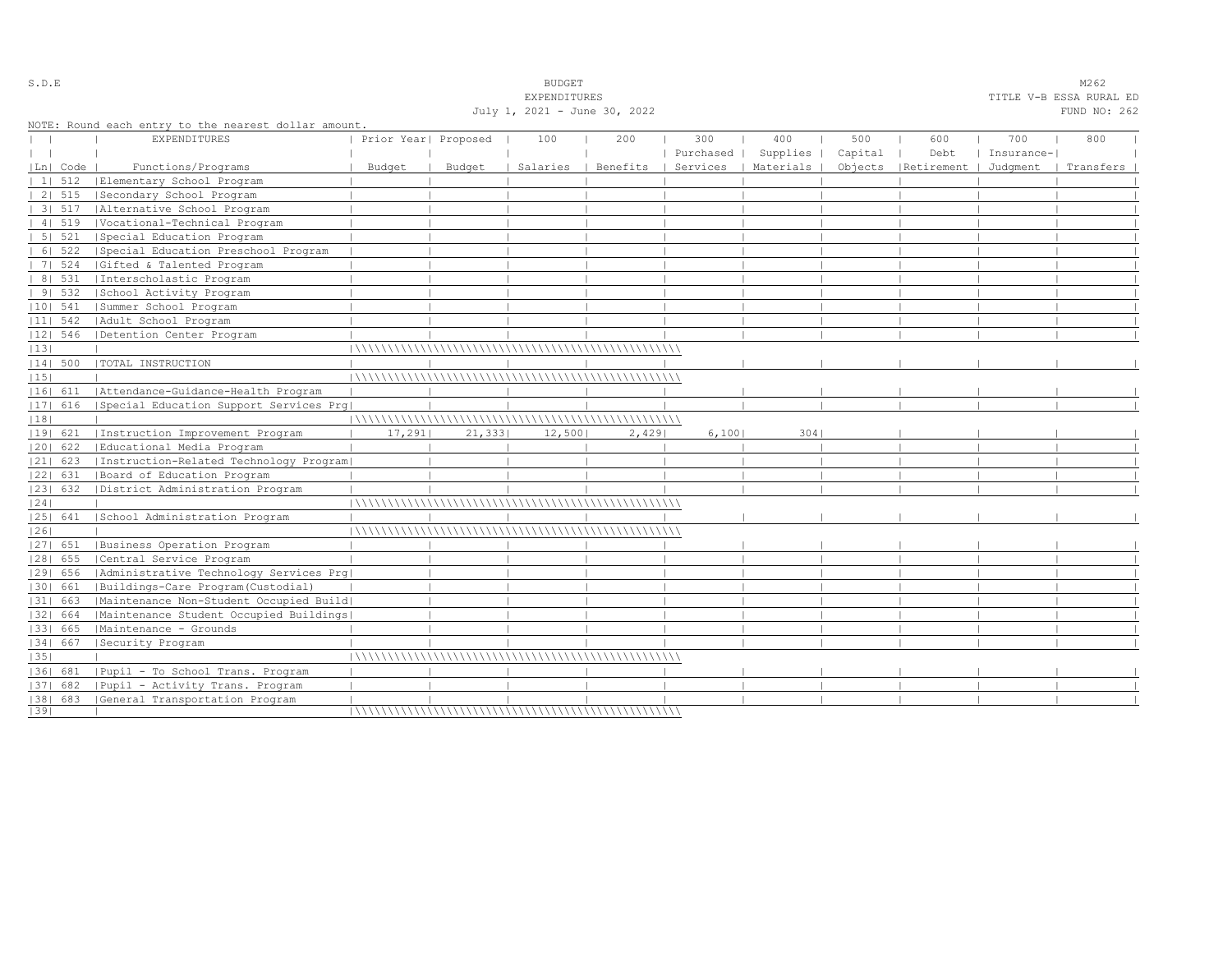S.D.E

BUDGET
EXPENDITURES
July 1, 2021 - June 30, 2022

M262
TITLE V-B ESSA RURAL ED
FUND NO: 262

NOTE: Round each entry to the nearest dollar amount.

| Ln | Code | EXPENDITURES Functions/Programs | Prior Year Budget | Proposed Budget | 100 Salaries | 200 Benefits | 300 Purchased Services | 400 Supplies Materials | 500 Capital Objects | 600 Debt Retirement | 700 Insurance-Judgment | 800 Transfers |
|---|---|---|---|---|---|---|---|---|---|---|---|---|
| 1 | 512 | Elementary School Program | | | | | | | | | | |
| 2 | 515 | Secondary School Program | | | | | | | | | | |
| 3 | 517 | Alternative School Program | | | | | | | | | | |
| 4 | 519 | Vocational-Technical Program | | | | | | | | | | |
| 5 | 521 | Special Education Program | | | | | | | | | | |
| 6 | 522 | Special Education Preschool Program | | | | | | | | | | |
| 7 | 524 | Gifted & Talented Program | | | | | | | | | | |
| 8 | 531 | Interscholastic Program | | | | | | | | | | |
| 9 | 532 | School Activity Program | | | | | | | | | | |
| 10 | 541 | Summer School Program | | | | | | | | | | |
| 11 | 542 | Adult School Program | | | | | | | | | | |
| 12 | 546 | Detention Center Program | | | | | | | | | | |
| 13 | | | | | | | | | | | | |
| 14 | 500 | TOTAL INSTRUCTION | | | | | | | | | | |
| 15 | | | | | | | | | | | | |
| 16 | 611 | Attendance-Guidance-Health Program | | | | | | | | | | |
| 17 | 616 | Special Education Support Services Prg | | | | | | | | | | |
| 18 | | | | | | | | | | | | |
| 19 | 621 | Instruction Improvement Program | 17,291 | 21,333 | 12,500 | 2,429 | 6,100 | 304 | | | | |
| 20 | 622 | Educational Media Program | | | | | | | | | | |
| 21 | 623 | Instruction-Related Technology Program | | | | | | | | | | |
| 22 | 631 | Board of Education Program | | | | | | | | | | |
| 23 | 632 | District Administration Program | | | | | | | | | | |
| 24 | | | | | | | | | | | | |
| 25 | 641 | School Administration Program | | | | | | | | | | |
| 26 | | | | | | | | | | | | |
| 27 | 651 | Business Operation Program | | | | | | | | | | |
| 28 | 655 | Central Service Program | | | | | | | | | | |
| 29 | 656 | Administrative Technology Services Prg | | | | | | | | | | |
| 30 | 661 | Buildings-Care Program(Custodial) | | | | | | | | | | |
| 31 | 663 | Maintenance Non-Student Occupied Build | | | | | | | | | | |
| 32 | 664 | Maintenance Student Occupied Buildings | | | | | | | | | | |
| 33 | 665 | Maintenance - Grounds | | | | | | | | | | |
| 34 | 667 | Security Program | | | | | | | | | | |
| 35 | | | | | | | | | | | | |
| 36 | 681 | Pupil - To School Trans. Program | | | | | | | | | | |
| 37 | 682 | Pupil - Activity Trans. Program | | | | | | | | | | |
| 38 | 683 | General Transportation Program | | | | | | | | | | |
| 39 | | | | | | | | | | | | |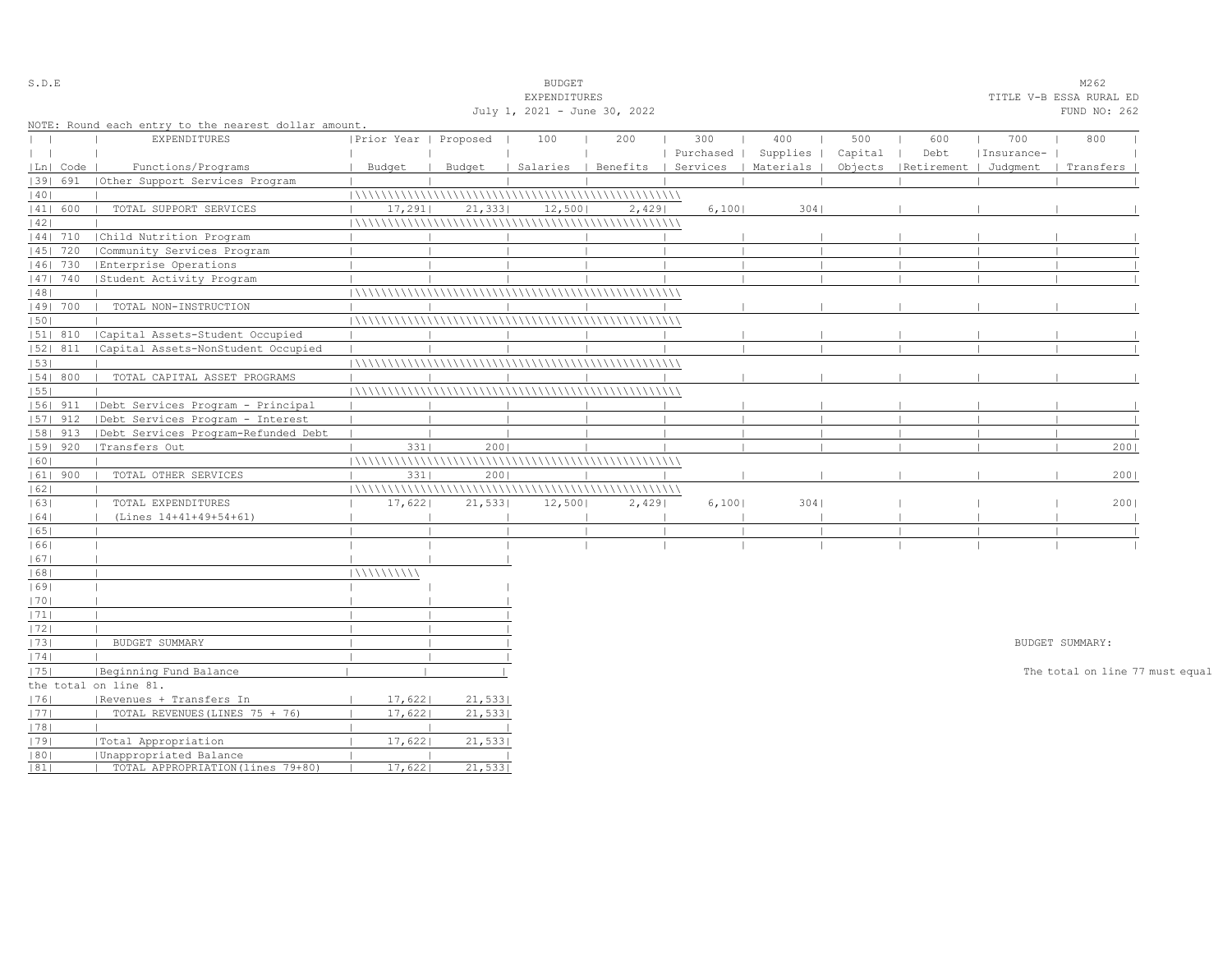S.D.E

BUDGET
EXPENDITURES
July 1, 2021 - June 30, 2022

M262
TITLE V-B ESSA RURAL ED
FUND NO: 262

NOTE: Round each entry to the nearest dollar amount.

| Ln | Code | EXPENDITURES Functions/Programs | Prior Year Budget | Proposed Budget | 100 Salaries | 200 Benefits | 300 Purchased Services | 400 Supplies Materials | 500 Capital Objects | 600 Debt Retirement | 700 Insurance-Judgment | 800 Transfers |
|---|---|---|---|---|---|---|---|---|---|---|---|---|
| 39 | 691 | Other Support Services Program | | | | | | | | | | |
| 40 | | | | | | | | | | | | |
| 41 | 600 | TOTAL SUPPORT SERVICES | 17,291 | 21,333 | 12,500 | 2,429 | 6,100 | 304 | | | | |
| 42 | | | | | | | | | | | | |
| 44 | 710 | Child Nutrition Program | | | | | | | | | | |
| 45 | 720 | Community Services Program | | | | | | | | | | |
| 46 | 730 | Enterprise Operations | | | | | | | | | | |
| 47 | 740 | Student Activity Program | | | | | | | | | | |
| 48 | | | | | | | | | | | | |
| 49 | 700 | TOTAL NON-INSTRUCTION | | | | | | | | | | |
| 50 | | | | | | | | | | | | |
| 51 | 810 | Capital Assets-Student Occupied | | | | | | | | | | |
| 52 | 811 | Capital Assets-NonStudent Occupied | | | | | | | | | | |
| 53 | | | | | | | | | | | | |
| 54 | 800 | TOTAL CAPITAL ASSET PROGRAMS | | | | | | | | | | |
| 55 | | | | | | | | | | | | |
| 56 | 911 | Debt Services Program - Principal | | | | | | | | | | |
| 57 | 912 | Debt Services Program - Interest | | | | | | | | | | |
| 58 | 913 | Debt Services Program-Refunded Debt | | | | | | | | | | |
| 59 | 920 | Transfers Out | 331 | 200 | | | | | | | | 200 |
| 60 | | | | | | | | | | | | |
| 61 | 900 | TOTAL OTHER SERVICES | 331 | 200 | | | | | | | | 200 |
| 62 | | | | | | | | | | | | |
| 63 | | TOTAL EXPENDITURES | 17,622 | 21,533 | 12,500 | 2,429 | 6,100 | 304 | | | | 200 |
| 64 | | (Lines 14+41+49+54+61) | | | | | | | | | | |
| 65 | | | | | | | | | | | | |
| 66 | | | | | | | | | | | | |

| Ln | | Prior Year | Proposed |
|---|---|---|---|
| 67 | | | |
| 68 | | | |
| 69 | | | |
| 70 | | | |
| 71 | | | |
| 72 | | | |
| 73 | BUDGET SUMMARY | | |
| 74 | | | |
| 75 | Beginning Fund Balance | | |
| 76 | Revenues + Transfers In | 17,622 | 21,533 |
| 77 | TOTAL REVENUES(LINES 75 + 76) | 17,622 | 21,533 |
| 78 | | | |
| 79 | Total Appropriation | 17,622 | 21,533 |
| 80 | Unappropriated Balance | | |
| 81 | TOTAL APPROPRIATION(lines 79+80) | 17,622 | 21,533 |

BUDGET SUMMARY:

The total on line 77 must equal the total on line 81.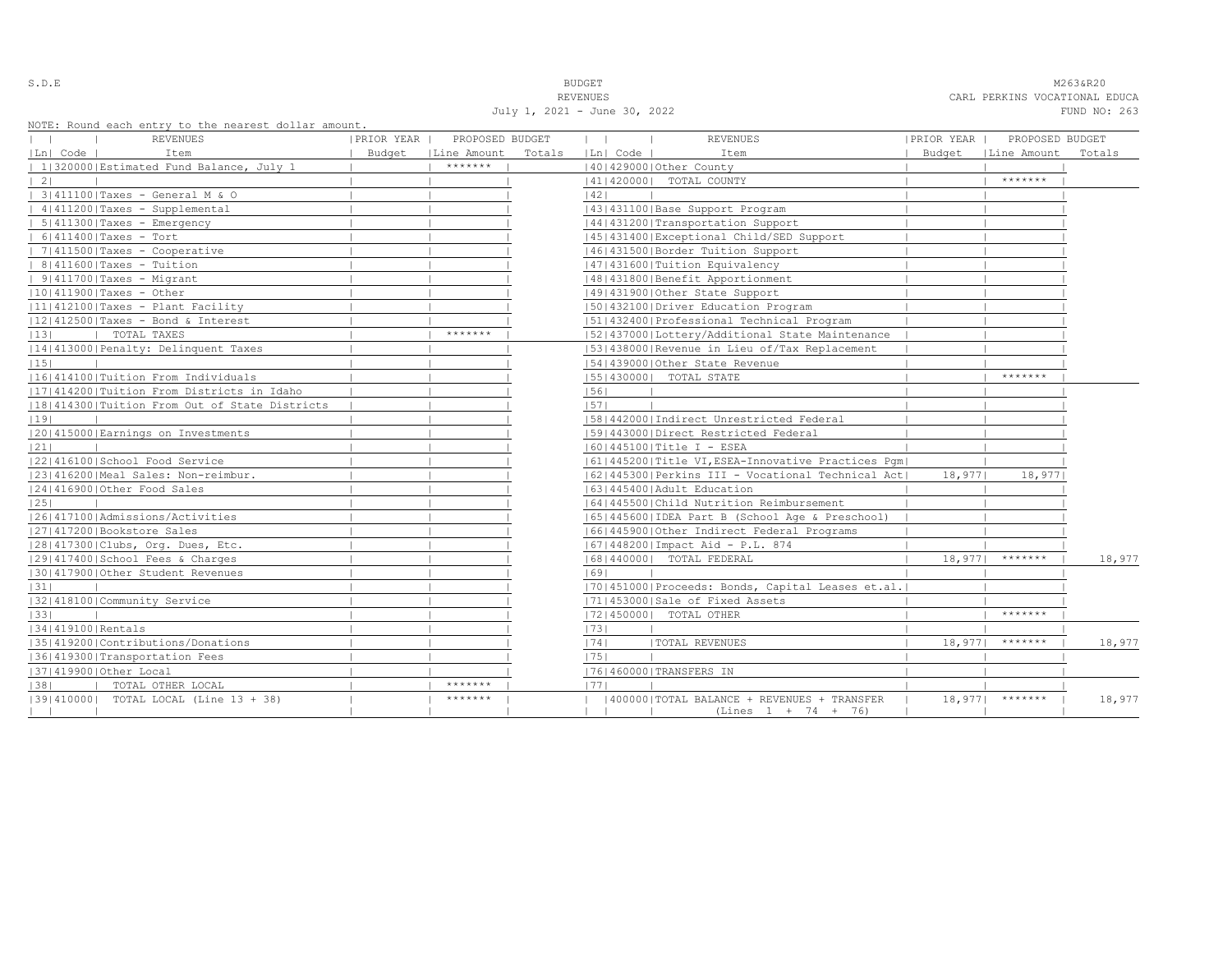S.D.E

BUDGET
REVENUES
July 1, 2021 - June 30, 2022

M263&R20
CARL PERKINS VOCATIONAL EDUCA
FUND NO: 263

NOTE: Round each entry to the nearest dollar amount.

| Ln | Code | REVENUES Item | PRIOR YEAR Budget | PROPOSED BUDGET Line Amount | Totals | Ln | Code | REVENUES Item | PRIOR YEAR Budget | PROPOSED BUDGET Line Amount | Totals |
|---|---|---|---|---|---|---|---|---|---|---|---|
| 1 | 320000 | Estimated Fund Balance, July 1 | | ******* | | 40 | 429000 | Other County | | | |
| 2 | | | | | | 41 | 420000 | TOTAL COUNTY | | ******* | |
| 3 | 411100 | Taxes - General M & O | | | | 42 | | | | | |
| 4 | 411200 | Taxes - Supplemental | | | | 43 | 431100 | Base Support Program | | | |
| 5 | 411300 | Taxes - Emergency | | | | 44 | 431200 | Transportation Support | | | |
| 6 | 411400 | Taxes - Tort | | | | 45 | 431400 | Exceptional Child/SED Support | | | |
| 7 | 411500 | Taxes - Cooperative | | | | 46 | 431500 | Border Tuition Support | | | |
| 8 | 411600 | Taxes - Tuition | | | | 47 | 431600 | Tuition Equivalency | | | |
| 9 | 411700 | Taxes - Migrant | | | | 48 | 431800 | Benefit Apportionment | | | |
| 10 | 411900 | Taxes - Other | | | | 49 | 431900 | Other State Support | | | |
| 11 | 412100 | Taxes - Plant Facility | | | | 50 | 432100 | Driver Education Program | | | |
| 12 | 412500 | Taxes - Bond & Interest | | | | 51 | 432400 | Professional Technical Program | | | |
| 13 | | TOTAL TAXES | | ******* | | 52 | 437000 | Lottery/Additional State Maintenance | | | |
| 14 | 413000 | Penalty: Delinquent Taxes | | | | 53 | 438000 | Revenue in Lieu of/Tax Replacement | | | |
| 15 | | | | | | 54 | 439000 | Other State Revenue | | | |
| 16 | 414100 | Tuition From Individuals | | | | 55 | 430000 | TOTAL STATE | | ******* | |
| 17 | 414200 | Tuition From Districts in Idaho | | | | 56 | | | | | |
| 18 | 414300 | Tuition From Out of State Districts | | | | 57 | | | | | |
| 19 | | | | | | 58 | 442000 | Indirect Unrestricted Federal | | | |
| 20 | 415000 | Earnings on Investments | | | | 59 | 443000 | Direct Restricted Federal | | | |
| 21 | | | | | | 60 | 445100 | Title I - ESEA | | | |
| 22 | 416100 | School Food Service | | | | 61 | 445200 | Title VI,ESEA-Innovative Practices Pgm | | | |
| 23 | 416200 | Meal Sales: Non-reimbur. | | | | 62 | 445300 | Perkins III - Vocational Technical Act | 18,977 | 18,977 | |
| 24 | 416900 | Other Food Sales | | | | 63 | 445400 | Adult Education | | | |
| 25 | | | | | | 64 | 445500 | Child Nutrition Reimbursement | | | |
| 26 | 417100 | Admissions/Activities | | | | 65 | 445600 | IDEA Part B (School Age & Preschool) | | | |
| 27 | 417200 | Bookstore Sales | | | | 66 | 445900 | Other Indirect Federal Programs | | | |
| 28 | 417300 | Clubs, Org. Dues, Etc. | | | | 67 | 448200 | Impact Aid - P.L. 874 | | | |
| 29 | 417400 | School Fees & Charges | | | | 68 | 440000 | TOTAL FEDERAL | 18,977 | ******* | 18,977 |
| 30 | 417900 | Other Student Revenues | | | | 69 | | | | | |
| 31 | | | | | | 70 | 451000 | Proceeds: Bonds, Capital Leases et.al. | | | |
| 32 | 418100 | Community Service | | | | 71 | 453000 | Sale of Fixed Assets | | | |
| 33 | | | | | | 72 | 450000 | TOTAL OTHER | | ******* | |
| 34 | 419100 | Rentals | | | | 73 | | | | | |
| 35 | 419200 | Contributions/Donations | | | | 74 | | TOTAL REVENUES | 18,977 | ******* | 18,977 |
| 36 | 419300 | Transportation Fees | | | | 75 | | | | | |
| 37 | 419900 | Other Local | | | | 76 | 460000 | TRANSFERS IN | | | |
| 38 | | TOTAL OTHER LOCAL | | ******* | | 77 | | | | | |
| 39 | 410000 | TOTAL LOCAL (Line 13 + 38) | | ******* | | | 400000 | TOTAL BALANCE + REVENUES + TRANSFER (Lines 1 + 74 + 76) | 18,977 | ******* | 18,977 |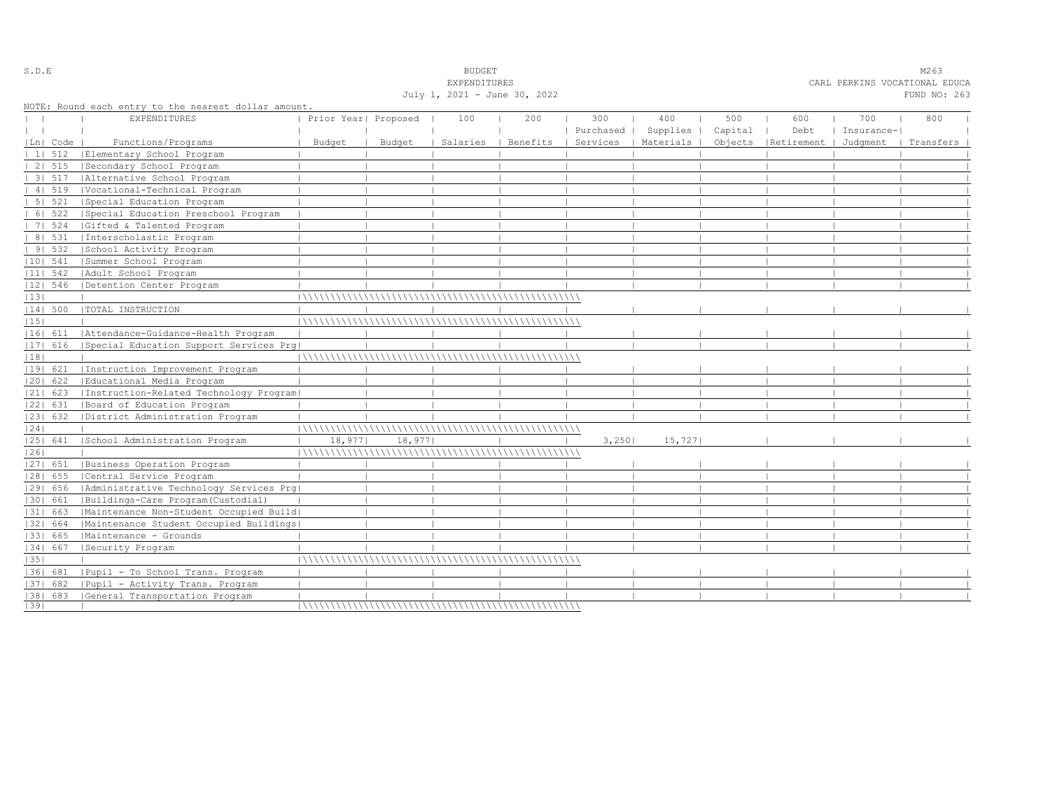S.D.E

# BUDGET
## EXPENDITURES
July 1, 2021 - June 30, 2022

M263
CARL PERKINS VOCATIONAL EDUCA
FUND NO: 263

NOTE: Round each entry to the nearest dollar amount.

| Ln | Code | EXPENDITURES Functions/Programs | Prior Year Budget | Proposed Budget | 100 Salaries | 200 Benefits | 300 Purchased Services | 400 Supplies Materials | 500 Capital Objects | 600 Debt Retirement | 700 Insurance-Judgment | 800 Transfers |
|---|---|---|---|---|---|---|---|---|---|---|---|---|
| 1 | 512 | Elementary School Program | | | | | | | | | | |
| 2 | 515 | Secondary School Program | | | | | | | | | | |
| 3 | 517 | Alternative School Program | | | | | | | | | | |
| 4 | 519 | Vocational-Technical Program | | | | | | | | | | |
| 5 | 521 | Special Education Program | | | | | | | | | | |
| 6 | 522 | Special Education Preschool Program | | | | | | | | | | |
| 7 | 524 | Gifted & Talented Program | | | | | | | | | | |
| 8 | 531 | Interscholastic Program | | | | | | | | | | |
| 9 | 532 | School Activity Program | | | | | | | | | | |
| 10 | 541 | Summer School Program | | | | | | | | | | |
| 11 | 542 | Adult School Program | | | | | | | | | | |
| 12 | 546 | Detention Center Program | | | | | | | | | | |
| 13 | | | | | | | | | | | | |
| 14 | 500 | TOTAL INSTRUCTION | | | | | | | | | | |
| 15 | | | | | | | | | | | | |
| 16 | 611 | Attendance-Guidance-Health Program | | | | | | | | | | |
| 17 | 616 | Special Education Support Services Prg | | | | | | | | | | |
| 18 | | | | | | | | | | | | |
| 19 | 621 | Instruction Improvement Program | | | | | | | | | | |
| 20 | 622 | Educational Media Program | | | | | | | | | | |
| 21 | 623 | Instruction-Related Technology Program | | | | | | | | | | |
| 22 | 631 | Board of Education Program | | | | | | | | | | |
| 23 | 632 | District Administration Program | | | | | | | | | | |
| 24 | | | | | | | | | | | | |
| 25 | 641 | School Administration Program | 18,977 | 18,977 | | | 3,250 | 15,727 | | | | |
| 26 | | | | | | | | | | | | |
| 27 | 651 | Business Operation Program | | | | | | | | | | |
| 28 | 655 | Central Service Program | | | | | | | | | | |
| 29 | 656 | Administrative Technology Services Prg | | | | | | | | | | |
| 30 | 661 | Buildings-Care Program(Custodial) | | | | | | | | | | |
| 31 | 663 | Maintenance Non-Student Occupied Build | | | | | | | | | | |
| 32 | 664 | Maintenance Student Occupied Buildings | | | | | | | | | | |
| 33 | 665 | Maintenance - Grounds | | | | | | | | | | |
| 34 | 667 | Security Program | | | | | | | | | | |
| 35 | | | | | | | | | | | | |
| 36 | 681 | Pupil - To School Trans. Program | | | | | | | | | | |
| 37 | 682 | Pupil - Activity Trans. Program | | | | | | | | | | |
| 38 | 683 | General Transportation Program | | | | | | | | | | |
| 39 | | | | | | | | | | | | |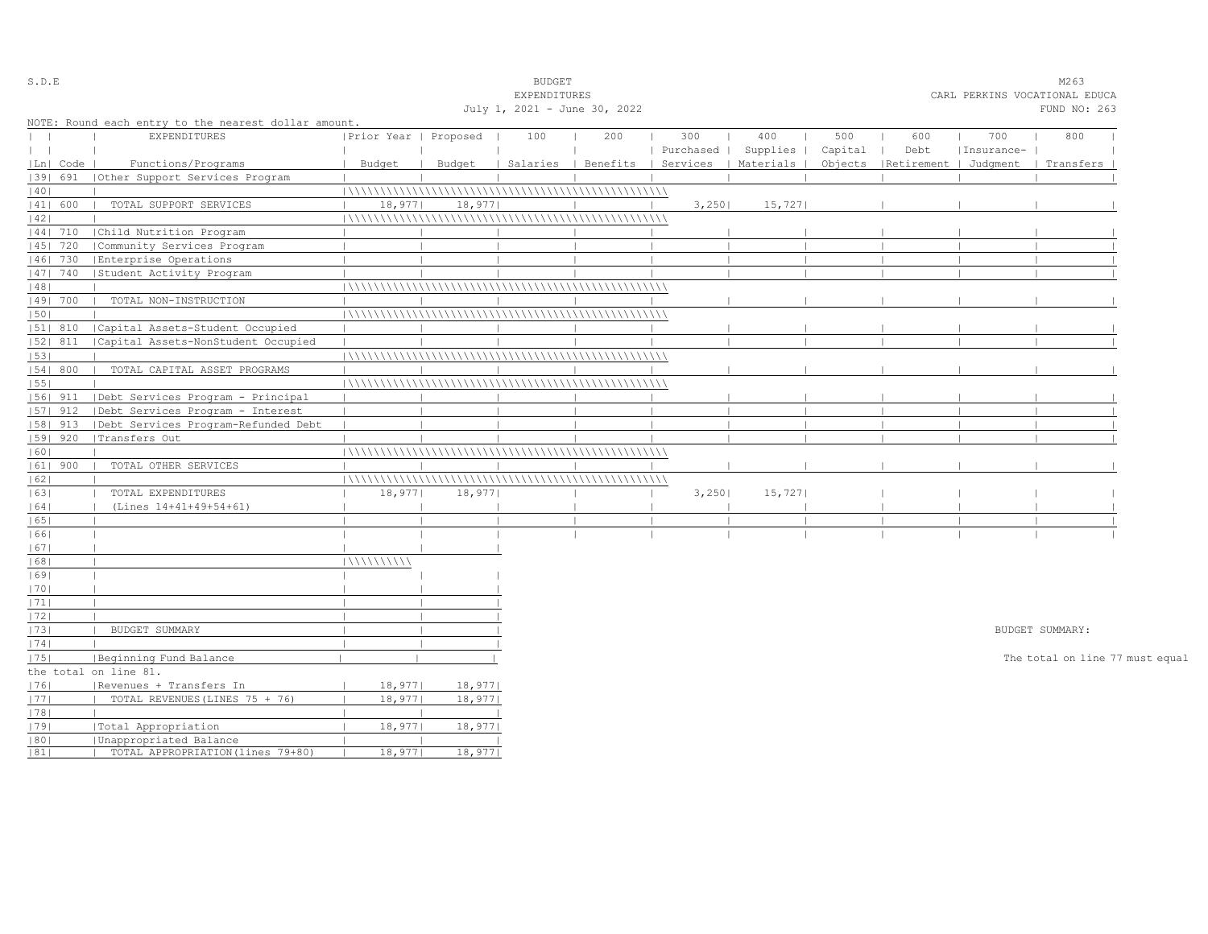S.D.E

BUDGET
EXPENDITURES
July 1, 2021 - June 30, 2022

M263
CARL PERKINS VOCATIONAL EDUCA
FUND NO: 263

NOTE: Round each entry to the nearest dollar amount.

| Ln | Code | EXPENDITURES Functions/Programs | Prior Year Budget | Proposed Budget | 100 Salaries | 200 Benefits | 300 Purchased Services | 400 Supplies Materials | 500 Capital Objects | 600 Debt Retirement | 700 Insurance- Judgment | 800 Transfers |
|---|---|---|---|---|---|---|---|---|---|---|---|---|
| 39 | 691 | Other Support Services Program | | | | | | | | | | |
| 40 | | | | | | | | | | | | |
| 41 | 600 | TOTAL SUPPORT SERVICES | 18,977 | 18,977 | | | 3,250 | 15,727 | | | | |
| 42 | | | | | | | | | | | | |
| 44 | 710 | Child Nutrition Program | | | | | | | | | | |
| 45 | 720 | Community Services Program | | | | | | | | | | |
| 46 | 730 | Enterprise Operations | | | | | | | | | | |
| 47 | 740 | Student Activity Program | | | | | | | | | | |
| 48 | | | | | | | | | | | | |
| 49 | 700 | TOTAL NON-INSTRUCTION | | | | | | | | | | |
| 50 | | | | | | | | | | | | |
| 51 | 810 | Capital Assets-Student Occupied | | | | | | | | | | |
| 52 | 811 | Capital Assets-NonStudent Occupied | | | | | | | | | | |
| 53 | | | | | | | | | | | | |
| 54 | 800 | TOTAL CAPITAL ASSET PROGRAMS | | | | | | | | | | |
| 55 | | | | | | | | | | | | |
| 56 | 911 | Debt Services Program - Principal | | | | | | | | | | |
| 57 | 912 | Debt Services Program - Interest | | | | | | | | | | |
| 58 | 913 | Debt Services Program-Refunded Debt | | | | | | | | | | |
| 59 | 920 | Transfers Out | | | | | | | | | | |
| 60 | | | | | | | | | | | | |
| 61 | 900 | TOTAL OTHER SERVICES | | | | | | | | | | |
| 62 | | | | | | | | | | | | |
| 63 | | TOTAL EXPENDITURES | 18,977 | 18,977 | | | 3,250 | 15,727 | | | | |
| 64 | | (Lines 14+41+49+54+61) | | | | | | | | | | |
| 65 | | | | | | | | | | | | |
| 66 | | | | | | | | | | | | |

| Ln | | | Prior Year Budget | Proposed Budget |
|---|---|---|---|---|
| 67 | | | | |
| 68 | | | | |
| 69 | | | | |
| 70 | | | | |
| 71 | | | | |
| 72 | | | | |
| 73 | | BUDGET SUMMARY | | |
| 74 | | | | |
| 75 | | Beginning Fund Balance | | |
| 76 | | Revenues + Transfers In | 18,977 | 18,977 |
| 77 | | TOTAL REVENUES(LINES 75 + 76) | 18,977 | 18,977 |
| 78 | | | | |
| 79 | | Total Appropriation | 18,977 | 18,977 |
| 80 | | Unappropriated Balance | | |
| 81 | | TOTAL APPROPRIATION(lines 79+80) | 18,977 | 18,977 |

BUDGET SUMMARY:

The total on line 77 must equal the total on line 81.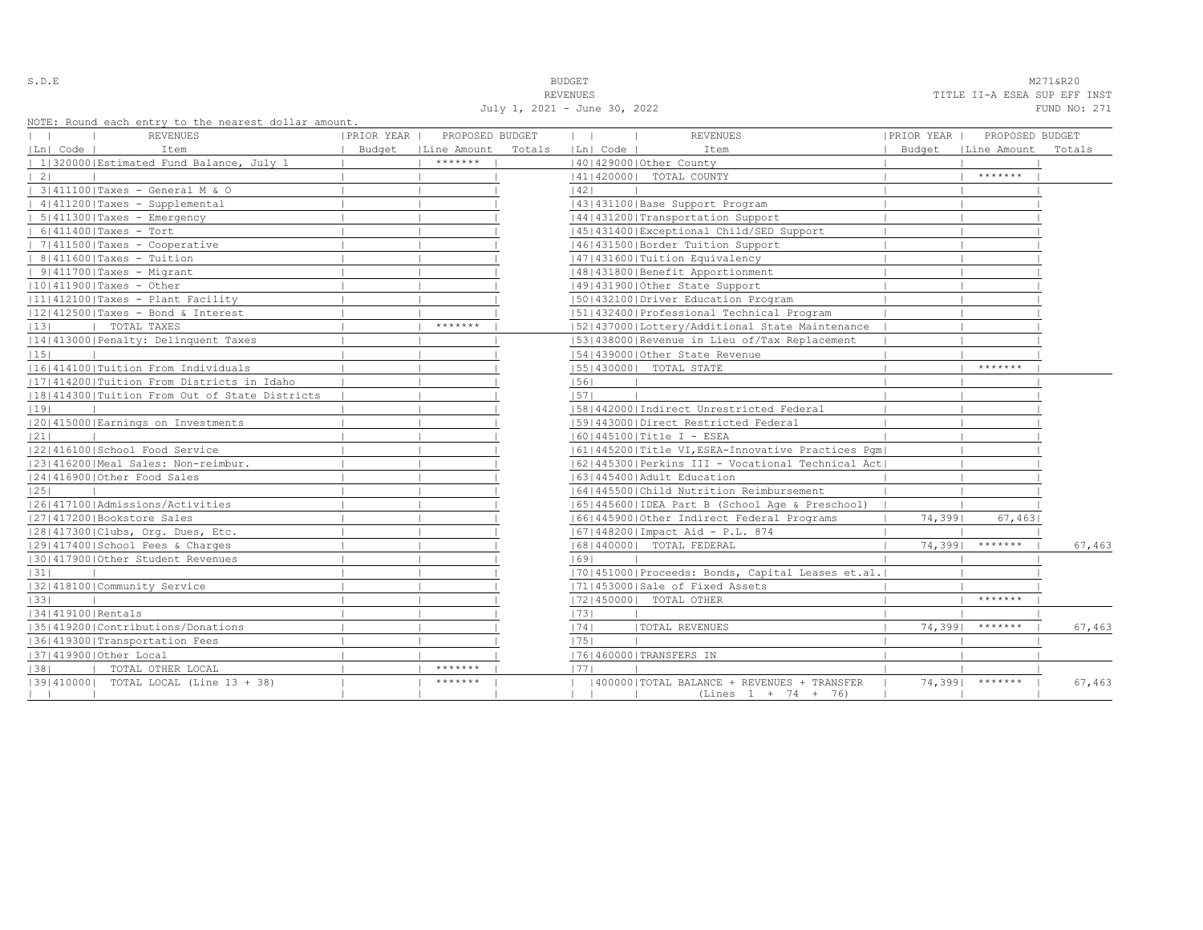S.D.E

BUDGET
REVENUES
July 1, 2021 - June 30, 2022

M271&R20
TITLE II-A ESEA SUP EFF INST
FUND NO: 271

NOTE: Round each entry to the nearest dollar amount.

| Ln | Code | REVENUES Item | PRIOR YEAR Budget | PROPOSED BUDGET Line Amount | Totals | Ln | Code | REVENUES Item | PRIOR YEAR Budget | PROPOSED BUDGET Line Amount | Totals |
|---|---|---|---|---|---|---|---|---|---|---|---|
| 1 | 320000 | Estimated Fund Balance, July 1 | | ******* | | 40 | 429000 | Other County | | | |
| 2 | | | | | | 41 | 420000 | TOTAL COUNTY | | ******* | |
| 3 | 411100 | Taxes - General M & O | | | | 42 | | | | | |
| 4 | 411200 | Taxes - Supplemental | | | | 43 | 431100 | Base Support Program | | | |
| 5 | 411300 | Taxes - Emergency | | | | 44 | 431200 | Transportation Support | | | |
| 6 | 411400 | Taxes - Tort | | | | 45 | 431400 | Exceptional Child/SED Support | | | |
| 7 | 411500 | Taxes - Cooperative | | | | 46 | 431500 | Border Tuition Support | | | |
| 8 | 411600 | Taxes - Tuition | | | | 47 | 431600 | Tuition Equivalency | | | |
| 9 | 411700 | Taxes - Migrant | | | | 48 | 431800 | Benefit Apportionment | | | |
| 10 | 411900 | Taxes - Other | | | | 49 | 431900 | Other State Support | | | |
| 11 | 412100 | Taxes - Plant Facility | | | | 50 | 432100 | Driver Education Program | | | |
| 12 | 412500 | Taxes - Bond & Interest | | | | 51 | 432400 | Professional Technical Program | | | |
| 13 | | TOTAL TAXES | | ******* | | 52 | 437000 | Lottery/Additional State Maintenance | | | |
| 14 | 413000 | Penalty: Delinquent Taxes | | | | 53 | 438000 | Revenue in Lieu of/Tax Replacement | | | |
| 15 | | | | | | 54 | 439000 | Other State Revenue | | | |
| 16 | 414100 | Tuition From Individuals | | | | 55 | 430000 | TOTAL STATE | | ******* | |
| 17 | 414200 | Tuition From Districts in Idaho | | | | 56 | | | | | |
| 18 | 414300 | Tuition From Out of State Districts | | | | 57 | | | | | |
| 19 | | | | | | 58 | 442000 | Indirect Unrestricted Federal | | | |
| 20 | 415000 | Earnings on Investments | | | | 59 | 443000 | Direct Restricted Federal | | | |
| 21 | | | | | | 60 | 445100 | Title I - ESEA | | | |
| 22 | 416100 | School Food Service | | | | 61 | 445200 | Title VI,ESEA-Innovative Practices Pgm | | | |
| 23 | 416200 | Meal Sales: Non-reimbur. | | | | 62 | 445300 | Perkins III - Vocational Technical Act | | | |
| 24 | 416900 | Other Food Sales | | | | 63 | 445400 | Adult Education | | | |
| 25 | | | | | | 64 | 445500 | Child Nutrition Reimbursement | | | |
| 26 | 417100 | Admissions/Activities | | | | 65 | 445600 | IDEA Part B (School Age & Preschool) | | | |
| 27 | 417200 | Bookstore Sales | | | | 66 | 445900 | Other Indirect Federal Programs | 74,399 | 67,463 | |
| 28 | 417300 | Clubs, Org. Dues, Etc. | | | | 67 | 448200 | Impact Aid - P.L. 874 | | | |
| 29 | 417400 | School Fees & Charges | | | | 68 | 440000 | TOTAL FEDERAL | 74,399 | ******* | 67,463 |
| 30 | 417900 | Other Student Revenues | | | | 69 | | | | | |
| 31 | | | | | | 70 | 451000 | Proceeds: Bonds, Capital Leases et.al. | | | |
| 32 | 418100 | Community Service | | | | 71 | 453000 | Sale of Fixed Assets | | | |
| 33 | | | | | | 72 | 450000 | TOTAL OTHER | | ******* | |
| 34 | 419100 | Rentals | | | | 73 | | | | | |
| 35 | 419200 | Contributions/Donations | | | | 74 | | TOTAL REVENUES | 74,399 | ******* | 67,463 |
| 36 | 419300 | Transportation Fees | | | | 75 | | | | | |
| 37 | 419900 | Other Local | | | | 76 | 460000 | TRANSFERS IN | | | |
| 38 | | TOTAL OTHER LOCAL | | ******* | | 77 | | | | | |
| 39 | 410000 | TOTAL LOCAL (Line 13 + 38) | | ******* | | | 400000 | TOTAL BALANCE + REVENUES + TRANSFER (Lines 1 + 74 + 76) | 74,399 | ******* | 67,463 |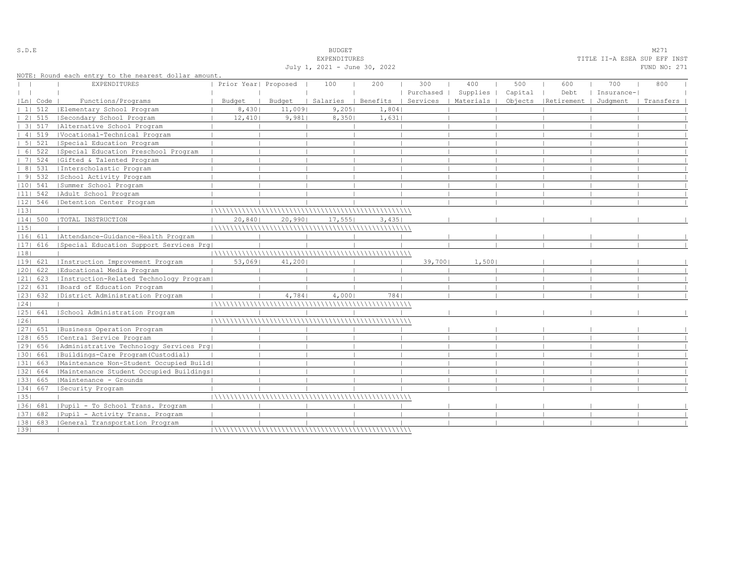S.D.E

BUDGET
EXPENDITURES
July 1, 2021 - June 30, 2022

M271
TITLE II-A ESEA SUP EFF INST
FUND NO: 271

NOTE: Round each entry to the nearest dollar amount.

| Ln | Code | EXPENDITURES Functions/Programs | Prior Year Budget | Proposed Budget | 100 Salaries | 200 Benefits | 300 Purchased Services | 400 Supplies Materials | 500 Capital Objects | 600 Debt Retirement | 700 Insurance-Judgment | 800 Transfers |
|---|---|---|---|---|---|---|---|---|---|---|---|---|
| 1 | 512 | Elementary School Program | 8,430 | 11,009 | 9,205 | 1,804 | | | | | | |
| 2 | 515 | Secondary School Program | 12,410 | 9,981 | 8,350 | 1,631 | | | | | | |
| 3 | 517 | Alternative School Program | | | | | | | | | | |
| 4 | 519 | Vocational-Technical Program | | | | | | | | | | |
| 5 | 521 | Special Education Program | | | | | | | | | | |
| 6 | 522 | Special Education Preschool Program | | | | | | | | | | |
| 7 | 524 | Gifted & Talented Program | | | | | | | | | | |
| 8 | 531 | Interscholastic Program | | | | | | | | | | |
| 9 | 532 | School Activity Program | | | | | | | | | | |
| 10 | 541 | Summer School Program | | | | | | | | | | |
| 11 | 542 | Adult School Program | | | | | | | | | | |
| 12 | 546 | Detention Center Program | | | | | | | | | | |
| 13 | | | | | | | | | | | | |
| 14 | 500 | TOTAL INSTRUCTION | 20,840 | 20,990 | 17,555 | 3,435 | | | | | | |
| 15 | | | | | | | | | | | | |
| 16 | 611 | Attendance-Guidance-Health Program | | | | | | | | | | |
| 17 | 616 | Special Education Support Services Prg | | | | | | | | | | |
| 18 | | | | | | | | | | | | |
| 19 | 621 | Instruction Improvement Program | 53,069 | 41,200 | | | 39,700 | 1,500 | | | | |
| 20 | 622 | Educational Media Program | | | | | | | | | | |
| 21 | 623 | Instruction-Related Technology Program | | | | | | | | | | |
| 22 | 631 | Board of Education Program | | | | | | | | | | |
| 23 | 632 | District Administration Program | | 4,784 | 4,000 | 784 | | | | | | |
| 24 | | | | | | | | | | | | |
| 25 | 641 | School Administration Program | | | | | | | | | | |
| 26 | | | | | | | | | | | | |
| 27 | 651 | Business Operation Program | | | | | | | | | | |
| 28 | 655 | Central Service Program | | | | | | | | | | |
| 29 | 656 | Administrative Technology Services Prg | | | | | | | | | | |
| 30 | 661 | Buildings-Care Program(Custodial) | | | | | | | | | | |
| 31 | 663 | Maintenance Non-Student Occupied Build | | | | | | | | | | |
| 32 | 664 | Maintenance Student Occupied Buildings | | | | | | | | | | |
| 33 | 665 | Maintenance - Grounds | | | | | | | | | | |
| 34 | 667 | Security Program | | | | | | | | | | |
| 35 | | | | | | | | | | | | |
| 36 | 681 | Pupil - To School Trans. Program | | | | | | | | | | |
| 37 | 682 | Pupil - Activity Trans. Program | | | | | | | | | | |
| 38 | 683 | General Transportation Program | | | | | | | | | | |
| 39 | | | | | | | | | | | | |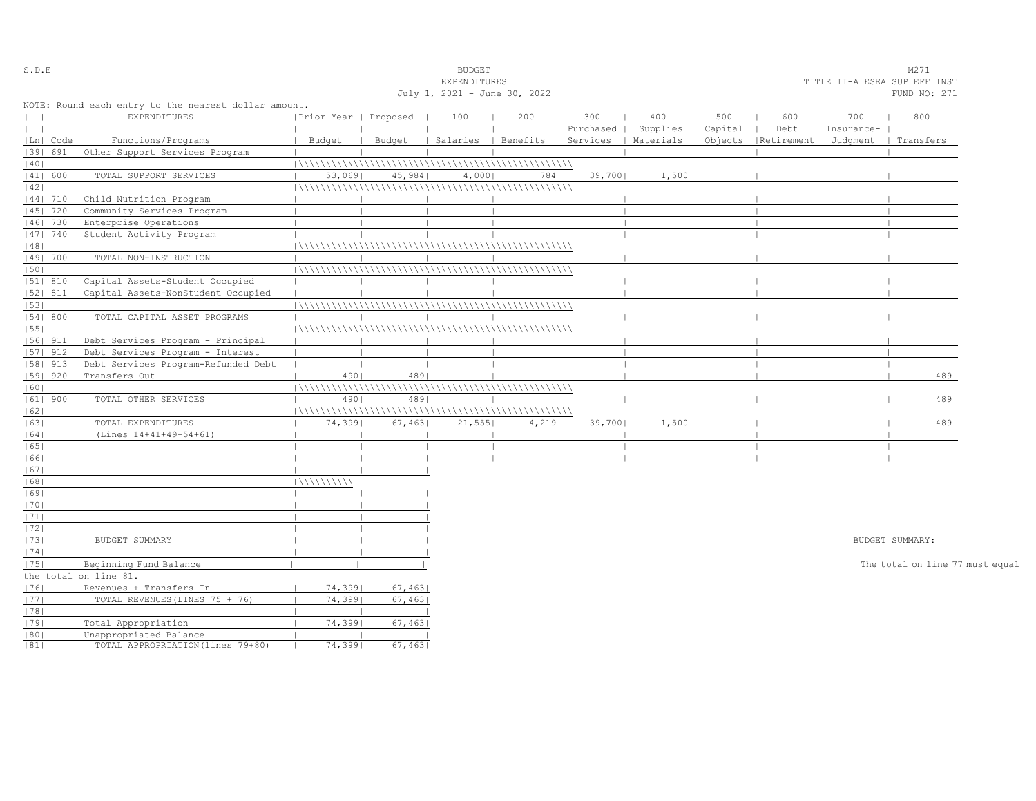S.D.E

BUDGET
EXPENDITURES
July 1, 2021 - June 30, 2022

M271
TITLE II-A ESEA SUP EFF INST
FUND NO: 271

NOTE: Round each entry to the nearest dollar amount.

| Ln | Code | EXPENDITURES Functions/Programs | Prior Year Budget | Proposed Budget | 100 Salaries | 200 Benefits | 300 Purchased Services | 400 Supplies Materials | 500 Capital Objects | 600 Debt Retirement | 700 Insurance-Judgment | 800 Transfers |
|---|---|---|---|---|---|---|---|---|---|---|---|---|
| 39 | 691 | Other Support Services Program | | | | | | | | | | |
| 40 | | | | | | | | | | | | |
| 41 | 600 | TOTAL SUPPORT SERVICES | 53,069 | 45,984 | 4,000 | 784 | 39,700 | 1,500 | | | | |
| 42 | | | | | | | | | | | | |
| 44 | 710 | Child Nutrition Program | | | | | | | | | | |
| 45 | 720 | Community Services Program | | | | | | | | | | |
| 46 | 730 | Enterprise Operations | | | | | | | | | | |
| 47 | 740 | Student Activity Program | | | | | | | | | | |
| 48 | | | | | | | | | | | | |
| 49 | 700 | TOTAL NON-INSTRUCTION | | | | | | | | | | |
| 50 | | | | | | | | | | | | |
| 51 | 810 | Capital Assets-Student Occupied | | | | | | | | | | |
| 52 | 811 | Capital Assets-NonStudent Occupied | | | | | | | | | | |
| 53 | | | | | | | | | | | | |
| 54 | 800 | TOTAL CAPITAL ASSET PROGRAMS | | | | | | | | | | |
| 55 | | | | | | | | | | | | |
| 56 | 911 | Debt Services Program - Principal | | | | | | | | | | |
| 57 | 912 | Debt Services Program - Interest | | | | | | | | | | |
| 58 | 913 | Debt Services Program-Refunded Debt | | | | | | | | | | |
| 59 | 920 | Transfers Out | 490 | 489 | | | | | | | | 489 |
| 60 | | | | | | | | | | | | |
| 61 | 900 | TOTAL OTHER SERVICES | 490 | 489 | | | | | | | | 489 |
| 62 | | | | | | | | | | | | |
| 63 | | TOTAL EXPENDITURES | 74,399 | 67,463 | 21,555 | 4,219 | 39,700 | 1,500 | | | | 489 |
| 64 | | (Lines 14+41+49+54+61) | | | | | | | | | | |
| 65 | | | | | | | | | | | | |
| 66 | | | | | | | | | | | | |

| Ln | | | |
|---|---|---|---|
| 67 | | | |
| 68 | | | |
| 69 | | | |
| 70 | | | |
| 71 | | | |
| 72 | | | |
| 73 | BUDGET SUMMARY | | |
| 74 | | | |
| 75 | Beginning Fund Balance | | |
| 76 | Revenues + Transfers In | 74,399 | 67,463 |
| 77 | TOTAL REVENUES(LINES 75 + 76) | 74,399 | 67,463 |
| 78 | | | |
| 79 | Total Appropriation | 74,399 | 67,463 |
| 80 | Unappropriated Balance | | |
| 81 | TOTAL APPROPRIATION(lines 79+80) | 74,399 | 67,463 |

BUDGET SUMMARY:

The total on line 77 must equal the total on line 81.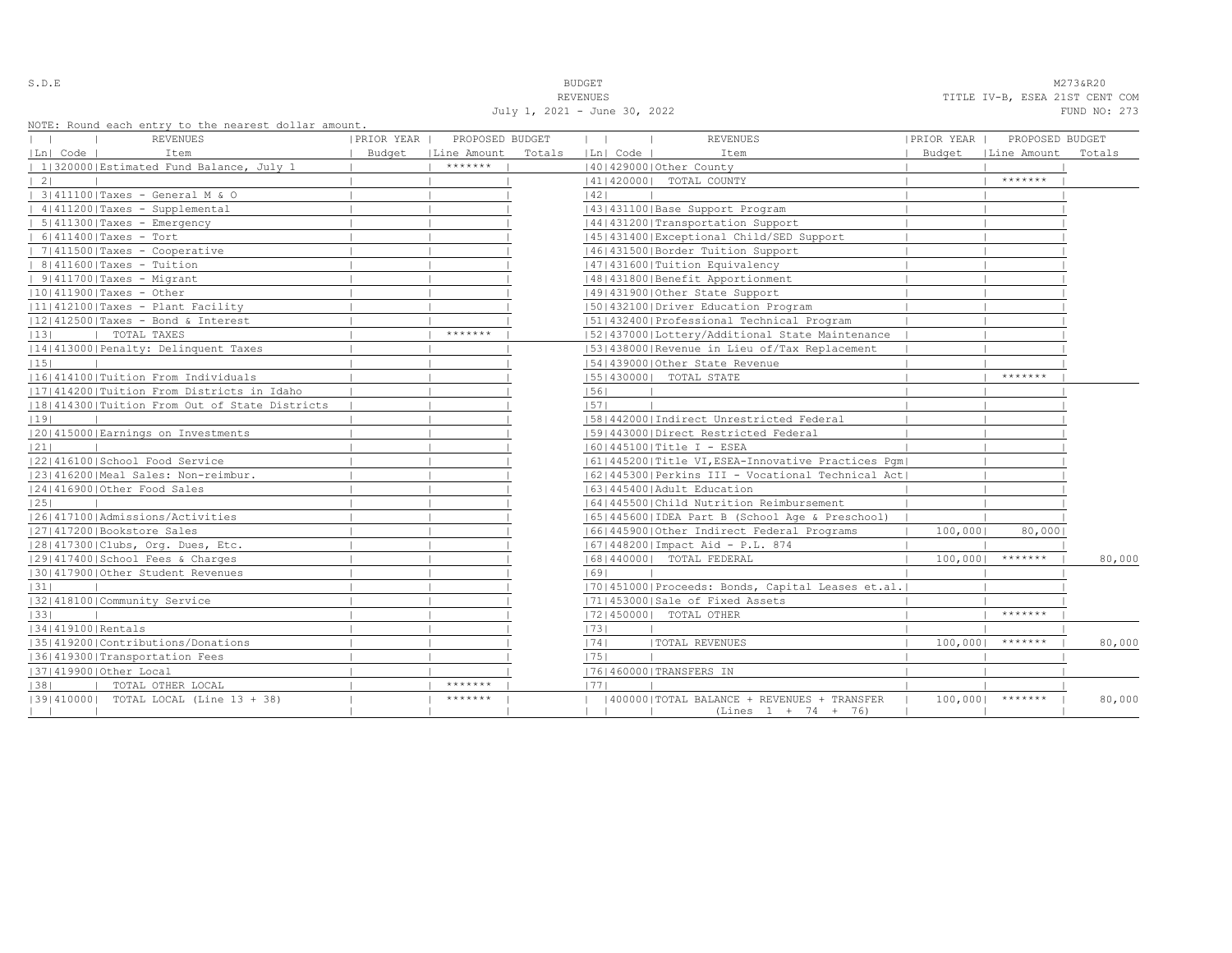S.D.E

BUDGET
REVENUES
July 1, 2021 - June 30, 2022

M273&R20
TITLE IV-B, ESEA 21ST CENT COM
FUND NO: 273

NOTE: Round each entry to the nearest dollar amount.

| Ln | Code | REVENUES Item | PRIOR YEAR Budget | PROPOSED BUDGET Line Amount | Totals |
|---|---|---|---|---|---|
| 1 | 320000 | Estimated Fund Balance, July 1 | | ******* | |
| 2 | | | | | |
| 3 | 411100 | Taxes - General M & O | | | |
| 4 | 411200 | Taxes - Supplemental | | | |
| 5 | 411300 | Taxes - Emergency | | | |
| 6 | 411400 | Taxes - Tort | | | |
| 7 | 411500 | Taxes - Cooperative | | | |
| 8 | 411600 | Taxes - Tuition | | | |
| 9 | 411700 | Taxes - Migrant | | | |
| 10 | 411900 | Taxes - Other | | | |
| 11 | 412100 | Taxes - Plant Facility | | | |
| 12 | 412500 | Taxes - Bond & Interest | | | |
| 13 | | TOTAL TAXES | | ******* | |
| 14 | 413000 | Penalty: Delinquent Taxes | | | |
| 15 | | | | | |
| 16 | 414100 | Tuition From Individuals | | | |
| 17 | 414200 | Tuition From Districts in Idaho | | | |
| 18 | 414300 | Tuition From Out of State Districts | | | |
| 19 | | | | | |
| 20 | 415000 | Earnings on Investments | | | |
| 21 | | | | | |
| 22 | 416100 | School Food Service | | | |
| 23 | 416200 | Meal Sales: Non-reimbur. | | | |
| 24 | 416900 | Other Food Sales | | | |
| 25 | | | | | |
| 26 | 417100 | Admissions/Activities | | | |
| 27 | 417200 | Bookstore Sales | | | |
| 28 | 417300 | Clubs, Org. Dues, Etc. | | | |
| 29 | 417400 | School Fees & Charges | | | |
| 30 | 417900 | Other Student Revenues | | | |
| 31 | | | | | |
| 32 | 418100 | Community Service | | | |
| 33 | | | | | |
| 34 | 419100 | Rentals | | | |
| 35 | 419200 | Contributions/Donations | | | |
| 36 | 419300 | Transportation Fees | | | |
| 37 | 419900 | Other Local | | | |
| 38 | | TOTAL OTHER LOCAL | | ******* | |
| 39 | 410000 | TOTAL LOCAL (Line 13 + 38) | | ******* | |
| 40 | 429000 | Other County | | | |
| 41 | 420000 | TOTAL COUNTY | | ******* | |
| 42 | | | | | |
| 43 | 431100 | Base Support Program | | | |
| 44 | 431200 | Transportation Support | | | |
| 45 | 431400 | Exceptional Child/SED Support | | | |
| 46 | 431500 | Border Tuition Support | | | |
| 47 | 431600 | Tuition Equivalency | | | |
| 48 | 431800 | Benefit Apportionment | | | |
| 49 | 431900 | Other State Support | | | |
| 50 | 432100 | Driver Education Program | | | |
| 51 | 432400 | Professional Technical Program | | | |
| 52 | 437000 | Lottery/Additional State Maintenance | | | |
| 53 | 438000 | Revenue in Lieu of/Tax Replacement | | | |
| 54 | 439000 | Other State Revenue | | | |
| 55 | 430000 | TOTAL STATE | | ******* | |
| 56 | | | | | |
| 57 | | | | | |
| 58 | 442000 | Indirect Unrestricted Federal | | | |
| 59 | 443000 | Direct Restricted Federal | | | |
| 60 | 445100 | Title I - ESEA | | | |
| 61 | 445200 | Title VI, ESEA-Innovative Practices Pgm | | | |
| 62 | 445300 | Perkins III - Vocational Technical Act | | | |
| 63 | 445400 | Adult Education | | | |
| 64 | 445500 | Child Nutrition Reimbursement | | | |
| 65 | 445600 | IDEA Part B (School Age & Preschool) | | | |
| 66 | 445900 | Other Indirect Federal Programs | 100,000 | 80,000 | |
| 67 | 448200 | Impact Aid - P.L. 874 | | | |
| 68 | 440000 | TOTAL FEDERAL | 100,000 | ******* | 80,000 |
| 69 | | | | | |
| 70 | 451000 | Proceeds: Bonds, Capital Leases et.al. | | | |
| 71 | 453000 | Sale of Fixed Assets | | | |
| 72 | 450000 | TOTAL OTHER | | ******* | |
| 73 | | | | | |
| 74 | | TOTAL REVENUES | 100,000 | ******* | 80,000 |
| 75 | | | | | |
| 76 | 460000 | TRANSFERS IN | | | |
| 77 | | | | | |
| | 400000 | TOTAL BALANCE + REVENUES + TRANSFER (Lines 1 + 74 + 76) | 100,000 | ******* | 80,000 |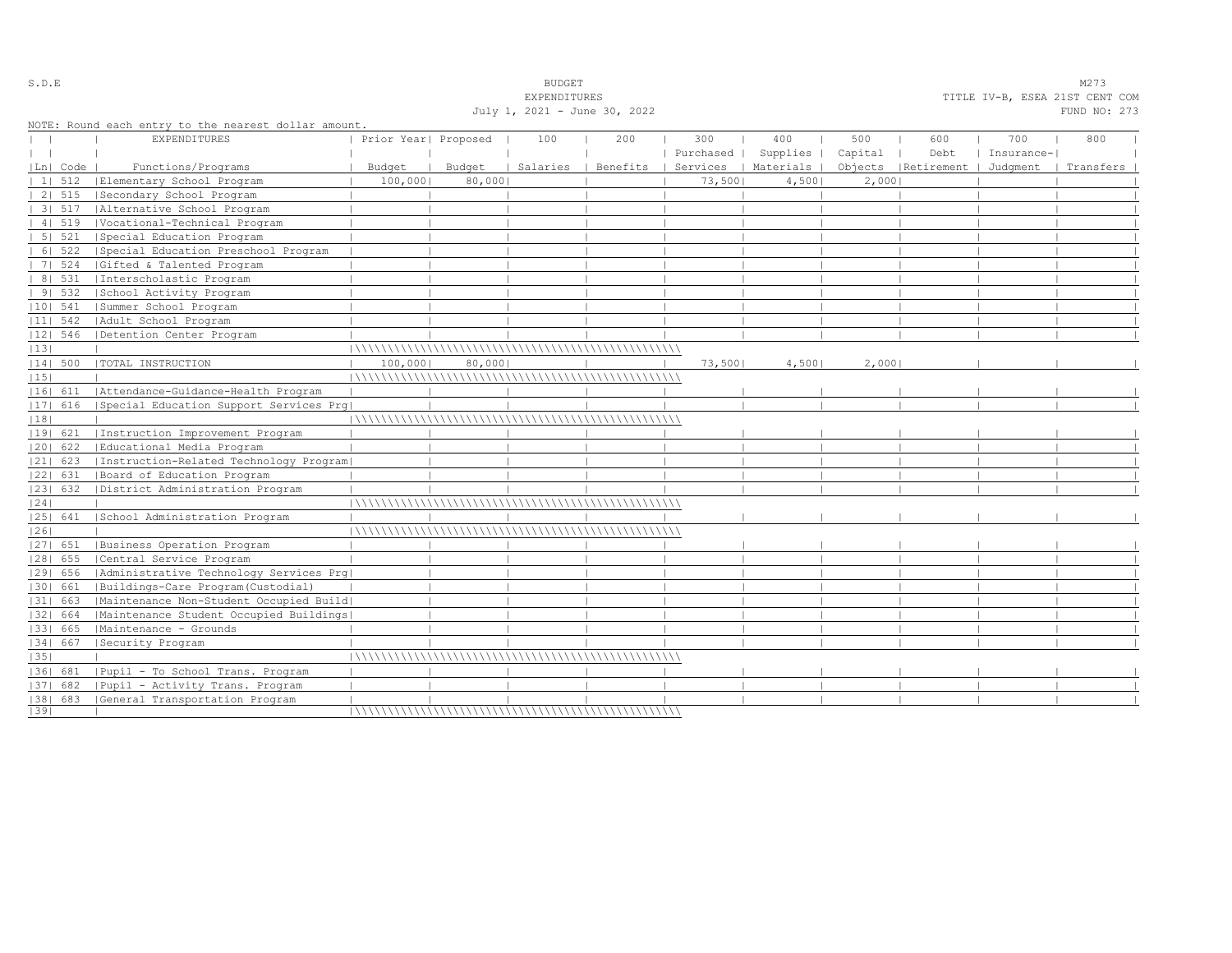S.D.E

BUDGET
EXPENDITURES
July 1, 2021 - June 30, 2022

M273
TITLE IV-B, ESEA 21ST CENT COM
FUND NO: 273

NOTE: Round each entry to the nearest dollar amount.

| Ln | Code | EXPENDITURES Functions/Programs | Prior Year Budget | Proposed Budget | 100 Salaries | 200 Benefits | 300 Purchased Services | 400 Supplies Materials | 500 Capital Objects | 600 Debt Retirement | 700 Insurance-Judgment | 800 Transfers |
|---|---|---|---|---|---|---|---|---|---|---|---|---|
| 1 | 512 | Elementary School Program | 100,000 | 80,000 | | | 73,500 | 4,500 | 2,000 | | | |
| 2 | 515 | Secondary School Program | | | | | | | | | | |
| 3 | 517 | Alternative School Program | | | | | | | | | | |
| 4 | 519 | Vocational-Technical Program | | | | | | | | | | |
| 5 | 521 | Special Education Program | | | | | | | | | | |
| 6 | 522 | Special Education Preschool Program | | | | | | | | | | |
| 7 | 524 | Gifted & Talented Program | | | | | | | | | | |
| 8 | 531 | Interscholastic Program | | | | | | | | | | |
| 9 | 532 | School Activity Program | | | | | | | | | | |
| 10 | 541 | Summer School Program | | | | | | | | | | |
| 11 | 542 | Adult School Program | | | | | | | | | | |
| 12 | 546 | Detention Center Program | | | | | | | | | | |
| 13 | | | | | | | | | | | | |
| 14 | 500 | TOTAL INSTRUCTION | 100,000 | 80,000 | | | 73,500 | 4,500 | 2,000 | | | |
| 15 | | | | | | | | | | | | |
| 16 | 611 | Attendance-Guidance-Health Program | | | | | | | | | | |
| 17 | 616 | Special Education Support Services Prg | | | | | | | | | | |
| 18 | | | | | | | | | | | | |
| 19 | 621 | Instruction Improvement Program | | | | | | | | | | |
| 20 | 622 | Educational Media Program | | | | | | | | | | |
| 21 | 623 | Instruction-Related Technology Program | | | | | | | | | | |
| 22 | 631 | Board of Education Program | | | | | | | | | | |
| 23 | 632 | District Administration Program | | | | | | | | | | |
| 24 | | | | | | | | | | | | |
| 25 | 641 | School Administration Program | | | | | | | | | | |
| 26 | | | | | | | | | | | | |
| 27 | 651 | Business Operation Program | | | | | | | | | | |
| 28 | 655 | Central Service Program | | | | | | | | | | |
| 29 | 656 | Administrative Technology Services Prg | | | | | | | | | | |
| 30 | 661 | Buildings-Care Program(Custodial) | | | | | | | | | | |
| 31 | 663 | Maintenance Non-Student Occupied Build | | | | | | | | | | |
| 32 | 664 | Maintenance Student Occupied Buildings | | | | | | | | | | |
| 33 | 665 | Maintenance - Grounds | | | | | | | | | | |
| 34 | 667 | Security Program | | | | | | | | | | |
| 35 | | | | | | | | | | | | |
| 36 | 681 | Pupil - To School Trans. Program | | | | | | | | | | |
| 37 | 682 | Pupil - Activity Trans. Program | | | | | | | | | | |
| 38 | 683 | General Transportation Program | | | | | | | | | | |
| 39 | | | | | | | | | | | | |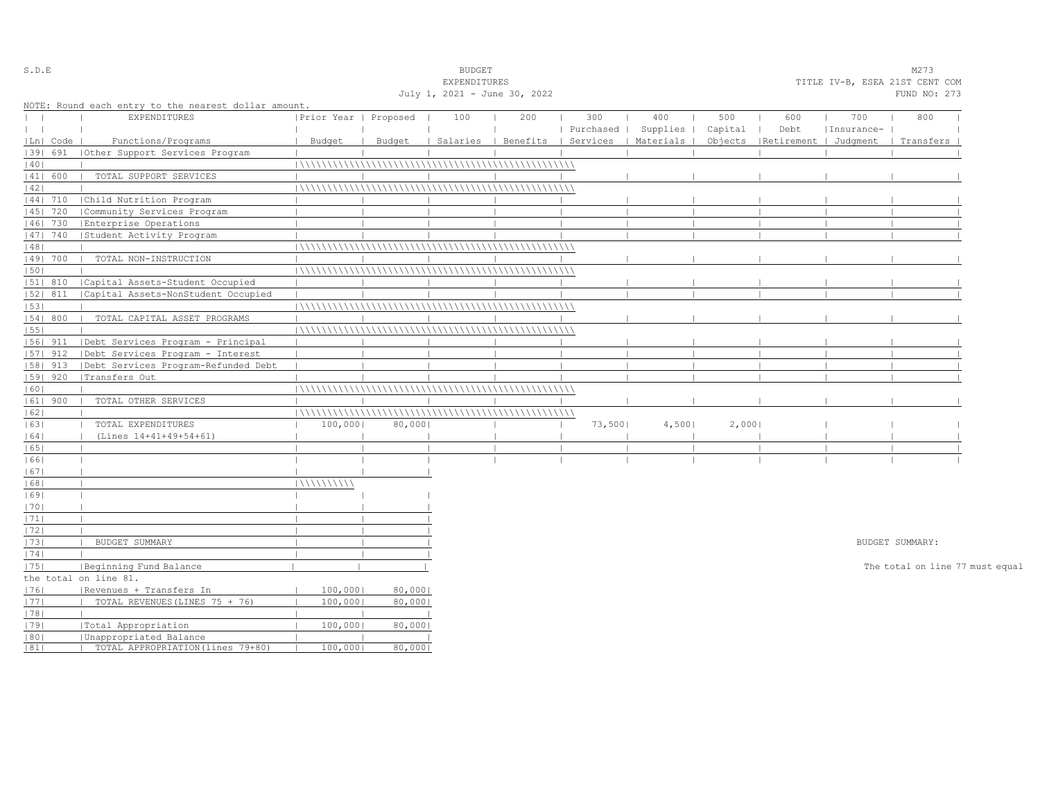S.D.E

BUDGET
EXPENDITURES
July 1, 2021 - June 30, 2022

M273
TITLE IV-B, ESEA 21ST CENT COM
FUND NO: 273

NOTE: Round each entry to the nearest dollar amount.

| Ln | Code | EXPENDITURES Functions/Programs | Prior Year Budget | Proposed Budget | 100 Salaries | 200 Benefits | 300 Purchased Services | 400 Supplies Materials | 500 Capital Objects | 600 Debt Retirement | 700 Insurance-Judgment | 800 Transfers |
|---|---|---|---|---|---|---|---|---|---|---|---|---|
| 39 | 691 | Other Support Services Program | | | | | | | | | | |
| 40 | | | \\\\\\\\\\ | \\\\\\\\\\ | \\\\\\\\\\ | \\\\\\\\\\ | | | | | | |
| 41 | 600 | TOTAL SUPPORT SERVICES | | | | | | | | | | |
| 42 | | | \\\\\\\\\\ | \\\\\\\\\\ | \\\\\\\\\\ | \\\\\\\\\\ | | | | | | |
| 44 | 710 | Child Nutrition Program | | | | | | | | | | |
| 45 | 720 | Community Services Program | | | | | | | | | | |
| 46 | 730 | Enterprise Operations | | | | | | | | | | |
| 47 | 740 | Student Activity Program | | | | | | | | | | |
| 48 | | | \\\\\\\\\\ | \\\\\\\\\\ | \\\\\\\\\\ | \\\\\\\\\\ | | | | | | |
| 49 | 700 | TOTAL NON-INSTRUCTION | | | | | | | | | | |
| 50 | | | \\\\\\\\\\ | \\\\\\\\\\ | \\\\\\\\\\ | \\\\\\\\\\ | | | | | | |
| 51 | 810 | Capital Assets-Student Occupied | | | | | | | | | | |
| 52 | 811 | Capital Assets-NonStudent Occupied | | | | | | | | | | |
| 53 | | | \\\\\\\\\\ | \\\\\\\\\\ | \\\\\\\\\\ | \\\\\\\\\\ | | | | | | |
| 54 | 800 | TOTAL CAPITAL ASSET PROGRAMS | | | | | | | | | | |
| 55 | | | \\\\\\\\\\ | \\\\\\\\\\ | \\\\\\\\\\ | \\\\\\\\\\ | | | | | | |
| 56 | 911 | Debt Services Program - Principal | | | | | | | | | | |
| 57 | 912 | Debt Services Program - Interest | | | | | | | | | | |
| 58 | 913 | Debt Services Program-Refunded Debt | | | | | | | | | | |
| 59 | 920 | Transfers Out | | | | | | | | | | |
| 60 | | | \\\\\\\\\\ | \\\\\\\\\\ | \\\\\\\\\\ | \\\\\\\\\\ | | | | | | |
| 61 | 900 | TOTAL OTHER SERVICES | | | | | | | | | | |
| 62 | | | \\\\\\\\\\ | \\\\\\\\\\ | \\\\\\\\\\ | \\\\\\\\\\ | | | | | | |
| 63 | | TOTAL EXPENDITURES | 100,000 | 80,000 | | | 73,500 | 4,500 | 2,000 | | | |
| 64 | | (Lines 14+41+49+54+61) | | | | | | | | | | |
| 65 | | | | | | | | | | | | |
| 66 | | | | | | | | | | | | |

| Ln | | Prior Year Budget | Proposed Budget |
|---|---|---|---|
| 67 | | | |
| 68 | | \\\\\\\\\\ | |
| 69 | | | |
| 70 | | | |
| 71 | | | |
| 72 | | | |
| 73 | BUDGET SUMMARY | | |
| 74 | | | |
| 75 | Beginning Fund Balance | | |
| 76 | Revenues + Transfers In | 100,000 | 80,000 |
| 77 | TOTAL REVENUES(LINES 75 + 76) | 100,000 | 80,000 |
| 78 | | | |
| 79 | Total Appropriation | 100,000 | 80,000 |
| 80 | Unappropriated Balance | | |
| 81 | TOTAL APPROPRIATION(lines 79+80) | 100,000 | 80,000 |

BUDGET SUMMARY:

The total on line 77 must equal the total on line 81.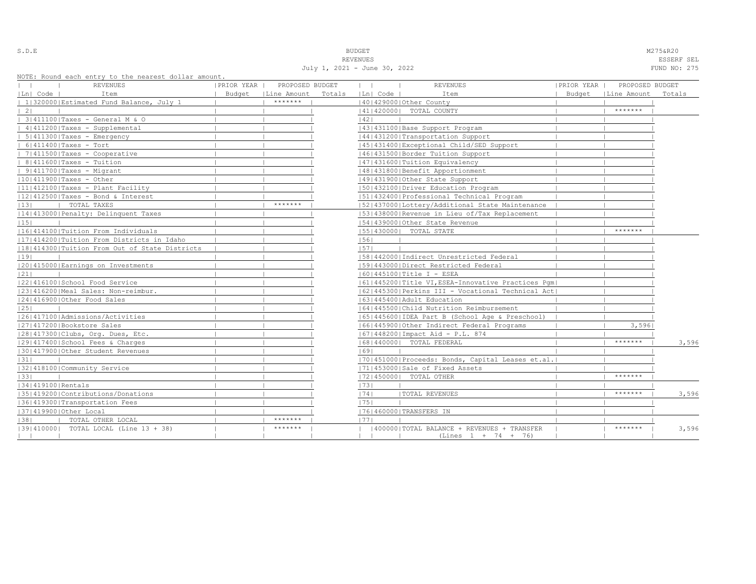S.D.E

BUDGET
REVENUES
July 1, 2021 - June 30, 2022

M275&R20
ESSERF SEL
FUND NO: 275

NOTE: Round each entry to the nearest dollar amount.

| Ln | Code | REVENUES Item | PRIOR YEAR Budget | PROPOSED BUDGET Line Amount | PROPOSED BUDGET Totals | Ln | Code | REVENUES Item | PRIOR YEAR Budget | PROPOSED BUDGET Line Amount | PROPOSED BUDGET Totals |
|---|---|---|---|---|---|---|---|---|---|---|---|
| 1 | 320000 | Estimated Fund Balance, July 1 | | ******* | | 40 | 429000 | Other County | | | |
| 2 | | | | | | 41 | 420000 | TOTAL COUNTY | | ******* | |
| 3 | 411100 | Taxes - General M & O | | | | 42 | | | | | |
| 4 | 411200 | Taxes - Supplemental | | | | 43 | 431100 | Base Support Program | | | |
| 5 | 411300 | Taxes - Emergency | | | | 44 | 431200 | Transportation Support | | | |
| 6 | 411400 | Taxes - Tort | | | | 45 | 431400 | Exceptional Child/SED Support | | | |
| 7 | 411500 | Taxes - Cooperative | | | | 46 | 431500 | Border Tuition Support | | | |
| 8 | 411600 | Taxes - Tuition | | | | 47 | 431600 | Tuition Equivalency | | | |
| 9 | 411700 | Taxes - Migrant | | | | 48 | 431800 | Benefit Apportionment | | | |
| 10 | 411900 | Taxes - Other | | | | 49 | 431900 | Other State Support | | | |
| 11 | 412100 | Taxes - Plant Facility | | | | 50 | 432100 | Driver Education Program | | | |
| 12 | 412500 | Taxes - Bond & Interest | | | | 51 | 432400 | Professional Technical Program | | | |
| 13 | | TOTAL TAXES | | ******* | | 52 | 437000 | Lottery/Additional State Maintenance | | | |
| 14 | 413000 | Penalty: Delinquent Taxes | | | | 53 | 438000 | Revenue in Lieu of/Tax Replacement | | | |
| 15 | | | | | | 54 | 439000 | Other State Revenue | | | |
| 16 | 414100 | Tuition From Individuals | | | | 55 | 430000 | TOTAL STATE | | ******* | |
| 17 | 414200 | Tuition From Districts in Idaho | | | | 56 | | | | | |
| 18 | 414300 | Tuition From Out of State Districts | | | | 57 | | | | | |
| 19 | | | | | | 58 | 442000 | Indirect Unrestricted Federal | | | |
| 20 | 415000 | Earnings on Investments | | | | 59 | 443000 | Direct Restricted Federal | | | |
| 21 | | | | | | 60 | 445100 | Title I - ESEA | | | |
| 22 | 416100 | School Food Service | | | | 61 | 445200 | Title VI,ESEA-Innovative Practices Pgm | | | |
| 23 | 416200 | Meal Sales: Non-reimbur. | | | | 62 | 445300 | Perkins III - Vocational Technical Act | | | |
| 24 | 416900 | Other Food Sales | | | | 63 | 445400 | Adult Education | | | |
| 25 | | | | | | 64 | 445500 | Child Nutrition Reimbursement | | | |
| 26 | 417100 | Admissions/Activities | | | | 65 | 445600 | IDEA Part B (School Age & Preschool) | | | |
| 27 | 417200 | Bookstore Sales | | | | 66 | 445900 | Other Indirect Federal Programs | | 3,596 | |
| 28 | 417300 | Clubs, Org. Dues, Etc. | | | | 67 | 448200 | Impact Aid - P.L. 874 | | | |
| 29 | 417400 | School Fees & Charges | | | | 68 | 440000 | TOTAL FEDERAL | | ******* | 3,596 |
| 30 | 417900 | Other Student Revenues | | | | 69 | | | | | |
| 31 | | | | | | 70 | 451000 | Proceeds: Bonds, Capital Leases et.al. | | | |
| 32 | 418100 | Community Service | | | | 71 | 453000 | Sale of Fixed Assets | | | |
| 33 | | | | | | 72 | 450000 | TOTAL OTHER | | ******* | |
| 34 | 419100 | Rentals | | | | 73 | | | | | |
| 35 | 419200 | Contributions/Donations | | | | 74 | | TOTAL REVENUES | | ******* | 3,596 |
| 36 | 419300 | Transportation Fees | | | | 75 | | | | | |
| 37 | 419900 | Other Local | | | | 76 | 460000 | TRANSFERS IN | | | |
| 38 | | TOTAL OTHER LOCAL | | ******* | | 77 | | | | | |
| 39 | 410000 | TOTAL LOCAL (Line 13 + 38) | | ******* | | | 400000 | TOTAL BALANCE + REVENUES + TRANSFER (Lines 1 + 74 + 76) | | ******* | 3,596 |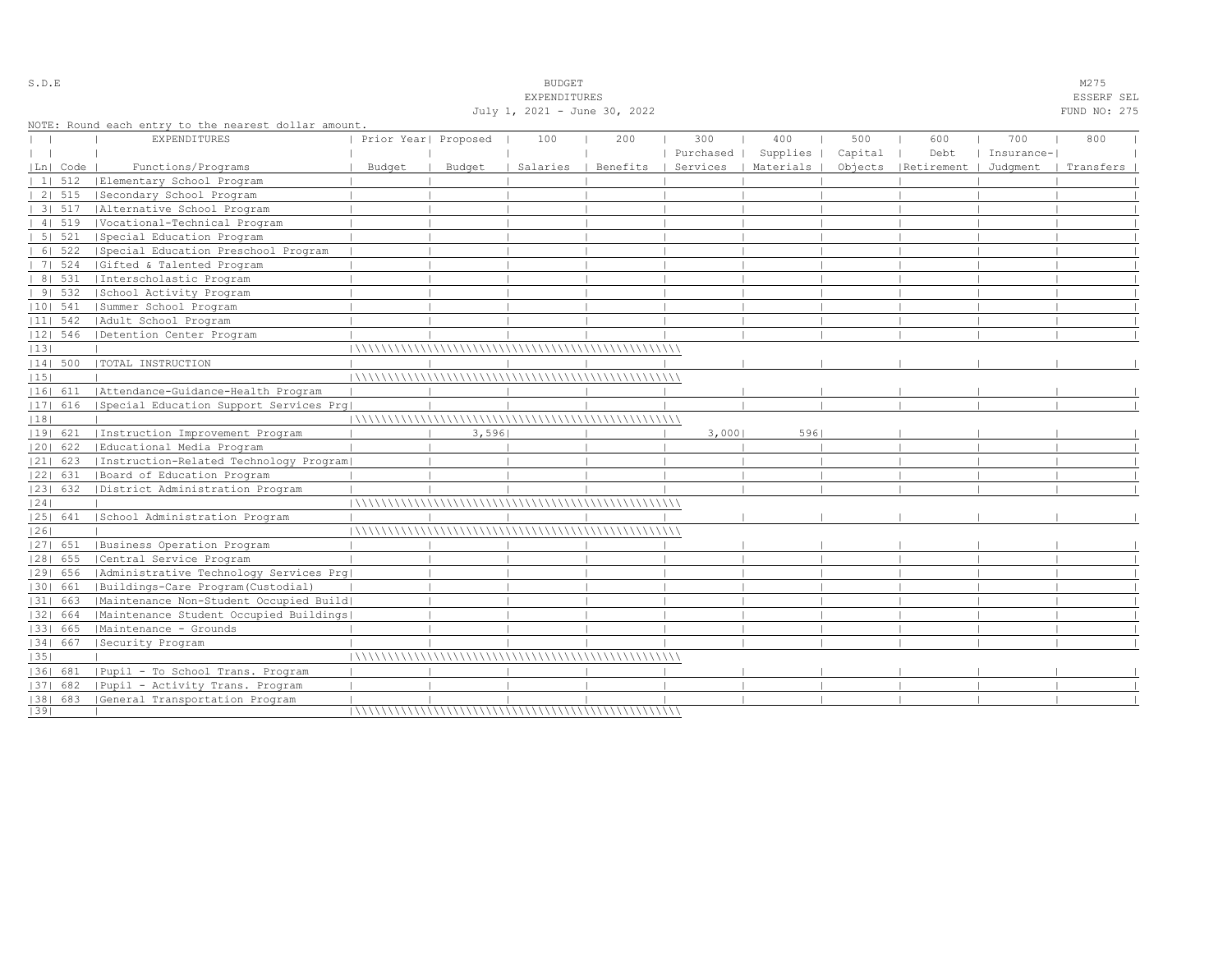S.D.E

# BUDGET
## EXPENDITURES
July 1, 2021 - June 30, 2022

M275
ESSERF SEL
FUND NO: 275

NOTE: Round each entry to the nearest dollar amount.

| Ln | Code | EXPENDITURES Functions/Programs | Prior Year Budget | Proposed Budget | 100 Salaries | 200 Benefits | 300 Purchased Services | 400 Supplies Materials | 500 Capital Objects | 600 Debt Retirement | 700 Insurance-Judgment | 800 Transfers |
|---|---|---|---|---|---|---|---|---|---|---|---|---|
| 1 | 512 | Elementary School Program | | | | | | | | | | |
| 2 | 515 | Secondary School Program | | | | | | | | | | |
| 3 | 517 | Alternative School Program | | | | | | | | | | |
| 4 | 519 | Vocational-Technical Program | | | | | | | | | | |
| 5 | 521 | Special Education Program | | | | | | | | | | |
| 6 | 522 | Special Education Preschool Program | | | | | | | | | | |
| 7 | 524 | Gifted & Talented Program | | | | | | | | | | |
| 8 | 531 | Interscholastic Program | | | | | | | | | | |
| 9 | 532 | School Activity Program | | | | | | | | | | |
| 10 | 541 | Summer School Program | | | | | | | | | | |
| 11 | 542 | Adult School Program | | | | | | | | | | |
| 12 | 546 | Detention Center Program | | | | | | | | | | |
| 13 | | | | | | | | | | | | |
| 14 | 500 | TOTAL INSTRUCTION | | | | | | | | | | |
| 15 | | | | | | | | | | | | |
| 16 | 611 | Attendance-Guidance-Health Program | | | | | | | | | | |
| 17 | 616 | Special Education Support Services Prg | | | | | | | | | | |
| 18 | | | | | | | | | | | | |
| 19 | 621 | Instruction Improvement Program | | 3,596 | | | 3,000 | 596 | | | | |
| 20 | 622 | Educational Media Program | | | | | | | | | | |
| 21 | 623 | Instruction-Related Technology Program | | | | | | | | | | |
| 22 | 631 | Board of Education Program | | | | | | | | | | |
| 23 | 632 | District Administration Program | | | | | | | | | | |
| 24 | | | | | | | | | | | | |
| 25 | 641 | School Administration Program | | | | | | | | | | |
| 26 | | | | | | | | | | | | |
| 27 | 651 | Business Operation Program | | | | | | | | | | |
| 28 | 655 | Central Service Program | | | | | | | | | | |
| 29 | 656 | Administrative Technology Services Prg | | | | | | | | | | |
| 30 | 661 | Buildings-Care Program(Custodial) | | | | | | | | | | |
| 31 | 663 | Maintenance Non-Student Occupied Build | | | | | | | | | | |
| 32 | 664 | Maintenance Student Occupied Buildings | | | | | | | | | | |
| 33 | 665 | Maintenance - Grounds | | | | | | | | | | |
| 34 | 667 | Security Program | | | | | | | | | | |
| 35 | | | | | | | | | | | | |
| 36 | 681 | Pupil - To School Trans. Program | | | | | | | | | | |
| 37 | 682 | Pupil - Activity Trans. Program | | | | | | | | | | |
| 38 | 683 | General Transportation Program | | | | | | | | | | |
| 39 | | | | | | | | | | | | |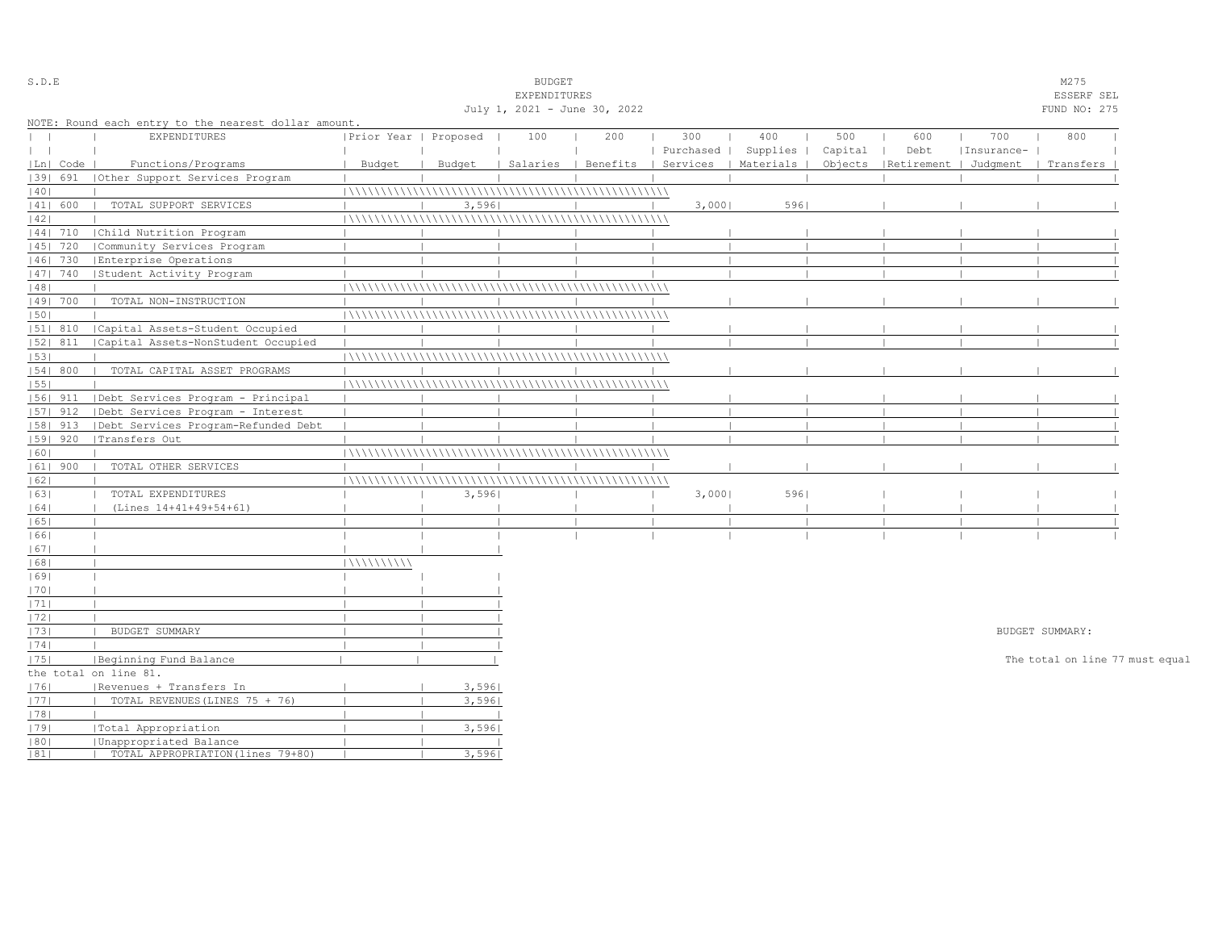S.D.E

**BUDGET**
**EXPENDITURES**
July 1, 2021 - June 30, 2022

M275
ESSERF SEL
FUND NO: 275

NOTE: Round each entry to the nearest dollar amount.

| Ln | Code | EXPENDITURES Functions/Programs | Prior Year Budget | Proposed Budget | 100 Salaries | 200 Benefits | 300 Purchased Services | 400 Supplies Materials | 500 Capital Objects | 600 Debt Retirement | 700 Insurance-Judgment | 800 Transfers |
|---|---|---|---|---|---|---|---|---|---|---|---|---|
| 39 | 691 | Other Support Services Program | | | | | | | | | | |
| 40 | | | | | | | | | | | | |
| 41 | 600 | TOTAL SUPPORT SERVICES | | 3,596 | | | 3,000 | 596 | | | | |
| 42 | | | | | | | | | | | | |
| 44 | 710 | Child Nutrition Program | | | | | | | | | | |
| 45 | 720 | Community Services Program | | | | | | | | | | |
| 46 | 730 | Enterprise Operations | | | | | | | | | | |
| 47 | 740 | Student Activity Program | | | | | | | | | | |
| 48 | | | | | | | | | | | | |
| 49 | 700 | TOTAL NON-INSTRUCTION | | | | | | | | | | |
| 50 | | | | | | | | | | | | |
| 51 | 810 | Capital Assets-Student Occupied | | | | | | | | | | |
| 52 | 811 | Capital Assets-NonStudent Occupied | | | | | | | | | | |
| 53 | | | | | | | | | | | | |
| 54 | 800 | TOTAL CAPITAL ASSET PROGRAMS | | | | | | | | | | |
| 55 | | | | | | | | | | | | |
| 56 | 911 | Debt Services Program - Principal | | | | | | | | | | |
| 57 | 912 | Debt Services Program - Interest | | | | | | | | | | |
| 58 | 913 | Debt Services Program-Refunded Debt | | | | | | | | | | |
| 59 | 920 | Transfers Out | | | | | | | | | | |
| 60 | | | | | | | | | | | | |
| 61 | 900 | TOTAL OTHER SERVICES | | | | | | | | | | |
| 62 | | | | | | | | | | | | |
| 63 | | TOTAL EXPENDITURES | | 3,596 | | | 3,000 | 596 | | | | |
| 64 | | (Lines 14+41+49+54+61) | | | | | | | | | | |
| 65 | | | | | | | | | | | | |
| 66 | | | | | | | | | | | | |

| Ln | | | Prior Year Budget | Proposed Budget |
|---|---|---|---|---|
| 67 | | | | |
| 68 | | | | |
| 69 | | | | |
| 70 | | | | |
| 71 | | | | |
| 72 | | | | |
| 73 | | BUDGET SUMMARY | | |
| 74 | | | | |
| 75 | | Beginning Fund Balance | | |
| 76 | | Revenues + Transfers In | | 3,596 |
| 77 | | TOTAL REVENUES(LINES 75 + 76) | | 3,596 |
| 78 | | | | |
| 79 | | Total Appropriation | | 3,596 |
| 80 | | Unappropriated Balance | | |
| 81 | | TOTAL APPROPRIATION(lines 79+80) | | 3,596 |

BUDGET SUMMARY:

The total on line 77 must equal the total on line 81.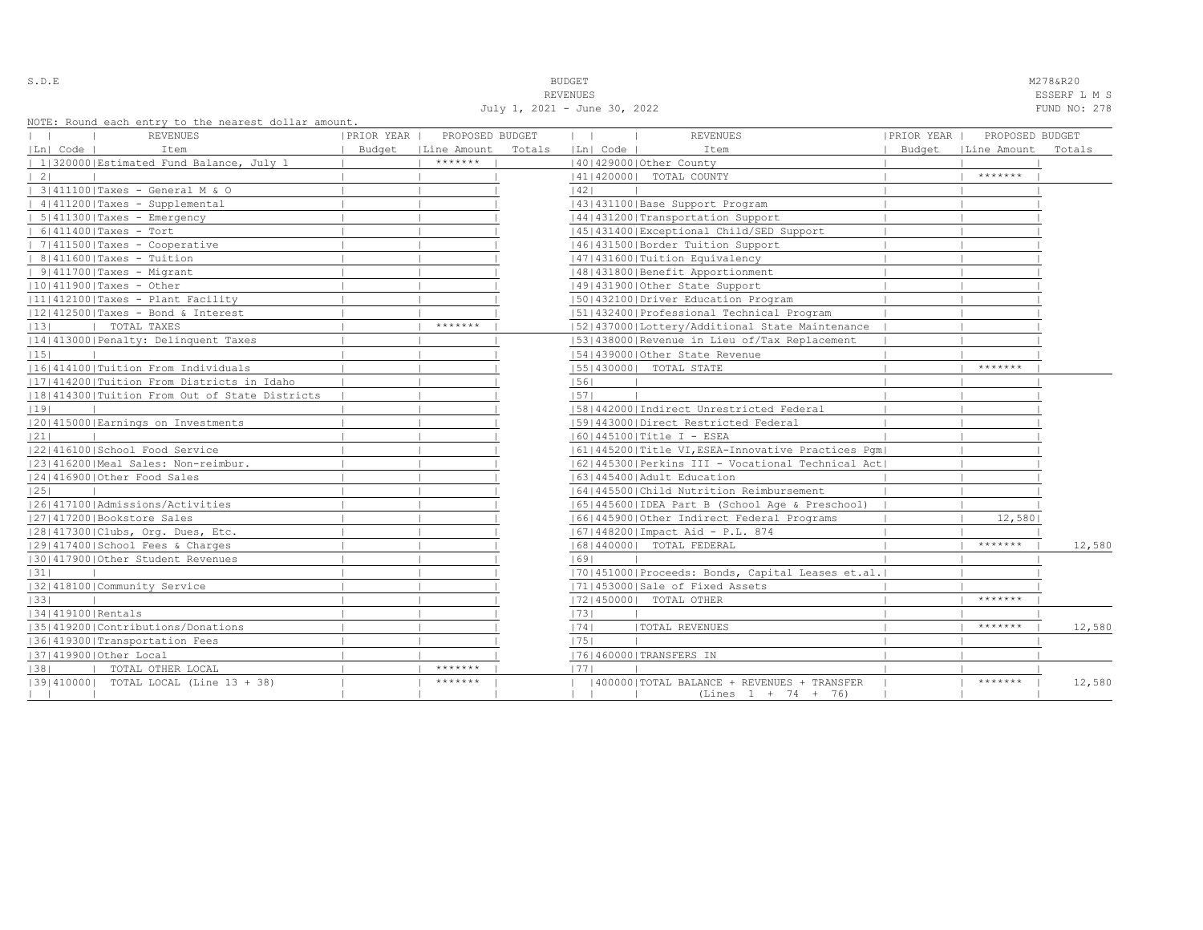S.D.E

BUDGET
REVENUES
July 1, 2021 - June 30, 2022

M278&R20
ESSERF L M S
FUND NO: 278

NOTE: Round each entry to the nearest dollar amount.

| Ln | Code | REVENUES Item | PRIOR YEAR Budget | PROPOSED BUDGET Line Amount | PROPOSED BUDGET Totals | Ln | Code | REVENUES Item | PRIOR YEAR Budget | PROPOSED BUDGET Line Amount | PROPOSED BUDGET Totals |
|---|---|---|---|---|---|---|---|---|---|---|---|
| 1 | 320000 | Estimated Fund Balance, July 1 | | ******* | | 40 | 429000 | Other County | | | |
| 2 | | | | | | 41 | 420000 | TOTAL COUNTY | | ******* | |
| 3 | 411100 | Taxes - General M & O | | | | 42 | | | | | |
| 4 | 411200 | Taxes - Supplemental | | | | 43 | 431100 | Base Support Program | | | |
| 5 | 411300 | Taxes - Emergency | | | | 44 | 431200 | Transportation Support | | | |
| 6 | 411400 | Taxes - Tort | | | | 45 | 431400 | Exceptional Child/SED Support | | | |
| 7 | 411500 | Taxes - Cooperative | | | | 46 | 431500 | Border Tuition Support | | | |
| 8 | 411600 | Taxes - Tuition | | | | 47 | 431600 | Tuition Equivalency | | | |
| 9 | 411700 | Taxes - Migrant | | | | 48 | 431800 | Benefit Apportionment | | | |
| 10 | 411900 | Taxes - Other | | | | 49 | 431900 | Other State Support | | | |
| 11 | 412100 | Taxes - Plant Facility | | | | 50 | 432100 | Driver Education Program | | | |
| 12 | 412500 | Taxes - Bond & Interest | | | | 51 | 432400 | Professional Technical Program | | | |
| 13 | | TOTAL TAXES | | ******* | | 52 | 437000 | Lottery/Additional State Maintenance | | | |
| 14 | 413000 | Penalty: Delinquent Taxes | | | | 53 | 438000 | Revenue in Lieu of/Tax Replacement | | | |
| 15 | | | | | | 54 | 439000 | Other State Revenue | | | |
| 16 | 414100 | Tuition From Individuals | | | | 55 | 430000 | TOTAL STATE | | ******* | |
| 17 | 414200 | Tuition From Districts in Idaho | | | | 56 | | | | | |
| 18 | 414300 | Tuition From Out of State Districts | | | | 57 | | | | | |
| 19 | | | | | | 58 | 442000 | Indirect Unrestricted Federal | | | |
| 20 | 415000 | Earnings on Investments | | | | 59 | 443000 | Direct Restricted Federal | | | |
| 21 | | | | | | 60 | 445100 | Title I - ESEA | | | |
| 22 | 416100 | School Food Service | | | | 61 | 445200 | Title VI,ESEA-Innovative Practices Pgm | | | |
| 23 | 416200 | Meal Sales: Non-reimbur. | | | | 62 | 445300 | Perkins III - Vocational Technical Act | | | |
| 24 | 416900 | Other Food Sales | | | | 63 | 445400 | Adult Education | | | |
| 25 | | | | | | 64 | 445500 | Child Nutrition Reimbursement | | | |
| 26 | 417100 | Admissions/Activities | | | | 65 | 445600 | IDEA Part B (School Age & Preschool) | | | |
| 27 | 417200 | Bookstore Sales | | | | 66 | 445900 | Other Indirect Federal Programs | | 12,580 | |
| 28 | 417300 | Clubs, Org. Dues, Etc. | | | | 67 | 448200 | Impact Aid - P.L. 874 | | | |
| 29 | 417400 | School Fees & Charges | | | | 68 | 440000 | TOTAL FEDERAL | | ******* | 12,580 |
| 30 | 417900 | Other Student Revenues | | | | 69 | | | | | |
| 31 | | | | | | 70 | 451000 | Proceeds: Bonds, Capital Leases et.al. | | | |
| 32 | 418100 | Community Service | | | | 71 | 453000 | Sale of Fixed Assets | | | |
| 33 | | | | | | 72 | 450000 | TOTAL OTHER | | ******* | |
| 34 | 419100 | Rentals | | | | 73 | | | | | |
| 35 | 419200 | Contributions/Donations | | | | 74 | | TOTAL REVENUES | | ******* | 12,580 |
| 36 | 419300 | Transportation Fees | | | | 75 | | | | | |
| 37 | 419900 | Other Local | | | | 76 | 460000 | TRANSFERS IN | | | |
| 38 | | TOTAL OTHER LOCAL | | ******* | | 77 | | | | | |
| 39 | 410000 | TOTAL LOCAL (Line 13 + 38) | | ******* | | | 400000 | TOTAL BALANCE + REVENUES + TRANSFER (Lines 1 + 74 + 76) | | ******* | 12,580 |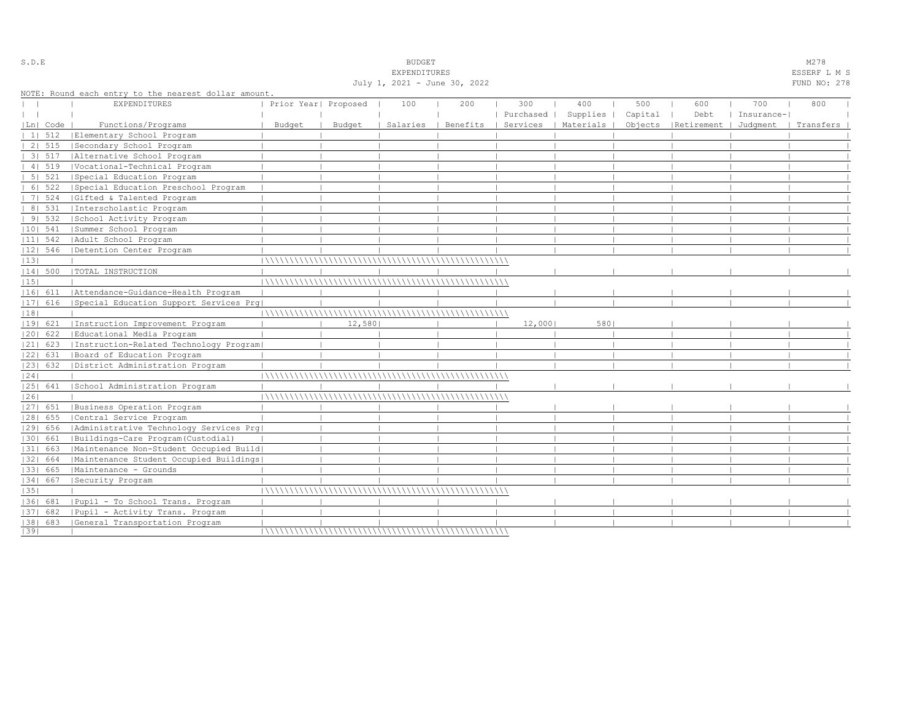S.D.E

# BUDGET
## EXPENDITURES
July 1, 2021 - June 30, 2022

M278
ESSERF L M S
FUND NO: 278

NOTE: Round each entry to the nearest dollar amount.

| Ln | Code | EXPENDITURES Functions/Programs | Prior Year Budget | Proposed Budget | 100 Salaries | 200 Benefits | 300 Purchased Services | 400 Supplies Materials | 500 Capital Objects | 600 Debt Retirement | 700 Insurance-Judgment | 800 Transfers |
|---|---|---|---|---|---|---|---|---|---|---|---|---|
| 1 | 512 | Elementary School Program | | | | | | | | | | |
| 2 | 515 | Secondary School Program | | | | | | | | | | |
| 3 | 517 | Alternative School Program | | | | | | | | | | |
| 4 | 519 | Vocational-Technical Program | | | | | | | | | | |
| 5 | 521 | Special Education Program | | | | | | | | | | |
| 6 | 522 | Special Education Preschool Program | | | | | | | | | | |
| 7 | 524 | Gifted & Talented Program | | | | | | | | | | |
| 8 | 531 | Interscholastic Program | | | | | | | | | | |
| 9 | 532 | School Activity Program | | | | | | | | | | |
| 10 | 541 | Summer School Program | | | | | | | | | | |
| 11 | 542 | Adult School Program | | | | | | | | | | |
| 12 | 546 | Detention Center Program | | | | | | | | | | |
| 13 | | | | | | | | | | | | |
| 14 | 500 | TOTAL INSTRUCTION | | | | | | | | | | |
| 15 | | | | | | | | | | | | |
| 16 | 611 | Attendance-Guidance-Health Program | | | | | | | | | | |
| 17 | 616 | Special Education Support Services Prg | | | | | | | | | | |
| 18 | | | | | | | | | | | | |
| 19 | 621 | Instruction Improvement Program | | 12,580 | | | 12,000 | 580 | | | | |
| 20 | 622 | Educational Media Program | | | | | | | | | | |
| 21 | 623 | Instruction-Related Technology Program | | | | | | | | | | |
| 22 | 631 | Board of Education Program | | | | | | | | | | |
| 23 | 632 | District Administration Program | | | | | | | | | | |
| 24 | | | | | | | | | | | | |
| 25 | 641 | School Administration Program | | | | | | | | | | |
| 26 | | | | | | | | | | | | |
| 27 | 651 | Business Operation Program | | | | | | | | | | |
| 28 | 655 | Central Service Program | | | | | | | | | | |
| 29 | 656 | Administrative Technology Services Prg | | | | | | | | | | |
| 30 | 661 | Buildings-Care Program(Custodial) | | | | | | | | | | |
| 31 | 663 | Maintenance Non-Student Occupied Build | | | | | | | | | | |
| 32 | 664 | Maintenance Student Occupied Buildings | | | | | | | | | | |
| 33 | 665 | Maintenance - Grounds | | | | | | | | | | |
| 34 | 667 | Security Program | | | | | | | | | | |
| 35 | | | | | | | | | | | | |
| 36 | 681 | Pupil - To School Trans. Program | | | | | | | | | | |
| 37 | 682 | Pupil - Activity Trans. Program | | | | | | | | | | |
| 38 | 683 | General Transportation Program | | | | | | | | | | |
| 39 | | | | | | | | | | | | |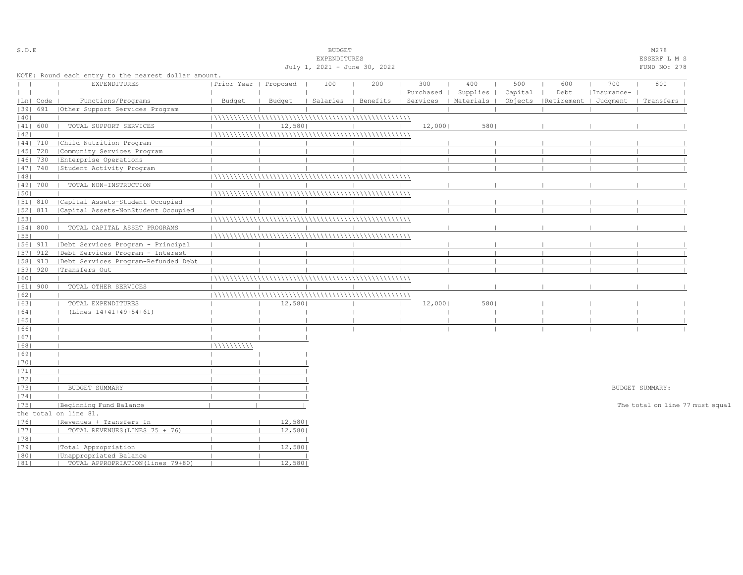S.D.E

BUDGET
EXPENDITURES
July 1, 2021 - June 30, 2022

M278
ESSERF L M S
FUND NO: 278

NOTE: Round each entry to the nearest dollar amount.

| Ln | Code | EXPENDITURES Functions/Programs | Prior Year Budget | Proposed Budget | 100 Salaries | 200 Benefits | 300 Purchased Services | 400 Supplies Materials | 500 Capital Objects | 600 Debt Retirement | 700 Insurance-Judgment | 800 Transfers |
|---|---|---|---|---|---|---|---|---|---|---|---|---|
| 39 | 691 | Other Support Services Program | | | | | | | | | | |
| 40 | | | | | | | | | | | | |
| 41 | 600 | TOTAL SUPPORT SERVICES | | 12,580 | | | 12,000 | 580 | | | | |
| 42 | | | | | | | | | | | | |
| 44 | 710 | Child Nutrition Program | | | | | | | | | | |
| 45 | 720 | Community Services Program | | | | | | | | | | |
| 46 | 730 | Enterprise Operations | | | | | | | | | | |
| 47 | 740 | Student Activity Program | | | | | | | | | | |
| 48 | | | | | | | | | | | | |
| 49 | 700 | TOTAL NON-INSTRUCTION | | | | | | | | | | |
| 50 | | | | | | | | | | | | |
| 51 | 810 | Capital Assets-Student Occupied | | | | | | | | | | |
| 52 | 811 | Capital Assets-NonStudent Occupied | | | | | | | | | | |
| 53 | | | | | | | | | | | | |
| 54 | 800 | TOTAL CAPITAL ASSET PROGRAMS | | | | | | | | | | |
| 55 | | | | | | | | | | | | |
| 56 | 911 | Debt Services Program - Principal | | | | | | | | | | |
| 57 | 912 | Debt Services Program - Interest | | | | | | | | | | |
| 58 | 913 | Debt Services Program-Refunded Debt | | | | | | | | | | |
| 59 | 920 | Transfers Out | | | | | | | | | | |
| 60 | | | | | | | | | | | | |
| 61 | 900 | TOTAL OTHER SERVICES | | | | | | | | | | |
| 62 | | | | | | | | | | | | |
| 63 | | TOTAL EXPENDITURES | | 12,580 | | | 12,000 | 580 | | | | |
| 64 | | (Lines 14+41+49+54+61) | | | | | | | | | | |
| 65 | | | | | | | | | | | | |
| 66 | | | | | | | | | | | | |

| Ln | | | Prior Year Budget | Proposed Budget |
|---|---|---|---|---|
| 67 | | | | |
| 68 | | | | |
| 69 | | | | |
| 70 | | | | |
| 71 | | | | |
| 72 | | | | |
| 73 | | BUDGET SUMMARY | | |
| 74 | | | | |
| 75 | | Beginning Fund Balance | | |
| 76 | | Revenues + Transfers In | | 12,580 |
| 77 | | TOTAL REVENUES(LINES 75 + 76) | | 12,580 |
| 78 | | | | |
| 79 | | Total Appropriation | | 12,580 |
| 80 | | Unappropriated Balance | | |
| 81 | | TOTAL APPROPRIATION(lines 79+80) | | 12,580 |

BUDGET SUMMARY:

The total on line 77 must equal the total on line 81.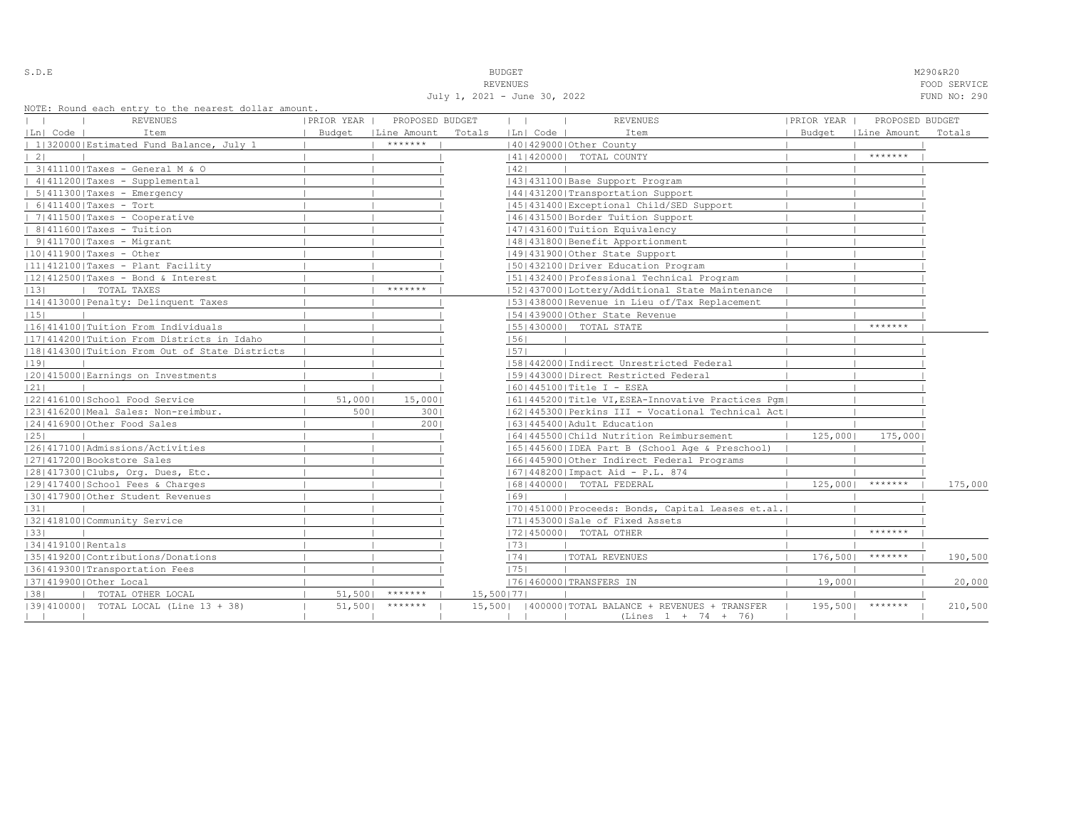S.D.E

# BUDGET
## REVENUES
July 1, 2021 - June 30, 2022

M290&R20
FOOD SERVICE
FUND NO: 290

NOTE: Round each entry to the nearest dollar amount.

| Ln | Code | REVENUES Item | PRIOR YEAR Budget | PROPOSED BUDGET Line Amount | PROPOSED BUDGET Totals | Ln | Code | REVENUES Item | PRIOR YEAR Budget | PROPOSED BUDGET Line Amount | PROPOSED BUDGET Totals |
|---|---|---|---|---|---|---|---|---|---|---|---|
| 1 | 320000 | Estimated Fund Balance, July 1 | | ******* | | 40 | 429000 | Other County | | | |
| 2 | | | | | | 41 | 420000 | TOTAL COUNTY | | ******* | |
| 3 | 411100 | Taxes - General M & O | | | | 42 | | | | | |
| 4 | 411200 | Taxes - Supplemental | | | | 43 | 431100 | Base Support Program | | | |
| 5 | 411300 | Taxes - Emergency | | | | 44 | 431200 | Transportation Support | | | |
| 6 | 411400 | Taxes - Tort | | | | 45 | 431400 | Exceptional Child/SED Support | | | |
| 7 | 411500 | Taxes - Cooperative | | | | 46 | 431500 | Border Tuition Support | | | |
| 8 | 411600 | Taxes - Tuition | | | | 47 | 431600 | Tuition Equivalency | | | |
| 9 | 411700 | Taxes - Migrant | | | | 48 | 431800 | Benefit Apportionment | | | |
| 10 | 411900 | Taxes - Other | | | | 49 | 431900 | Other State Support | | | |
| 11 | 412100 | Taxes - Plant Facility | | | | 50 | 432100 | Driver Education Program | | | |
| 12 | 412500 | Taxes - Bond & Interest | | | | 51 | 432400 | Professional Technical Program | | | |
| 13 | | TOTAL TAXES | | ******* | | 52 | 437000 | Lottery/Additional State Maintenance | | | |
| 14 | 413000 | Penalty: Delinquent Taxes | | | | 53 | 438000 | Revenue in Lieu of/Tax Replacement | | | |
| 15 | | | | | | 54 | 439000 | Other State Revenue | | | |
| 16 | 414100 | Tuition From Individuals | | | | 55 | 430000 | TOTAL STATE | | ******* | |
| 17 | 414200 | Tuition From Districts in Idaho | | | | 56 | | | | | |
| 18 | 414300 | Tuition From Out of State Districts | | | | 57 | | | | | |
| 19 | | | | | | 58 | 442000 | Indirect Unrestricted Federal | | | |
| 20 | 415000 | Earnings on Investments | | | | 59 | 443000 | Direct Restricted Federal | | | |
| 21 | | | | | | 60 | 445100 | Title I - ESEA | | | |
| 22 | 416100 | School Food Service | 51,000 | 15,000 | | 61 | 445200 | Title VI,ESEA-Innovative Practices Pgm | | | |
| 23 | 416200 | Meal Sales: Non-reimbur. | 500 | 300 | | 62 | 445300 | Perkins III - Vocational Technical Act | | | |
| 24 | 416900 | Other Food Sales | | 200 | | 63 | 445400 | Adult Education | | | |
| 25 | | | | | | 64 | 445500 | Child Nutrition Reimbursement | 125,000 | 175,000 | |
| 26 | 417100 | Admissions/Activities | | | | 65 | 445600 | IDEA Part B (School Age & Preschool) | | | |
| 27 | 417200 | Bookstore Sales | | | | 66 | 445900 | Other Indirect Federal Programs | | | |
| 28 | 417300 | Clubs, Org. Dues, Etc. | | | | 67 | 448200 | Impact Aid - P.L. 874 | | | |
| 29 | 417400 | School Fees & Charges | | | | 68 | 440000 | TOTAL FEDERAL | 125,000 | ******* | 175,000 |
| 30 | 417900 | Other Student Revenues | | | | 69 | | | | | |
| 31 | | | | | | 70 | 451000 | Proceeds: Bonds, Capital Leases et.al. | | | |
| 32 | 418100 | Community Service | | | | 71 | 453000 | Sale of Fixed Assets | | | |
| 33 | | | | | | 72 | 450000 | TOTAL OTHER | | ******* | |
| 34 | 419100 | Rentals | | | | 73 | | | | | |
| 35 | 419200 | Contributions/Donations | | | | 74 | | TOTAL REVENUES | 176,500 | ******* | 190,500 |
| 36 | 419300 | Transportation Fees | | | | 75 | | | | | |
| 37 | 419900 | Other Local | | | | 76 | 460000 | TRANSFERS IN | 19,000 | | 20,000 |
| 38 | | TOTAL OTHER LOCAL | 51,500 | ******* | 15,500 | 77 | | | | | |
| 39 | 410000 | TOTAL LOCAL (Line 13 + 38) | 51,500 | ******* | 15,500 | | 400000 | TOTAL BALANCE + REVENUES + TRANSFER (Lines 1 + 74 + 76) | 195,500 | ******* | 210,500 |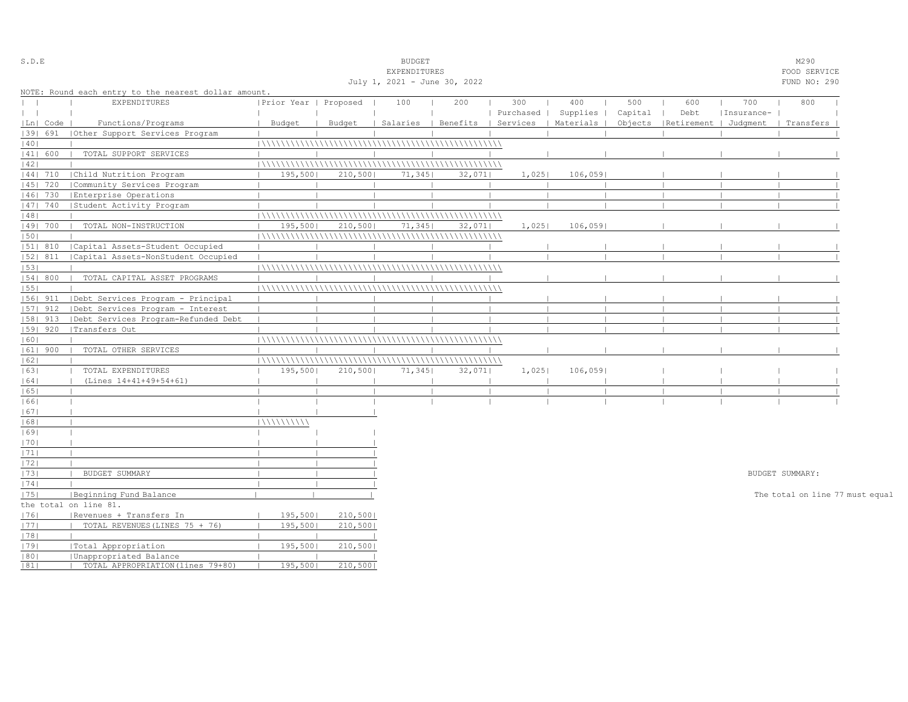S.D.E

BUDGET
EXPENDITURES
July 1, 2021 - June 30, 2022

M290
FOOD SERVICE
FUND NO: 290

NOTE: Round each entry to the nearest dollar amount.

| Ln | Code | EXPENDITURES Functions/Programs | Prior Year Budget | Proposed Budget | 100 Salaries | 200 Benefits | 300 Purchased Services | 400 Supplies Materials | 500 Capital Objects | 600 Debt Retirement | 700 Insurance-Judgment | 800 Transfers |
|---|---|---|---|---|---|---|---|---|---|---|---|---|
| 39 | 691 | Other Support Services Program | | | | | | | | | | |
| 40 | | | | | | | | | | | | |
| 41 | 600 | TOTAL SUPPORT SERVICES | | | | | | | | | | |
| 42 | | | | | | | | | | | | |
| 44 | 710 | Child Nutrition Program | 195,500 | 210,500 | 71,345 | 32,071 | 1,025 | 106,059 | | | | |
| 45 | 720 | Community Services Program | | | | | | | | | | |
| 46 | 730 | Enterprise Operations | | | | | | | | | | |
| 47 | 740 | Student Activity Program | | | | | | | | | | |
| 48 | | | | | | | | | | | | |
| 49 | 700 | TOTAL NON-INSTRUCTION | 195,500 | 210,500 | 71,345 | 32,071 | 1,025 | 106,059 | | | | |
| 50 | | | | | | | | | | | | |
| 51 | 810 | Capital Assets-Student Occupied | | | | | | | | | | |
| 52 | 811 | Capital Assets-NonStudent Occupied | | | | | | | | | | |
| 53 | | | | | | | | | | | | |
| 54 | 800 | TOTAL CAPITAL ASSET PROGRAMS | | | | | | | | | | |
| 55 | | | | | | | | | | | | |
| 56 | 911 | Debt Services Program - Principal | | | | | | | | | | |
| 57 | 912 | Debt Services Program - Interest | | | | | | | | | | |
| 58 | 913 | Debt Services Program-Refunded Debt | | | | | | | | | | |
| 59 | 920 | Transfers Out | | | | | | | | | | |
| 60 | | | | | | | | | | | | |
| 61 | 900 | TOTAL OTHER SERVICES | | | | | | | | | | |
| 62 | | | | | | | | | | | | |
| 63 | | TOTAL EXPENDITURES | 195,500 | 210,500 | 71,345 | 32,071 | 1,025 | 106,059 | | | | |
| 64 | | (Lines 14+41+49+54+61) | | | | | | | | | | |
| 65 | | | | | | | | | | | | |
| 66 | | | | | | | | | | | | |

| Ln | | | Prior Year | Proposed |
|---|---|---|---|---|
| 67 | | | | |
| 68 | | | | |
| 69 | | | | |
| 70 | | | | |
| 71 | | | | |
| 72 | | | | |
| 73 | | BUDGET SUMMARY | | |
| 74 | | | | |
| 75 | | Beginning Fund Balance | | |
| 76 | | Revenues + Transfers In | 195,500 | 210,500 |
| 77 | | TOTAL REVENUES (LINES 75 + 76) | 195,500 | 210,500 |
| 78 | | | | |
| 79 | | Total Appropriation | 195,500 | 210,500 |
| 80 | | Unappropriated Balance | | |
| 81 | | TOTAL APPROPRIATION (lines 79+80) | 195,500 | 210,500 |

BUDGET SUMMARY:

The total on line 77 must equal the total on line 81.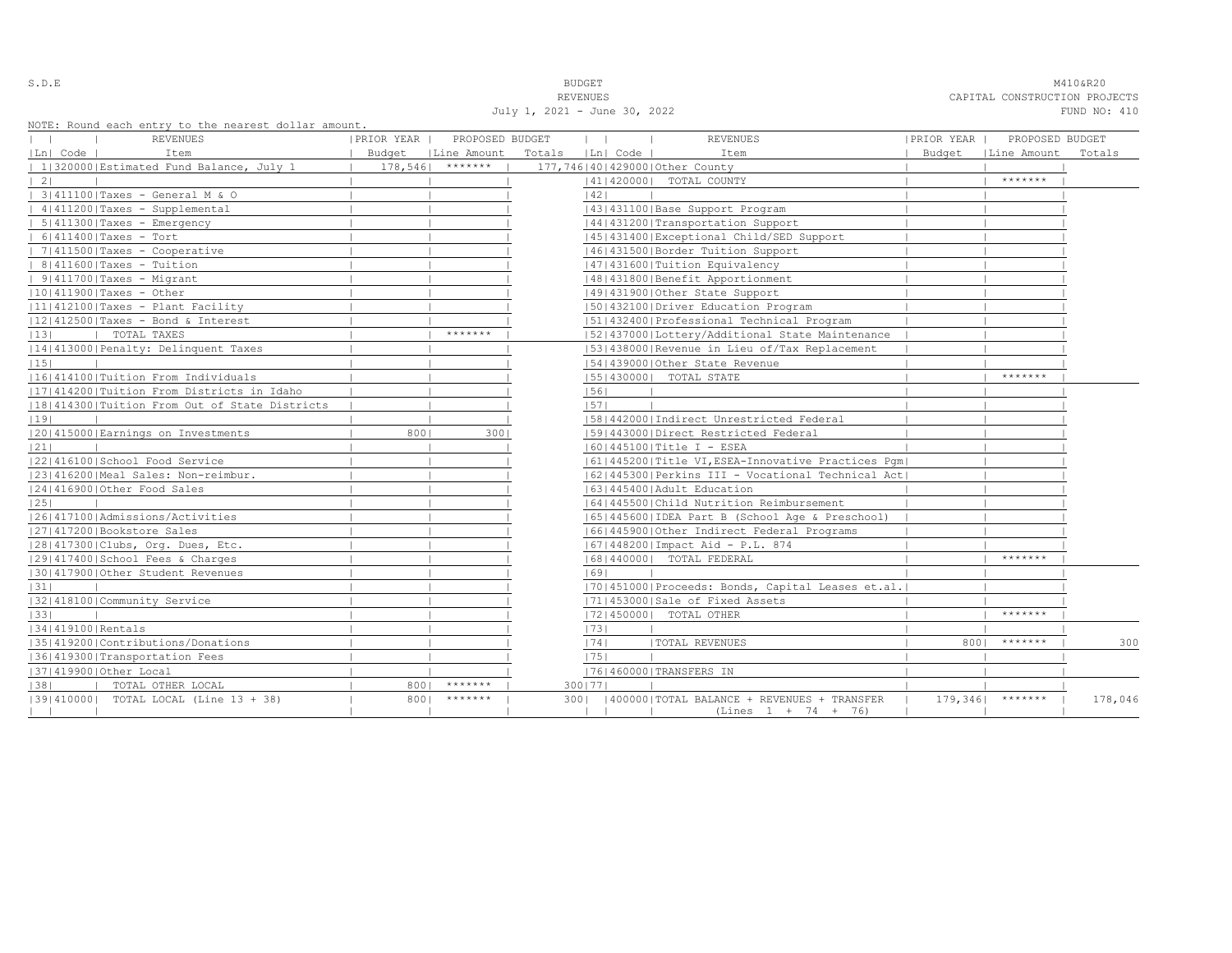S.D.E

BUDGET
REVENUES
July 1, 2021 - June 30, 2022

M410&R20
CAPITAL CONSTRUCTION PROJECTS
FUND NO: 410

NOTE: Round each entry to the nearest dollar amount.

| Ln | Code | REVENUES Item | PRIOR YEAR Budget | PROPOSED BUDGET Line Amount | Totals | Ln | Code | REVENUES Item | PRIOR YEAR Budget | PROPOSED BUDGET Line Amount | Totals |
|---|---|---|---|---|---|---|---|---|---|---|---|
| 1 | 320000 | Estimated Fund Balance, July 1 | 178,546 | ******* | 177,746 | 40 | 429000 | Other County | | | |
| 2 | | | | | | 41 | 420000 | TOTAL COUNTY | | ******* | |
| 3 | 411100 | Taxes - General M & O | | | | 42 | | | | | |
| 4 | 411200 | Taxes - Supplemental | | | | 43 | 431100 | Base Support Program | | | |
| 5 | 411300 | Taxes - Emergency | | | | 44 | 431200 | Transportation Support | | | |
| 6 | 411400 | Taxes - Tort | | | | 45 | 431400 | Exceptional Child/SED Support | | | |
| 7 | 411500 | Taxes - Cooperative | | | | 46 | 431500 | Border Tuition Support | | | |
| 8 | 411600 | Taxes - Tuition | | | | 47 | 431600 | Tuition Equivalency | | | |
| 9 | 411700 | Taxes - Migrant | | | | 48 | 431800 | Benefit Apportionment | | | |
| 10 | 411900 | Taxes - Other | | | | 49 | 431900 | Other State Support | | | |
| 11 | 412100 | Taxes - Plant Facility | | | | 50 | 432100 | Driver Education Program | | | |
| 12 | 412500 | Taxes - Bond & Interest | | | | 51 | 432400 | Professional Technical Program | | | |
| 13 | | TOTAL TAXES | | ******* | | 52 | 437000 | Lottery/Additional State Maintenance | | | |
| 14 | 413000 | Penalty: Delinquent Taxes | | | | 53 | 438000 | Revenue in Lieu of/Tax Replacement | | | |
| 15 | | | | | | 54 | 439000 | Other State Revenue | | | |
| 16 | 414100 | Tuition From Individuals | | | | 55 | 430000 | TOTAL STATE | | ******* | |
| 17 | 414200 | Tuition From Districts in Idaho | | | | 56 | | | | | |
| 18 | 414300 | Tuition From Out of State Districts | | | | 57 | | | | | |
| 19 | | | | | | 58 | 442000 | Indirect Unrestricted Federal | | | |
| 20 | 415000 | Earnings on Investments | 800 | 300 | | 59 | 443000 | Direct Restricted Federal | | | |
| 21 | | | | | | 60 | 445100 | Title I - ESEA | | | |
| 22 | 416100 | School Food Service | | | | 61 | 445200 | Title VI,ESEA-Innovative Practices Pgm | | | |
| 23 | 416200 | Meal Sales: Non-reimbur. | | | | 62 | 445300 | Perkins III - Vocational Technical Act | | | |
| 24 | 416900 | Other Food Sales | | | | 63 | 445400 | Adult Education | | | |
| 25 | | | | | | 64 | 445500 | Child Nutrition Reimbursement | | | |
| 26 | 417100 | Admissions/Activities | | | | 65 | 445600 | IDEA Part B (School Age & Preschool) | | | |
| 27 | 417200 | Bookstore Sales | | | | 66 | 445900 | Other Indirect Federal Programs | | | |
| 28 | 417300 | Clubs, Org. Dues, Etc. | | | | 67 | 448200 | Impact Aid - P.L. 874 | | | |
| 29 | 417400 | School Fees & Charges | | | | 68 | 440000 | TOTAL FEDERAL | | ******* | |
| 30 | 417900 | Other Student Revenues | | | | 69 | | | | | |
| 31 | | | | | | 70 | 451000 | Proceeds: Bonds, Capital Leases et.al. | | | |
| 32 | 418100 | Community Service | | | | 71 | 453000 | Sale of Fixed Assets | | | |
| 33 | | | | | | 72 | 450000 | TOTAL OTHER | | ******* | |
| 34 | 419100 | Rentals | | | | 73 | | | | | |
| 35 | 419200 | Contributions/Donations | | | | 74 | | TOTAL REVENUES | 800 | ******* | 300 |
| 36 | 419300 | Transportation Fees | | | | 75 | | | | | |
| 37 | 419900 | Other Local | | | | 76 | 460000 | TRANSFERS IN | | | |
| 38 | | TOTAL OTHER LOCAL | 800 | ******* | 300 | 77 | | | | | |
| 39 | 410000 | TOTAL LOCAL (Line 13 + 38) | 800 | ******* | 300 | | 400000 | TOTAL BALANCE + REVENUES + TRANSFER (Lines 1 + 74 + 76) | 179,346 | ******* | 178,046 |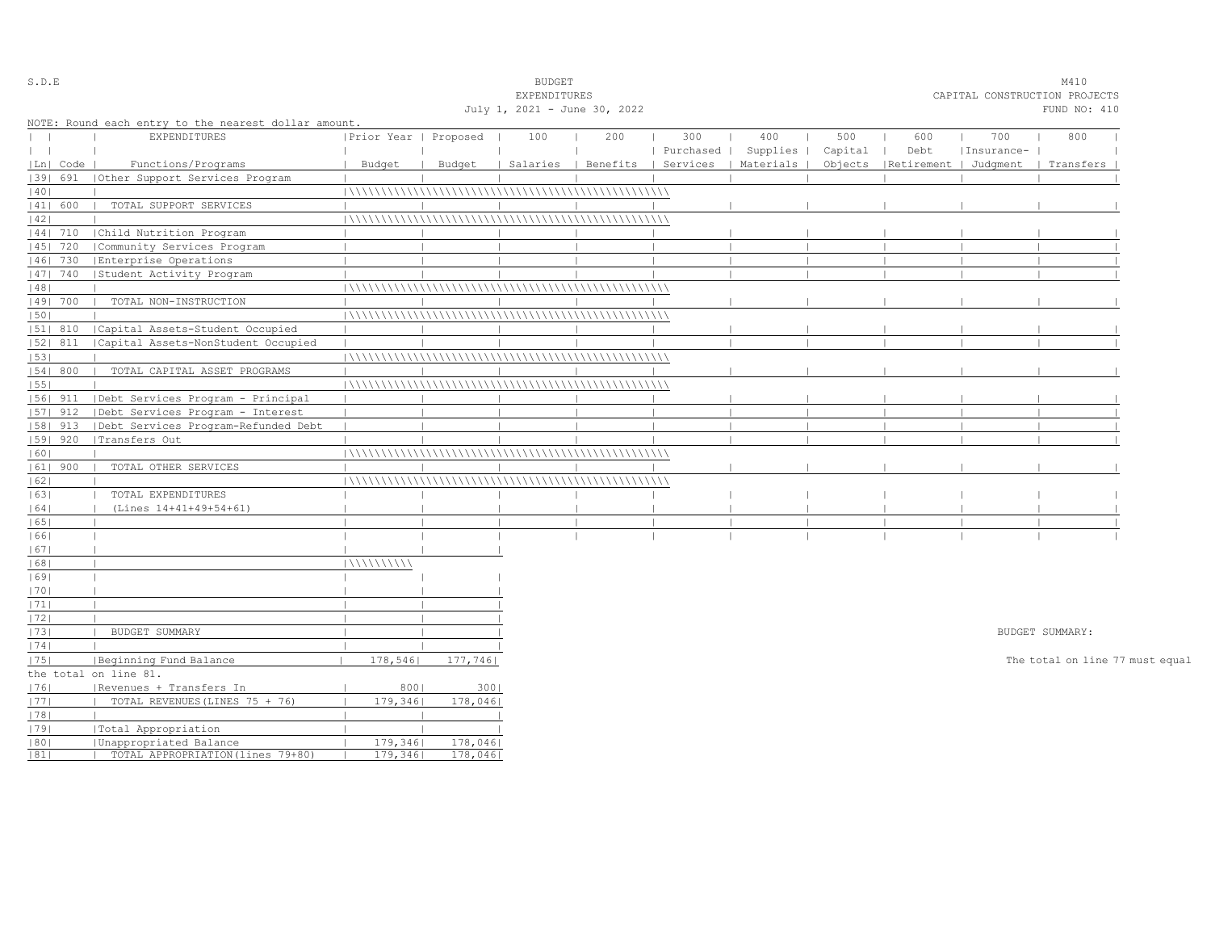S.D.E

BUDGET
EXPENDITURES
July 1, 2021 - June 30, 2022

M410
CAPITAL CONSTRUCTION PROJECTS
FUND NO: 410

NOTE: Round each entry to the nearest dollar amount.

| Ln | Code | EXPENDITURES Functions/Programs | Prior Year Budget | Proposed Budget | 100 Salaries | 200 Benefits | 300 Purchased Services | 400 Supplies Materials | 500 Capital Objects | 600 Debt Retirement | 700 Insurance- Judgment | 800 Transfers |
|---|---|---|---|---|---|---|---|---|---|---|---|---|
| 39 | 691 | Other Support Services Program | | | | | | | | | | |
| 40 | | | | | | | | | | | | |
| 41 | 600 | TOTAL SUPPORT SERVICES | | | | | | | | | | |
| 42 | | | | | | | | | | | | |
| 44 | 710 | Child Nutrition Program | | | | | | | | | | |
| 45 | 720 | Community Services Program | | | | | | | | | | |
| 46 | 730 | Enterprise Operations | | | | | | | | | | |
| 47 | 740 | Student Activity Program | | | | | | | | | | |
| 48 | | | | | | | | | | | | |
| 49 | 700 | TOTAL NON-INSTRUCTION | | | | | | | | | | |
| 50 | | | | | | | | | | | | |
| 51 | 810 | Capital Assets-Student Occupied | | | | | | | | | | |
| 52 | 811 | Capital Assets-NonStudent Occupied | | | | | | | | | | |
| 53 | | | | | | | | | | | | |
| 54 | 800 | TOTAL CAPITAL ASSET PROGRAMS | | | | | | | | | | |
| 55 | | | | | | | | | | | | |
| 56 | 911 | Debt Services Program - Principal | | | | | | | | | | |
| 57 | 912 | Debt Services Program - Interest | | | | | | | | | | |
| 58 | 913 | Debt Services Program-Refunded Debt | | | | | | | | | | |
| 59 | 920 | Transfers Out | | | | | | | | | | |
| 60 | | | | | | | | | | | | |
| 61 | 900 | TOTAL OTHER SERVICES | | | | | | | | | | |
| 62 | | | | | | | | | | | | |
| 63 | | TOTAL EXPENDITURES | | | | | | | | | | |
| 64 | | (Lines 14+41+49+54+61) | | | | | | | | | | |
| 65 | | | | | | | | | | | | |
| 66 | | | | | | | | | | | | |

| Ln | | | Prior Year Budget | Proposed Budget |
|---|---|---|---|---|
| 67 | | | | |
| 68 | | | | |
| 69 | | | | |
| 70 | | | | |
| 71 | | | | |
| 72 | | | | |
| 73 | | BUDGET SUMMARY | | |
| 74 | | | | |
| 75 | | Beginning Fund Balance | 178,546 | 177,746 |
| 76 | | Revenues + Transfers In | 800 | 300 |
| 77 | | TOTAL REVENUES(LINES 75 + 76) | 179,346 | 178,046 |
| 78 | | | | |
| 79 | | Total Appropriation | | |
| 80 | | Unappropriated Balance | 179,346 | 178,046 |
| 81 | | TOTAL APPROPRIATION(lines 79+80) | 179,346 | 178,046 |

BUDGET SUMMARY:

The total on line 77 must equal the total on line 81.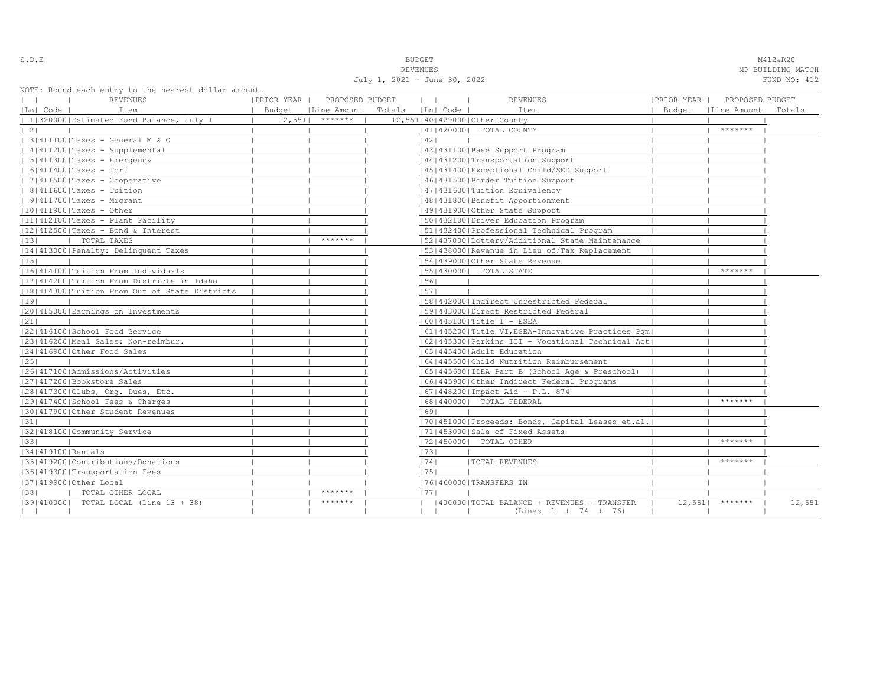S.D.E

BUDGET
REVENUES
July 1, 2021 - June 30, 2022

M412&R20
MP BUILDING MATCH
FUND NO: 412

NOTE: Round each entry to the nearest dollar amount.

| Ln | Code | REVENUES Item | PRIOR YEAR Budget | PROPOSED BUDGET Line Amount | Totals | Ln | Code | REVENUES Item | PRIOR YEAR Budget | PROPOSED BUDGET Line Amount | Totals |
|---|---|---|---|---|---|---|---|---|---|---|---|
| 1 | 320000 | Estimated Fund Balance, July 1 | 12,551 | ******* | 12,551 | 40 | 429000 | Other County | | | |
| 2 | | | | | | 41 | 420000 | TOTAL COUNTY | | ******* | |
| 3 | 411100 | Taxes - General M & O | | | | 42 | | | | | |
| 4 | 411200 | Taxes - Supplemental | | | | 43 | 431100 | Base Support Program | | | |
| 5 | 411300 | Taxes - Emergency | | | | 44 | 431200 | Transportation Support | | | |
| 6 | 411400 | Taxes - Tort | | | | 45 | 431400 | Exceptional Child/SED Support | | | |
| 7 | 411500 | Taxes - Cooperative | | | | 46 | 431500 | Border Tuition Support | | | |
| 8 | 411600 | Taxes - Tuition | | | | 47 | 431600 | Tuition Equivalency | | | |
| 9 | 411700 | Taxes - Migrant | | | | 48 | 431800 | Benefit Apportionment | | | |
| 10 | 411900 | Taxes - Other | | | | 49 | 431900 | Other State Support | | | |
| 11 | 412100 | Taxes - Plant Facility | | | | 50 | 432100 | Driver Education Program | | | |
| 12 | 412500 | Taxes - Bond & Interest | | | | 51 | 432400 | Professional Technical Program | | | |
| 13 | | TOTAL TAXES | | ******* | | 52 | 437000 | Lottery/Additional State Maintenance | | | |
| 14 | 413000 | Penalty: Delinquent Taxes | | | | 53 | 438000 | Revenue in Lieu of/Tax Replacement | | | |
| 15 | | | | | | 54 | 439000 | Other State Revenue | | | |
| 16 | 414100 | Tuition From Individuals | | | | 55 | 430000 | TOTAL STATE | | ******* | |
| 17 | 414200 | Tuition From Districts in Idaho | | | | 56 | | | | | |
| 18 | 414300 | Tuition From Out of State Districts | | | | 57 | | | | | |
| 19 | | | | | | 58 | 442000 | Indirect Unrestricted Federal | | | |
| 20 | 415000 | Earnings on Investments | | | | 59 | 443000 | Direct Restricted Federal | | | |
| 21 | | | | | | 60 | 445100 | Title I - ESEA | | | |
| 22 | 416100 | School Food Service | | | | 61 | 445200 | Title VI,ESEA-Innovative Practices Pgm | | | |
| 23 | 416200 | Meal Sales: Non-reimbur. | | | | 62 | 445300 | Perkins III - Vocational Technical Act | | | |
| 24 | 416900 | Other Food Sales | | | | 63 | 445400 | Adult Education | | | |
| 25 | | | | | | 64 | 445500 | Child Nutrition Reimbursement | | | |
| 26 | 417100 | Admissions/Activities | | | | 65 | 445600 | IDEA Part B (School Age & Preschool) | | | |
| 27 | 417200 | Bookstore Sales | | | | 66 | 445900 | Other Indirect Federal Programs | | | |
| 28 | 417300 | Clubs, Org. Dues, Etc. | | | | 67 | 448200 | Impact Aid - P.L. 874 | | | |
| 29 | 417400 | School Fees & Charges | | | | 68 | 440000 | TOTAL FEDERAL | | ******* | |
| 30 | 417900 | Other Student Revenues | | | | 69 | | | | | |
| 31 | | | | | | 70 | 451000 | Proceeds: Bonds, Capital Leases et.al. | | | |
| 32 | 418100 | Community Service | | | | 71 | 453000 | Sale of Fixed Assets | | | |
| 33 | | | | | | 72 | 450000 | TOTAL OTHER | | ******* | |
| 34 | 419100 | Rentals | | | | 73 | | | | | |
| 35 | 419200 | Contributions/Donations | | | | 74 | | TOTAL REVENUES | | ******* | |
| 36 | 419300 | Transportation Fees | | | | 75 | | | | | |
| 37 | 419900 | Other Local | | | | 76 | 460000 | TRANSFERS IN | | | |
| 38 | | TOTAL OTHER LOCAL | | ******* | | 77 | | | | | |
| 39 | 410000 | TOTAL LOCAL (Line 13 + 38) | | ******* | | | 400000 | TOTAL BALANCE + REVENUES + TRANSFER (Lines 1 + 74 + 76) | 12,551 | ******* | 12,551 |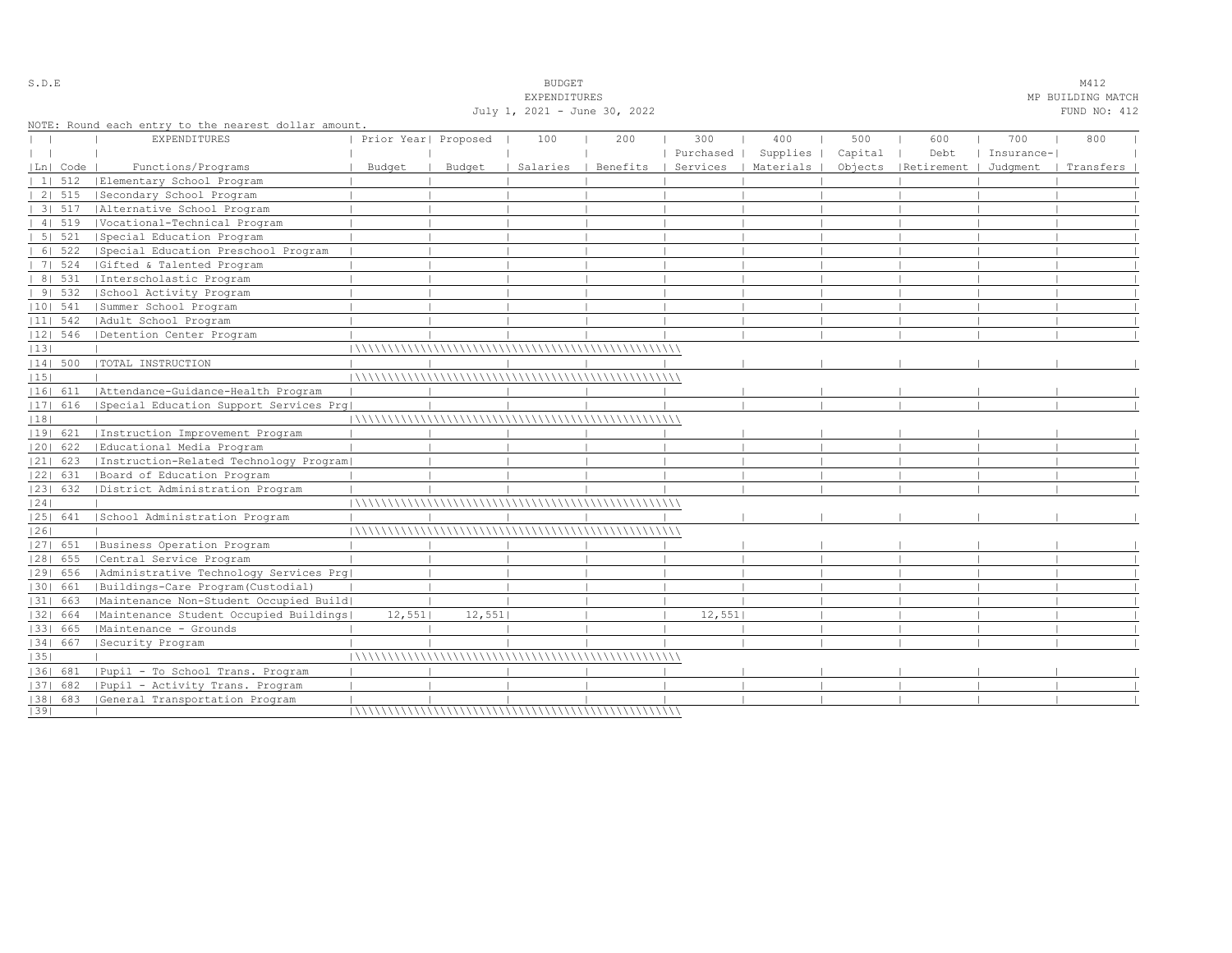S.D.E

BUDGET
EXPENDITURES
July 1, 2021 - June 30, 2022

M412
MP BUILDING MATCH
FUND NO: 412

NOTE: Round each entry to the nearest dollar amount.

| Ln | Code | EXPENDITURES Functions/Programs | Prior Year Budget | Proposed Budget | 100 Salaries | 200 Benefits | 300 Purchased Services | 400 Supplies Materials | 500 Capital Objects | 600 Debt Retirement | 700 Insurance-Judgment | 800 Transfers |
|---|---|---|---|---|---|---|---|---|---|---|---|---|
| 1 | 512 | Elementary School Program | | | | | | | | | | |
| 2 | 515 | Secondary School Program | | | | | | | | | | |
| 3 | 517 | Alternative School Program | | | | | | | | | | |
| 4 | 519 | Vocational-Technical Program | | | | | | | | | | |
| 5 | 521 | Special Education Program | | | | | | | | | | |
| 6 | 522 | Special Education Preschool Program | | | | | | | | | | |
| 7 | 524 | Gifted & Talented Program | | | | | | | | | | |
| 8 | 531 | Interscholastic Program | | | | | | | | | | |
| 9 | 532 | School Activity Program | | | | | | | | | | |
| 10 | 541 | Summer School Program | | | | | | | | | | |
| 11 | 542 | Adult School Program | | | | | | | | | | |
| 12 | 546 | Detention Center Program | | | | | | | | | | |
| 13 | | | | | | | | | | | | |
| 14 | 500 | TOTAL INSTRUCTION | | | | | | | | | | |
| 15 | | | | | | | | | | | | |
| 16 | 611 | Attendance-Guidance-Health Program | | | | | | | | | | |
| 17 | 616 | Special Education Support Services Prg | | | | | | | | | | |
| 18 | | | | | | | | | | | | |
| 19 | 621 | Instruction Improvement Program | | | | | | | | | | |
| 20 | 622 | Educational Media Program | | | | | | | | | | |
| 21 | 623 | Instruction-Related Technology Program | | | | | | | | | | |
| 22 | 631 | Board of Education Program | | | | | | | | | | |
| 23 | 632 | District Administration Program | | | | | | | | | | |
| 24 | | | | | | | | | | | | |
| 25 | 641 | School Administration Program | | | | | | | | | | |
| 26 | | | | | | | | | | | | |
| 27 | 651 | Business Operation Program | | | | | | | | | | |
| 28 | 655 | Central Service Program | | | | | | | | | | |
| 29 | 656 | Administrative Technology Services Prg | | | | | | | | | | |
| 30 | 661 | Buildings-Care Program(Custodial) | | | | | | | | | | |
| 31 | 663 | Maintenance Non-Student Occupied Build | | | | | | | | | | |
| 32 | 664 | Maintenance Student Occupied Buildings | 12,551 | 12,551 | | | 12,551 | | | | | |
| 33 | 665 | Maintenance - Grounds | | | | | | | | | | |
| 34 | 667 | Security Program | | | | | | | | | | |
| 35 | | | | | | | | | | | | |
| 36 | 681 | Pupil - To School Trans. Program | | | | | | | | | | |
| 37 | 682 | Pupil - Activity Trans. Program | | | | | | | | | | |
| 38 | 683 | General Transportation Program | | | | | | | | | | |
| 39 | | | | | | | | | | | | |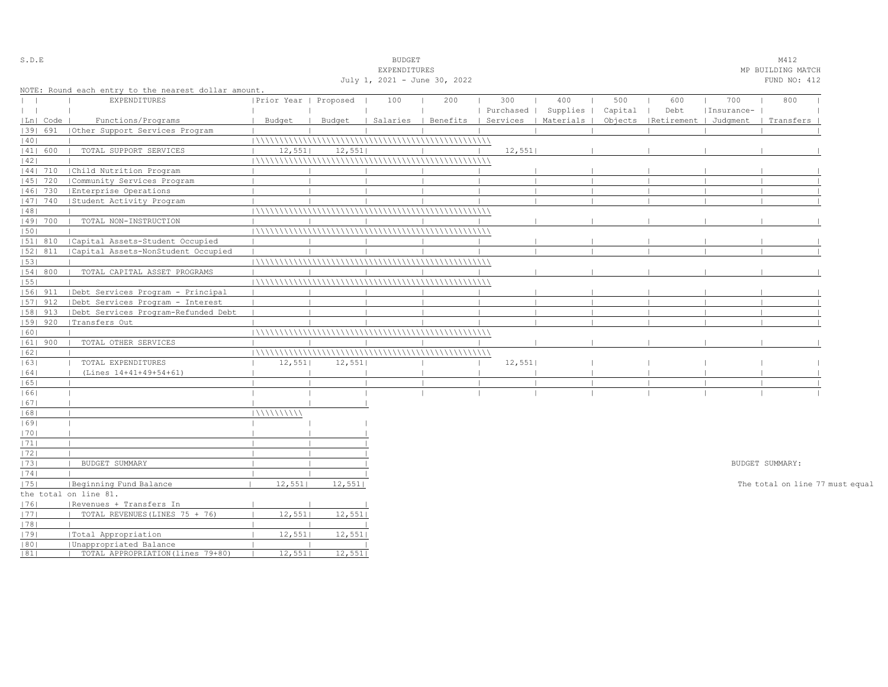S.D.E

BUDGET
EXPENDITURES
July 1, 2021 - June 30, 2022

M412
MP BUILDING MATCH
FUND NO: 412

NOTE: Round each entry to the nearest dollar amount.

| Ln | Code | EXPENDITURES Functions/Programs | Prior Year Budget | Proposed Budget | 100 Salaries | 200 Benefits | 300 Purchased Services | 400 Supplies Materials | 500 Capital Objects | 600 Debt Retirement | 700 Insurance-Judgment | 800 Transfers |
|---|---|---|---|---|---|---|---|---|---|---|---|---|
| 39 | 691 | Other Support Services Program | | | | | | | | | | |
| 40 | | | | | | | | | | | | |
| 41 | 600 | TOTAL SUPPORT SERVICES | 12,551 | 12,551 | | | 12,551 | | | | | |
| 42 | | | | | | | | | | | | |
| 44 | 710 | Child Nutrition Program | | | | | | | | | | |
| 45 | 720 | Community Services Program | | | | | | | | | | |
| 46 | 730 | Enterprise Operations | | | | | | | | | | |
| 47 | 740 | Student Activity Program | | | | | | | | | | |
| 48 | | | | | | | | | | | | |
| 49 | 700 | TOTAL NON-INSTRUCTION | | | | | | | | | | |
| 50 | | | | | | | | | | | | |
| 51 | 810 | Capital Assets-Student Occupied | | | | | | | | | | |
| 52 | 811 | Capital Assets-NonStudent Occupied | | | | | | | | | | |
| 53 | | | | | | | | | | | | |
| 54 | 800 | TOTAL CAPITAL ASSET PROGRAMS | | | | | | | | | | |
| 55 | | | | | | | | | | | | |
| 56 | 911 | Debt Services Program - Principal | | | | | | | | | | |
| 57 | 912 | Debt Services Program - Interest | | | | | | | | | | |
| 58 | 913 | Debt Services Program-Refunded Debt | | | | | | | | | | |
| 59 | 920 | Transfers Out | | | | | | | | | | |
| 60 | | | | | | | | | | | | |
| 61 | 900 | TOTAL OTHER SERVICES | | | | | | | | | | |
| 62 | | | | | | | | | | | | |
| 63 | | TOTAL EXPENDITURES | 12,551 | 12,551 | | | 12,551 | | | | | |
| 64 | | (Lines 14+41+49+54+61) | | | | | | | | | | |
| 65 | | | | | | | | | | | | |
| 66 | | | | | | | | | | | | |

| Ln | | | Prior Year Budget | Proposed Budget |
|---|---|---|---|---|
| 67 | | | | |
| 68 | | | | |
| 69 | | | | |
| 70 | | | | |
| 71 | | | | |
| 72 | | | | |
| 73 | | BUDGET SUMMARY | | |
| 74 | | | | |
| 75 | | Beginning Fund Balance | 12,551 | 12,551 |
| 76 | | Revenues + Transfers In | | |
| 77 | | TOTAL REVENUES(LINES 75 + 76) | 12,551 | 12,551 |
| 78 | | | | |
| 79 | | Total Appropriation | 12,551 | 12,551 |
| 80 | | Unappropriated Balance | | |
| 81 | | TOTAL APPROPRIATION(lines 79+80) | 12,551 | 12,551 |

BUDGET SUMMARY:

The total on line 77 must equal the total on line 81.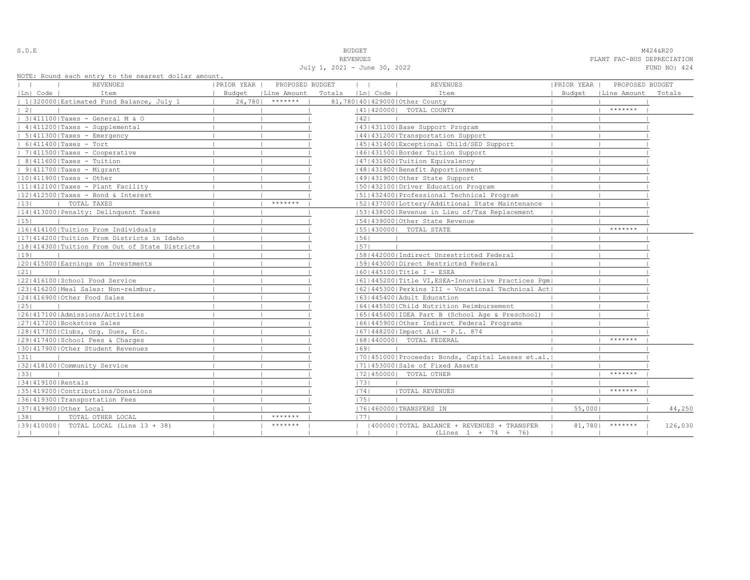S.D.E

**BUDGET**
**REVENUES**
**July 1, 2021 - June 30, 2022**

M424&R20
PLANT FAC-BUS DEPRECIATION
FUND NO: 424

NOTE: Round each entry to the nearest dollar amount.

| Ln | Code | REVENUES Item | PRIOR YEAR Budget | PROPOSED BUDGET Line Amount | PROPOSED BUDGET Totals |
|---|---|---|---|---|---|
| 1 | 320000 | Estimated Fund Balance, July 1 | 26,780 | ******* | 81,780 |
| 2 | | | | | |
| 3 | 411100 | Taxes - General M & O | | | |
| 4 | 411200 | Taxes - Supplemental | | | |
| 5 | 411300 | Taxes - Emergency | | | |
| 6 | 411400 | Taxes - Tort | | | |
| 7 | 411500 | Taxes - Cooperative | | | |
| 8 | 411600 | Taxes - Tuition | | | |
| 9 | 411700 | Taxes - Migrant | | | |
| 10 | 411900 | Taxes - Other | | | |
| 11 | 412100 | Taxes - Plant Facility | | | |
| 12 | 412500 | Taxes - Bond & Interest | | | |
| 13 | | TOTAL TAXES | | ******* | |
| 14 | 413000 | Penalty: Delinquent Taxes | | | |
| 15 | | | | | |
| 16 | 414100 | Tuition From Individuals | | | |
| 17 | 414200 | Tuition From Districts in Idaho | | | |
| 18 | 414300 | Tuition From Out of State Districts | | | |
| 19 | | | | | |
| 20 | 415000 | Earnings on Investments | | | |
| 21 | | | | | |
| 22 | 416100 | School Food Service | | | |
| 23 | 416200 | Meal Sales: Non-reimbur. | | | |
| 24 | 416900 | Other Food Sales | | | |
| 25 | | | | | |
| 26 | 417100 | Admissions/Activities | | | |
| 27 | 417200 | Bookstore Sales | | | |
| 28 | 417300 | Clubs, Org. Dues, Etc. | | | |
| 29 | 417400 | School Fees & Charges | | | |
| 30 | 417900 | Other Student Revenues | | | |
| 31 | | | | | |
| 32 | 418100 | Community Service | | | |
| 33 | | | | | |
| 34 | 419100 | Rentals | | | |
| 35 | 419200 | Contributions/Donations | | | |
| 36 | 419300 | Transportation Fees | | | |
| 37 | 419900 | Other Local | | | |
| 38 | | TOTAL OTHER LOCAL | | ******* | |
| 39 | 410000 | TOTAL LOCAL (Line 13 + 38) | | ******* | |

| Ln | Code | REVENUES Item | PRIOR YEAR Budget | PROPOSED BUDGET Line Amount | PROPOSED BUDGET Totals |
|---|---|---|---|---|---|
| 40 | 429000 | Other County | | | |
| 41 | 420000 | TOTAL COUNTY | | ******* | |
| 42 | | | | | |
| 43 | 431100 | Base Support Program | | | |
| 44 | 431200 | Transportation Support | | | |
| 45 | 431400 | Exceptional Child/SED Support | | | |
| 46 | 431500 | Border Tuition Support | | | |
| 47 | 431600 | Tuition Equivalency | | | |
| 48 | 431800 | Benefit Apportionment | | | |
| 49 | 431900 | Other State Support | | | |
| 50 | 432100 | Driver Education Program | | | |
| 51 | 432400 | Professional Technical Program | | | |
| 52 | 437000 | Lottery/Additional State Maintenance | | | |
| 53 | 438000 | Revenue in Lieu of/Tax Replacement | | | |
| 54 | 439000 | Other State Revenue | | | |
| 55 | 430000 | TOTAL STATE | | ******* | |
| 56 | | | | | |
| 57 | | | | | |
| 58 | 442000 | Indirect Unrestricted Federal | | | |
| 59 | 443000 | Direct Restricted Federal | | | |
| 60 | 445100 | Title I - ESEA | | | |
| 61 | 445200 | Title VI, ESEA-Innovative Practices Pgm | | | |
| 62 | 445300 | Perkins III - Vocational Technical Act | | | |
| 63 | 445400 | Adult Education | | | |
| 64 | 445500 | Child Nutrition Reimbursement | | | |
| 65 | 445600 | IDEA Part B (School Age & Preschool) | | | |
| 66 | 445900 | Other Indirect Federal Programs | | | |
| 67 | 448200 | Impact Aid - P.L. 874 | | | |
| 68 | 440000 | TOTAL FEDERAL | | ******* | |
| 69 | | | | | |
| 70 | 451000 | Proceeds: Bonds, Capital Leases et.al. | | | |
| 71 | 453000 | Sale of Fixed Assets | | | |
| 72 | 450000 | TOTAL OTHER | | ******* | |
| 73 | | | | | |
| 74 | | TOTAL REVENUES | | ******* | |
| 75 | | | | | |
| 76 | 460000 | TRANSFERS IN | 55,000 | | 44,250 |
| 77 | | | | | |
| | 400000 | TOTAL BALANCE + REVENUES + TRANSFER (Lines 1 + 74 + 76) | 81,780 | ******* | 126,030 |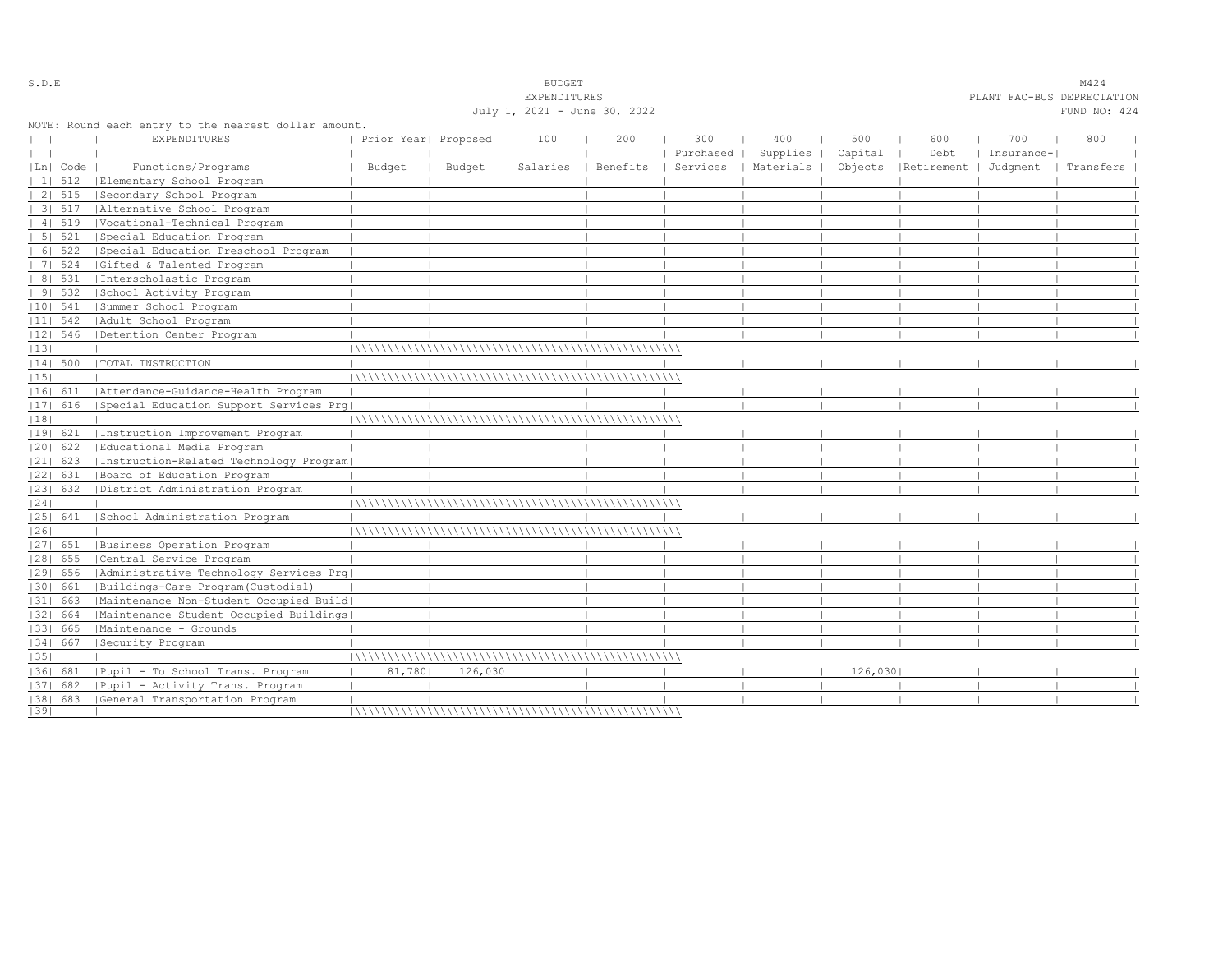S.D.E

# BUDGET
## EXPENDITURES
July 1, 2021 - June 30, 2022

M424
PLANT FAC-BUS DEPRECIATION
FUND NO: 424

NOTE: Round each entry to the nearest dollar amount.

| Ln | Code | EXPENDITURES Functions/Programs | Prior Year Budget | Proposed Budget | 100 Salaries | 200 Benefits | 300 Purchased Services | 400 Supplies Materials | 500 Capital Objects | 600 Debt Retirement | 700 Insurance-Judgment | 800 Transfers |
|---|---|---|---|---|---|---|---|---|---|---|---|---|
| 1 | 512 | Elementary School Program | | | | | | | | | | |
| 2 | 515 | Secondary School Program | | | | | | | | | | |
| 3 | 517 | Alternative School Program | | | | | | | | | | |
| 4 | 519 | Vocational-Technical Program | | | | | | | | | | |
| 5 | 521 | Special Education Program | | | | | | | | | | |
| 6 | 522 | Special Education Preschool Program | | | | | | | | | | |
| 7 | 524 | Gifted & Talented Program | | | | | | | | | | |
| 8 | 531 | Interscholastic Program | | | | | | | | | | |
| 9 | 532 | School Activity Program | | | | | | | | | | |
| 10 | 541 | Summer School Program | | | | | | | | | | |
| 11 | 542 | Adult School Program | | | | | | | | | | |
| 12 | 546 | Detention Center Program | | | | | | | | | | |
| 13 | | | | | | | | | | | | |
| 14 | 500 | TOTAL INSTRUCTION | | | | | | | | | | |
| 15 | | | | | | | | | | | | |
| 16 | 611 | Attendance-Guidance-Health Program | | | | | | | | | | |
| 17 | 616 | Special Education Support Services Prg | | | | | | | | | | |
| 18 | | | | | | | | | | | | |
| 19 | 621 | Instruction Improvement Program | | | | | | | | | | |
| 20 | 622 | Educational Media Program | | | | | | | | | | |
| 21 | 623 | Instruction-Related Technology Program | | | | | | | | | | |
| 22 | 631 | Board of Education Program | | | | | | | | | | |
| 23 | 632 | District Administration Program | | | | | | | | | | |
| 24 | | | | | | | | | | | | |
| 25 | 641 | School Administration Program | | | | | | | | | | |
| 26 | | | | | | | | | | | | |
| 27 | 651 | Business Operation Program | | | | | | | | | | |
| 28 | 655 | Central Service Program | | | | | | | | | | |
| 29 | 656 | Administrative Technology Services Prg | | | | | | | | | | |
| 30 | 661 | Buildings-Care Program(Custodial) | | | | | | | | | | |
| 31 | 663 | Maintenance Non-Student Occupied Build | | | | | | | | | | |
| 32 | 664 | Maintenance Student Occupied Buildings | | | | | | | | | | |
| 33 | 665 | Maintenance - Grounds | | | | | | | | | | |
| 34 | 667 | Security Program | | | | | | | | | | |
| 35 | | | | | | | | | | | | |
| 36 | 681 | Pupil - To School Trans. Program | 81,780 | 126,030 | | | | | 126,030 | | | |
| 37 | 682 | Pupil - Activity Trans. Program | | | | | | | | | | |
| 38 | 683 | General Transportation Program | | | | | | | | | | |
| 39 | | | | | | | | | | | | |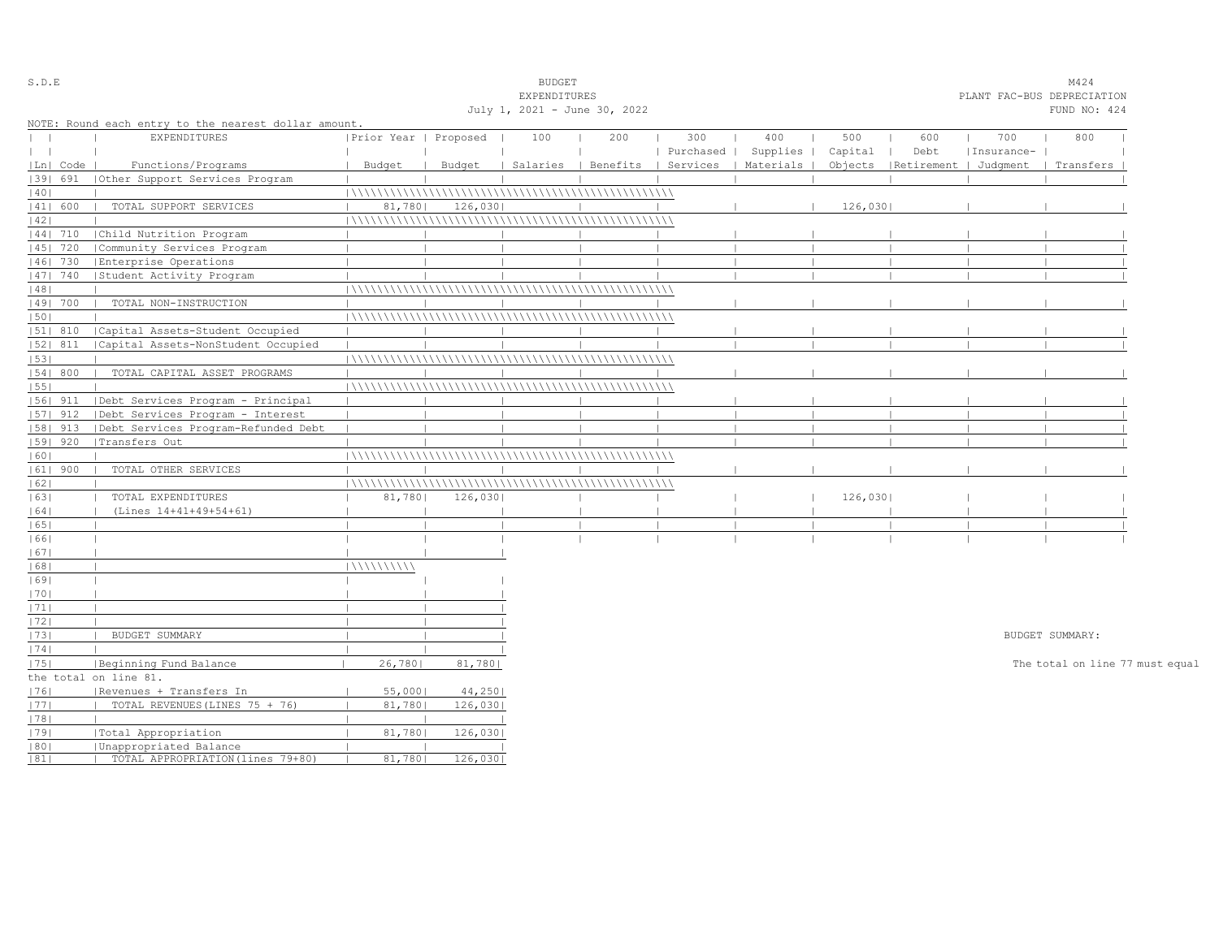S.D.E

BUDGET
EXPENDITURES
July 1, 2021 - June 30, 2022

M424
PLANT FAC-BUS DEPRECIATION
FUND NO: 424

NOTE: Round each entry to the nearest dollar amount.

| Ln | Code | EXPENDITURES Functions/Programs | Prior Year Budget | Proposed Budget | 100 Salaries | 200 Benefits | 300 Purchased Services | 400 Supplies Materials | 500 Capital Objects | 600 Debt Retirement | 700 Insurance-Judgment | 800 Transfers |
|---|---|---|---|---|---|---|---|---|---|---|---|---|
| 39 | 691 | Other Support Services Program | | | | | | | | | | |
| 40 | | | | | | | | | | | | |
| 41 | 600 | TOTAL SUPPORT SERVICES | 81,780 | 126,030 | | | | | 126,030 | | | |
| 42 | | | | | | | | | | | | |
| 44 | 710 | Child Nutrition Program | | | | | | | | | | |
| 45 | 720 | Community Services Program | | | | | | | | | | |
| 46 | 730 | Enterprise Operations | | | | | | | | | | |
| 47 | 740 | Student Activity Program | | | | | | | | | | |
| 48 | | | | | | | | | | | | |
| 49 | 700 | TOTAL NON-INSTRUCTION | | | | | | | | | | |
| 50 | | | | | | | | | | | | |
| 51 | 810 | Capital Assets-Student Occupied | | | | | | | | | | |
| 52 | 811 | Capital Assets-NonStudent Occupied | | | | | | | | | | |
| 53 | | | | | | | | | | | | |
| 54 | 800 | TOTAL CAPITAL ASSET PROGRAMS | | | | | | | | | | |
| 55 | | | | | | | | | | | | |
| 56 | 911 | Debt Services Program - Principal | | | | | | | | | | |
| 57 | 912 | Debt Services Program - Interest | | | | | | | | | | |
| 58 | 913 | Debt Services Program-Refunded Debt | | | | | | | | | | |
| 59 | 920 | Transfers Out | | | | | | | | | | |
| 60 | | | | | | | | | | | | |
| 61 | 900 | TOTAL OTHER SERVICES | | | | | | | | | | |
| 62 | | | | | | | | | | | | |
| 63 | | TOTAL EXPENDITURES | 81,780 | 126,030 | | | | | 126,030 | | | |
| 64 | | (Lines 14+41+49+54+61) | | | | | | | | | | |
| 65 | | | | | | | | | | | | |
| 66 | | | | | | | | | | | | |

| Ln | | | Prior Year Budget | Proposed Budget |
|---|---|---|---|---|
| 67 | | | | |
| 68 | | | | |
| 69 | | | | |
| 70 | | | | |
| 71 | | | | |
| 72 | | | | |
| 73 | | BUDGET SUMMARY | | |
| 74 | | | | |
| 75 | | Beginning Fund Balance | 26,780 | 81,780 |
| 76 | | Revenues + Transfers In | 55,000 | 44,250 |
| 77 | | TOTAL REVENUES (LINES 75 + 76) | 81,780 | 126,030 |
| 78 | | | | |
| 79 | | Total Appropriation | 81,780 | 126,030 |
| 80 | | Unappropriated Balance | | |
| 81 | | TOTAL APPROPRIATION (lines 79+80) | 81,780 | 126,030 |

BUDGET SUMMARY:

The total on line 77 must equal the total on line 81.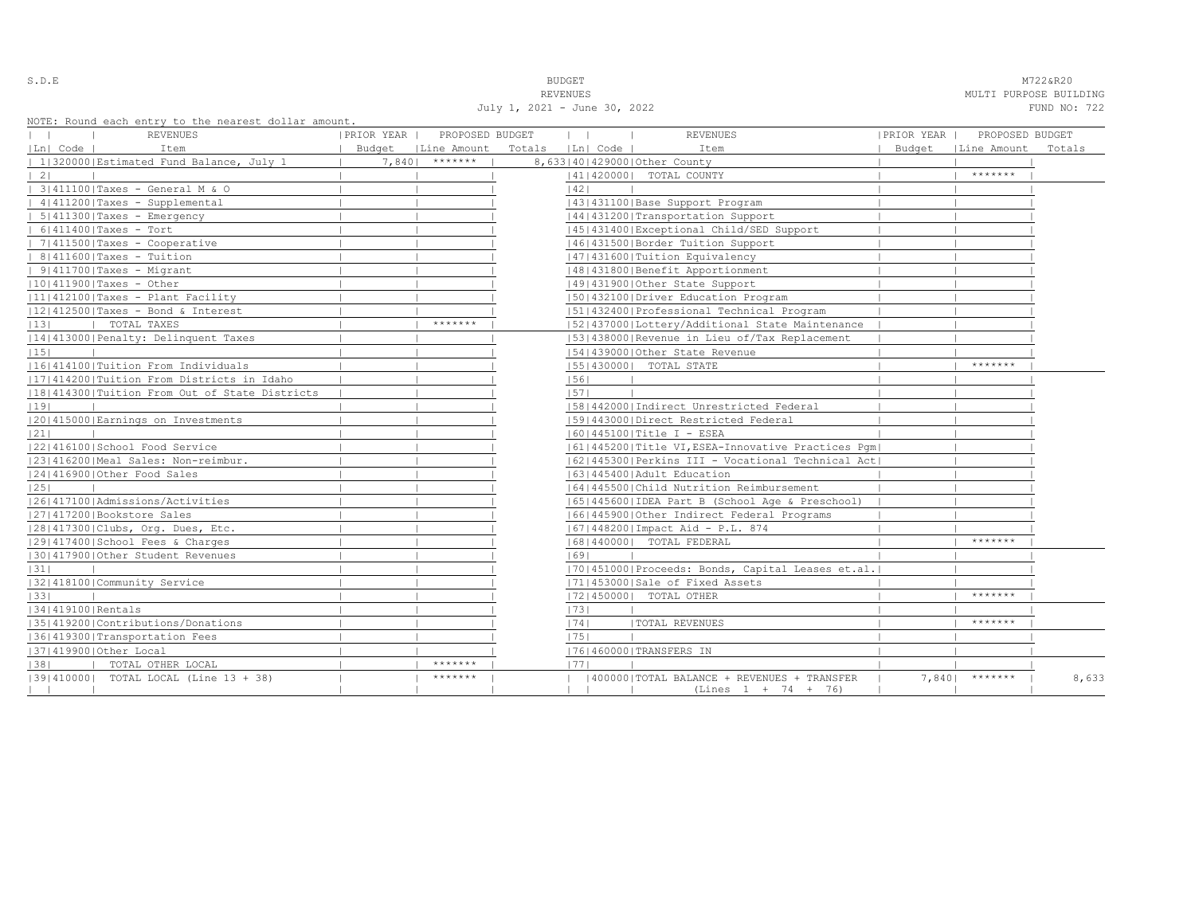S.D.E

**BUDGET**
**REVENUES**
**July 1, 2021 - June 30, 2022**

M722&R20
MULTI PURPOSE BUILDING
FUND NO: 722

NOTE: Round each entry to the nearest dollar amount.

| Ln | Code | REVENUES Item | PRIOR YEAR Budget | PROPOSED BUDGET Line Amount | Totals | Ln | Code | REVENUES Item | PRIOR YEAR Budget | PROPOSED BUDGET Line Amount | Totals |
|---|---|---|---|---|---|---|---|---|---|---|---|
| 1 | 320000 | Estimated Fund Balance, July 1 | 7,840 | ******* | 8,633 | 40 | 429000 | Other County | | | |
| 2 | | | | | | 41 | 420000 | TOTAL COUNTY | | ******* | |
| 3 | 411100 | Taxes - General M & O | | | | 42 | | | | | |
| 4 | 411200 | Taxes - Supplemental | | | | 43 | 431100 | Base Support Program | | | |
| 5 | 411300 | Taxes - Emergency | | | | 44 | 431200 | Transportation Support | | | |
| 6 | 411400 | Taxes - Tort | | | | 45 | 431400 | Exceptional Child/SED Support | | | |
| 7 | 411500 | Taxes - Cooperative | | | | 46 | 431500 | Border Tuition Support | | | |
| 8 | 411600 | Taxes - Tuition | | | | 47 | 431600 | Tuition Equivalency | | | |
| 9 | 411700 | Taxes - Migrant | | | | 48 | 431800 | Benefit Apportionment | | | |
| 10 | 411900 | Taxes - Other | | | | 49 | 431900 | Other State Support | | | |
| 11 | 412100 | Taxes - Plant Facility | | | | 50 | 432100 | Driver Education Program | | | |
| 12 | 412500 | Taxes - Bond & Interest | | | | 51 | 432400 | Professional Technical Program | | | |
| 13 | | TOTAL TAXES | | ******* | | 52 | 437000 | Lottery/Additional State Maintenance | | | |
| 14 | 413000 | Penalty: Delinquent Taxes | | | | 53 | 438000 | Revenue in Lieu of/Tax Replacement | | | |
| 15 | | | | | | 54 | 439000 | Other State Revenue | | | |
| 16 | 414100 | Tuition From Individuals | | | | 55 | 430000 | TOTAL STATE | | ******* | |
| 17 | 414200 | Tuition From Districts in Idaho | | | | 56 | | | | | |
| 18 | 414300 | Tuition From Out of State Districts | | | | 57 | | | | | |
| 19 | | | | | | 58 | 442000 | Indirect Unrestricted Federal | | | |
| 20 | 415000 | Earnings on Investments | | | | 59 | 443000 | Direct Restricted Federal | | | |
| 21 | | | | | | 60 | 445100 | Title I - ESEA | | | |
| 22 | 416100 | School Food Service | | | | 61 | 445200 | Title VI,ESEA-Innovative Practices Pgm | | | |
| 23 | 416200 | Meal Sales: Non-reimbur. | | | | 62 | 445300 | Perkins III - Vocational Technical Act | | | |
| 24 | 416900 | Other Food Sales | | | | 63 | 445400 | Adult Education | | | |
| 25 | | | | | | 64 | 445500 | Child Nutrition Reimbursement | | | |
| 26 | 417100 | Admissions/Activities | | | | 65 | 445600 | IDEA Part B (School Age & Preschool) | | | |
| 27 | 417200 | Bookstore Sales | | | | 66 | 445900 | Other Indirect Federal Programs | | | |
| 28 | 417300 | Clubs, Org. Dues, Etc. | | | | 67 | 448200 | Impact Aid - P.L. 874 | | | |
| 29 | 417400 | School Fees & Charges | | | | 68 | 440000 | TOTAL FEDERAL | | ******* | |
| 30 | 417900 | Other Student Revenues | | | | 69 | | | | | |
| 31 | | | | | | 70 | 451000 | Proceeds: Bonds, Capital Leases et.al. | | | |
| 32 | 418100 | Community Service | | | | 71 | 453000 | Sale of Fixed Assets | | | |
| 33 | | | | | | 72 | 450000 | TOTAL OTHER | | ******* | |
| 34 | 419100 | Rentals | | | | 73 | | | | | |
| 35 | 419200 | Contributions/Donations | | | | 74 | | TOTAL REVENUES | | ******* | |
| 36 | 419300 | Transportation Fees | | | | 75 | | | | | |
| 37 | 419900 | Other Local | | | | 76 | 460000 | TRANSFERS IN | | | |
| 38 | | TOTAL OTHER LOCAL | | ******* | | 77 | | | | | |
| 39 | 410000 | TOTAL LOCAL (Line 13 + 38) | | ******* | | | 400000 | TOTAL BALANCE + REVENUES + TRANSFER (Lines 1 + 74 + 76) | 7,840 | ******* | 8,633 |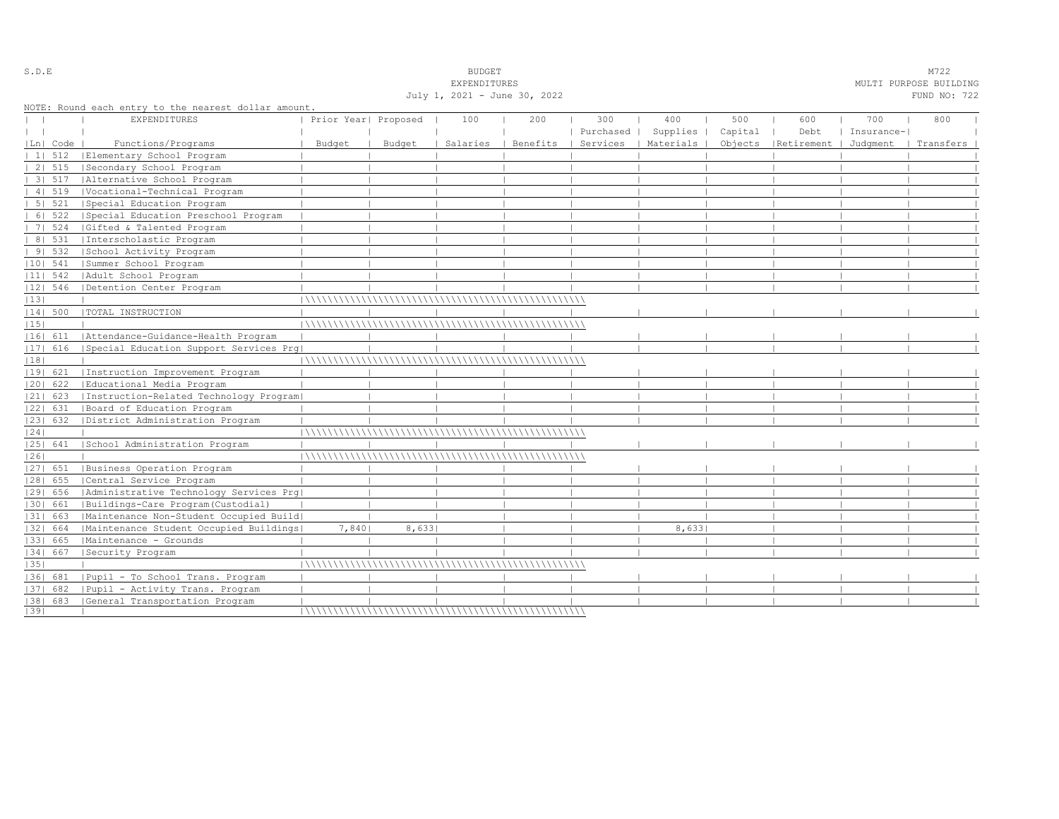S.D.E

BUDGET
EXPENDITURES
July 1, 2021 - June 30, 2022

M722
MULTI PURPOSE BUILDING
FUND NO: 722

NOTE: Round each entry to the nearest dollar amount.

| Ln | Code | EXPENDITURES Functions/Programs | Prior Year Budget | Proposed Budget | 100 Salaries | 200 Benefits | 300 Purchased Services | 400 Supplies Materials | 500 Capital Objects | 600 Debt Retirement | 700 Insurance-Judgment | 800 Transfers |
|---|---|---|---|---|---|---|---|---|---|---|---|---|
| 1 | 512 | Elementary School Program | | | | | | | | | | |
| 2 | 515 | Secondary School Program | | | | | | | | | | |
| 3 | 517 | Alternative School Program | | | | | | | | | | |
| 4 | 519 | Vocational-Technical Program | | | | | | | | | | |
| 5 | 521 | Special Education Program | | | | | | | | | | |
| 6 | 522 | Special Education Preschool Program | | | | | | | | | | |
| 7 | 524 | Gifted & Talented Program | | | | | | | | | | |
| 8 | 531 | Interscholastic Program | | | | | | | | | | |
| 9 | 532 | School Activity Program | | | | | | | | | | |
| 10 | 541 | Summer School Program | | | | | | | | | | |
| 11 | 542 | Adult School Program | | | | | | | | | | |
| 12 | 546 | Detention Center Program | | | | | | | | | | |
| 13 | | | | | | | | | | | | |
| 14 | 500 | TOTAL INSTRUCTION | | | | | | | | | | |
| 15 | | | | | | | | | | | | |
| 16 | 611 | Attendance-Guidance-Health Program | | | | | | | | | | |
| 17 | 616 | Special Education Support Services Prg | | | | | | | | | | |
| 18 | | | | | | | | | | | | |
| 19 | 621 | Instruction Improvement Program | | | | | | | | | | |
| 20 | 622 | Educational Media Program | | | | | | | | | | |
| 21 | 623 | Instruction-Related Technology Program | | | | | | | | | | |
| 22 | 631 | Board of Education Program | | | | | | | | | | |
| 23 | 632 | District Administration Program | | | | | | | | | | |
| 24 | | | | | | | | | | | | |
| 25 | 641 | School Administration Program | | | | | | | | | | |
| 26 | | | | | | | | | | | | |
| 27 | 651 | Business Operation Program | | | | | | | | | | |
| 28 | 655 | Central Service Program | | | | | | | | | | |
| 29 | 656 | Administrative Technology Services Prg | | | | | | | | | | |
| 30 | 661 | Buildings-Care Program(Custodial) | | | | | | | | | | |
| 31 | 663 | Maintenance Non-Student Occupied Build | | | | | | | | | | |
| 32 | 664 | Maintenance Student Occupied Buildings | 7,840 | 8,633 | | | | 8,633 | | | | |
| 33 | 665 | Maintenance - Grounds | | | | | | | | | | |
| 34 | 667 | Security Program | | | | | | | | | | |
| 35 | | | | | | | | | | | | |
| 36 | 681 | Pupil - To School Trans. Program | | | | | | | | | | |
| 37 | 682 | Pupil - Activity Trans. Program | | | | | | | | | | |
| 38 | 683 | General Transportation Program | | | | | | | | | | |
| 39 | | | | | | | | | | | | |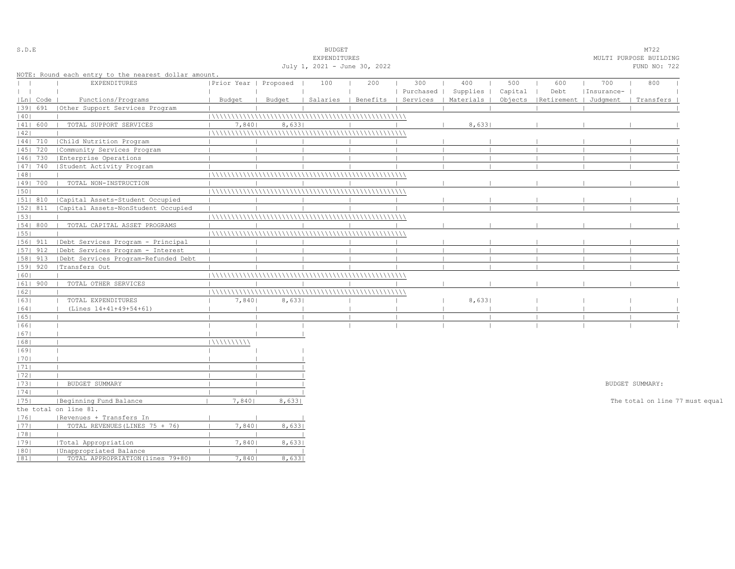S.D.E

BUDGET
EXPENDITURES
July 1, 2021 - June 30, 2022

M722
MULTI PURPOSE BUILDING
FUND NO: 722

NOTE: Round each entry to the nearest dollar amount.

| Ln | Code | EXPENDITURES Functions/Programs | Prior Year Budget | Proposed Budget | 100 Salaries | 200 Benefits | 300 Purchased Services | 400 Supplies Materials | 500 Capital Objects | 600 Debt Retirement | 700 Insurance-Judgment | 800 Transfers |
|---|---|---|---|---|---|---|---|---|---|---|---|---|
| 39 | 691 | Other Support Services Program | | | | | | | | | | |
| 40 | | | | | | | | | | | | |
| 41 | 600 | TOTAL SUPPORT SERVICES | 7,840 | 8,633 | | | | 8,633 | | | | |
| 42 | | | | | | | | | | | | |
| 44 | 710 | Child Nutrition Program | | | | | | | | | | |
| 45 | 720 | Community Services Program | | | | | | | | | | |
| 46 | 730 | Enterprise Operations | | | | | | | | | | |
| 47 | 740 | Student Activity Program | | | | | | | | | | |
| 48 | | | | | | | | | | | | |
| 49 | 700 | TOTAL NON-INSTRUCTION | | | | | | | | | | |
| 50 | | | | | | | | | | | | |
| 51 | 810 | Capital Assets-Student Occupied | | | | | | | | | | |
| 52 | 811 | Capital Assets-NonStudent Occupied | | | | | | | | | | |
| 53 | | | | | | | | | | | | |
| 54 | 800 | TOTAL CAPITAL ASSET PROGRAMS | | | | | | | | | | |
| 55 | | | | | | | | | | | | |
| 56 | 911 | Debt Services Program - Principal | | | | | | | | | | |
| 57 | 912 | Debt Services Program - Interest | | | | | | | | | | |
| 58 | 913 | Debt Services Program-Refunded Debt | | | | | | | | | | |
| 59 | 920 | Transfers Out | | | | | | | | | | |
| 60 | | | | | | | | | | | | |
| 61 | 900 | TOTAL OTHER SERVICES | | | | | | | | | | |
| 62 | | | | | | | | | | | | |
| 63 | | TOTAL EXPENDITURES | 7,840 | 8,633 | | | | 8,633 | | | | |
| 64 | | (Lines 14+41+49+54+61) | | | | | | | | | | |
| 65 | | | | | | | | | | | | |
| 66 | | | | | | | | | | | | |

| Ln | | | Prior Year Budget | Proposed Budget |
|---|---|---|---|---|
| 67 | | | | |
| 68 | | | | |
| 69 | | | | |
| 70 | | | | |
| 71 | | | | |
| 72 | | | | |
| 73 | | BUDGET SUMMARY | | |
| 74 | | | | |
| 75 | | Beginning Fund Balance | 7,840 | 8,633 |
| 76 | | Revenues + Transfers In | | |
| 77 | | TOTAL REVENUES (LINES 75 + 76) | 7,840 | 8,633 |
| 78 | | | | |
| 79 | | Total Appropriation | 7,840 | 8,633 |
| 80 | | Unappropriated Balance | | |
| 81 | | TOTAL APPROPRIATION (lines 79+80) | 7,840 | 8,633 |

BUDGET SUMMARY:

The total on line 77 must equal the total on line 81.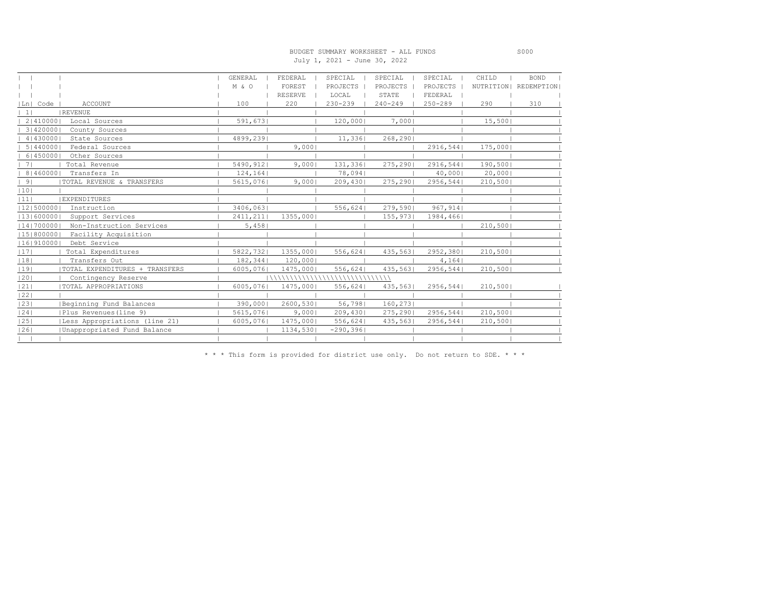BUDGET SUMMARY WORKSHEET - ALL FUNDS

S000

July 1, 2021 - June 30, 2022

| Ln | Code | ACCOUNT | GENERAL M & O 100 | FEDERAL FOREST RESERVE 220 | SPECIAL PROJECTS LOCAL 230-239 | SPECIAL PROJECTS STATE 240-249 | SPECIAL PROJECTS FEDERAL 250-289 | CHILD NUTRITION 290 | BOND REDEMPTION 310 |
|---|---|---|---|---|---|---|---|---|---|
| 1 | | REVENUE | | | | | | | |
| 2 | 410000 | Local Sources | 591,673 | | 120,000 | 7,000 | | 15,500 | |
| 3 | 420000 | County Sources | | | | | | | |
| 4 | 430000 | State Sources | 4899,239 | | 11,336 | 268,290 | | | |
| 5 | 440000 | Federal Sources | | 9,000 | | | 2916,544 | 175,000 | |
| 6 | 450000 | Other Sources | | | | | | | |
| 7 | | Total Revenue | 5490,912 | 9,000 | 131,336 | 275,290 | 2916,544 | 190,500 | |
| 8 | 460000 | Transfers In | 124,164 | | 78,094 | | 40,000 | 20,000 | |
| 9 | | TOTAL REVENUE & TRANSFERS | 5615,076 | 9,000 | 209,430 | 275,290 | 2956,544 | 210,500 | |
| 10 | | | | | | | | | |
| 11 | | EXPENDITURES | | | | | | | |
| 12 | 500000 | Instruction | 3406,063 | | 556,624 | 279,590 | 967,914 | | |
| 13 | 600000 | Support Services | 2411,211 | 1355,000 | | 155,973 | 1984,466 | | |
| 14 | 700000 | Non-Instruction Services | 5,458 | | | | | 210,500 | |
| 15 | 800000 | Facility Acquisition | | | | | | | |
| 16 | 910000 | Debt Service | | | | | | | |
| 17 | | Total Expenditures | 5822,732 | 1355,000 | 556,624 | 435,563 | 2952,380 | 210,500 | |
| 18 | | Transfers Out | 182,344 | 120,000 | | | 4,164 | | |
| 19 | | TOTAL EXPENDITURES + TRANSFERS | 6005,076 | 1475,000 | 556,624 | 435,563 | 2956,544 | 210,500 | |
| 20 | | Contingency Reserve | | | | | | | |
| 21 | | TOTAL APPROPRIATIONS | 6005,076 | 1475,000 | 556,624 | 435,563 | 2956,544 | 210,500 | |
| 22 | | | | | | | | | |
| 23 | | Beginning Fund Balances | 390,000 | 2600,530 | 56,798 | 160,273 | | | |
| 24 | | Plus Revenues(line 9) | 5615,076 | 9,000 | 209,430 | 275,290 | 2956,544 | 210,500 | |
| 25 | | Less Appropriations (line 21) | 6005,076 | 1475,000 | 556,624 | 435,563 | 2956,544 | 210,500 | |
| 26 | | Unappropriated Fund Balance | | 1134,530 | -290,396 | | | | |

* * * This form is provided for district use only. Do not return to SDE. * * *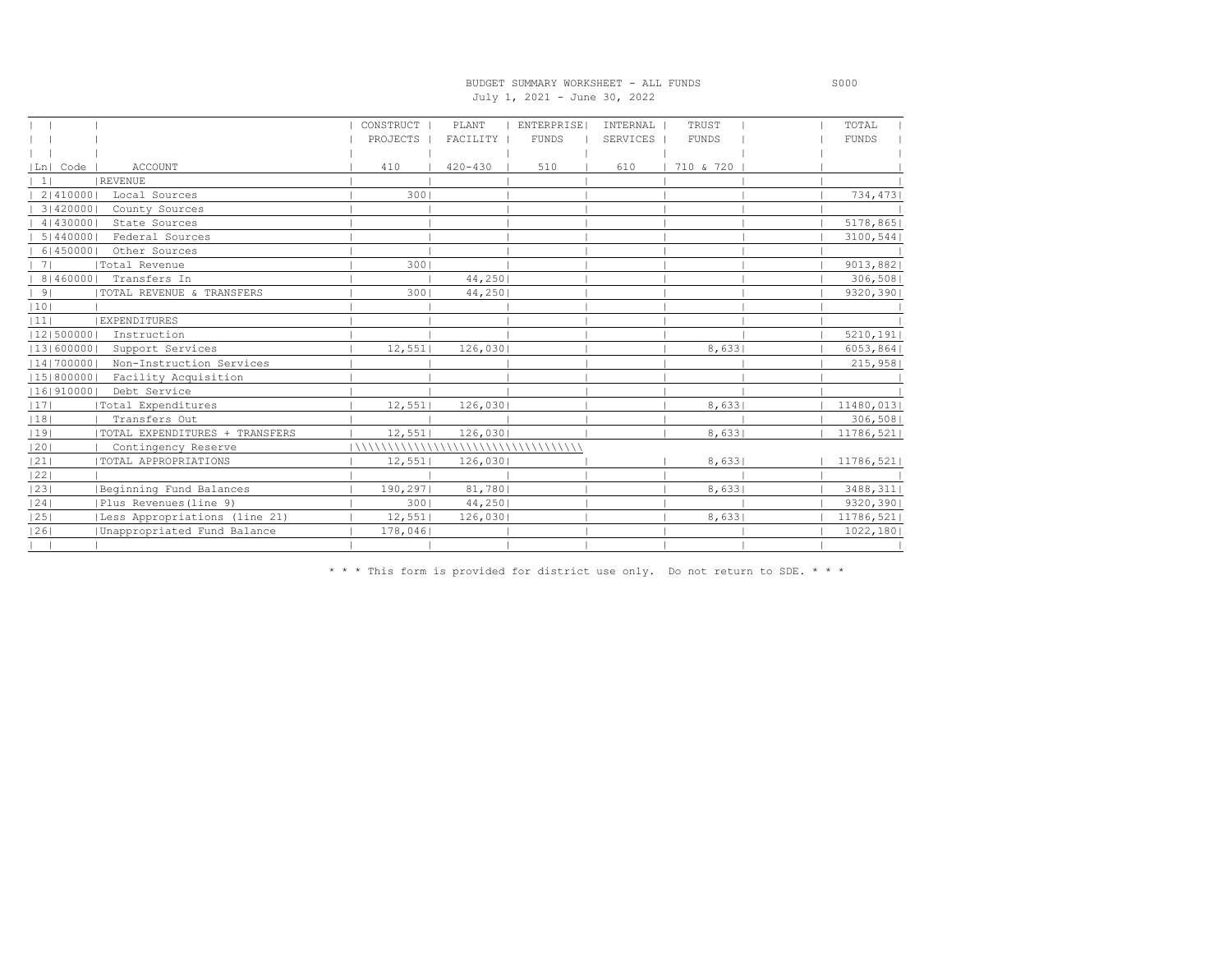BUDGET SUMMARY WORKSHEET - ALL FUNDS

July 1, 2021 - June 30, 2022

S000

| Ln | Code | ACCOUNT | CONSTRUCT PROJECTS 410 | PLANT FACILITY 420-430 | ENTERPRISE FUNDS 510 | INTERNAL SERVICES 610 | TRUST FUNDS 710 & 720 | | TOTAL FUNDS |
|---|---|---|---|---|---|---|---|---|---|
| 1 | | REVENUE | | | | | | | |
| 2 | 410000 | Local Sources | 300 | | | | | | 734,473 |
| 3 | 420000 | County Sources | | | | | | | |
| 4 | 430000 | State Sources | | | | | | | 5178,865 |
| 5 | 440000 | Federal Sources | | | | | | | 3100,544 |
| 6 | 450000 | Other Sources | | | | | | | |
| 7 | | Total Revenue | 300 | | | | | | 9013,882 |
| 8 | 460000 | Transfers In | | 44,250 | | | | | 306,508 |
| 9 | | TOTAL REVENUE & TRANSFERS | 300 | 44,250 | | | | | 9320,390 |
| 10 | | | | | | | | | |
| 11 | | EXPENDITURES | | | | | | | |
| 12 | 500000 | Instruction | | | | | | | 5210,191 |
| 13 | 600000 | Support Services | 12,551 | 126,030 | | | 8,633 | | 6053,864 |
| 14 | 700000 | Non-Instruction Services | | | | | | | 215,958 |
| 15 | 800000 | Facility Acquisition | | | | | | | |
| 16 | 910000 | Debt Service | | | | | | | |
| 17 | | Total Expenditures | 12,551 | 126,030 | | | 8,633 | | 11480,013 |
| 18 | | Transfers Out | | | | | | | 306,508 |
| 19 | | TOTAL EXPENDITURES + TRANSFERS | 12,551 | 126,030 | | | 8,633 | | 11786,521 |
| 20 | | Contingency Reserve | \\\\\\\\\\ | \\\\\\\\\\ | \\\\\\\\\\ | | | | |
| 21 | | TOTAL APPROPRIATIONS | 12,551 | 126,030 | | | 8,633 | | 11786,521 |
| 22 | | | | | | | | | |
| 23 | | Beginning Fund Balances | 190,297 | 81,780 | | | 8,633 | | 3488,311 |
| 24 | | Plus Revenues(line 9) | 300 | 44,250 | | | | | 9320,390 |
| 25 | | Less Appropriations (line 21) | 12,551 | 126,030 | | | 8,633 | | 11786,521 |
| 26 | | Unappropriated Fund Balance | 178,046 | | | | | | 1022,180 |

* * * This form is provided for district use only. Do not return to SDE. * * *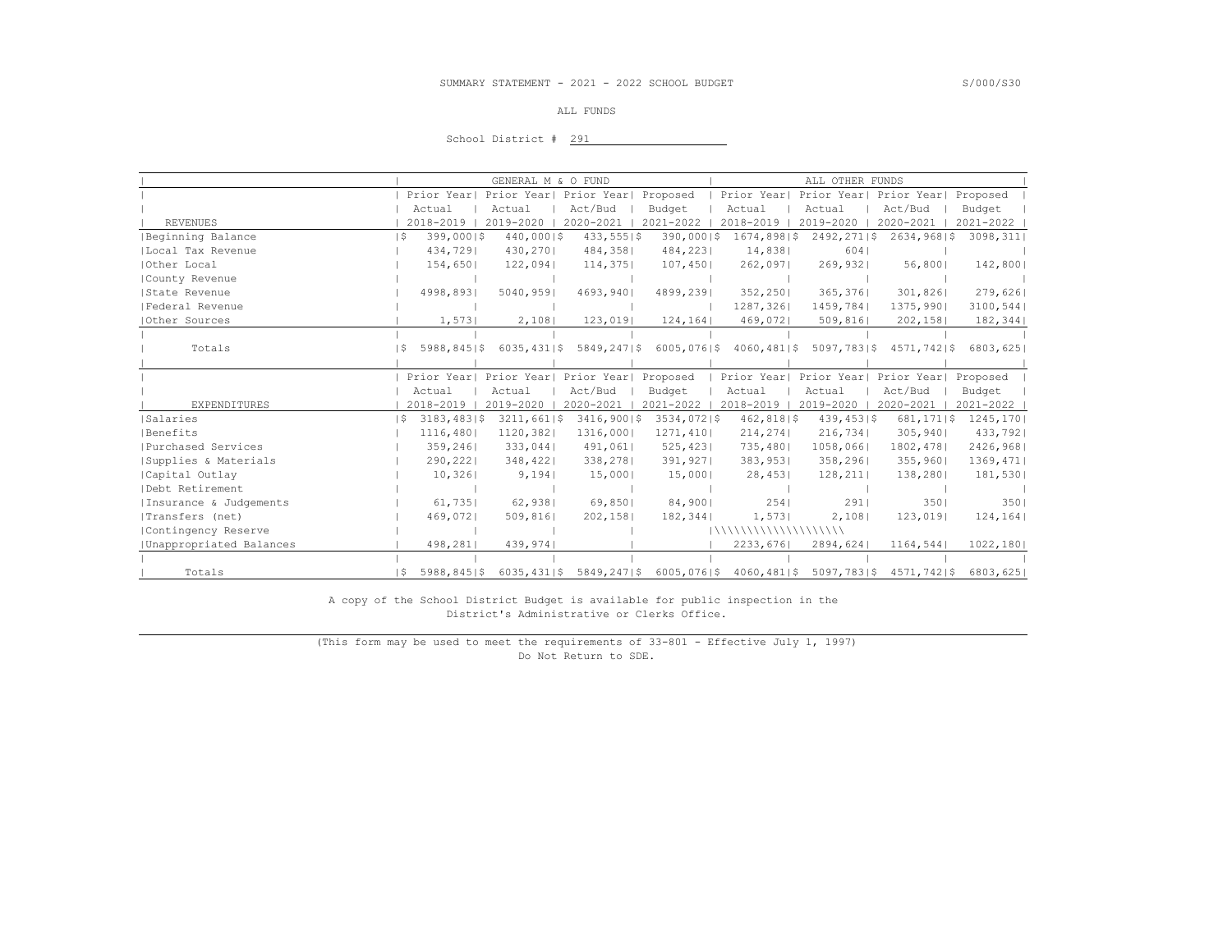SUMMARY STATEMENT - 2021 - 2022 SCHOOL BUDGET

ALL FUNDS

School District # 291

| | GENERAL M & O FUND | | | | ALL OTHER FUNDS | | | |
|---|---|---|---|---|---|---|---|---|
| | Prior Year Actual | Prior Year Actual | Prior Year Act/Bud | Proposed Budget | Prior Year Actual | Prior Year Actual | Prior Year Act/Bud | Proposed Budget |
| REVENUES | 2018-2019 | 2019-2020 | 2020-2021 | 2021-2022 | 2018-2019 | 2019-2020 | 2020-2021 | 2021-2022 |
| Beginning Balance | $ 399,000 | $ 440,000 | $ 433,555 | $ 390,000 | $ 1674,898 | $ 2492,271 | $ 2634,968 | $ 3098,311 |
| Local Tax Revenue | 434,729 | 430,270 | 484,358 | 484,223 | 14,838 | 604 | | |
| Other Local | 154,650 | 122,094 | 114,375 | 107,450 | 262,097 | 269,932 | 56,800 | 142,800 |
| County Revenue | | | | | | | | |
| State Revenue | 4998,893 | 5040,959 | 4693,940 | 4899,239 | 352,250 | 365,376 | 301,826 | 279,626 |
| Federal Revenue | | | | | 1287,326 | 1459,784 | 1375,990 | 3100,544 |
| Other Sources | 1,573 | 2,108 | 123,019 | 124,164 | 469,072 | 509,816 | 202,158 | 182,344 |
| Totals | $ 5988,845 | $ 6035,431 | $ 5849,247 | $ 6005,076 | $ 4060,481 | $ 5097,783 | $ 4571,742 | $ 6803,625 |

| | Prior Year Actual | Prior Year Actual | Prior Year Act/Bud | Proposed Budget | Prior Year Actual | Prior Year Actual | Prior Year Act/Bud | Proposed Budget |
|---|---|---|---|---|---|---|---|---|
| EXPENDITURES | 2018-2019 | 2019-2020 | 2020-2021 | 2021-2022 | 2018-2019 | 2019-2020 | 2020-2021 | 2021-2022 |
| Salaries | $ 3183,483 | $ 3211,661 | $ 3416,900 | $ 3534,072 | $ 462,818 | $ 439,453 | $ 681,171 | $ 1245,170 |
| Benefits | 1116,480 | 1120,382 | 1316,000 | 1271,410 | 214,274 | 216,734 | 305,940 | 433,792 |
| Purchased Services | 359,246 | 333,044 | 491,061 | 525,423 | 735,480 | 1058,066 | 1802,478 | 2426,968 |
| Supplies & Materials | 290,222 | 348,422 | 338,278 | 391,927 | 383,953 | 358,296 | 355,960 | 1369,471 |
| Capital Outlay | 10,326 | 9,194 | 15,000 | 15,000 | 28,453 | 128,211 | 138,280 | 181,530 |
| Debt Retirement | | | | | | | | |
| Insurance & Judgements | 61,735 | 62,938 | 69,850 | 84,900 | 254 | 291 | 350 | 350 |
| Transfers (net) | 469,072 | 509,816 | 202,158 | 182,344 | 1,573 | 2,108 | 123,019 | 124,164 |
| Contingency Reserve | | | | | | | | |
| Unappropriated Balances | 498,281 | 439,974 | | | 2233,676 | 2894,624 | 1164,544 | 1022,180 |
| Totals | $ 5988,845 | $ 6035,431 | $ 5849,247 | $ 6005,076 | $ 4060,481 | $ 5097,783 | $ 4571,742 | $ 6803,625 |

A copy of the School District Budget is available for public inspection in the District's Administrative or Clerks Office.

(This form may be used to meet the requirements of 33-801 - Effective July 1, 1997)
Do Not Return to SDE.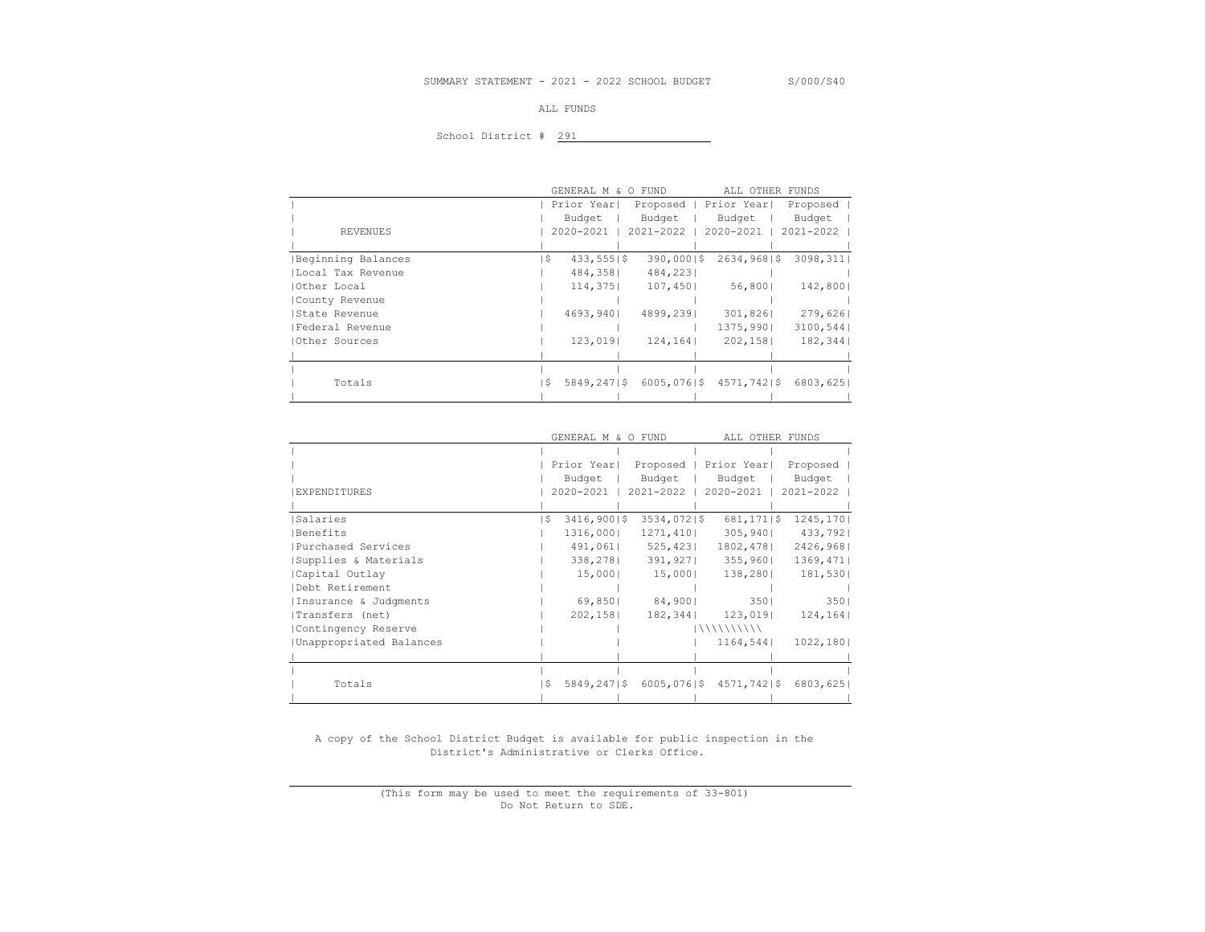SUMMARY STATEMENT - 2021 - 2022 SCHOOL BUDGET S/000/S40

ALL FUNDS

School District # 291

| | GENERAL M & O FUND | | ALL OTHER FUNDS | |
|---|---|---|---|---|
| REVENUES | Prior Year Budget 2020-2021 | Proposed Budget 2021-2022 | Prior Year Budget 2020-2021 | Proposed Budget 2021-2022 |
| Beginning Balances | $ 433,555 | $ 390,000 | $ 2634,968 | $ 3098,311 |
| Local Tax Revenue | 484,358 | 484,223 | | |
| Other Local | 114,375 | 107,450 | 56,800 | 142,800 |
| County Revenue | | | | |
| State Revenue | 4693,940 | 4899,239 | 301,826 | 279,626 |
| Federal Revenue | | | 1375,990 | 3100,544 |
| Other Sources | 123,019 | 124,164 | 202,158 | 182,344 |
| Totals | $ 5849,247 | $ 6005,076 | $ 4571,742 | $ 6803,625 |

| | GENERAL M & O FUND | | ALL OTHER FUNDS | |
|---|---|---|---|---|
| EXPENDITURES | Prior Year Budget 2020-2021 | Proposed Budget 2021-2022 | Prior Year Budget 2020-2021 | Proposed Budget 2021-2022 |
| Salaries | $ 3416,900 | $ 3534,072 | $ 681,171 | $ 1245,170 |
| Benefits | 1316,000 | 1271,410 | 305,940 | 433,792 |
| Purchased Services | 491,061 | 525,423 | 1802,478 | 2426,968 |
| Supplies & Materials | 338,278 | 391,927 | 355,960 | 1369,471 |
| Capital Outlay | 15,000 | 15,000 | 138,280 | 181,530 |
| Debt Retirement | | | | |
| Insurance & Judgments | 69,850 | 84,900 | 350 | 350 |
| Transfers (net) | 202,158 | 182,344 | 123,019 | 124,164 |
| Contingency Reserve | | | \\\\\\\\\\ | |
| Unappropriated Balances | | | 1164,544 | 1022,180 |
| Totals | $ 5849,247 | $ 6005,076 | $ 4571,742 | $ 6803,625 |

A copy of the School District Budget is available for public inspection in the District's Administrative or Clerks Office.

(This form may be used to meet the requirements of 33-801)
Do Not Return to SDE.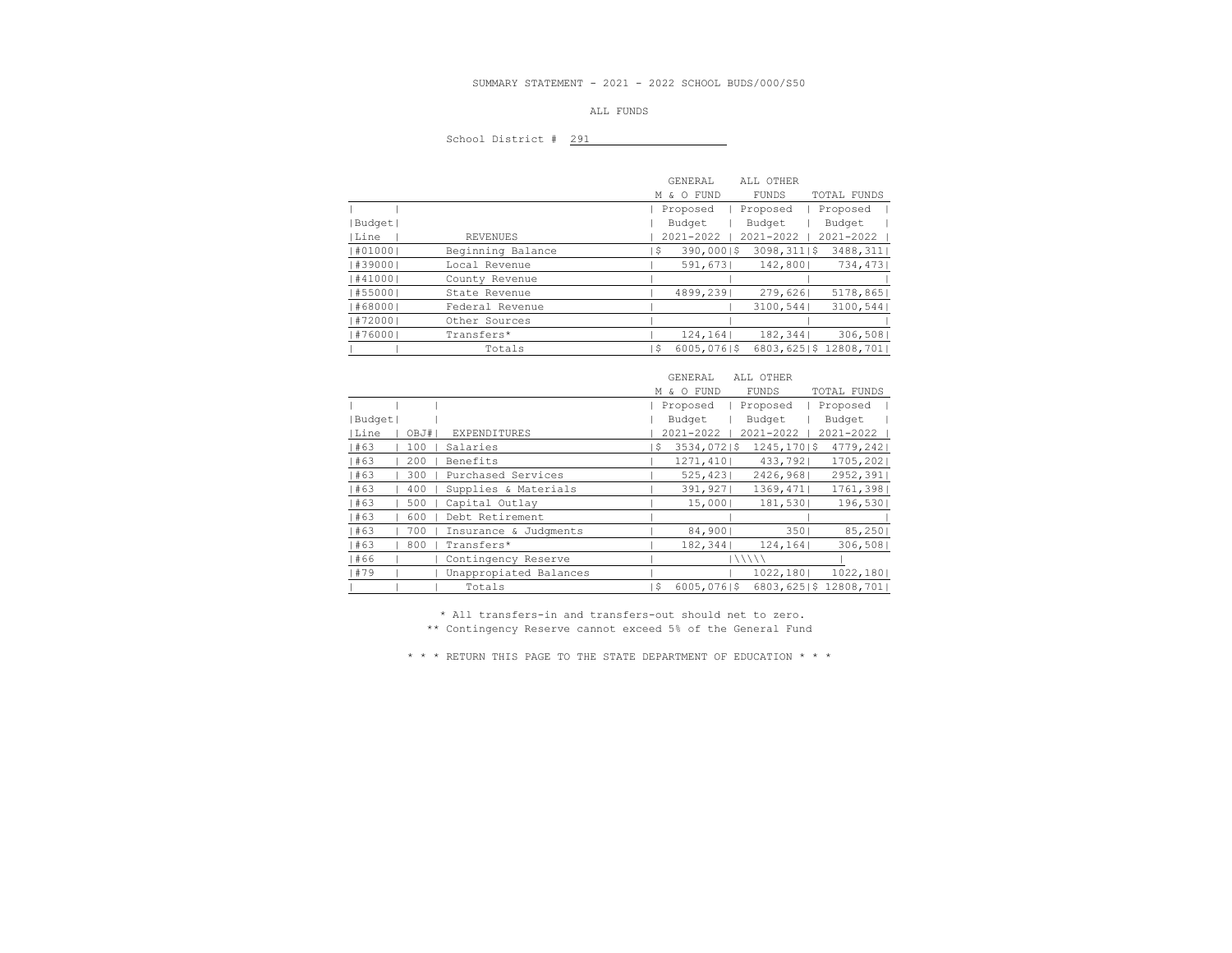SUMMARY STATEMENT - 2021 - 2022 SCHOOL BUDS/000/S50

ALL FUNDS

School District # 291

| Budget Line | REVENUES | GENERAL M & O FUND Proposed Budget 2021-2022 | ALL OTHER FUNDS Proposed Budget 2021-2022 | TOTAL FUNDS Proposed Budget 2021-2022 |
|---|---|---|---|---|
| #01000 | Beginning Balance | $ 390,000 | $ 3098,311 | $ 3488,311 |
| #39000 | Local Revenue | 591,673 | 142,800 | 734,473 |
| #41000 | County Revenue | | | |
| #55000 | State Revenue | 4899,239 | 279,626 | 5178,865 |
| #68000 | Federal Revenue | | 3100,544 | 3100,544 |
| #72000 | Other Sources | | | |
| #76000 | Transfers* | 124,164 | 182,344 | 306,508 |
| | Totals | $ 6005,076 | $ 6803,625 | $ 12808,701 |

| Budget Line | OBJ# | EXPENDITURES | GENERAL M & O FUND Proposed Budget 2021-2022 | ALL OTHER FUNDS Proposed Budget 2021-2022 | TOTAL FUNDS Proposed Budget 2021-2022 |
|---|---|---|---|---|---|
| #63 | 100 | Salaries | $ 3534,072 | $ 1245,170 | $ 4779,242 |
| #63 | 200 | Benefits | 1271,410 | 433,792 | 1705,202 |
| #63 | 300 | Purchased Services | 525,423 | 2426,968 | 2952,391 |
| #63 | 400 | Supplies & Materials | 391,927 | 1369,471 | 1761,398 |
| #63 | 500 | Capital Outlay | 15,000 | 181,530 | 196,530 |
| #63 | 600 | Debt Retirement | | | |
| #63 | 700 | Insurance & Judgments | 84,900 | 350 | 85,250 |
| #63 | 800 | Transfers* | 182,344 | 124,164 | 306,508 |
| #66 | | Contingency Reserve | | \\\\\ | |
| #79 | | Unappropriated Balances | | 1022,180 | 1022,180 |
| | | Totals | $ 6005,076 | $ 6803,625 | $ 12808,701 |

\* All transfers-in and transfers-out should net to zero.

\*\* Contingency Reserve cannot exceed 5% of the General Fund

\* \* \* RETURN THIS PAGE TO THE STATE DEPARTMENT OF EDUCATION \* \* \*